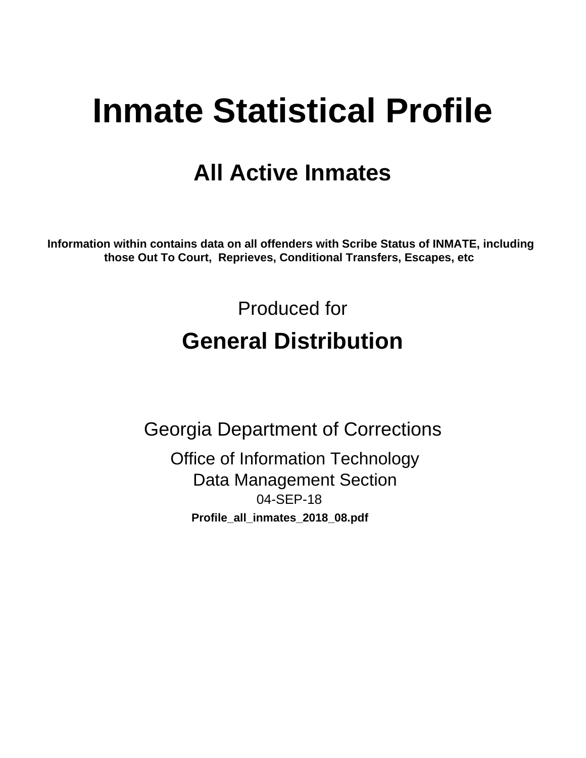# Inmate Statistical Profile

## All Active Inmates

**Information within contains data on all offenders with Scribe Status of INMATE, including those Out To Court, Reprieves, Conditional Transfers, Escapes, etc**

Produced for

## General Distribution

Georgia Department of Corrections

Office of Information Technology
Data Management Section
04-SEP-18

**Profile_all_inmates_2018_08.pdf**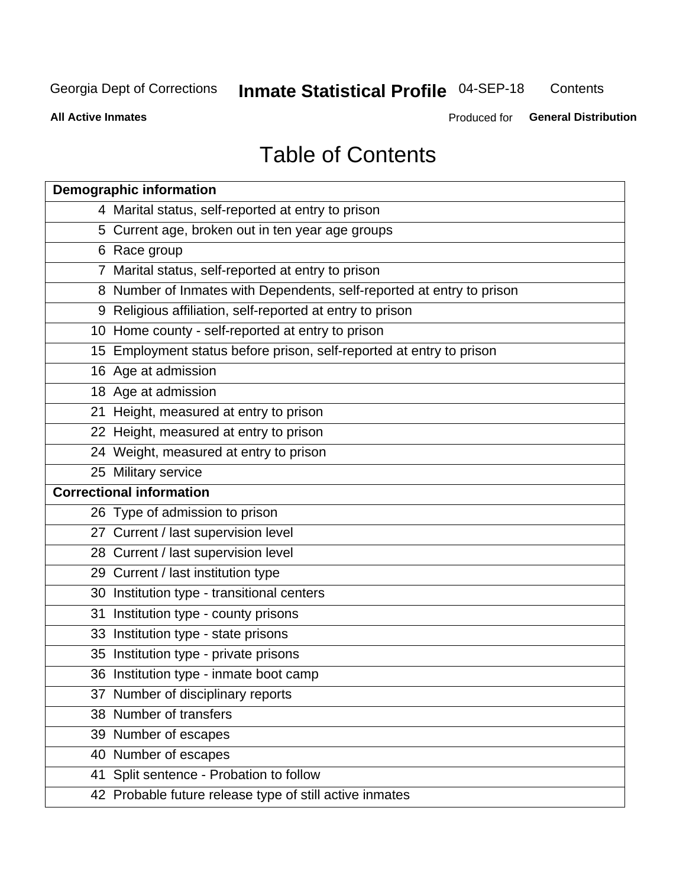Georgia Dept of Corrections **Inmate Statistical Profile** 04-SEP-18 Contents

**All Active Inmates** Produced for **General Distribution**

# Table of Contents

| **Demographic information** | |
|---|---|
| 4 | Marital status, self-reported at entry to prison |
| 5 | Current age, broken out in ten year age groups |
| 6 | Race group |
| 7 | Marital status, self-reported at entry to prison |
| 8 | Number of Inmates with Dependents, self-reported at entry to prison |
| 9 | Religious affiliation, self-reported at entry to prison |
| 10 | Home county - self-reported at entry to prison |
| 15 | Employment status before prison, self-reported at entry to prison |
| 16 | Age at admission |
| 18 | Age at admission |
| 21 | Height, measured at entry to prison |
| 22 | Height, measured at entry to prison |
| 24 | Weight, measured at entry to prison |
| 25 | Military service |
| **Correctional information** | |
| 26 | Type of admission to prison |
| 27 | Current / last supervision level |
| 28 | Current / last supervision level |
| 29 | Current / last institution type |
| 30 | Institution type - transitional centers |
| 31 | Institution type - county prisons |
| 33 | Institution type - state prisons |
| 35 | Institution type - private prisons |
| 36 | Institution type - inmate boot camp |
| 37 | Number of disciplinary reports |
| 38 | Number of transfers |
| 39 | Number of escapes |
| 40 | Number of escapes |
| 41 | Split sentence - Probation to follow |
| 42 | Probable future release type of still active inmates |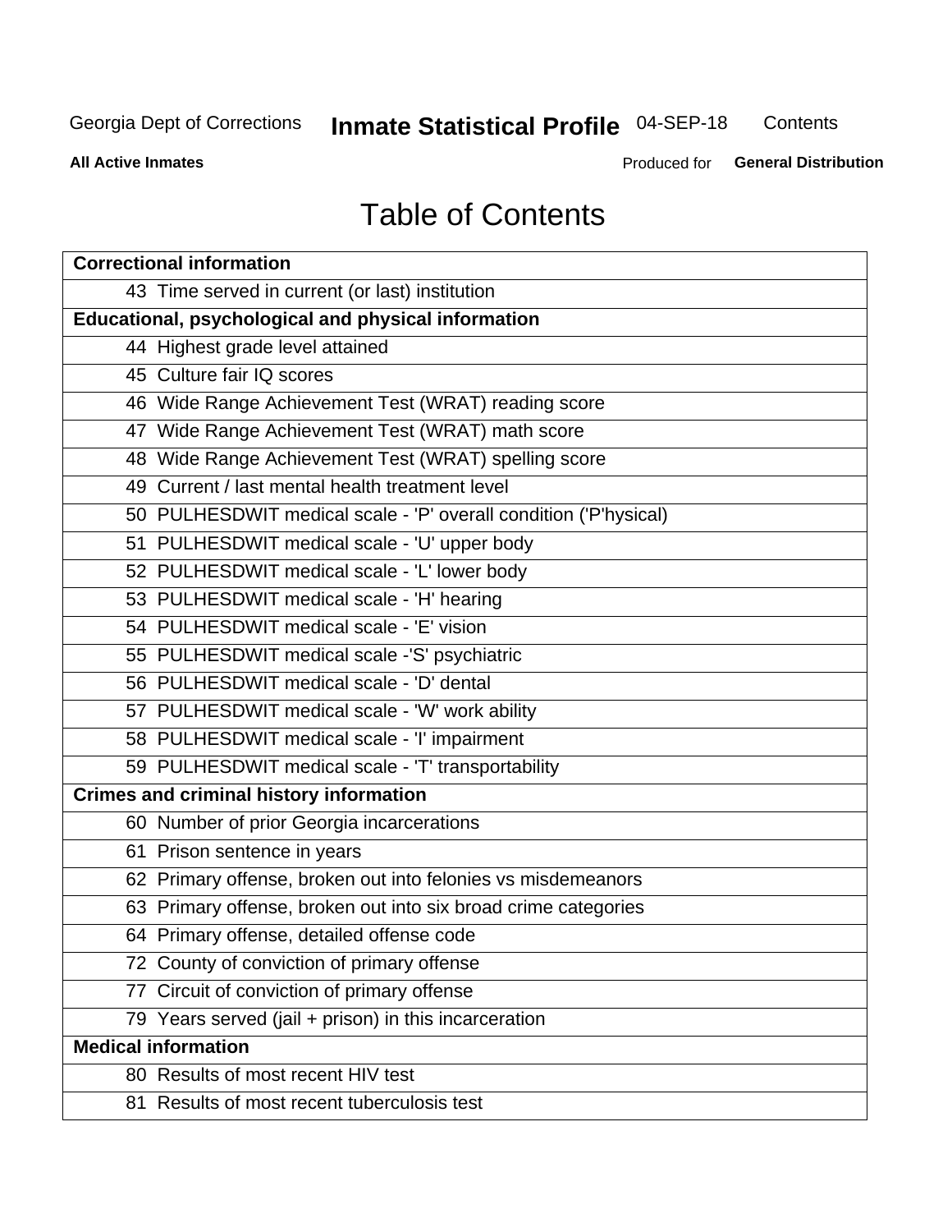# Table of Contents

| Correctional information |
|---|
| 43 Time served in current (or last) institution |
| **Educational, psychological and physical information** |
| 44 Highest grade level attained |
| 45 Culture fair IQ scores |
| 46 Wide Range Achievement Test (WRAT) reading score |
| 47 Wide Range Achievement Test (WRAT) math score |
| 48 Wide Range Achievement Test (WRAT) spelling score |
| 49 Current / last mental health treatment level |
| 50 PULHESDWIT medical scale - 'P' overall condition ('P'hysical) |
| 51 PULHESDWIT medical scale - 'U' upper body |
| 52 PULHESDWIT medical scale - 'L' lower body |
| 53 PULHESDWIT medical scale - 'H' hearing |
| 54 PULHESDWIT medical scale - 'E' vision |
| 55 PULHESDWIT medical scale -'S' psychiatric |
| 56 PULHESDWIT medical scale - 'D' dental |
| 57 PULHESDWIT medical scale - 'W' work ability |
| 58 PULHESDWIT medical scale - 'I' impairment |
| 59 PULHESDWIT medical scale - 'T' transportability |
| **Crimes and criminal history information** |
| 60 Number of prior Georgia incarcerations |
| 61 Prison sentence in years |
| 62 Primary offense, broken out into felonies vs misdemeanors |
| 63 Primary offense, broken out into six broad crime categories |
| 64 Primary offense, detailed offense code |
| 72 County of conviction of primary offense |
| 77 Circuit of conviction of primary offense |
| 79 Years served (jail + prison) in this incarceration |
| **Medical information** |
| 80 Results of most recent HIV test |
| 81 Results of most recent tuberculosis test |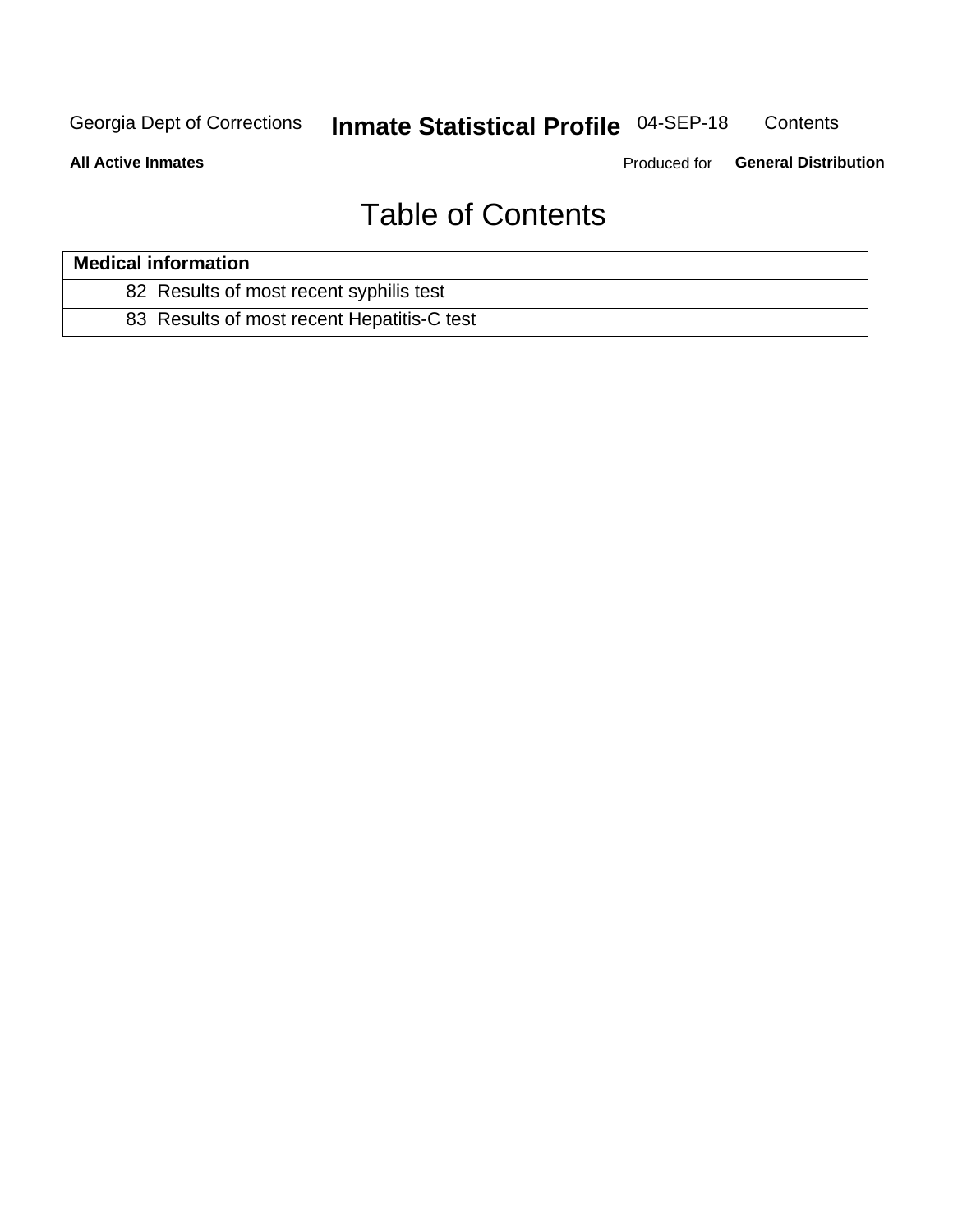# Table of Contents

| Medical information |
|---|
| 82 Results of most recent syphilis test |
| 83 Results of most recent Hepatitis-C test |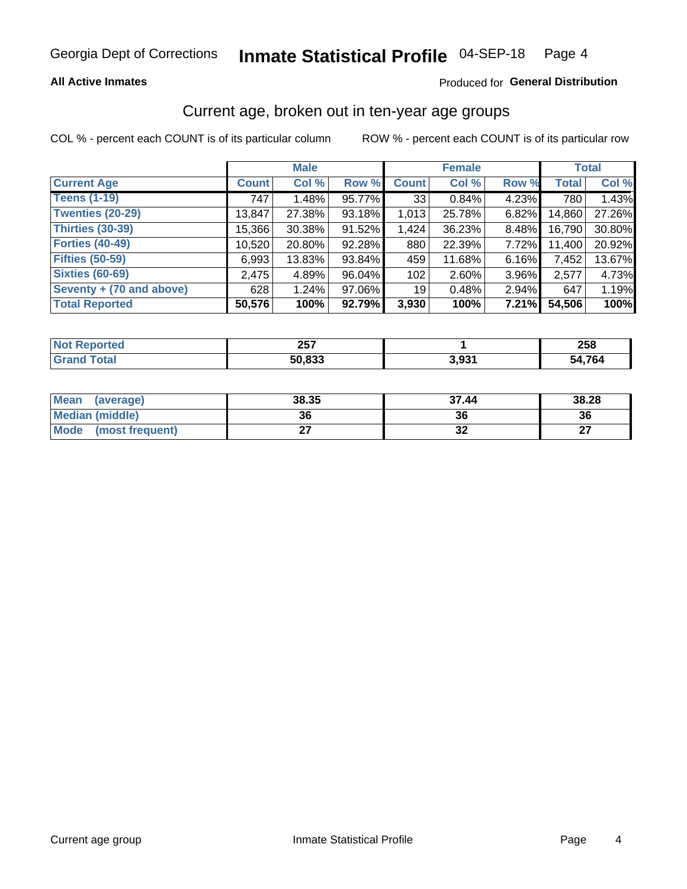# Georgia Dept of Corrections **Inmate Statistical Profile** 04-SEP-18

**All Active Inmates** Produced for **General Distribution**

## Current age, broken out in ten-year age groups

COL % - percent each COUNT is of its particular column ROW % - percent each COUNT is of its particular row

| | Male | | | Female | | | Total | |
|---|---|---|---|---|---|---|---|---|
| **Current Age** | **Count** | **Col %** | **Row %** | **Count** | **Col %** | **Row %** | **Total** | **Col %** |
| **Teens (1-19)** | 747 | 1.48% | 95.77% | 33 | 0.84% | 4.23% | 780 | 1.43% |
| **Twenties (20-29)** | 13,847 | 27.38% | 93.18% | 1,013 | 25.78% | 6.82% | 14,860 | 27.26% |
| **Thirties (30-39)** | 15,366 | 30.38% | 91.52% | 1,424 | 36.23% | 8.48% | 16,790 | 30.80% |
| **Forties (40-49)** | 10,520 | 20.80% | 92.28% | 880 | 22.39% | 7.72% | 11,400 | 20.92% |
| **Fifties (50-59)** | 6,993 | 13.83% | 93.84% | 459 | 11.68% | 6.16% | 7,452 | 13.67% |
| **Sixties (60-69)** | 2,475 | 4.89% | 96.04% | 102 | 2.60% | 3.96% | 2,577 | 4.73% |
| **Seventy + (70 and above)** | 628 | 1.24% | 97.06% | 19 | 0.48% | 2.94% | 647 | 1.19% |
| **Total Reported** | **50,576** | **100%** | **92.79%** | **3,930** | **100%** | **7.21%** | **54,506** | **100%** |

| | Male | Female | Total |
|---|---|---|---|
| **Not Reported** | **257** | **1** | **258** |
| **Grand Total** | **50,833** | **3,931** | **54,764** |

| | Male | Female | Total |
|---|---|---|---|
| **Mean (average)** | **38.35** | **37.44** | **38.28** |
| **Median (middle)** | **36** | **36** | **36** |
| **Mode (most frequent)** | **27** | **32** | **27** |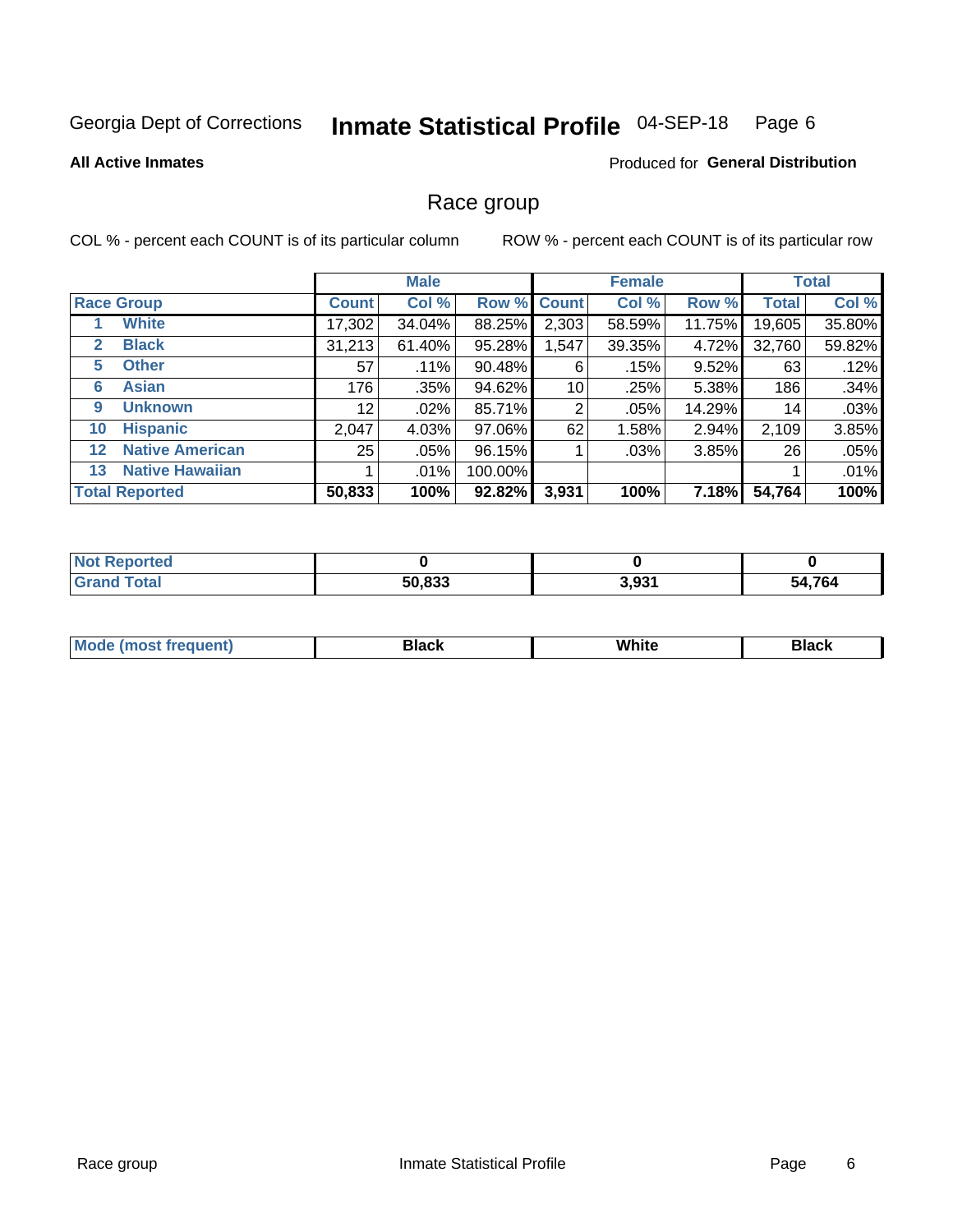Georgia Dept of Corrections **Inmate Statistical Profile** 04-SEP-18 Page 6

**All Active Inmates**

Produced for **General Distribution**

## Race group

COL % - percent each COUNT is of its particular column

ROW % - percent each COUNT is of its particular row

| | | Male | | | Female | | | Total | |
|---|---|---|---|---|---|---|---|---|---|
| **Race Group** | | **Count** | **Col %** | **Row %** | **Count** | **Col %** | **Row %** | **Total** | **Col %** |
| 1 | **White** | 17,302 | 34.04% | 88.25% | 2,303 | 58.59% | 11.75% | 19,605 | 35.80% |
| 2 | **Black** | 31,213 | 61.40% | 95.28% | 1,547 | 39.35% | 4.72% | 32,760 | 59.82% |
| 5 | **Other** | 57 | .11% | 90.48% | 6 | .15% | 9.52% | 63 | .12% |
| 6 | **Asian** | 176 | .35% | 94.62% | 10 | .25% | 5.38% | 186 | .34% |
| 9 | **Unknown** | 12 | .02% | 85.71% | 2 | .05% | 14.29% | 14 | .03% |
| 10 | **Hispanic** | 2,047 | 4.03% | 97.06% | 62 | 1.58% | 2.94% | 2,109 | 3.85% |
| 12 | **Native American** | 25 | .05% | 96.15% | 1 | .03% | 3.85% | 26 | .05% |
| 13 | **Native Hawaiian** | 1 | .01% | 100.00% | | | | 1 | .01% |
| **Total Reported** | | **50,833** | **100%** | **92.82%** | **3,931** | **100%** | **7.18%** | **54,764** | **100%** |

| | Male | Female | Total |
|---|---|---|---|
| **Not Reported** | **0** | **0** | **0** |
| **Grand Total** | **50,833** | **3,931** | **54,764** |

| | Male | Female | Total |
|---|---|---|---|
| **Mode (most frequent)** | **Black** | **White** | **Black** |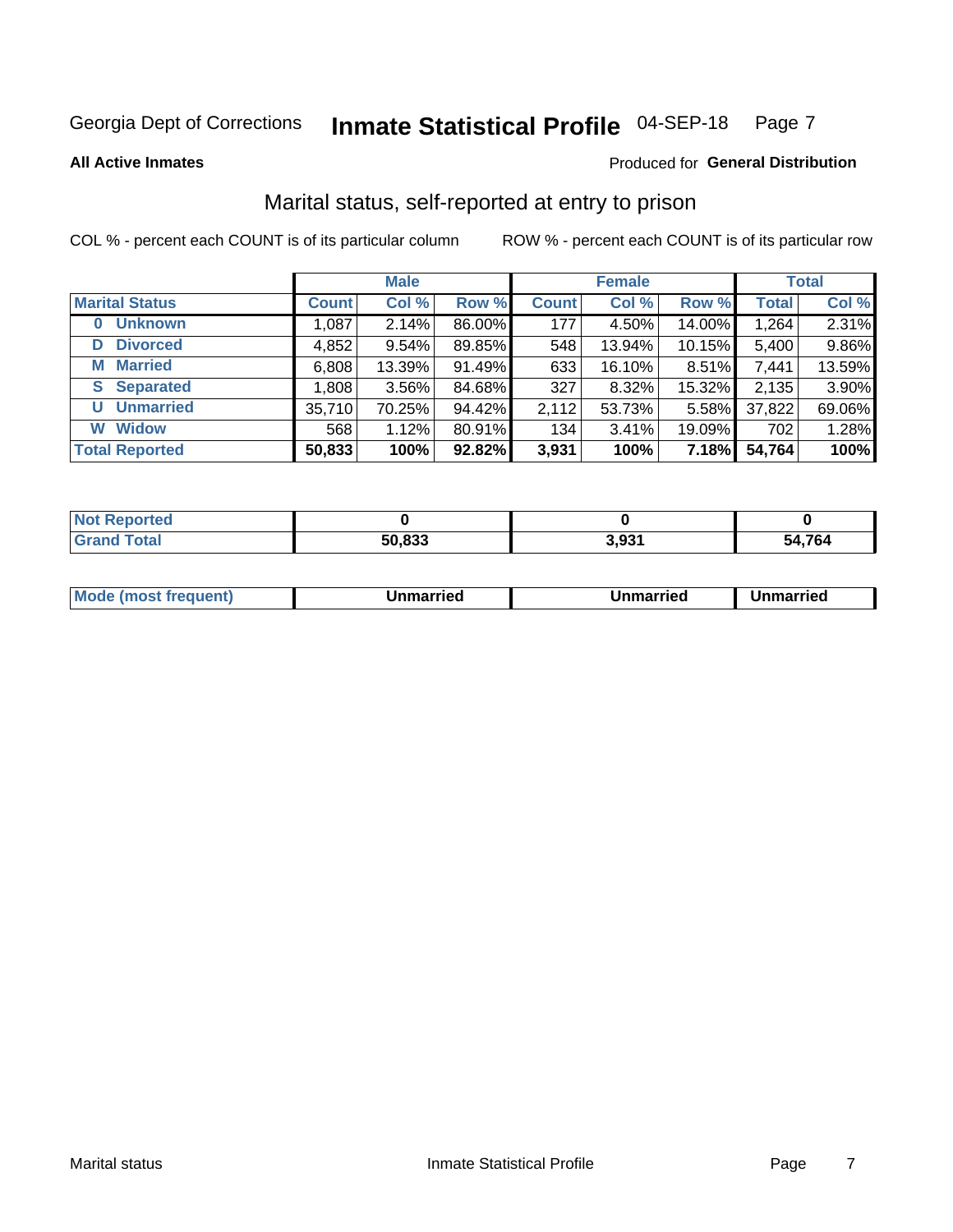Georgia Dept of Corrections **Inmate Statistical Profile** 04-SEP-18

**All Active Inmates**

Produced for **General Distribution**

## Marital status, self-reported at entry to prison

COL % - percent each COUNT is of its particular column

ROW % - percent each COUNT is of its particular row

| | Male | | | Female | | | Total | |
|---|---|---|---|---|---|---|---|---|
| **Marital Status** | **Count** | **Col %** | **Row %** | **Count** | **Col %** | **Row %** | **Total** | **Col %** |
| **0 Unknown** | 1,087 | 2.14% | 86.00% | 177 | 4.50% | 14.00% | 1,264 | 2.31% |
| **D Divorced** | 4,852 | 9.54% | 89.85% | 548 | 13.94% | 10.15% | 5,400 | 9.86% |
| **M Married** | 6,808 | 13.39% | 91.49% | 633 | 16.10% | 8.51% | 7,441 | 13.59% |
| **S Separated** | 1,808 | 3.56% | 84.68% | 327 | 8.32% | 15.32% | 2,135 | 3.90% |
| **U Unmarried** | 35,710 | 70.25% | 94.42% | 2,112 | 53.73% | 5.58% | 37,822 | 69.06% |
| **W Widow** | 568 | 1.12% | 80.91% | 134 | 3.41% | 19.09% | 702 | 1.28% |
| **Total Reported** | **50,833** | **100%** | **92.82%** | **3,931** | **100%** | **7.18%** | **54,764** | **100%** |

| | Male | Female | Total |
|---|---|---|---|
| **Not Reported** | **0** | **0** | **0** |
| **Grand Total** | **50,833** | **3,931** | **54,764** |

| | Male | Female | Total |
|---|---|---|---|
| **Mode (most frequent)** | **Unmarried** | **Unmarried** | **Unmarried** |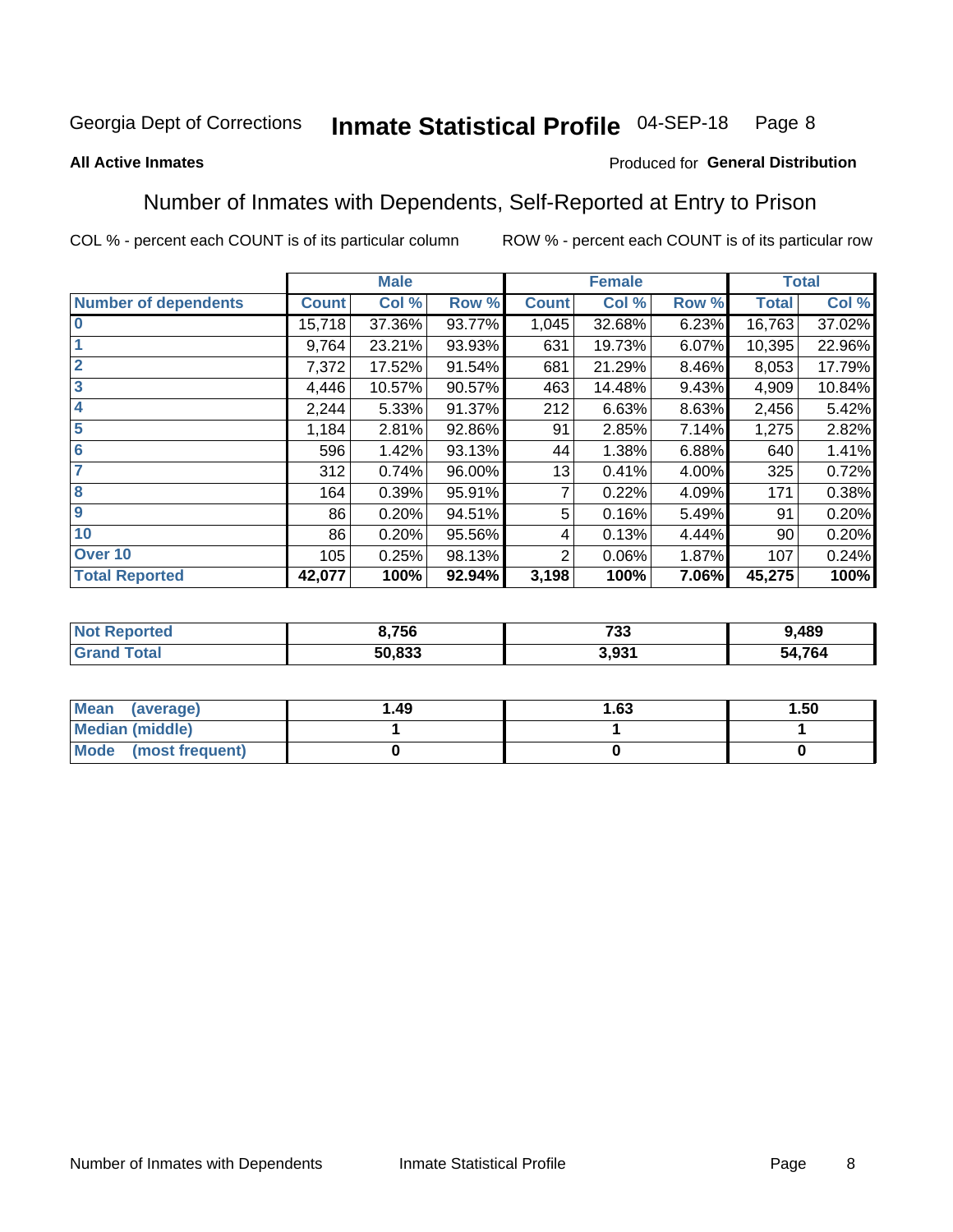Georgia Dept of Corrections **Inmate Statistical Profile** 04-SEP-18

**All Active Inmates**

Produced for **General Distribution**

## Number of Inmates with Dependents, Self-Reported at Entry to Prison

COL % - percent each COUNT is of its particular column ROW % - percent each COUNT is of its particular row

| | Male | | | Female | | | Total | |
|---|---|---|---|---|---|---|---|---|
| **Number of dependents** | **Count** | **Col %** | **Row %** | **Count** | **Col %** | **Row %** | **Total** | **Col %** |
| **0** | 15,718 | 37.36% | 93.77% | 1,045 | 32.68% | 6.23% | 16,763 | 37.02% |
| **1** | 9,764 | 23.21% | 93.93% | 631 | 19.73% | 6.07% | 10,395 | 22.96% |
| **2** | 7,372 | 17.52% | 91.54% | 681 | 21.29% | 8.46% | 8,053 | 17.79% |
| **3** | 4,446 | 10.57% | 90.57% | 463 | 14.48% | 9.43% | 4,909 | 10.84% |
| **4** | 2,244 | 5.33% | 91.37% | 212 | 6.63% | 8.63% | 2,456 | 5.42% |
| **5** | 1,184 | 2.81% | 92.86% | 91 | 2.85% | 7.14% | 1,275 | 2.82% |
| **6** | 596 | 1.42% | 93.13% | 44 | 1.38% | 6.88% | 640 | 1.41% |
| **7** | 312 | 0.74% | 96.00% | 13 | 0.41% | 4.00% | 325 | 0.72% |
| **8** | 164 | 0.39% | 95.91% | 7 | 0.22% | 4.09% | 171 | 0.38% |
| **9** | 86 | 0.20% | 94.51% | 5 | 0.16% | 5.49% | 91 | 0.20% |
| **10** | 86 | 0.20% | 95.56% | 4 | 0.13% | 4.44% | 90 | 0.20% |
| **Over 10** | 105 | 0.25% | 98.13% | 2 | 0.06% | 1.87% | 107 | 0.24% |
| **Total Reported** | **42,077** | **100%** | **92.94%** | **3,198** | **100%** | **7.06%** | **45,275** | **100%** |

| | Male | Female | Total |
|---|---|---|---|
| **Not Reported** | **8,756** | **733** | **9,489** |
| **Grand Total** | **50,833** | **3,931** | **54,764** |

| | Male | Female | Total |
|---|---|---|---|
| **Mean (average)** | **1.49** | **1.63** | **1.50** |
| **Median (middle)** | **1** | **1** | **1** |
| **Mode (most frequent)** | **0** | **0** | **0** |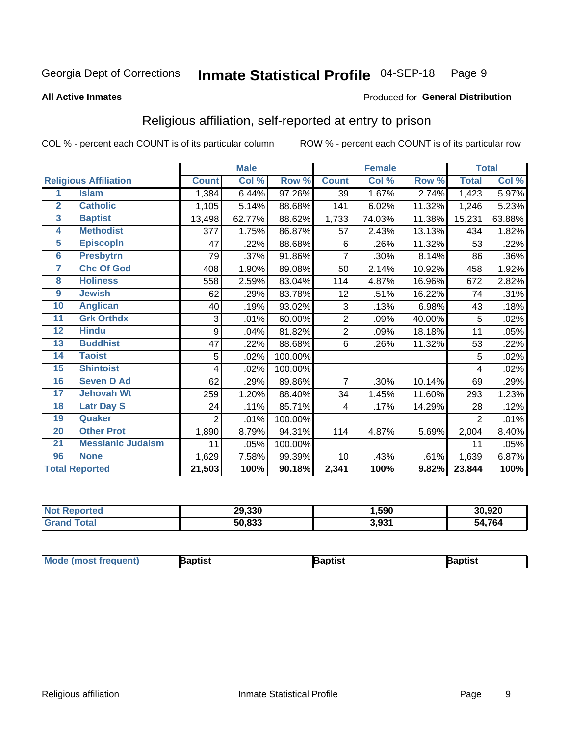Georgia Dept of Corrections **Inmate Statistical Profile** 04-SEP-18

**All Active Inmates**

Produced for **General Distribution**

## Religious affiliation, self-reported at entry to prison

COL % - percent each COUNT is of its particular column ROW % - percent each COUNT is of its particular row

| | | Male | | | Female | | | Total | |
|---|---|---|---|---|---|---|---|---|---|
| **Religious Affiliation** | | **Count** | **Col %** | **Row %** | **Count** | **Col %** | **Row %** | **Total** | **Col %** |
| 1 | Islam | 1,384 | 6.44% | 97.26% | 39 | 1.67% | 2.74% | 1,423 | 5.97% |
| 2 | Catholic | 1,105 | 5.14% | 88.68% | 141 | 6.02% | 11.32% | 1,246 | 5.23% |
| 3 | Baptist | 13,498 | 62.77% | 88.62% | 1,733 | 74.03% | 11.38% | 15,231 | 63.88% |
| 4 | Methodist | 377 | 1.75% | 86.87% | 57 | 2.43% | 13.13% | 434 | 1.82% |
| 5 | Episcopln | 47 | .22% | 88.68% | 6 | .26% | 11.32% | 53 | .22% |
| 6 | Presbytrn | 79 | .37% | 91.86% | 7 | .30% | 8.14% | 86 | .36% |
| 7 | Chc Of God | 408 | 1.90% | 89.08% | 50 | 2.14% | 10.92% | 458 | 1.92% |
| 8 | Holiness | 558 | 2.59% | 83.04% | 114 | 4.87% | 16.96% | 672 | 2.82% |
| 9 | Jewish | 62 | .29% | 83.78% | 12 | .51% | 16.22% | 74 | .31% |
| 10 | Anglican | 40 | .19% | 93.02% | 3 | .13% | 6.98% | 43 | .18% |
| 11 | Grk Orthdx | 3 | .01% | 60.00% | 2 | .09% | 40.00% | 5 | .02% |
| 12 | Hindu | 9 | .04% | 81.82% | 2 | .09% | 18.18% | 11 | .05% |
| 13 | Buddhist | 47 | .22% | 88.68% | 6 | .26% | 11.32% | 53 | .22% |
| 14 | Taoist | 5 | .02% | 100.00% | | | | 5 | .02% |
| 15 | Shintoist | 4 | .02% | 100.00% | | | | 4 | .02% |
| 16 | Seven D Ad | 62 | .29% | 89.86% | 7 | .30% | 10.14% | 69 | .29% |
| 17 | Jehovah Wt | 259 | 1.20% | 88.40% | 34 | 1.45% | 11.60% | 293 | 1.23% |
| 18 | Latr Day S | 24 | .11% | 85.71% | 4 | .17% | 14.29% | 28 | .12% |
| 19 | Quaker | 2 | .01% | 100.00% | | | | 2 | .01% |
| 20 | Other Prot | 1,890 | 8.79% | 94.31% | 114 | 4.87% | 5.69% | 2,004 | 8.40% |
| 21 | Messianic Judaism | 11 | .05% | 100.00% | | | | 11 | .05% |
| 96 | None | 1,629 | 7.58% | 99.39% | 10 | .43% | .61% | 1,639 | 6.87% |
| **Total Reported** | | **21,503** | **100%** | **90.18%** | **2,341** | **100%** | **9.82%** | **23,844** | **100%** |

| | Male | Female | Total |
|---|---|---|---|
| Not Reported | 29,330 | 1,590 | 30,920 |
| Grand Total | 50,833 | 3,931 | 54,764 |

| | Male | Female | Total |
|---|---|---|---|
| Mode (most frequent) | Baptist | Baptist | Baptist |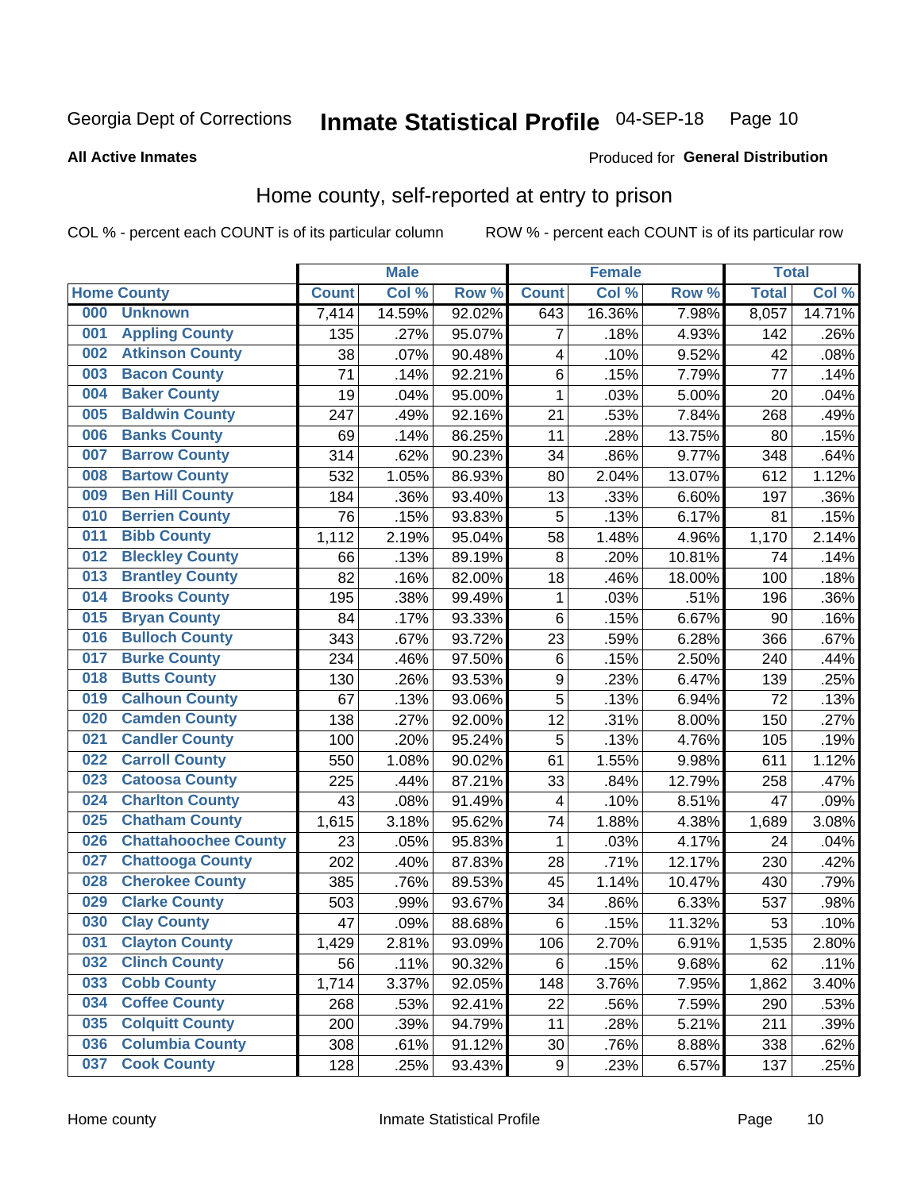Georgia Dept of Corrections **Inmate Statistical Profile** 04-SEP-18 Page 10

**All Active Inmates**

Produced for **General Distribution**

## Home county, self-reported at entry to prison

COL % - percent each COUNT is of its particular column ROW % - percent each COUNT is of its particular row

| Home County | | Male | | | Female | | | Total | |
|---|---|---|---|---|---|---|---|---|---|
| | | Count | Col % | Row % | Count | Col % | Row % | Total | Col % |
| 000 | Unknown | 7,414 | 14.59% | 92.02% | 643 | 16.36% | 7.98% | 8,057 | 14.71% |
| 001 | Appling County | 135 | .27% | 95.07% | 7 | .18% | 4.93% | 142 | .26% |
| 002 | Atkinson County | 38 | .07% | 90.48% | 4 | .10% | 9.52% | 42 | .08% |
| 003 | Bacon County | 71 | .14% | 92.21% | 6 | .15% | 7.79% | 77 | .14% |
| 004 | Baker County | 19 | .04% | 95.00% | 1 | .03% | 5.00% | 20 | .04% |
| 005 | Baldwin County | 247 | .49% | 92.16% | 21 | .53% | 7.84% | 268 | .49% |
| 006 | Banks County | 69 | .14% | 86.25% | 11 | .28% | 13.75% | 80 | .15% |
| 007 | Barrow County | 314 | .62% | 90.23% | 34 | .86% | 9.77% | 348 | .64% |
| 008 | Bartow County | 532 | 1.05% | 86.93% | 80 | 2.04% | 13.07% | 612 | 1.12% |
| 009 | Ben Hill County | 184 | .36% | 93.40% | 13 | .33% | 6.60% | 197 | .36% |
| 010 | Berrien County | 76 | .15% | 93.83% | 5 | .13% | 6.17% | 81 | .15% |
| 011 | Bibb County | 1,112 | 2.19% | 95.04% | 58 | 1.48% | 4.96% | 1,170 | 2.14% |
| 012 | Bleckley County | 66 | .13% | 89.19% | 8 | .20% | 10.81% | 74 | .14% |
| 013 | Brantley County | 82 | .16% | 82.00% | 18 | .46% | 18.00% | 100 | .18% |
| 014 | Brooks County | 195 | .38% | 99.49% | 1 | .03% | .51% | 196 | .36% |
| 015 | Bryan County | 84 | .17% | 93.33% | 6 | .15% | 6.67% | 90 | .16% |
| 016 | Bulloch County | 343 | .67% | 93.72% | 23 | .59% | 6.28% | 366 | .67% |
| 017 | Burke County | 234 | .46% | 97.50% | 6 | .15% | 2.50% | 240 | .44% |
| 018 | Butts County | 130 | .26% | 93.53% | 9 | .23% | 6.47% | 139 | .25% |
| 019 | Calhoun County | 67 | .13% | 93.06% | 5 | .13% | 6.94% | 72 | .13% |
| 020 | Camden County | 138 | .27% | 92.00% | 12 | .31% | 8.00% | 150 | .27% |
| 021 | Candler County | 100 | .20% | 95.24% | 5 | .13% | 4.76% | 105 | .19% |
| 022 | Carroll County | 550 | 1.08% | 90.02% | 61 | 1.55% | 9.98% | 611 | 1.12% |
| 023 | Catoosa County | 225 | .44% | 87.21% | 33 | .84% | 12.79% | 258 | .47% |
| 024 | Charlton County | 43 | .08% | 91.49% | 4 | .10% | 8.51% | 47 | .09% |
| 025 | Chatham County | 1,615 | 3.18% | 95.62% | 74 | 1.88% | 4.38% | 1,689 | 3.08% |
| 026 | Chattahoochee County | 23 | .05% | 95.83% | 1 | .03% | 4.17% | 24 | .04% |
| 027 | Chattooga County | 202 | .40% | 87.83% | 28 | .71% | 12.17% | 230 | .42% |
| 028 | Cherokee County | 385 | .76% | 89.53% | 45 | 1.14% | 10.47% | 430 | .79% |
| 029 | Clarke County | 503 | .99% | 93.67% | 34 | .86% | 6.33% | 537 | .98% |
| 030 | Clay County | 47 | .09% | 88.68% | 6 | .15% | 11.32% | 53 | .10% |
| 031 | Clayton County | 1,429 | 2.81% | 93.09% | 106 | 2.70% | 6.91% | 1,535 | 2.80% |
| 032 | Clinch County | 56 | .11% | 90.32% | 6 | .15% | 9.68% | 62 | .11% |
| 033 | Cobb County | 1,714 | 3.37% | 92.05% | 148 | 3.76% | 7.95% | 1,862 | 3.40% |
| 034 | Coffee County | 268 | .53% | 92.41% | 22 | .56% | 7.59% | 290 | .53% |
| 035 | Colquitt County | 200 | .39% | 94.79% | 11 | .28% | 5.21% | 211 | .39% |
| 036 | Columbia County | 308 | .61% | 91.12% | 30 | .76% | 8.88% | 338 | .62% |
| 037 | Cook County | 128 | .25% | 93.43% | 9 | .23% | 6.57% | 137 | .25% |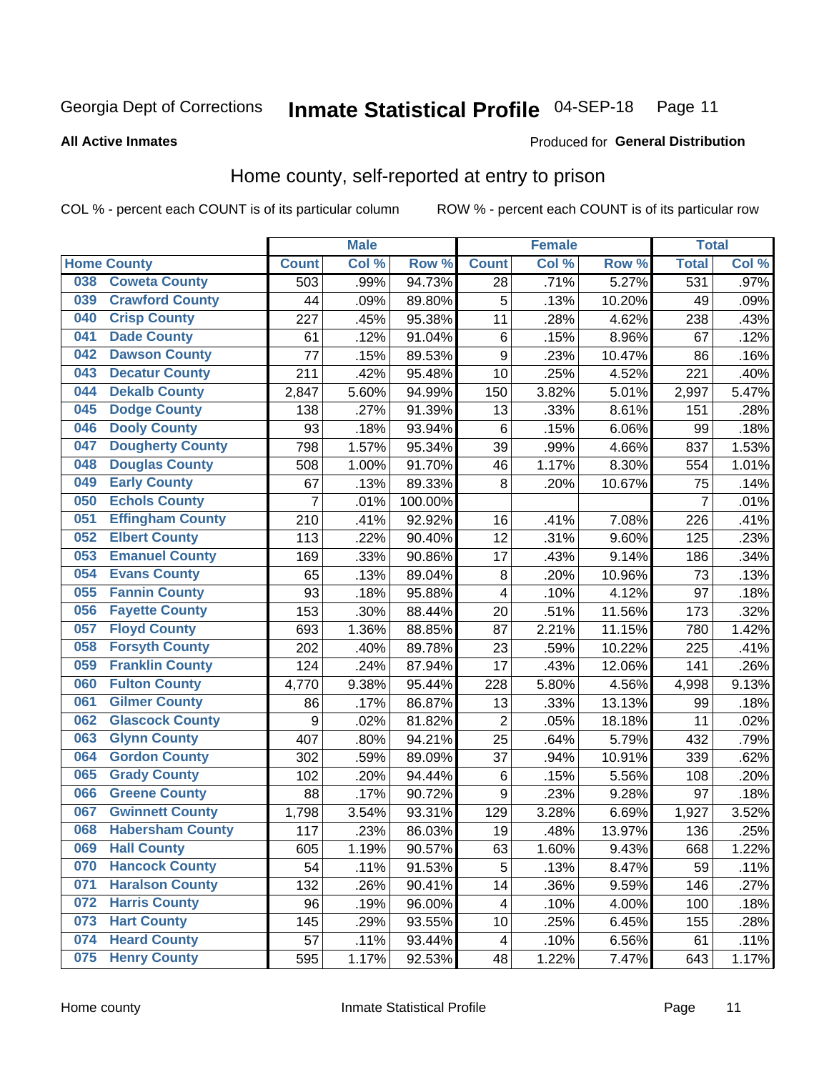Georgia Dept of Corrections **Inmate Statistical Profile** 04-SEP-18

**All Active Inmates**

Produced for **General Distribution**

## Home county, self-reported at entry to prison

COL % - percent each COUNT is of its particular column ROW % - percent each COUNT is of its particular row

| Home County | | Male | | | Female | | | Total | |
|---|---|---|---|---|---|---|---|---|---|
| | | Count | Col % | Row % | Count | Col % | Row % | Total | Col % |
| 038 | Coweta County | 503 | .99% | 94.73% | 28 | .71% | 5.27% | 531 | .97% |
| 039 | Crawford County | 44 | .09% | 89.80% | 5 | .13% | 10.20% | 49 | .09% |
| 040 | Crisp County | 227 | .45% | 95.38% | 11 | .28% | 4.62% | 238 | .43% |
| 041 | Dade County | 61 | .12% | 91.04% | 6 | .15% | 8.96% | 67 | .12% |
| 042 | Dawson County | 77 | .15% | 89.53% | 9 | .23% | 10.47% | 86 | .16% |
| 043 | Decatur County | 211 | .42% | 95.48% | 10 | .25% | 4.52% | 221 | .40% |
| 044 | Dekalb County | 2,847 | 5.60% | 94.99% | 150 | 3.82% | 5.01% | 2,997 | 5.47% |
| 045 | Dodge County | 138 | .27% | 91.39% | 13 | .33% | 8.61% | 151 | .28% |
| 046 | Dooly County | 93 | .18% | 93.94% | 6 | .15% | 6.06% | 99 | .18% |
| 047 | Dougherty County | 798 | 1.57% | 95.34% | 39 | .99% | 4.66% | 837 | 1.53% |
| 048 | Douglas County | 508 | 1.00% | 91.70% | 46 | 1.17% | 8.30% | 554 | 1.01% |
| 049 | Early County | 67 | .13% | 89.33% | 8 | .20% | 10.67% | 75 | .14% |
| 050 | Echols County | 7 | .01% | 100.00% | | | | 7 | .01% |
| 051 | Effingham County | 210 | .41% | 92.92% | 16 | .41% | 7.08% | 226 | .41% |
| 052 | Elbert County | 113 | .22% | 90.40% | 12 | .31% | 9.60% | 125 | .23% |
| 053 | Emanuel County | 169 | .33% | 90.86% | 17 | .43% | 9.14% | 186 | .34% |
| 054 | Evans County | 65 | .13% | 89.04% | 8 | .20% | 10.96% | 73 | .13% |
| 055 | Fannin County | 93 | .18% | 95.88% | 4 | .10% | 4.12% | 97 | .18% |
| 056 | Fayette County | 153 | .30% | 88.44% | 20 | .51% | 11.56% | 173 | .32% |
| 057 | Floyd County | 693 | 1.36% | 88.85% | 87 | 2.21% | 11.15% | 780 | 1.42% |
| 058 | Forsyth County | 202 | .40% | 89.78% | 23 | .59% | 10.22% | 225 | .41% |
| 059 | Franklin County | 124 | .24% | 87.94% | 17 | .43% | 12.06% | 141 | .26% |
| 060 | Fulton County | 4,770 | 9.38% | 95.44% | 228 | 5.80% | 4.56% | 4,998 | 9.13% |
| 061 | Gilmer County | 86 | .17% | 86.87% | 13 | .33% | 13.13% | 99 | .18% |
| 062 | Glascock County | 9 | .02% | 81.82% | 2 | .05% | 18.18% | 11 | .02% |
| 063 | Glynn County | 407 | .80% | 94.21% | 25 | .64% | 5.79% | 432 | .79% |
| 064 | Gordon County | 302 | .59% | 89.09% | 37 | .94% | 10.91% | 339 | .62% |
| 065 | Grady County | 102 | .20% | 94.44% | 6 | .15% | 5.56% | 108 | .20% |
| 066 | Greene County | 88 | .17% | 90.72% | 9 | .23% | 9.28% | 97 | .18% |
| 067 | Gwinnett County | 1,798 | 3.54% | 93.31% | 129 | 3.28% | 6.69% | 1,927 | 3.52% |
| 068 | Habersham County | 117 | .23% | 86.03% | 19 | .48% | 13.97% | 136 | .25% |
| 069 | Hall County | 605 | 1.19% | 90.57% | 63 | 1.60% | 9.43% | 668 | 1.22% |
| 070 | Hancock County | 54 | .11% | 91.53% | 5 | .13% | 8.47% | 59 | .11% |
| 071 | Haralson County | 132 | .26% | 90.41% | 14 | .36% | 9.59% | 146 | .27% |
| 072 | Harris County | 96 | .19% | 96.00% | 4 | .10% | 4.00% | 100 | .18% |
| 073 | Hart County | 145 | .29% | 93.55% | 10 | .25% | 6.45% | 155 | .28% |
| 074 | Heard County | 57 | .11% | 93.44% | 4 | .10% | 6.56% | 61 | .11% |
| 075 | Henry County | 595 | 1.17% | 92.53% | 48 | 1.22% | 7.47% | 643 | 1.17% |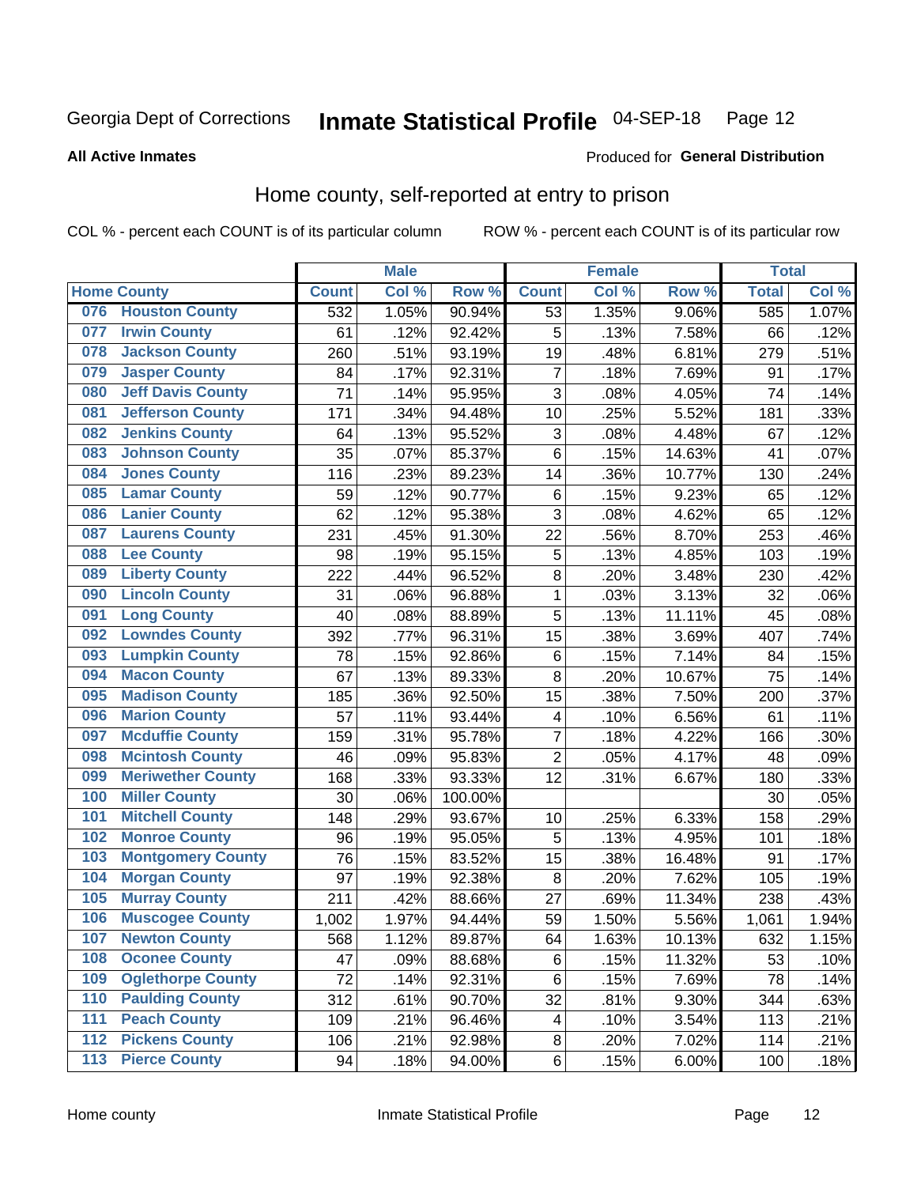Georgia Dept of Corrections **Inmate Statistical Profile** 04-SEP-18

**All Active Inmates**

Produced for **General Distribution**

## Home county, self-reported at entry to prison

COL % - percent each COUNT is of its particular column ROW % - percent each COUNT is of its particular row

| Home County | | Male | | | Female | | | Total | |
|---|---|---|---|---|---|---|---|---|---|
| | | Count | Col % | Row % | Count | Col % | Row % | Total | Col % |
| 076 | Houston County | 532 | 1.05% | 90.94% | 53 | 1.35% | 9.06% | 585 | 1.07% |
| 077 | Irwin County | 61 | .12% | 92.42% | 5 | .13% | 7.58% | 66 | .12% |
| 078 | Jackson County | 260 | .51% | 93.19% | 19 | .48% | 6.81% | 279 | .51% |
| 079 | Jasper County | 84 | .17% | 92.31% | 7 | .18% | 7.69% | 91 | .17% |
| 080 | Jeff Davis County | 71 | .14% | 95.95% | 3 | .08% | 4.05% | 74 | .14% |
| 081 | Jefferson County | 171 | .34% | 94.48% | 10 | .25% | 5.52% | 181 | .33% |
| 082 | Jenkins County | 64 | .13% | 95.52% | 3 | .08% | 4.48% | 67 | .12% |
| 083 | Johnson County | 35 | .07% | 85.37% | 6 | .15% | 14.63% | 41 | .07% |
| 084 | Jones County | 116 | .23% | 89.23% | 14 | .36% | 10.77% | 130 | .24% |
| 085 | Lamar County | 59 | .12% | 90.77% | 6 | .15% | 9.23% | 65 | .12% |
| 086 | Lanier County | 62 | .12% | 95.38% | 3 | .08% | 4.62% | 65 | .12% |
| 087 | Laurens County | 231 | .45% | 91.30% | 22 | .56% | 8.70% | 253 | .46% |
| 088 | Lee County | 98 | .19% | 95.15% | 5 | .13% | 4.85% | 103 | .19% |
| 089 | Liberty County | 222 | .44% | 96.52% | 8 | .20% | 3.48% | 230 | .42% |
| 090 | Lincoln County | 31 | .06% | 96.88% | 1 | .03% | 3.13% | 32 | .06% |
| 091 | Long County | 40 | .08% | 88.89% | 5 | .13% | 11.11% | 45 | .08% |
| 092 | Lowndes County | 392 | .77% | 96.31% | 15 | .38% | 3.69% | 407 | .74% |
| 093 | Lumpkin County | 78 | .15% | 92.86% | 6 | .15% | 7.14% | 84 | .15% |
| 094 | Macon County | 67 | .13% | 89.33% | 8 | .20% | 10.67% | 75 | .14% |
| 095 | Madison County | 185 | .36% | 92.50% | 15 | .38% | 7.50% | 200 | .37% |
| 096 | Marion County | 57 | .11% | 93.44% | 4 | .10% | 6.56% | 61 | .11% |
| 097 | Mcduffie County | 159 | .31% | 95.78% | 7 | .18% | 4.22% | 166 | .30% |
| 098 | Mcintosh County | 46 | .09% | 95.83% | 2 | .05% | 4.17% | 48 | .09% |
| 099 | Meriwether County | 168 | .33% | 93.33% | 12 | .31% | 6.67% | 180 | .33% |
| 100 | Miller County | 30 | .06% | 100.00% | | | | 30 | .05% |
| 101 | Mitchell County | 148 | .29% | 93.67% | 10 | .25% | 6.33% | 158 | .29% |
| 102 | Monroe County | 96 | .19% | 95.05% | 5 | .13% | 4.95% | 101 | .18% |
| 103 | Montgomery County | 76 | .15% | 83.52% | 15 | .38% | 16.48% | 91 | .17% |
| 104 | Morgan County | 97 | .19% | 92.38% | 8 | .20% | 7.62% | 105 | .19% |
| 105 | Murray County | 211 | .42% | 88.66% | 27 | .69% | 11.34% | 238 | .43% |
| 106 | Muscogee County | 1,002 | 1.97% | 94.44% | 59 | 1.50% | 5.56% | 1,061 | 1.94% |
| 107 | Newton County | 568 | 1.12% | 89.87% | 64 | 1.63% | 10.13% | 632 | 1.15% |
| 108 | Oconee County | 47 | .09% | 88.68% | 6 | .15% | 11.32% | 53 | .10% |
| 109 | Oglethorpe County | 72 | .14% | 92.31% | 6 | .15% | 7.69% | 78 | .14% |
| 110 | Paulding County | 312 | .61% | 90.70% | 32 | .81% | 9.30% | 344 | .63% |
| 111 | Peach County | 109 | .21% | 96.46% | 4 | .10% | 3.54% | 113 | .21% |
| 112 | Pickens County | 106 | .21% | 92.98% | 8 | .20% | 7.02% | 114 | .21% |
| 113 | Pierce County | 94 | .18% | 94.00% | 6 | .15% | 6.00% | 100 | .18% |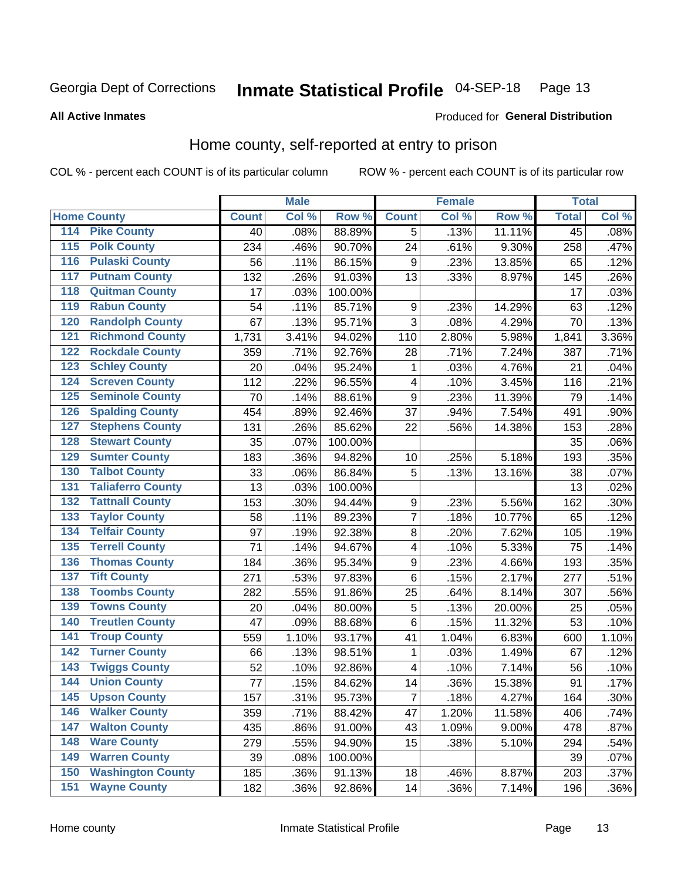Georgia Dept of Corrections **Inmate Statistical Profile** 04-SEP-18 Page 13

**All Active Inmates**

Produced for **General Distribution**

## Home county, self-reported at entry to prison

COL % - percent each COUNT is of its particular column ROW % - percent each COUNT is of its particular row

| Home County | | Male | | | Female | | | Total | |
|---|---|---|---|---|---|---|---|---|---|
| | | Count | Col % | Row % | Count | Col % | Row % | Total | Col % |
| 114 | Pike County | 40 | .08% | 88.89% | 5 | .13% | 11.11% | 45 | .08% |
| 115 | Polk County | 234 | .46% | 90.70% | 24 | .61% | 9.30% | 258 | .47% |
| 116 | Pulaski County | 56 | .11% | 86.15% | 9 | .23% | 13.85% | 65 | .12% |
| 117 | Putnam County | 132 | .26% | 91.03% | 13 | .33% | 8.97% | 145 | .26% |
| 118 | Quitman County | 17 | .03% | 100.00% | | | | 17 | .03% |
| 119 | Rabun County | 54 | .11% | 85.71% | 9 | .23% | 14.29% | 63 | .12% |
| 120 | Randolph County | 67 | .13% | 95.71% | 3 | .08% | 4.29% | 70 | .13% |
| 121 | Richmond County | 1,731 | 3.41% | 94.02% | 110 | 2.80% | 5.98% | 1,841 | 3.36% |
| 122 | Rockdale County | 359 | .71% | 92.76% | 28 | .71% | 7.24% | 387 | .71% |
| 123 | Schley County | 20 | .04% | 95.24% | 1 | .03% | 4.76% | 21 | .04% |
| 124 | Screven County | 112 | .22% | 96.55% | 4 | .10% | 3.45% | 116 | .21% |
| 125 | Seminole County | 70 | .14% | 88.61% | 9 | .23% | 11.39% | 79 | .14% |
| 126 | Spalding County | 454 | .89% | 92.46% | 37 | .94% | 7.54% | 491 | .90% |
| 127 | Stephens County | 131 | .26% | 85.62% | 22 | .56% | 14.38% | 153 | .28% |
| 128 | Stewart County | 35 | .07% | 100.00% | | | | 35 | .06% |
| 129 | Sumter County | 183 | .36% | 94.82% | 10 | .25% | 5.18% | 193 | .35% |
| 130 | Talbot County | 33 | .06% | 86.84% | 5 | .13% | 13.16% | 38 | .07% |
| 131 | Taliaferro County | 13 | .03% | 100.00% | | | | 13 | .02% |
| 132 | Tattnall County | 153 | .30% | 94.44% | 9 | .23% | 5.56% | 162 | .30% |
| 133 | Taylor County | 58 | .11% | 89.23% | 7 | .18% | 10.77% | 65 | .12% |
| 134 | Telfair County | 97 | .19% | 92.38% | 8 | .20% | 7.62% | 105 | .19% |
| 135 | Terrell County | 71 | .14% | 94.67% | 4 | .10% | 5.33% | 75 | .14% |
| 136 | Thomas County | 184 | .36% | 95.34% | 9 | .23% | 4.66% | 193 | .35% |
| 137 | Tift County | 271 | .53% | 97.83% | 6 | .15% | 2.17% | 277 | .51% |
| 138 | Toombs County | 282 | .55% | 91.86% | 25 | .64% | 8.14% | 307 | .56% |
| 139 | Towns County | 20 | .04% | 80.00% | 5 | .13% | 20.00% | 25 | .05% |
| 140 | Treutlen County | 47 | .09% | 88.68% | 6 | .15% | 11.32% | 53 | .10% |
| 141 | Troup County | 559 | 1.10% | 93.17% | 41 | 1.04% | 6.83% | 600 | 1.10% |
| 142 | Turner County | 66 | .13% | 98.51% | 1 | .03% | 1.49% | 67 | .12% |
| 143 | Twiggs County | 52 | .10% | 92.86% | 4 | .10% | 7.14% | 56 | .10% |
| 144 | Union County | 77 | .15% | 84.62% | 14 | .36% | 15.38% | 91 | .17% |
| 145 | Upson County | 157 | .31% | 95.73% | 7 | .18% | 4.27% | 164 | .30% |
| 146 | Walker County | 359 | .71% | 88.42% | 47 | 1.20% | 11.58% | 406 | .74% |
| 147 | Walton County | 435 | .86% | 91.00% | 43 | 1.09% | 9.00% | 478 | .87% |
| 148 | Ware County | 279 | .55% | 94.90% | 15 | .38% | 5.10% | 294 | .54% |
| 149 | Warren County | 39 | .08% | 100.00% | | | | 39 | .07% |
| 150 | Washington County | 185 | .36% | 91.13% | 18 | .46% | 8.87% | 203 | .37% |
| 151 | Wayne County | 182 | .36% | 92.86% | 14 | .36% | 7.14% | 196 | .36% |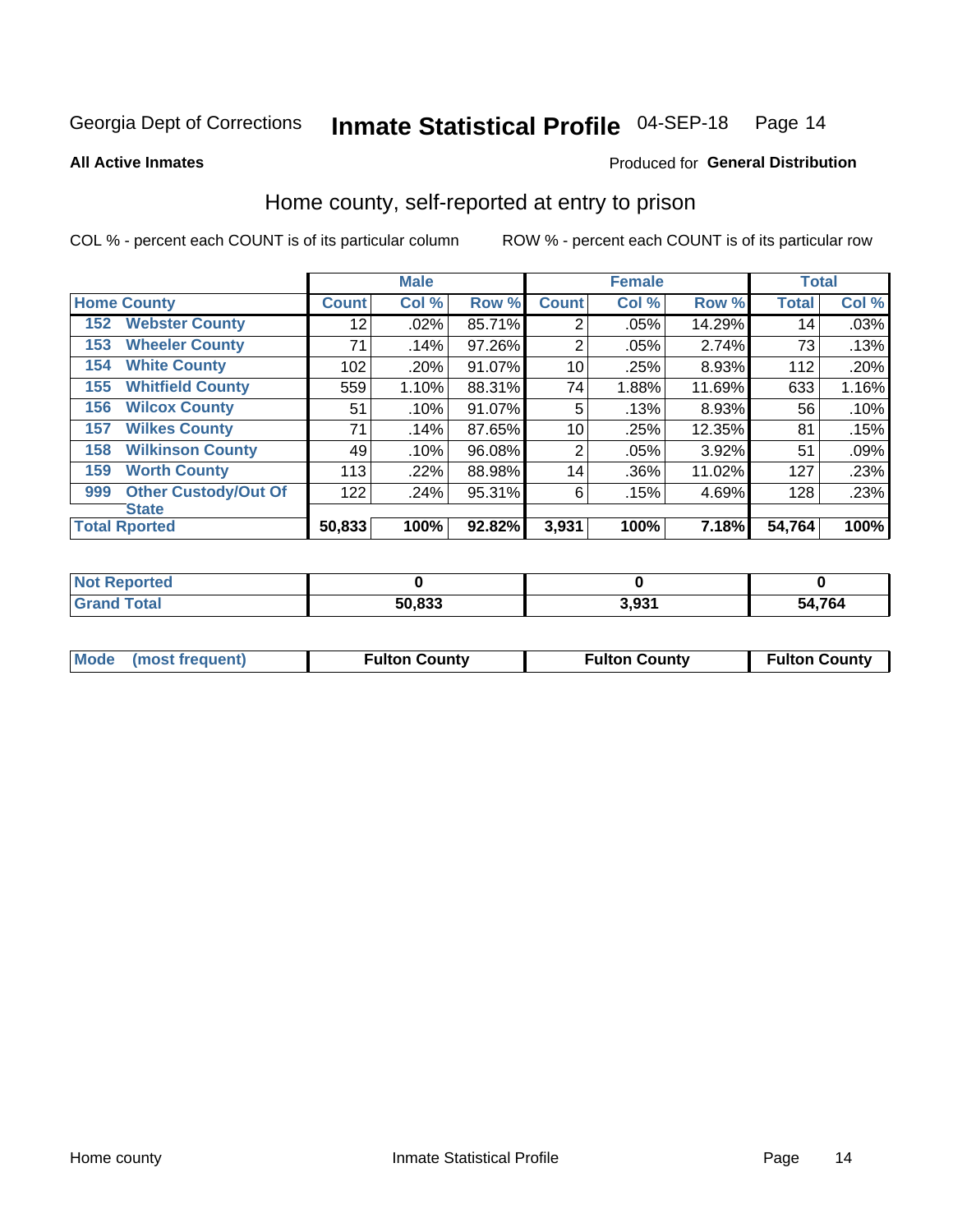Georgia Dept of Corrections **Inmate Statistical Profile** 04-SEP-18

**All Active Inmates**

Produced for **General Distribution**

## Home county, self-reported at entry to prison

COL % - percent each COUNT is of its particular column

ROW % - percent each COUNT is of its particular row

| | | Male | | | Female | | | Total | |
|---|---|---|---|---|---|---|---|---|---|
| **Home County** | | **Count** | **Col %** | **Row %** | **Count** | **Col %** | **Row %** | **Total** | **Col %** |
| 152 | **Webster County** | 12 | .02% | 85.71% | 2 | .05% | 14.29% | 14 | .03% |
| 153 | **Wheeler County** | 71 | .14% | 97.26% | 2 | .05% | 2.74% | 73 | .13% |
| 154 | **White County** | 102 | .20% | 91.07% | 10 | .25% | 8.93% | 112 | .20% |
| 155 | **Whitfield County** | 559 | 1.10% | 88.31% | 74 | 1.88% | 11.69% | 633 | 1.16% |
| 156 | **Wilcox County** | 51 | .10% | 91.07% | 5 | .13% | 8.93% | 56 | .10% |
| 157 | **Wilkes County** | 71 | .14% | 87.65% | 10 | .25% | 12.35% | 81 | .15% |
| 158 | **Wilkinson County** | 49 | .10% | 96.08% | 2 | .05% | 3.92% | 51 | .09% |
| 159 | **Worth County** | 113 | .22% | 88.98% | 14 | .36% | 11.02% | 127 | .23% |
| 999 | **Other Custody/Out Of State** | 122 | .24% | 95.31% | 6 | .15% | 4.69% | 128 | .23% |
| **Total Rported** | | **50,833** | **100%** | **92.82%** | **3,931** | **100%** | **7.18%** | **54,764** | **100%** |

| | Male | Female | Total |
|---|---|---|---|
| **Not Reported** | **0** | **0** | **0** |
| **Grand Total** | **50,833** | **3,931** | **54,764** |

| | Male | Female | Total |
|---|---|---|---|
| **Mode (most frequent)** | **Fulton County** | **Fulton County** | **Fulton County** |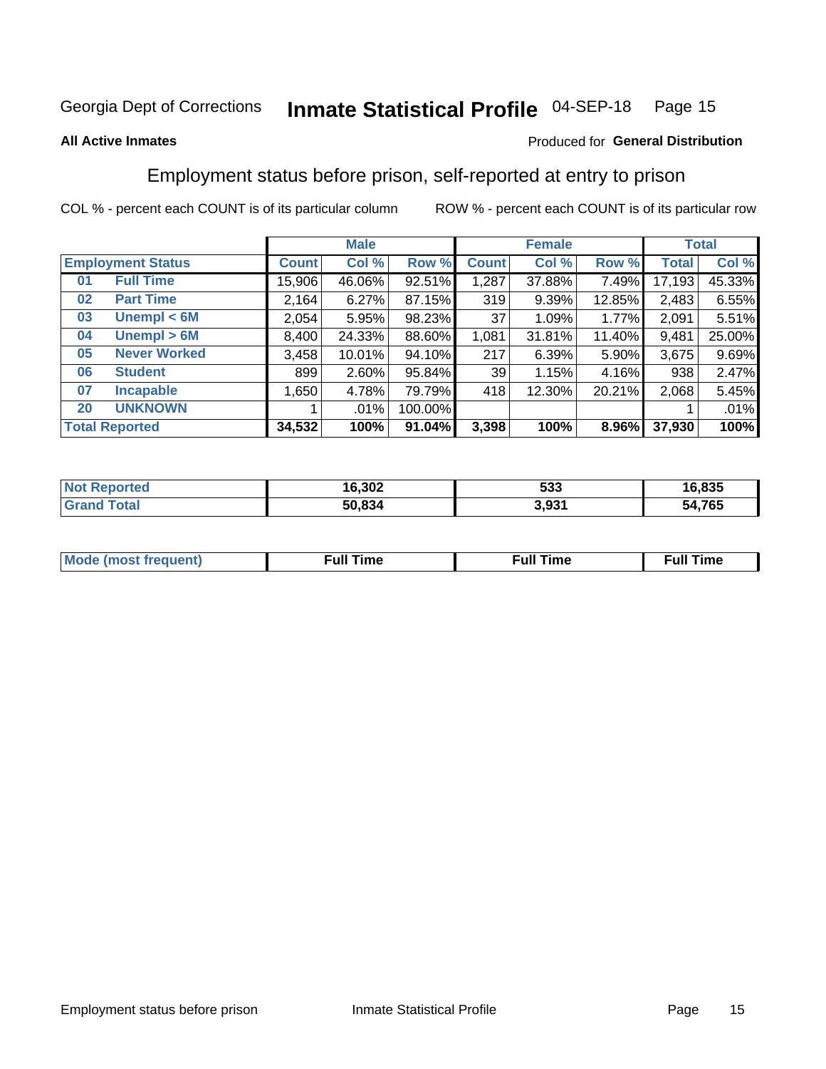Georgia Dept of Corrections **Inmate Statistical Profile** 04-SEP-18

**All Active Inmates**

Produced for **General Distribution**

## Employment status before prison, self-reported at entry to prison

COL % - percent each COUNT is of its particular column ROW % - percent each COUNT is of its particular row

| Employment Status | | Male | | | Female | | | Total | |
|---|---|---|---|---|---|---|---|---|---|
| | | Count | Col % | Row % | Count | Col % | Row % | Total | Col % |
| 01 | Full Time | 15,906 | 46.06% | 92.51% | 1,287 | 37.88% | 7.49% | 17,193 | 45.33% |
| 02 | Part Time | 2,164 | 6.27% | 87.15% | 319 | 9.39% | 12.85% | 2,483 | 6.55% |
| 03 | Unempl < 6M | 2,054 | 5.95% | 98.23% | 37 | 1.09% | 1.77% | 2,091 | 5.51% |
| 04 | Unempl > 6M | 8,400 | 24.33% | 88.60% | 1,081 | 31.81% | 11.40% | 9,481 | 25.00% |
| 05 | Never Worked | 3,458 | 10.01% | 94.10% | 217 | 6.39% | 5.90% | 3,675 | 9.69% |
| 06 | Student | 899 | 2.60% | 95.84% | 39 | 1.15% | 4.16% | 938 | 2.47% |
| 07 | Incapable | 1,650 | 4.78% | 79.79% | 418 | 12.30% | 20.21% | 2,068 | 5.45% |
| 20 | UNKNOWN | 1 | .01% | 100.00% | | | | 1 | .01% |
| **Total Reported** | | **34,532** | **100%** | **91.04%** | **3,398** | **100%** | **8.96%** | **37,930** | **100%** |

| | Male | Female | Total |
|---|---|---|---|
| Not Reported | 16,302 | 533 | 16,835 |
| Grand Total | 50,834 | 3,931 | 54,765 |

| | Male | Female | Total |
|---|---|---|---|
| Mode (most frequent) | Full Time | Full Time | Full Time |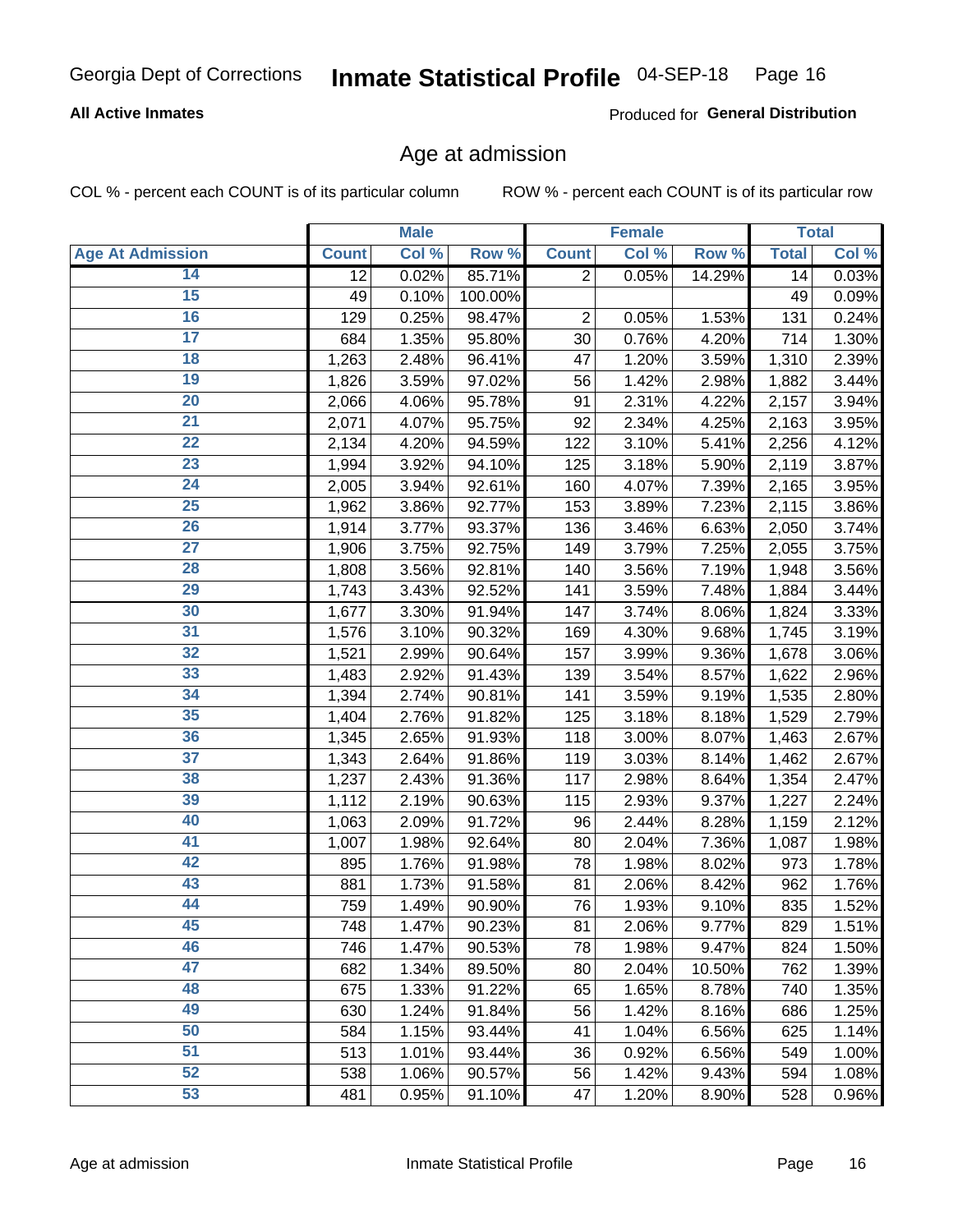Georgia Dept of Corrections **Inmate Statistical Profile** 04-SEP-18

**All Active Inmates**

Produced for **General Distribution**

## Age at admission

COL % - percent each COUNT is of its particular column     ROW % - percent each COUNT is of its particular row

| | Male | | | Female | | | Total | |
|---|---|---|---|---|---|---|---|---|
| Age At Admission | Count | Col % | Row % | Count | Col % | Row % | Total | Col % |
| 14 | 12 | 0.02% | 85.71% | 2 | 0.05% | 14.29% | 14 | 0.03% |
| 15 | 49 | 0.10% | 100.00% | | | | 49 | 0.09% |
| 16 | 129 | 0.25% | 98.47% | 2 | 0.05% | 1.53% | 131 | 0.24% |
| 17 | 684 | 1.35% | 95.80% | 30 | 0.76% | 4.20% | 714 | 1.30% |
| 18 | 1,263 | 2.48% | 96.41% | 47 | 1.20% | 3.59% | 1,310 | 2.39% |
| 19 | 1,826 | 3.59% | 97.02% | 56 | 1.42% | 2.98% | 1,882 | 3.44% |
| 20 | 2,066 | 4.06% | 95.78% | 91 | 2.31% | 4.22% | 2,157 | 3.94% |
| 21 | 2,071 | 4.07% | 95.75% | 92 | 2.34% | 4.25% | 2,163 | 3.95% |
| 22 | 2,134 | 4.20% | 94.59% | 122 | 3.10% | 5.41% | 2,256 | 4.12% |
| 23 | 1,994 | 3.92% | 94.10% | 125 | 3.18% | 5.90% | 2,119 | 3.87% |
| 24 | 2,005 | 3.94% | 92.61% | 160 | 4.07% | 7.39% | 2,165 | 3.95% |
| 25 | 1,962 | 3.86% | 92.77% | 153 | 3.89% | 7.23% | 2,115 | 3.86% |
| 26 | 1,914 | 3.77% | 93.37% | 136 | 3.46% | 6.63% | 2,050 | 3.74% |
| 27 | 1,906 | 3.75% | 92.75% | 149 | 3.79% | 7.25% | 2,055 | 3.75% |
| 28 | 1,808 | 3.56% | 92.81% | 140 | 3.56% | 7.19% | 1,948 | 3.56% |
| 29 | 1,743 | 3.43% | 92.52% | 141 | 3.59% | 7.48% | 1,884 | 3.44% |
| 30 | 1,677 | 3.30% | 91.94% | 147 | 3.74% | 8.06% | 1,824 | 3.33% |
| 31 | 1,576 | 3.10% | 90.32% | 169 | 4.30% | 9.68% | 1,745 | 3.19% |
| 32 | 1,521 | 2.99% | 90.64% | 157 | 3.99% | 9.36% | 1,678 | 3.06% |
| 33 | 1,483 | 2.92% | 91.43% | 139 | 3.54% | 8.57% | 1,622 | 2.96% |
| 34 | 1,394 | 2.74% | 90.81% | 141 | 3.59% | 9.19% | 1,535 | 2.80% |
| 35 | 1,404 | 2.76% | 91.82% | 125 | 3.18% | 8.18% | 1,529 | 2.79% |
| 36 | 1,345 | 2.65% | 91.93% | 118 | 3.00% | 8.07% | 1,463 | 2.67% |
| 37 | 1,343 | 2.64% | 91.86% | 119 | 3.03% | 8.14% | 1,462 | 2.67% |
| 38 | 1,237 | 2.43% | 91.36% | 117 | 2.98% | 8.64% | 1,354 | 2.47% |
| 39 | 1,112 | 2.19% | 90.63% | 115 | 2.93% | 9.37% | 1,227 | 2.24% |
| 40 | 1,063 | 2.09% | 91.72% | 96 | 2.44% | 8.28% | 1,159 | 2.12% |
| 41 | 1,007 | 1.98% | 92.64% | 80 | 2.04% | 7.36% | 1,087 | 1.98% |
| 42 | 895 | 1.76% | 91.98% | 78 | 1.98% | 8.02% | 973 | 1.78% |
| 43 | 881 | 1.73% | 91.58% | 81 | 2.06% | 8.42% | 962 | 1.76% |
| 44 | 759 | 1.49% | 90.90% | 76 | 1.93% | 9.10% | 835 | 1.52% |
| 45 | 748 | 1.47% | 90.23% | 81 | 2.06% | 9.77% | 829 | 1.51% |
| 46 | 746 | 1.47% | 90.53% | 78 | 1.98% | 9.47% | 824 | 1.50% |
| 47 | 682 | 1.34% | 89.50% | 80 | 2.04% | 10.50% | 762 | 1.39% |
| 48 | 675 | 1.33% | 91.22% | 65 | 1.65% | 8.78% | 740 | 1.35% |
| 49 | 630 | 1.24% | 91.84% | 56 | 1.42% | 8.16% | 686 | 1.25% |
| 50 | 584 | 1.15% | 93.44% | 41 | 1.04% | 6.56% | 625 | 1.14% |
| 51 | 513 | 1.01% | 93.44% | 36 | 0.92% | 6.56% | 549 | 1.00% |
| 52 | 538 | 1.06% | 90.57% | 56 | 1.42% | 9.43% | 594 | 1.08% |
| 53 | 481 | 0.95% | 91.10% | 47 | 1.20% | 8.90% | 528 | 0.96% |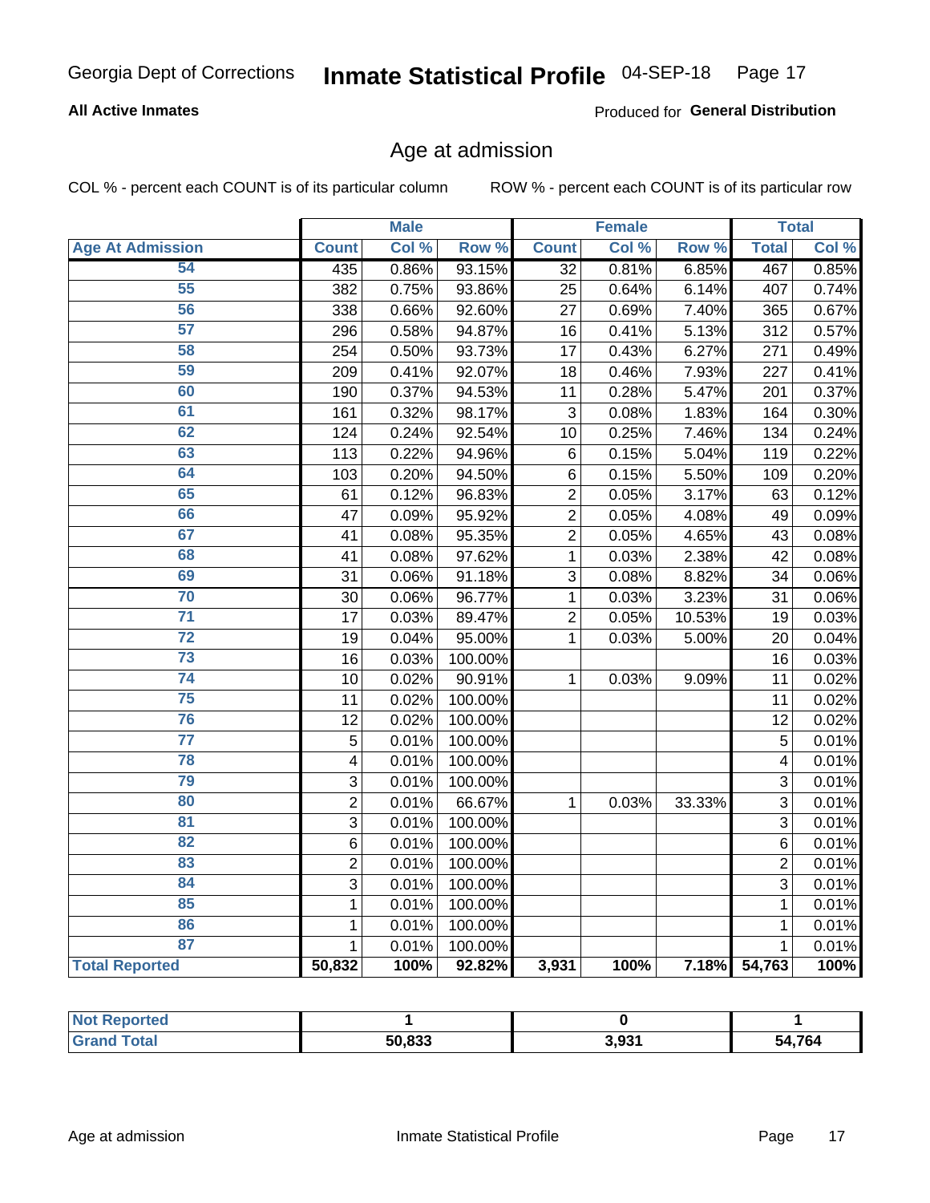Georgia Dept of Corrections **Inmate Statistical Profile** 04-SEP-18

**All Active Inmates**

Produced for **General Distribution**

## Age at admission

COL % - percent each COUNT is of its particular column

ROW % - percent each COUNT is of its particular row

| | Male | | | Female | | | Total | |
|---|---|---|---|---|---|---|---|---|
| **Age At Admission** | **Count** | **Col %** | **Row %** | **Count** | **Col %** | **Row %** | **Total** | **Col %** |
| 54 | 435 | 0.86% | 93.15% | 32 | 0.81% | 6.85% | 467 | 0.85% |
| 55 | 382 | 0.75% | 93.86% | 25 | 0.64% | 6.14% | 407 | 0.74% |
| 56 | 338 | 0.66% | 92.60% | 27 | 0.69% | 7.40% | 365 | 0.67% |
| 57 | 296 | 0.58% | 94.87% | 16 | 0.41% | 5.13% | 312 | 0.57% |
| 58 | 254 | 0.50% | 93.73% | 17 | 0.43% | 6.27% | 271 | 0.49% |
| 59 | 209 | 0.41% | 92.07% | 18 | 0.46% | 7.93% | 227 | 0.41% |
| 60 | 190 | 0.37% | 94.53% | 11 | 0.28% | 5.47% | 201 | 0.37% |
| 61 | 161 | 0.32% | 98.17% | 3 | 0.08% | 1.83% | 164 | 0.30% |
| 62 | 124 | 0.24% | 92.54% | 10 | 0.25% | 7.46% | 134 | 0.24% |
| 63 | 113 | 0.22% | 94.96% | 6 | 0.15% | 5.04% | 119 | 0.22% |
| 64 | 103 | 0.20% | 94.50% | 6 | 0.15% | 5.50% | 109 | 0.20% |
| 65 | 61 | 0.12% | 96.83% | 2 | 0.05% | 3.17% | 63 | 0.12% |
| 66 | 47 | 0.09% | 95.92% | 2 | 0.05% | 4.08% | 49 | 0.09% |
| 67 | 41 | 0.08% | 95.35% | 2 | 0.05% | 4.65% | 43 | 0.08% |
| 68 | 41 | 0.08% | 97.62% | 1 | 0.03% | 2.38% | 42 | 0.08% |
| 69 | 31 | 0.06% | 91.18% | 3 | 0.08% | 8.82% | 34 | 0.06% |
| 70 | 30 | 0.06% | 96.77% | 1 | 0.03% | 3.23% | 31 | 0.06% |
| 71 | 17 | 0.03% | 89.47% | 2 | 0.05% | 10.53% | 19 | 0.03% |
| 72 | 19 | 0.04% | 95.00% | 1 | 0.03% | 5.00% | 20 | 0.04% |
| 73 | 16 | 0.03% | 100.00% | | | | 16 | 0.03% |
| 74 | 10 | 0.02% | 90.91% | 1 | 0.03% | 9.09% | 11 | 0.02% |
| 75 | 11 | 0.02% | 100.00% | | | | 11 | 0.02% |
| 76 | 12 | 0.02% | 100.00% | | | | 12 | 0.02% |
| 77 | 5 | 0.01% | 100.00% | | | | 5 | 0.01% |
| 78 | 4 | 0.01% | 100.00% | | | | 4 | 0.01% |
| 79 | 3 | 0.01% | 100.00% | | | | 3 | 0.01% |
| 80 | 2 | 0.01% | 66.67% | 1 | 0.03% | 33.33% | 3 | 0.01% |
| 81 | 3 | 0.01% | 100.00% | | | | 3 | 0.01% |
| 82 | 6 | 0.01% | 100.00% | | | | 6 | 0.01% |
| 83 | 2 | 0.01% | 100.00% | | | | 2 | 0.01% |
| 84 | 3 | 0.01% | 100.00% | | | | 3 | 0.01% |
| 85 | 1 | 0.01% | 100.00% | | | | 1 | 0.01% |
| 86 | 1 | 0.01% | 100.00% | | | | 1 | 0.01% |
| 87 | 1 | 0.01% | 100.00% | | | | 1 | 0.01% |
| **Total Reported** | **50,832** | **100%** | **92.82%** | **3,931** | **100%** | **7.18%** | **54,763** | **100%** |

| | Male | Female | Total |
|---|---|---|---|
| **Not Reported** | **1** | **0** | **1** |
| **Grand Total** | **50,833** | **3,931** | **54,764** |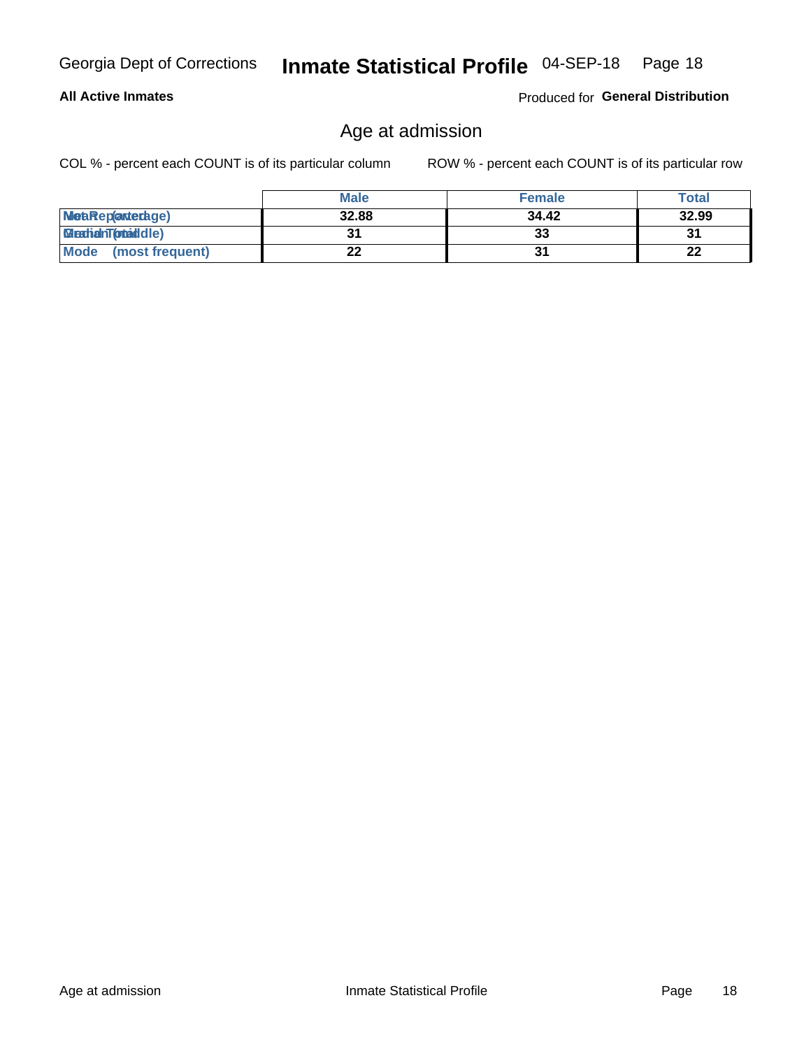## All Active Inmates

Produced for **General Distribution**

# Age at admission

COL % - percent each COUNT is of its particular column

ROW % - percent each COUNT is of its particular row

| | Male | Female | Total |
|---|---|---|---|
| Mean (average) | 32.88 | 34.42 | 32.99 |
| Median (middle) | 31 | 33 | 31 |
| Mode (most frequent) | 22 | 31 | 22 |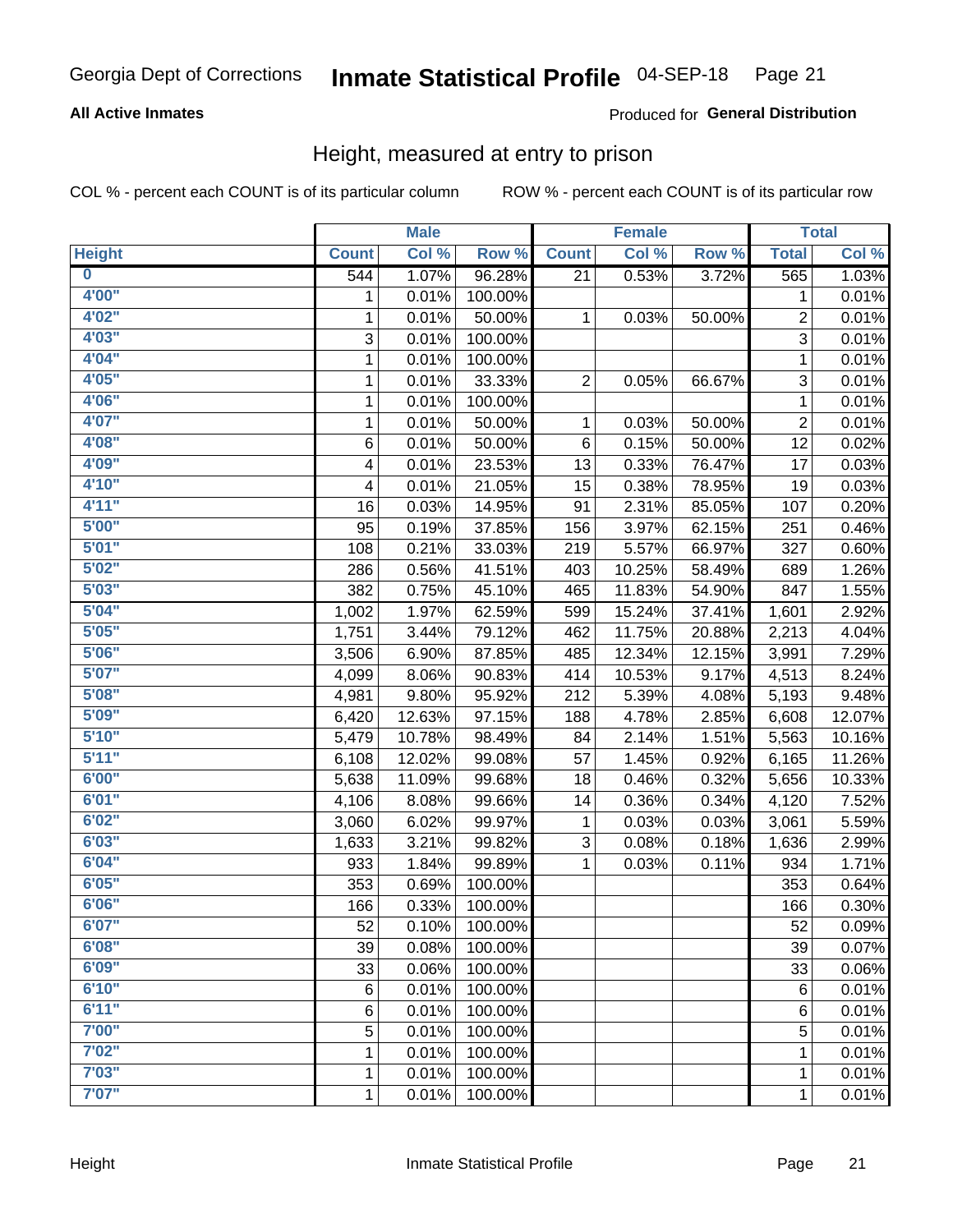Georgia Dept of Corrections **Inmate Statistical Profile** 04-SEP-18

**All Active Inmates**

Produced for **General Distribution**

## Height, measured at entry to prison

COL % - percent each COUNT is of its particular column ROW % - percent each COUNT is of its particular row

| | Male | | | Female | | | Total | |
|---|---|---|---|---|---|---|---|---|
| **Height** | **Count** | **Col %** | **Row %** | **Count** | **Col %** | **Row %** | **Total** | **Col %** |
| **0** | 544 | 1.07% | 96.28% | 21 | 0.53% | 3.72% | 565 | 1.03% |
| **4'00"** | 1 | 0.01% | 100.00% | | | | 1 | 0.01% |
| **4'02"** | 1 | 0.01% | 50.00% | 1 | 0.03% | 50.00% | 2 | 0.01% |
| **4'03"** | 3 | 0.01% | 100.00% | | | | 3 | 0.01% |
| **4'04"** | 1 | 0.01% | 100.00% | | | | 1 | 0.01% |
| **4'05"** | 1 | 0.01% | 33.33% | 2 | 0.05% | 66.67% | 3 | 0.01% |
| **4'06"** | 1 | 0.01% | 100.00% | | | | 1 | 0.01% |
| **4'07"** | 1 | 0.01% | 50.00% | 1 | 0.03% | 50.00% | 2 | 0.01% |
| **4'08"** | 6 | 0.01% | 50.00% | 6 | 0.15% | 50.00% | 12 | 0.02% |
| **4'09"** | 4 | 0.01% | 23.53% | 13 | 0.33% | 76.47% | 17 | 0.03% |
| **4'10"** | 4 | 0.01% | 21.05% | 15 | 0.38% | 78.95% | 19 | 0.03% |
| **4'11"** | 16 | 0.03% | 14.95% | 91 | 2.31% | 85.05% | 107 | 0.20% |
| **5'00"** | 95 | 0.19% | 37.85% | 156 | 3.97% | 62.15% | 251 | 0.46% |
| **5'01"** | 108 | 0.21% | 33.03% | 219 | 5.57% | 66.97% | 327 | 0.60% |
| **5'02"** | 286 | 0.56% | 41.51% | 403 | 10.25% | 58.49% | 689 | 1.26% |
| **5'03"** | 382 | 0.75% | 45.10% | 465 | 11.83% | 54.90% | 847 | 1.55% |
| **5'04"** | 1,002 | 1.97% | 62.59% | 599 | 15.24% | 37.41% | 1,601 | 2.92% |
| **5'05"** | 1,751 | 3.44% | 79.12% | 462 | 11.75% | 20.88% | 2,213 | 4.04% |
| **5'06"** | 3,506 | 6.90% | 87.85% | 485 | 12.34% | 12.15% | 3,991 | 7.29% |
| **5'07"** | 4,099 | 8.06% | 90.83% | 414 | 10.53% | 9.17% | 4,513 | 8.24% |
| **5'08"** | 4,981 | 9.80% | 95.92% | 212 | 5.39% | 4.08% | 5,193 | 9.48% |
| **5'09"** | 6,420 | 12.63% | 97.15% | 188 | 4.78% | 2.85% | 6,608 | 12.07% |
| **5'10"** | 5,479 | 10.78% | 98.49% | 84 | 2.14% | 1.51% | 5,563 | 10.16% |
| **5'11"** | 6,108 | 12.02% | 99.08% | 57 | 1.45% | 0.92% | 6,165 | 11.26% |
| **6'00"** | 5,638 | 11.09% | 99.68% | 18 | 0.46% | 0.32% | 5,656 | 10.33% |
| **6'01"** | 4,106 | 8.08% | 99.66% | 14 | 0.36% | 0.34% | 4,120 | 7.52% |
| **6'02"** | 3,060 | 6.02% | 99.97% | 1 | 0.03% | 0.03% | 3,061 | 5.59% |
| **6'03"** | 1,633 | 3.21% | 99.82% | 3 | 0.08% | 0.18% | 1,636 | 2.99% |
| **6'04"** | 933 | 1.84% | 99.89% | 1 | 0.03% | 0.11% | 934 | 1.71% |
| **6'05"** | 353 | 0.69% | 100.00% | | | | 353 | 0.64% |
| **6'06"** | 166 | 0.33% | 100.00% | | | | 166 | 0.30% |
| **6'07"** | 52 | 0.10% | 100.00% | | | | 52 | 0.09% |
| **6'08"** | 39 | 0.08% | 100.00% | | | | 39 | 0.07% |
| **6'09"** | 33 | 0.06% | 100.00% | | | | 33 | 0.06% |
| **6'10"** | 6 | 0.01% | 100.00% | | | | 6 | 0.01% |
| **6'11"** | 6 | 0.01% | 100.00% | | | | 6 | 0.01% |
| **7'00"** | 5 | 0.01% | 100.00% | | | | 5 | 0.01% |
| **7'02"** | 1 | 0.01% | 100.00% | | | | 1 | 0.01% |
| **7'03"** | 1 | 0.01% | 100.00% | | | | 1 | 0.01% |
| **7'07"** | 1 | 0.01% | 100.00% | | | | 1 | 0.01% |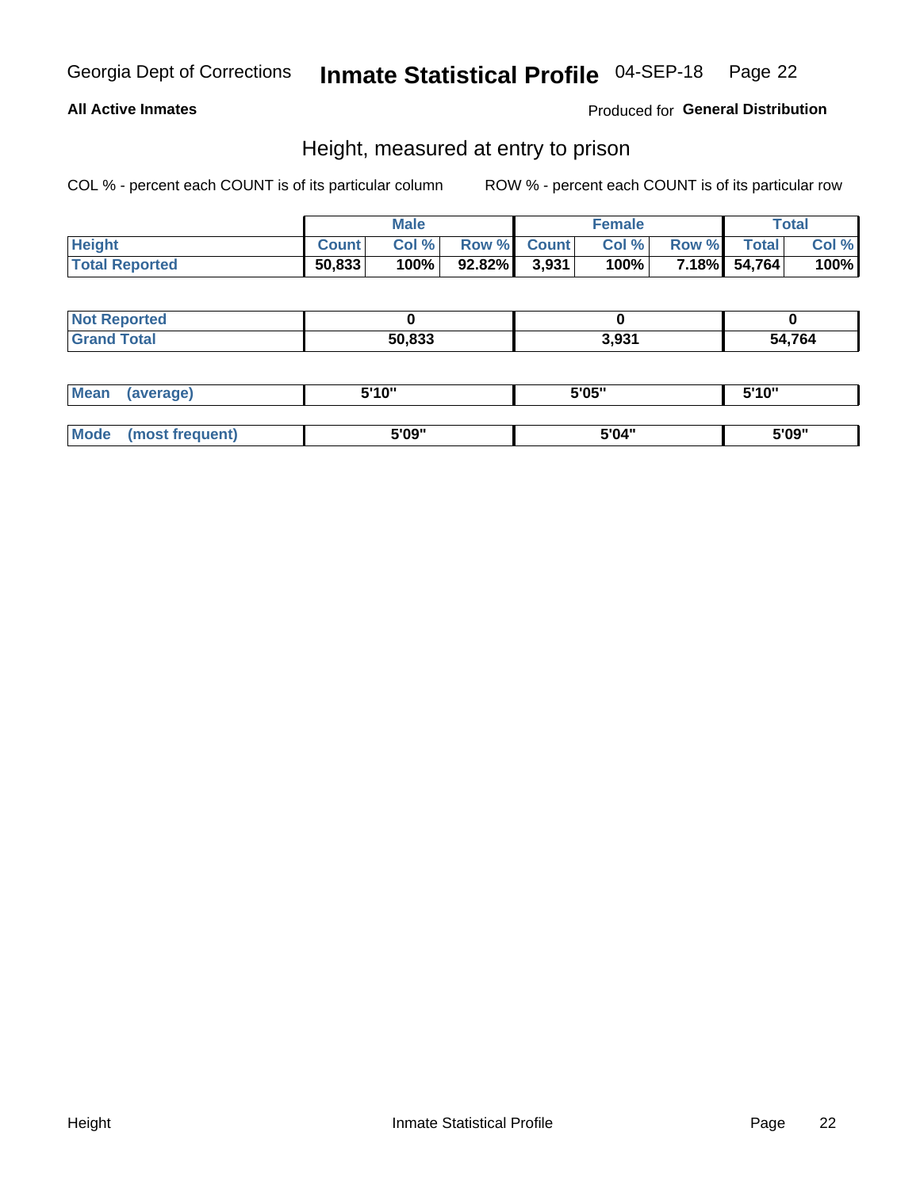Georgia Dept of Corrections **Inmate Statistical Profile** 04-SEP-18

**All Active Inmates**

Produced for **General Distribution**

## Height, measured at entry to prison

COL % - percent each COUNT is of its particular column    ROW % - percent each COUNT is of its particular row

| | Male | | | Female | | | Total | |
|---|---|---|---|---|---|---|---|---|
| **Height** | **Count** | **Col %** | **Row %** | **Count** | **Col %** | **Row %** | **Total** | **Col %** |
| **Total Reported** | **50,833** | **100%** | **92.82%** | **3,931** | **100%** | **7.18%** | **54,764** | **100%** |

| | Male | Female | Total |
|---|---|---|---|
| **Not Reported** | **0** | **0** | **0** |
| **Grand Total** | **50,833** | **3,931** | **54,764** |

| | Male | Female | Total |
|---|---|---|---|
| **Mean (average)** | **5'10"** | **5'05"** | **5'10"** |
| **Mode (most frequent)** | **5'09"** | **5'04"** | **5'09"** |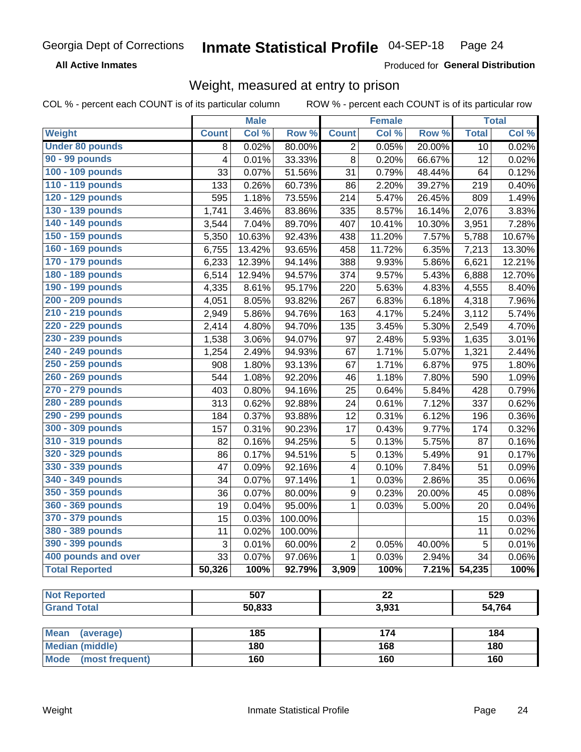Georgia Dept of Corrections **Inmate Statistical Profile** 04-SEP-18

**All Active Inmates**

Produced for **General Distribution**

## Weight, measured at entry to prison

COL % - percent each COUNT is of its particular column ROW % - percent each COUNT is of its particular row

| | Male | | | Female | | | Total | |
|---|---|---|---|---|---|---|---|---|
| **Weight** | **Count** | **Col %** | **Row %** | **Count** | **Col %** | **Row %** | **Total** | **Col %** |
| **Under 80 pounds** | 8 | 0.02% | 80.00% | 2 | 0.05% | 20.00% | 10 | 0.02% |
| **90 - 99 pounds** | 4 | 0.01% | 33.33% | 8 | 0.20% | 66.67% | 12 | 0.02% |
| **100 - 109 pounds** | 33 | 0.07% | 51.56% | 31 | 0.79% | 48.44% | 64 | 0.12% |
| **110 - 119 pounds** | 133 | 0.26% | 60.73% | 86 | 2.20% | 39.27% | 219 | 0.40% |
| **120 - 129 pounds** | 595 | 1.18% | 73.55% | 214 | 5.47% | 26.45% | 809 | 1.49% |
| **130 - 139 pounds** | 1,741 | 3.46% | 83.86% | 335 | 8.57% | 16.14% | 2,076 | 3.83% |
| **140 - 149 pounds** | 3,544 | 7.04% | 89.70% | 407 | 10.41% | 10.30% | 3,951 | 7.28% |
| **150 - 159 pounds** | 5,350 | 10.63% | 92.43% | 438 | 11.20% | 7.57% | 5,788 | 10.67% |
| **160 - 169 pounds** | 6,755 | 13.42% | 93.65% | 458 | 11.72% | 6.35% | 7,213 | 13.30% |
| **170 - 179 pounds** | 6,233 | 12.39% | 94.14% | 388 | 9.93% | 5.86% | 6,621 | 12.21% |
| **180 - 189 pounds** | 6,514 | 12.94% | 94.57% | 374 | 9.57% | 5.43% | 6,888 | 12.70% |
| **190 - 199 pounds** | 4,335 | 8.61% | 95.17% | 220 | 5.63% | 4.83% | 4,555 | 8.40% |
| **200 - 209 pounds** | 4,051 | 8.05% | 93.82% | 267 | 6.83% | 6.18% | 4,318 | 7.96% |
| **210 - 219 pounds** | 2,949 | 5.86% | 94.76% | 163 | 4.17% | 5.24% | 3,112 | 5.74% |
| **220 - 229 pounds** | 2,414 | 4.80% | 94.70% | 135 | 3.45% | 5.30% | 2,549 | 4.70% |
| **230 - 239 pounds** | 1,538 | 3.06% | 94.07% | 97 | 2.48% | 5.93% | 1,635 | 3.01% |
| **240 - 249 pounds** | 1,254 | 2.49% | 94.93% | 67 | 1.71% | 5.07% | 1,321 | 2.44% |
| **250 - 259 pounds** | 908 | 1.80% | 93.13% | 67 | 1.71% | 6.87% | 975 | 1.80% |
| **260 - 269 pounds** | 544 | 1.08% | 92.20% | 46 | 1.18% | 7.80% | 590 | 1.09% |
| **270 - 279 pounds** | 403 | 0.80% | 94.16% | 25 | 0.64% | 5.84% | 428 | 0.79% |
| **280 - 289 pounds** | 313 | 0.62% | 92.88% | 24 | 0.61% | 7.12% | 337 | 0.62% |
| **290 - 299 pounds** | 184 | 0.37% | 93.88% | 12 | 0.31% | 6.12% | 196 | 0.36% |
| **300 - 309 pounds** | 157 | 0.31% | 90.23% | 17 | 0.43% | 9.77% | 174 | 0.32% |
| **310 - 319 pounds** | 82 | 0.16% | 94.25% | 5 | 0.13% | 5.75% | 87 | 0.16% |
| **320 - 329 pounds** | 86 | 0.17% | 94.51% | 5 | 0.13% | 5.49% | 91 | 0.17% |
| **330 - 339 pounds** | 47 | 0.09% | 92.16% | 4 | 0.10% | 7.84% | 51 | 0.09% |
| **340 - 349 pounds** | 34 | 0.07% | 97.14% | 1 | 0.03% | 2.86% | 35 | 0.06% |
| **350 - 359 pounds** | 36 | 0.07% | 80.00% | 9 | 0.23% | 20.00% | 45 | 0.08% |
| **360 - 369 pounds** | 19 | 0.04% | 95.00% | 1 | 0.03% | 5.00% | 20 | 0.04% |
| **370 - 379 pounds** | 15 | 0.03% | 100.00% | | | | 15 | 0.03% |
| **380 - 389 pounds** | 11 | 0.02% | 100.00% | | | | 11 | 0.02% |
| **390 - 399 pounds** | 3 | 0.01% | 60.00% | 2 | 0.05% | 40.00% | 5 | 0.01% |
| **400 pounds and over** | 33 | 0.07% | 97.06% | 1 | 0.03% | 2.94% | 34 | 0.06% |
| **Total Reported** | **50,326** | **100%** | **92.79%** | **3,909** | **100%** | **7.21%** | **54,235** | **100%** |

| | Male | Female | Total |
|---|---|---|---|
| **Not Reported** | **507** | **22** | **529** |
| **Grand Total** | **50,833** | **3,931** | **54,764** |

| | Male | Female | Total |
|---|---|---|---|
| **Mean (average)** | **185** | **174** | **184** |
| **Median (middle)** | **180** | **168** | **180** |
| **Mode (most frequent)** | **160** | **160** | **160** |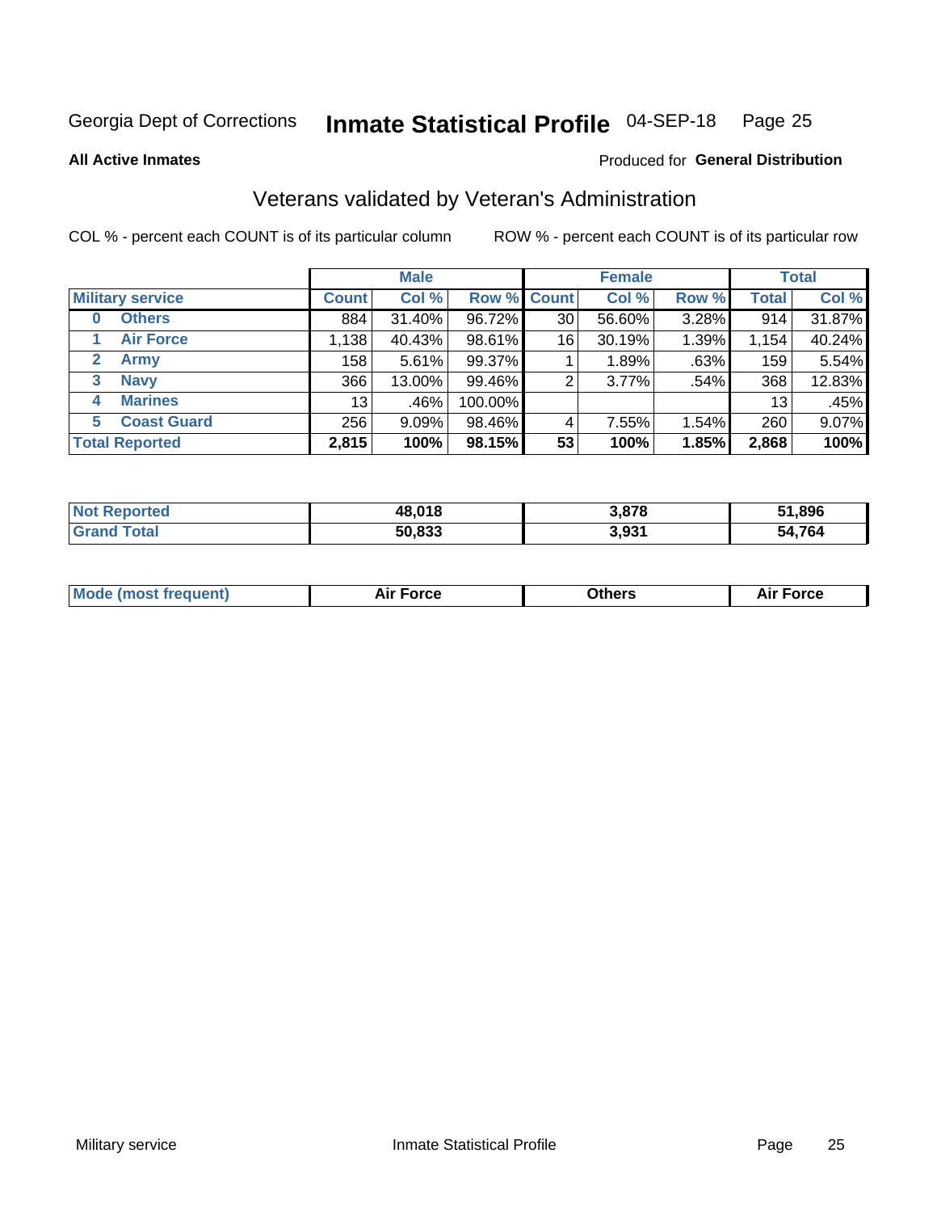Georgia Dept of Corrections **Inmate Statistical Profile** 04-SEP-18 Page 25

**All Active Inmates**

Produced for **General Distribution**

## Veterans validated by Veteran's Administration

COL % - percent each COUNT is of its particular column

ROW % - percent each COUNT is of its particular row

| Military service | Male | | | Female | | | Total | |
|---|---|---|---|---|---|---|---|---|
| | Count | Col % | Row % | Count | Col % | Row % | Total | Col % |
| 0 Others | 884 | 31.40% | 96.72% | 30 | 56.60% | 3.28% | 914 | 31.87% |
| 1 Air Force | 1,138 | 40.43% | 98.61% | 16 | 30.19% | 1.39% | 1,154 | 40.24% |
| 2 Army | 158 | 5.61% | 99.37% | 1 | 1.89% | .63% | 159 | 5.54% |
| 3 Navy | 366 | 13.00% | 99.46% | 2 | 3.77% | .54% | 368 | 12.83% |
| 4 Marines | 13 | .46% | 100.00% | | | | 13 | .45% |
| 5 Coast Guard | 256 | 9.09% | 98.46% | 4 | 7.55% | 1.54% | 260 | 9.07% |
| **Total Reported** | **2,815** | **100%** | **98.15%** | **53** | **100%** | **1.85%** | **2,868** | **100%** |

| | Male | Female | Total |
|---|---|---|---|
| Not Reported | 48,018 | 3,878 | 51,896 |
| Grand Total | 50,833 | 3,931 | 54,764 |

| | Male | Female | Total |
|---|---|---|---|
| Mode (most frequent) | Air Force | Others | Air Force |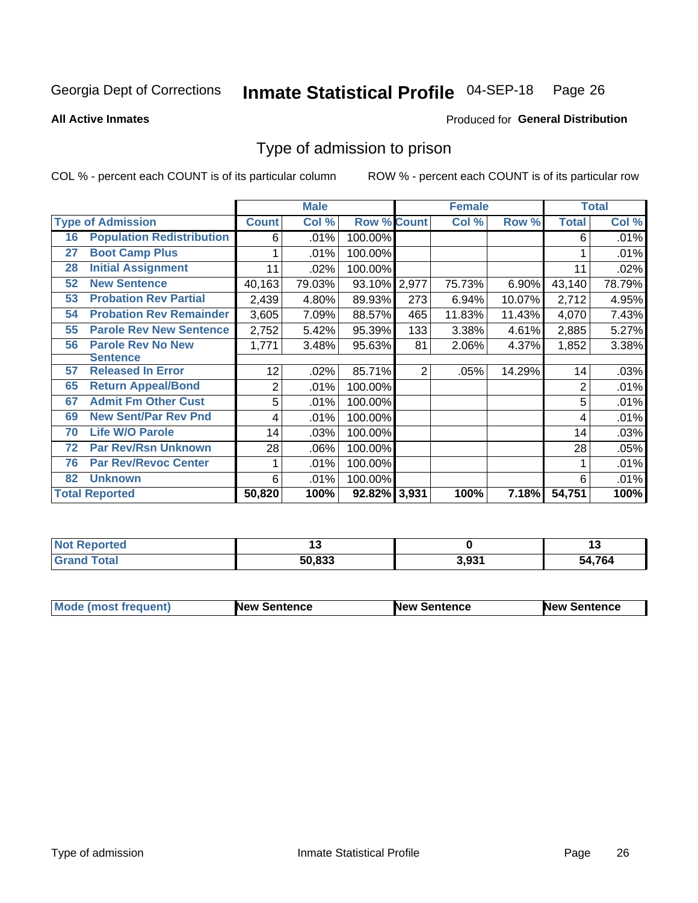Georgia Dept of Corrections **Inmate Statistical Profile** 04-SEP-18

**All Active Inmates**

Produced for **General Distribution**

## Type of admission to prison

COL % - percent each COUNT is of its particular column ROW % - percent each COUNT is of its particular row

| Type of Admission | | Male | | | Female | | | Total | |
|---|---|---|---|---|---|---|---|---|---|
| | | Count | Col % | Row % | Count | Col % | Row % | Total | Col % |
| 16 | Population Redistribution | 6 | .01% | 100.00% | | | | 6 | .01% |
| 27 | Boot Camp Plus | 1 | .01% | 100.00% | | | | 1 | .01% |
| 28 | Initial Assignment | 11 | .02% | 100.00% | | | | 11 | .02% |
| 52 | New Sentence | 40,163 | 79.03% | 93.10% | 2,977 | 75.73% | 6.90% | 43,140 | 78.79% |
| 53 | Probation Rev Partial | 2,439 | 4.80% | 89.93% | 273 | 6.94% | 10.07% | 2,712 | 4.95% |
| 54 | Probation Rev Remainder | 3,605 | 7.09% | 88.57% | 465 | 11.83% | 11.43% | 4,070 | 7.43% |
| 55 | Parole Rev New Sentence | 2,752 | 5.42% | 95.39% | 133 | 3.38% | 4.61% | 2,885 | 5.27% |
| 56 | Parole Rev No New Sentence | 1,771 | 3.48% | 95.63% | 81 | 2.06% | 4.37% | 1,852 | 3.38% |
| 57 | Released In Error | 12 | .02% | 85.71% | 2 | .05% | 14.29% | 14 | .03% |
| 65 | Return Appeal/Bond | 2 | .01% | 100.00% | | | | 2 | .01% |
| 67 | Admit Fm Other Cust | 5 | .01% | 100.00% | | | | 5 | .01% |
| 69 | New Sent/Par Rev Pnd | 4 | .01% | 100.00% | | | | 4 | .01% |
| 70 | Life W/O Parole | 14 | .03% | 100.00% | | | | 14 | .03% |
| 72 | Par Rev/Rsn Unknown | 28 | .06% | 100.00% | | | | 28 | .05% |
| 76 | Par Rev/Revoc Center | 1 | .01% | 100.00% | | | | 1 | .01% |
| 82 | Unknown | 6 | .01% | 100.00% | | | | 6 | .01% |
| **Total Reported** | | **50,820** | **100%** | **92.82%** | **3,931** | **100%** | **7.18%** | **54,751** | **100%** |

| | Male | Female | Total |
|---|---|---|---|
| Not Reported | 13 | 0 | 13 |
| Grand Total | 50,833 | 3,931 | 54,764 |

| | Male | Female | Total |
|---|---|---|---|
| Mode (most frequent) | New Sentence | New Sentence | New Sentence |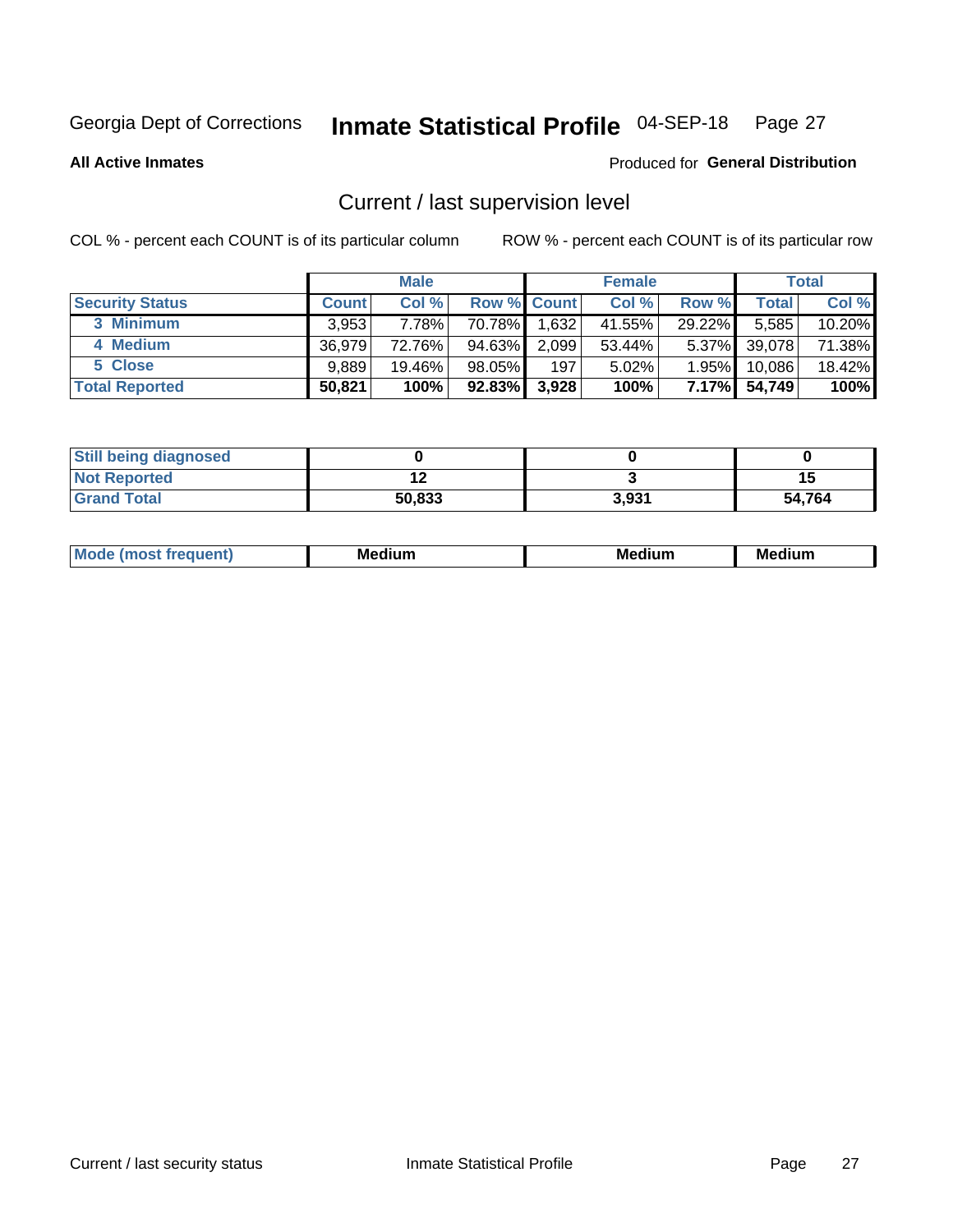Georgia Dept of Corrections **Inmate Statistical Profile** 04-SEP-18

**All Active Inmates**

Produced for **General Distribution**

## Current / last supervision level

COL % - percent each COUNT is of its particular column

ROW % - percent each COUNT is of its particular row

| | Male | | | Female | | | Total | |
|---|---|---|---|---|---|---|---|---|
| **Security Status** | **Count** | **Col %** | **Row %** | **Count** | **Col %** | **Row %** | **Total** | **Col %** |
| 3 Minimum | 3,953 | 7.78% | 70.78% | 1,632 | 41.55% | 29.22% | 5,585 | 10.20% |
| 4 Medium | 36,979 | 72.76% | 94.63% | 2,099 | 53.44% | 5.37% | 39,078 | 71.38% |
| 5 Close | 9,889 | 19.46% | 98.05% | 197 | 5.02% | 1.95% | 10,086 | 18.42% |
| **Total Reported** | **50,821** | **100%** | **92.83%** | **3,928** | **100%** | **7.17%** | **54,749** | **100%** |

| | Male | Female | Total |
|---|---|---|---|
| **Still being diagnosed** | **0** | **0** | **0** |
| **Not Reported** | **12** | **3** | **15** |
| **Grand Total** | **50,833** | **3,931** | **54,764** |

| | Male | Female | Total |
|---|---|---|---|
| **Mode (most frequent)** | **Medium** | **Medium** | **Medium** |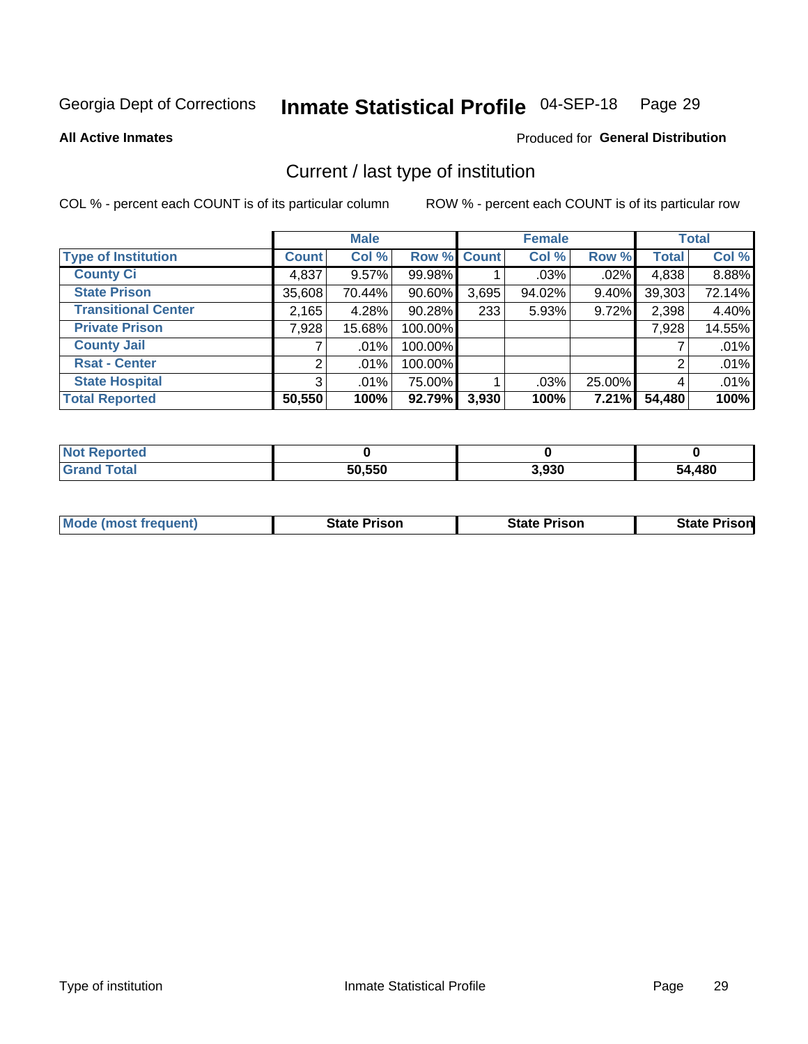Georgia Dept of Corrections **Inmate Statistical Profile** 04-SEP-18

**All Active Inmates**

Produced for **General Distribution**

## Current / last type of institution

COL % - percent each COUNT is of its particular column

ROW % - percent each COUNT is of its particular row

| | Male | | | Female | | | Total | |
|---|---|---|---|---|---|---|---|---|
| **Type of Institution** | **Count** | **Col %** | **Row %** | **Count** | **Col %** | **Row %** | **Total** | **Col %** |
| County Ci | 4,837 | 9.57% | 99.98% | 1 | .03% | .02% | 4,838 | 8.88% |
| State Prison | 35,608 | 70.44% | 90.60% | 3,695 | 94.02% | 9.40% | 39,303 | 72.14% |
| Transitional Center | 2,165 | 4.28% | 90.28% | 233 | 5.93% | 9.72% | 2,398 | 4.40% |
| Private Prison | 7,928 | 15.68% | 100.00% | | | | 7,928 | 14.55% |
| County Jail | 7 | .01% | 100.00% | | | | 7 | .01% |
| Rsat - Center | 2 | .01% | 100.00% | | | | 2 | .01% |
| State Hospital | 3 | .01% | 75.00% | 1 | .03% | 25.00% | 4 | .01% |
| **Total Reported** | **50,550** | **100%** | **92.79%** | **3,930** | **100%** | **7.21%** | **54,480** | **100%** |

| | Male | Female | Total |
|---|---|---|---|
| Not Reported | **0** | **0** | **0** |
| Grand Total | **50,550** | **3,930** | **54,480** |

| | Male | Female | Total |
|---|---|---|---|
| Mode (most frequent) | **State Prison** | **State Prison** | **State Prison** |

Type of institution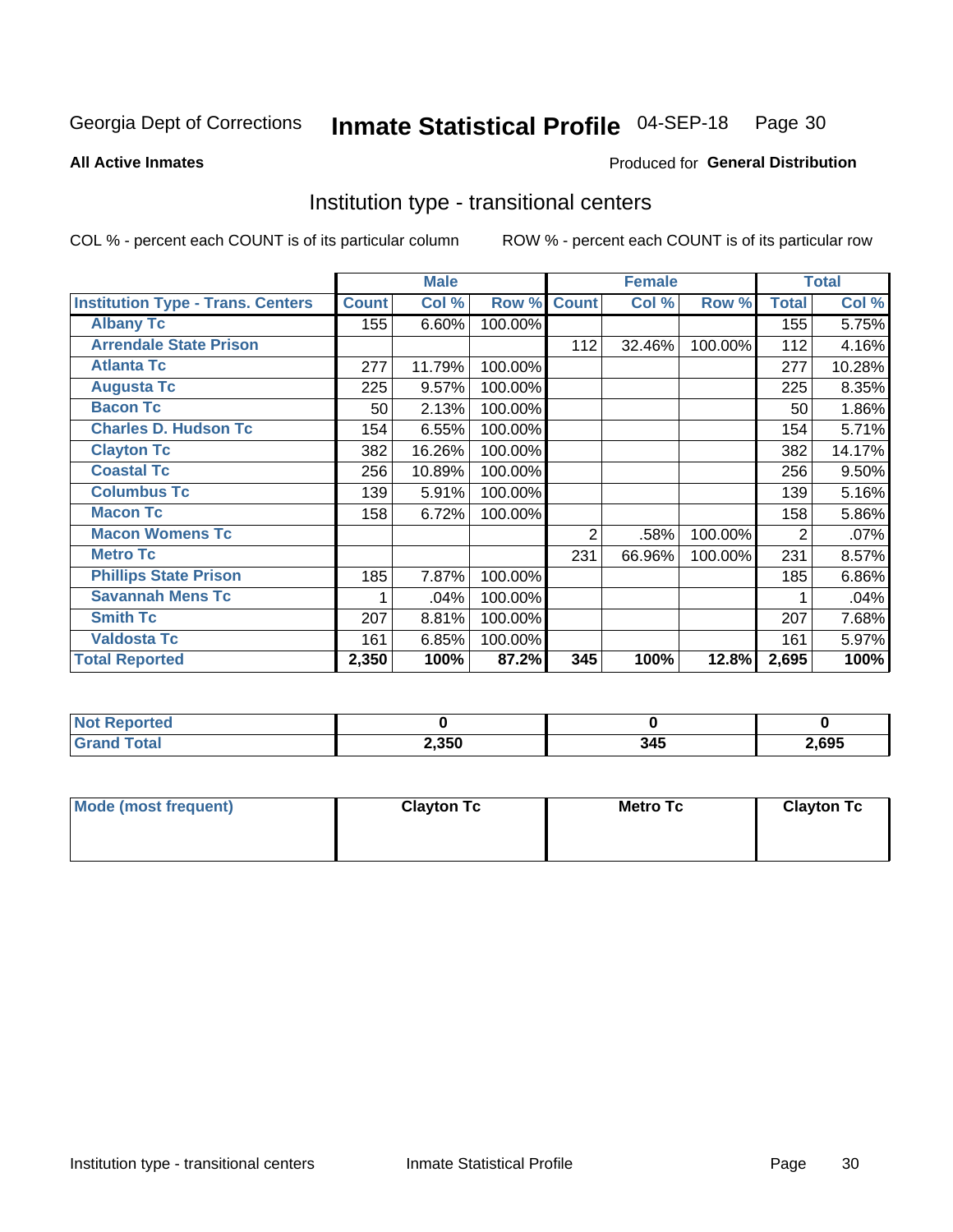Georgia Dept of Corrections **Inmate Statistical Profile** 04-SEP-18 Page 30

**All Active Inmates**

Produced for **General Distribution**

## Institution type - transitional centers

COL % - percent each COUNT is of its particular column

ROW % - percent each COUNT is of its particular row

| | Male | | | Female | | | Total | |
|---|---|---|---|---|---|---|---|---|
| **Institution Type - Trans. Centers** | **Count** | **Col %** | **Row %** | **Count** | **Col %** | **Row %** | **Total** | **Col %** |
| **Albany Tc** | 155 | 6.60% | 100.00% | | | | 155 | 5.75% |
| **Arrendale State Prison** | | | | 112 | 32.46% | 100.00% | 112 | 4.16% |
| **Atlanta Tc** | 277 | 11.79% | 100.00% | | | | 277 | 10.28% |
| **Augusta Tc** | 225 | 9.57% | 100.00% | | | | 225 | 8.35% |
| **Bacon Tc** | 50 | 2.13% | 100.00% | | | | 50 | 1.86% |
| **Charles D. Hudson Tc** | 154 | 6.55% | 100.00% | | | | 154 | 5.71% |
| **Clayton Tc** | 382 | 16.26% | 100.00% | | | | 382 | 14.17% |
| **Coastal Tc** | 256 | 10.89% | 100.00% | | | | 256 | 9.50% |
| **Columbus Tc** | 139 | 5.91% | 100.00% | | | | 139 | 5.16% |
| **Macon Tc** | 158 | 6.72% | 100.00% | | | | 158 | 5.86% |
| **Macon Womens Tc** | | | | 2 | .58% | 100.00% | 2 | .07% |
| **Metro Tc** | | | | 231 | 66.96% | 100.00% | 231 | 8.57% |
| **Phillips State Prison** | 185 | 7.87% | 100.00% | | | | 185 | 6.86% |
| **Savannah Mens Tc** | 1 | .04% | 100.00% | | | | 1 | .04% |
| **Smith Tc** | 207 | 8.81% | 100.00% | | | | 207 | 7.68% |
| **Valdosta Tc** | 161 | 6.85% | 100.00% | | | | 161 | 5.97% |
| **Total Reported** | **2,350** | **100%** | **87.2%** | **345** | **100%** | **12.8%** | **2,695** | **100%** |

| | Male | Female | Total |
|---|---|---|---|
| **Not Reported** | **0** | **0** | **0** |
| **Grand Total** | **2,350** | **345** | **2,695** |

| | Male | Female | Total |
|---|---|---|---|
| **Mode (most frequent)** | **Clayton Tc** | **Metro Tc** | **Clayton Tc** |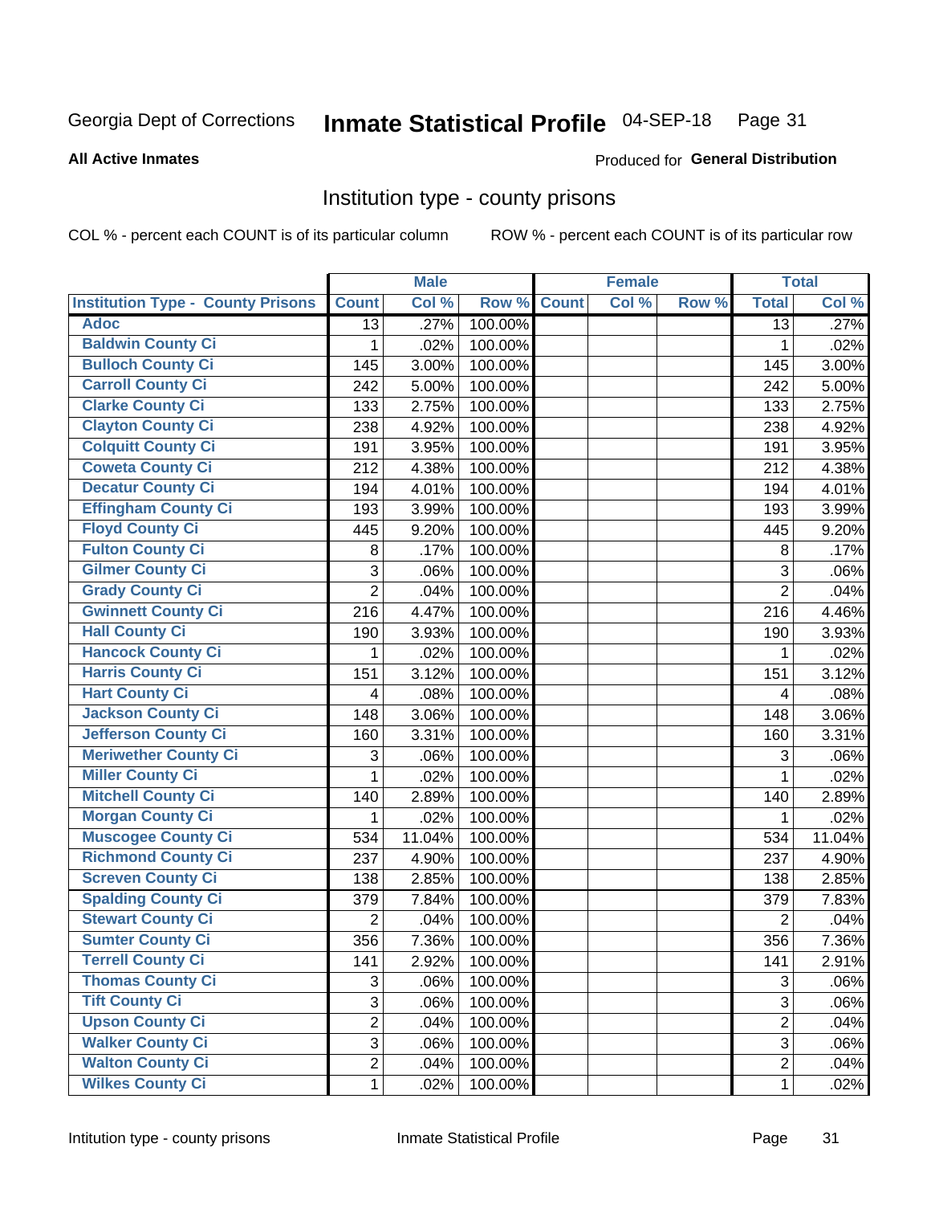Georgia Dept of Corrections **Inmate Statistical Profile** 04-SEP-18

**All Active Inmates**

Produced for **General Distribution**

## Institution type - county prisons

COL % - percent each COUNT is of its particular column

ROW % - percent each COUNT is of its particular row

| | Male | | | Female | | | Total | |
|---|---|---|---|---|---|---|---|---|
| **Institution Type - County Prisons** | **Count** | **Col %** | **Row %** | **Count** | **Col %** | **Row %** | **Total** | **Col %** |
| **Adoc** | 13 | .27% | 100.00% | | | | 13 | .27% |
| **Baldwin County Ci** | 1 | .02% | 100.00% | | | | 1 | .02% |
| **Bulloch County Ci** | 145 | 3.00% | 100.00% | | | | 145 | 3.00% |
| **Carroll County Ci** | 242 | 5.00% | 100.00% | | | | 242 | 5.00% |
| **Clarke County Ci** | 133 | 2.75% | 100.00% | | | | 133 | 2.75% |
| **Clayton County Ci** | 238 | 4.92% | 100.00% | | | | 238 | 4.92% |
| **Colquitt County Ci** | 191 | 3.95% | 100.00% | | | | 191 | 3.95% |
| **Coweta County Ci** | 212 | 4.38% | 100.00% | | | | 212 | 4.38% |
| **Decatur County Ci** | 194 | 4.01% | 100.00% | | | | 194 | 4.01% |
| **Effingham County Ci** | 193 | 3.99% | 100.00% | | | | 193 | 3.99% |
| **Floyd County Ci** | 445 | 9.20% | 100.00% | | | | 445 | 9.20% |
| **Fulton County Ci** | 8 | .17% | 100.00% | | | | 8 | .17% |
| **Gilmer County Ci** | 3 | .06% | 100.00% | | | | 3 | .06% |
| **Grady County Ci** | 2 | .04% | 100.00% | | | | 2 | .04% |
| **Gwinnett County Ci** | 216 | 4.47% | 100.00% | | | | 216 | 4.46% |
| **Hall County Ci** | 190 | 3.93% | 100.00% | | | | 190 | 3.93% |
| **Hancock County Ci** | 1 | .02% | 100.00% | | | | 1 | .02% |
| **Harris County Ci** | 151 | 3.12% | 100.00% | | | | 151 | 3.12% |
| **Hart County Ci** | 4 | .08% | 100.00% | | | | 4 | .08% |
| **Jackson County Ci** | 148 | 3.06% | 100.00% | | | | 148 | 3.06% |
| **Jefferson County Ci** | 160 | 3.31% | 100.00% | | | | 160 | 3.31% |
| **Meriwether County Ci** | 3 | .06% | 100.00% | | | | 3 | .06% |
| **Miller County Ci** | 1 | .02% | 100.00% | | | | 1 | .02% |
| **Mitchell County Ci** | 140 | 2.89% | 100.00% | | | | 140 | 2.89% |
| **Morgan County Ci** | 1 | .02% | 100.00% | | | | 1 | .02% |
| **Muscogee County Ci** | 534 | 11.04% | 100.00% | | | | 534 | 11.04% |
| **Richmond County Ci** | 237 | 4.90% | 100.00% | | | | 237 | 4.90% |
| **Screven County Ci** | 138 | 2.85% | 100.00% | | | | 138 | 2.85% |
| **Spalding County Ci** | 379 | 7.84% | 100.00% | | | | 379 | 7.83% |
| **Stewart County Ci** | 2 | .04% | 100.00% | | | | 2 | .04% |
| **Sumter County Ci** | 356 | 7.36% | 100.00% | | | | 356 | 7.36% |
| **Terrell County Ci** | 141 | 2.92% | 100.00% | | | | 141 | 2.91% |
| **Thomas County Ci** | 3 | .06% | 100.00% | | | | 3 | .06% |
| **Tift County Ci** | 3 | .06% | 100.00% | | | | 3 | .06% |
| **Upson County Ci** | 2 | .04% | 100.00% | | | | 2 | .04% |
| **Walker County Ci** | 3 | .06% | 100.00% | | | | 3 | .06% |
| **Walton County Ci** | 2 | .04% | 100.00% | | | | 2 | .04% |
| **Wilkes County Ci** | 1 | .02% | 100.00% | | | | 1 | .02% |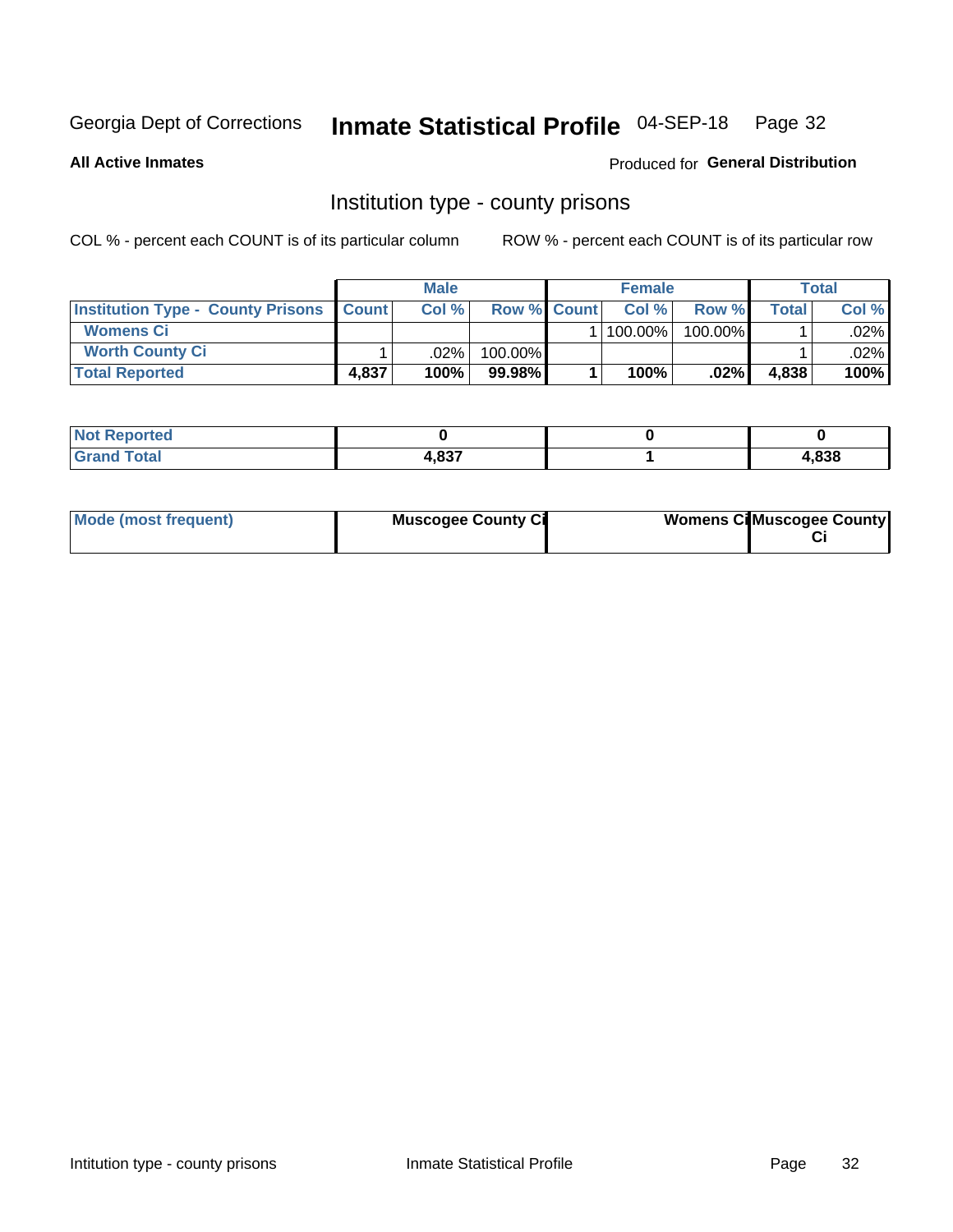Georgia Dept of Corrections **Inmate Statistical Profile** 04-SEP-18

**All Active Inmates**

Produced for **General Distribution**

## Institution type - county prisons

COL % - percent each COUNT is of its particular column

ROW % - percent each COUNT is of its particular row

| | Male | | | Female | | | Total | |
|---|---|---|---|---|---|---|---|---|
| **Institution Type - County Prisons** | **Count** | **Col %** | **Row %** | **Count** | **Col %** | **Row %** | **Total** | **Col %** |
| **Womens Ci** | | | | 1 | 100.00% | 100.00% | 1 | .02% |
| **Worth County Ci** | 1 | .02% | 100.00% | | | | 1 | .02% |
| **Total Reported** | **4,837** | **100%** | **99.98%** | **1** | **100%** | **.02%** | **4,838** | **100%** |

| | Male | Female | Total |
|---|---|---|---|
| **Not Reported** | **0** | **0** | **0** |
| **Grand Total** | **4,837** | **1** | **4,838** |

| | Male | Female | Total |
|---|---|---|---|
| **Mode (most frequent)** | **Muscogee County Ci** | **Womens Ci** | **Muscogee County Ci** |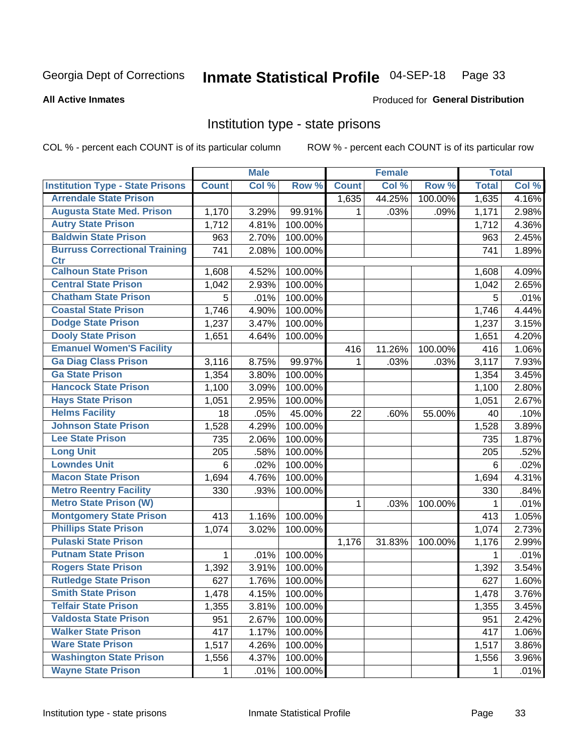Georgia Dept of Corrections **Inmate Statistical Profile** 04-SEP-18 Page 33

**All Active Inmates**

Produced for **General Distribution**

## Institution type - state prisons

COL % - percent each COUNT is of its particular column

ROW % - percent each COUNT is of its particular row

| | Male | | | Female | | | Total | |
|---|---|---|---|---|---|---|---|---|
| **Institution Type - State Prisons** | **Count** | **Col %** | **Row %** | **Count** | **Col %** | **Row %** | **Total** | **Col %** |
| **Arrendale State Prison** | | | | 1,635 | 44.25% | 100.00% | 1,635 | 4.16% |
| **Augusta State Med. Prison** | 1,170 | 3.29% | 99.91% | 1 | .03% | .09% | 1,171 | 2.98% |
| **Autry State Prison** | 1,712 | 4.81% | 100.00% | | | | 1,712 | 4.36% |
| **Baldwin State Prison** | 963 | 2.70% | 100.00% | | | | 963 | 2.45% |
| **Burruss Correctional Training Ctr** | 741 | 2.08% | 100.00% | | | | 741 | 1.89% |
| **Calhoun State Prison** | 1,608 | 4.52% | 100.00% | | | | 1,608 | 4.09% |
| **Central State Prison** | 1,042 | 2.93% | 100.00% | | | | 1,042 | 2.65% |
| **Chatham State Prison** | 5 | .01% | 100.00% | | | | 5 | .01% |
| **Coastal State Prison** | 1,746 | 4.90% | 100.00% | | | | 1,746 | 4.44% |
| **Dodge State Prison** | 1,237 | 3.47% | 100.00% | | | | 1,237 | 3.15% |
| **Dooly State Prison** | 1,651 | 4.64% | 100.00% | | | | 1,651 | 4.20% |
| **Emanuel Women'S Facility** | | | | 416 | 11.26% | 100.00% | 416 | 1.06% |
| **Ga Diag Class Prison** | 3,116 | 8.75% | 99.97% | 1 | .03% | .03% | 3,117 | 7.93% |
| **Ga State Prison** | 1,354 | 3.80% | 100.00% | | | | 1,354 | 3.45% |
| **Hancock State Prison** | 1,100 | 3.09% | 100.00% | | | | 1,100 | 2.80% |
| **Hays State Prison** | 1,051 | 2.95% | 100.00% | | | | 1,051 | 2.67% |
| **Helms Facility** | 18 | .05% | 45.00% | 22 | .60% | 55.00% | 40 | .10% |
| **Johnson State Prison** | 1,528 | 4.29% | 100.00% | | | | 1,528 | 3.89% |
| **Lee State Prison** | 735 | 2.06% | 100.00% | | | | 735 | 1.87% |
| **Long Unit** | 205 | .58% | 100.00% | | | | 205 | .52% |
| **Lowndes Unit** | 6 | .02% | 100.00% | | | | 6 | .02% |
| **Macon State Prison** | 1,694 | 4.76% | 100.00% | | | | 1,694 | 4.31% |
| **Metro Reentry Facility** | 330 | .93% | 100.00% | | | | 330 | .84% |
| **Metro State Prison (W)** | | | | 1 | .03% | 100.00% | 1 | .01% |
| **Montgomery State Prison** | 413 | 1.16% | 100.00% | | | | 413 | 1.05% |
| **Phillips State Prison** | 1,074 | 3.02% | 100.00% | | | | 1,074 | 2.73% |
| **Pulaski State Prison** | | | | 1,176 | 31.83% | 100.00% | 1,176 | 2.99% |
| **Putnam State Prison** | 1 | .01% | 100.00% | | | | 1 | .01% |
| **Rogers State Prison** | 1,392 | 3.91% | 100.00% | | | | 1,392 | 3.54% |
| **Rutledge State Prison** | 627 | 1.76% | 100.00% | | | | 627 | 1.60% |
| **Smith State Prison** | 1,478 | 4.15% | 100.00% | | | | 1,478 | 3.76% |
| **Telfair State Prison** | 1,355 | 3.81% | 100.00% | | | | 1,355 | 3.45% |
| **Valdosta State Prison** | 951 | 2.67% | 100.00% | | | | 951 | 2.42% |
| **Walker State Prison** | 417 | 1.17% | 100.00% | | | | 417 | 1.06% |
| **Ware State Prison** | 1,517 | 4.26% | 100.00% | | | | 1,517 | 3.86% |
| **Washington State Prison** | 1,556 | 4.37% | 100.00% | | | | 1,556 | 3.96% |
| **Wayne State Prison** | 1 | .01% | 100.00% | | | | 1 | .01% |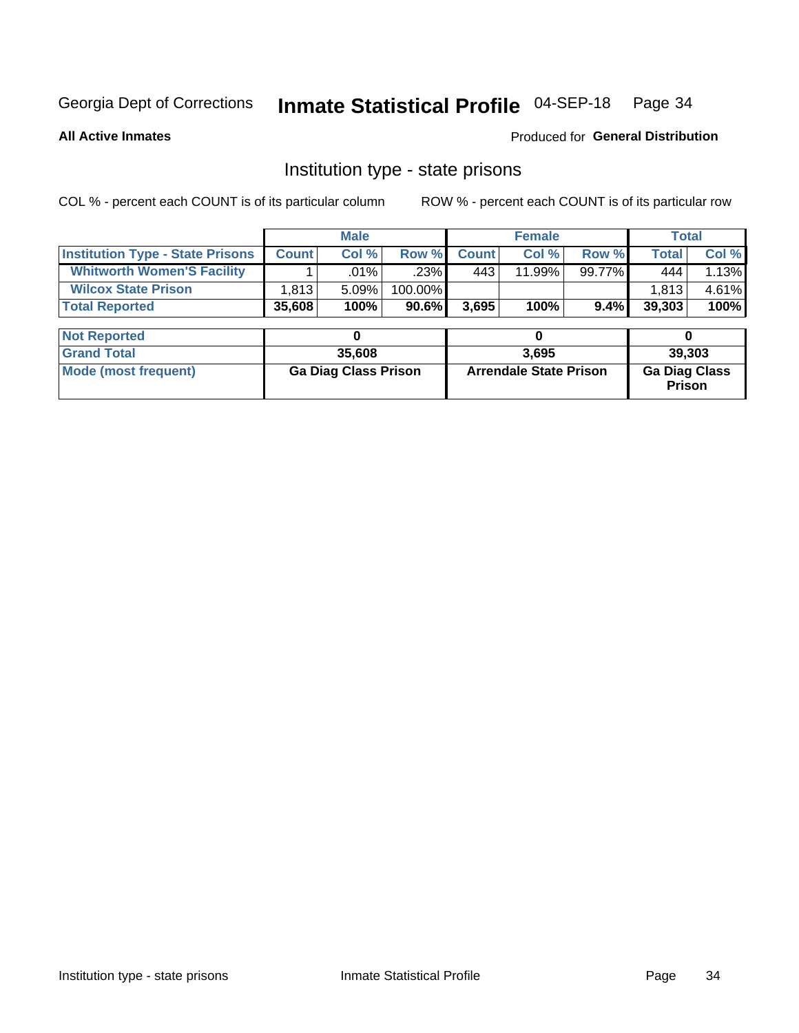Georgia Dept of Corrections **Inmate Statistical Profile** 04-SEP-18

**All Active Inmates**

Produced for **General Distribution**

## Institution type - state prisons

COL % - percent each COUNT is of its particular column ROW % - percent each COUNT is of its particular row

| | Male | | | Female | | | Total | |
|---|---|---|---|---|---|---|---|---|
| **Institution Type - State Prisons** | **Count** | **Col %** | **Row %** | **Count** | **Col %** | **Row %** | **Total** | **Col %** |
| **Whitworth Women'S Facility** | 1 | .01% | .23% | 443 | 11.99% | 99.77% | 444 | 1.13% |
| **Wilcox State Prison** | 1,813 | 5.09% | 100.00% | | | | 1,813 | 4.61% |
| **Total Reported** | **35,608** | **100%** | **90.6%** | **3,695** | **100%** | **9.4%** | **39,303** | **100%** |

| | Male | Female | Total |
|---|---|---|---|
| **Not Reported** | **0** | **0** | **0** |
| **Grand Total** | **35,608** | **3,695** | **39,303** |
| **Mode (most frequent)** | **Ga Diag Class Prison** | **Arrendale State Prison** | **Ga Diag Class Prison** |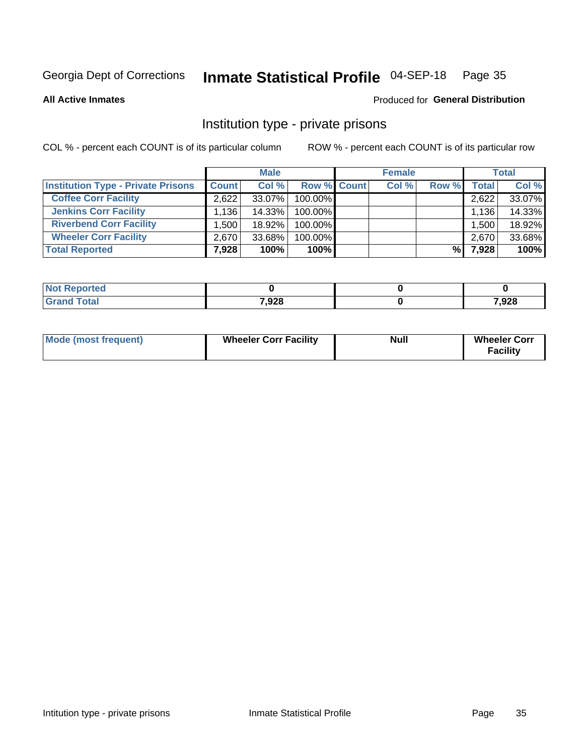Georgia Dept of Corrections **Inmate Statistical Profile** 04-SEP-18

**All Active Inmates**

Produced for **General Distribution**

## Institution type - private prisons

COL % - percent each COUNT is of its particular column

ROW % - percent each COUNT is of its particular row

| | Male | | | Female | | | Total | |
|---|---|---|---|---|---|---|---|---|
| **Institution Type - Private Prisons** | **Count** | **Col %** | **Row %** | **Count** | **Col %** | **Row %** | **Total** | **Col %** |
| **Coffee Corr Facility** | 2,622 | 33.07% | 100.00% | | | | 2,622 | 33.07% |
| **Jenkins Corr Facility** | 1,136 | 14.33% | 100.00% | | | | 1,136 | 14.33% |
| **Riverbend Corr Facility** | 1,500 | 18.92% | 100.00% | | | | 1,500 | 18.92% |
| **Wheeler Corr Facility** | 2,670 | 33.68% | 100.00% | | | | 2,670 | 33.68% |
| **Total Reported** | **7,928** | **100%** | **100%** | | | **%** | **7,928** | **100%** |

| | Male | Female | Total |
|---|---|---|---|
| **Not Reported** | **0** | **0** | **0** |
| **Grand Total** | **7,928** | **0** | **7,928** |

| | Male | Female | Total |
|---|---|---|---|
| **Mode (most frequent)** | **Wheeler Corr Facility** | **Null** | **Wheeler Corr Facility** |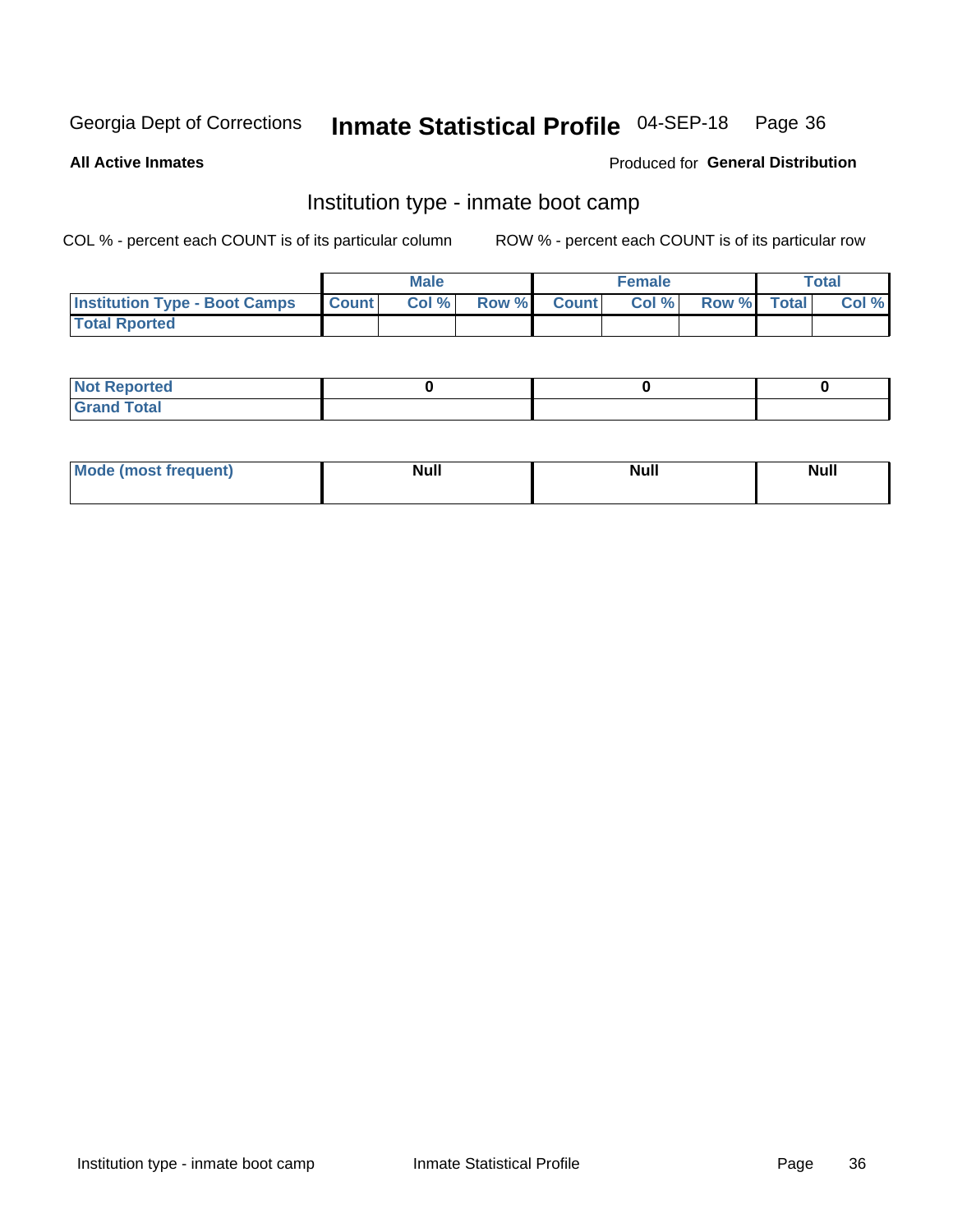Georgia Dept of Corrections **Inmate Statistical Profile** 04-SEP-18

**All Active Inmates**

Produced for **General Distribution**

## Institution type - inmate boot camp

COL % - percent each COUNT is of its particular column

ROW % - percent each COUNT is of its particular row

| | Male | | | Female | | | Total | |
|---|---|---|---|---|---|---|---|---|
| **Institution Type - Boot Camps** | **Count** | **Col %** | **Row %** | **Count** | **Col %** | **Row %** | **Total** | **Col %** |
| **Total Rported** | | | | | | | | |

| | Male | Female | Total |
|---|---|---|---|
| **Not Reported** | 0 | 0 | 0 |
| **Grand Total** | | | |

| | Male | Female | Total |
|---|---|---|---|
| **Mode (most frequent)** | Null | Null | Null |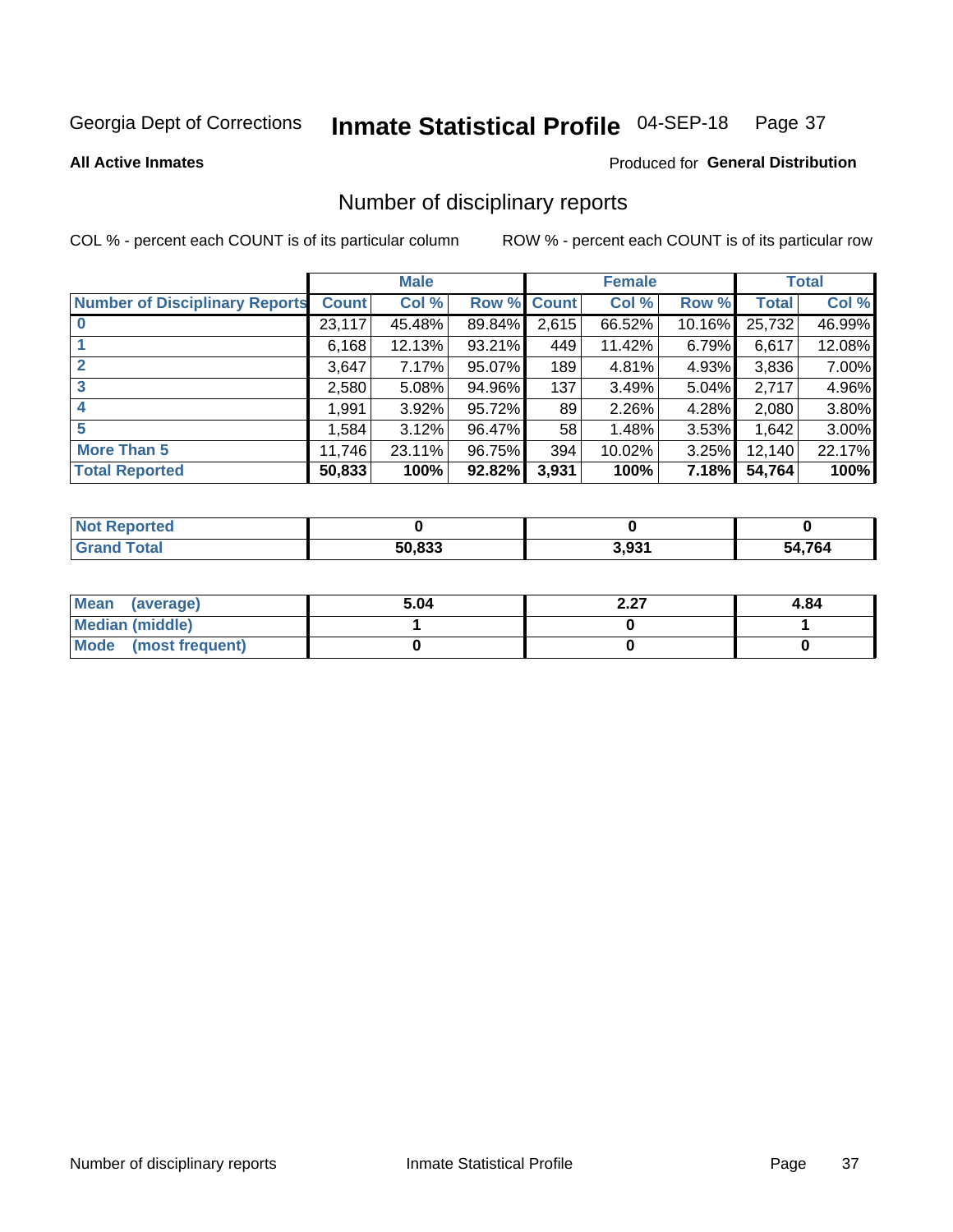Georgia Dept of Corrections **Inmate Statistical Profile** 04-SEP-18

**All Active Inmates**

Produced for **General Distribution**

## Number of disciplinary reports

COL % - percent each COUNT is of its particular column

ROW % - percent each COUNT is of its particular row

| | Male | | | Female | | | Total | |
|---|---|---|---|---|---|---|---|---|
| Number of Disciplinary Reports | Count | Col % | Row % | Count | Col % | Row % | Total | Col % |
| 0 | 23,117 | 45.48% | 89.84% | 2,615 | 66.52% | 10.16% | 25,732 | 46.99% |
| 1 | 6,168 | 12.13% | 93.21% | 449 | 11.42% | 6.79% | 6,617 | 12.08% |
| 2 | 3,647 | 7.17% | 95.07% | 189 | 4.81% | 4.93% | 3,836 | 7.00% |
| 3 | 2,580 | 5.08% | 94.96% | 137 | 3.49% | 5.04% | 2,717 | 4.96% |
| 4 | 1,991 | 3.92% | 95.72% | 89 | 2.26% | 4.28% | 2,080 | 3.80% |
| 5 | 1,584 | 3.12% | 96.47% | 58 | 1.48% | 3.53% | 1,642 | 3.00% |
| More Than 5 | 11,746 | 23.11% | 96.75% | 394 | 10.02% | 3.25% | 12,140 | 22.17% |
| **Total Reported** | **50,833** | **100%** | **92.82%** | **3,931** | **100%** | **7.18%** | **54,764** | **100%** |

| | Male | Female | Total |
|---|---|---|---|
| Not Reported | 0 | 0 | 0 |
| Grand Total | 50,833 | 3,931 | 54,764 |

| | Male | Female | Total |
|---|---|---|---|
| Mean (average) | 5.04 | 2.27 | 4.84 |
| Median (middle) | 1 | 0 | 1 |
| Mode (most frequent) | 0 | 0 | 0 |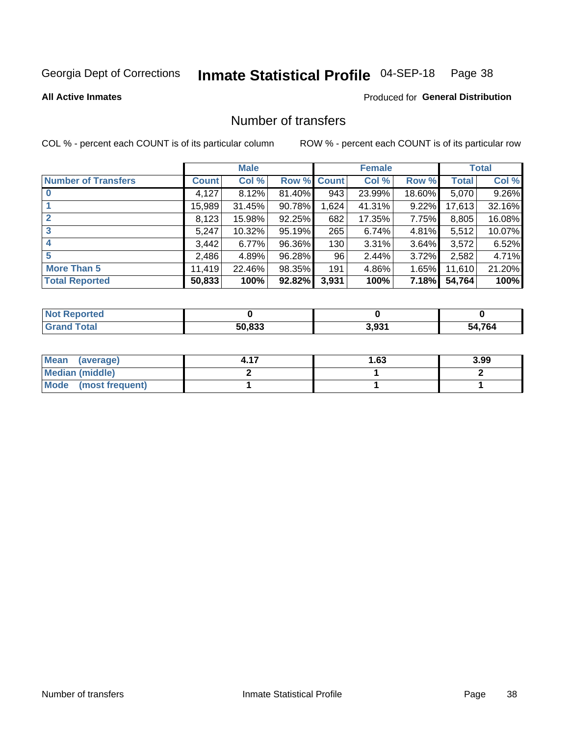Georgia Dept of Corrections **Inmate Statistical Profile** 04-SEP-18

**All Active Inmates**

Produced for **General Distribution**

## Number of transfers

COL % - percent each COUNT is of its particular column ROW % - percent each COUNT is of its particular row

| | Male | | | Female | | | Total | |
|---|---|---|---|---|---|---|---|---|
| **Number of Transfers** | **Count** | **Col %** | **Row %** | **Count** | **Col %** | **Row %** | **Total** | **Col %** |
| **0** | 4,127 | 8.12% | 81.40% | 943 | 23.99% | 18.60% | 5,070 | 9.26% |
| **1** | 15,989 | 31.45% | 90.78% | 1,624 | 41.31% | 9.22% | 17,613 | 32.16% |
| **2** | 8,123 | 15.98% | 92.25% | 682 | 17.35% | 7.75% | 8,805 | 16.08% |
| **3** | 5,247 | 10.32% | 95.19% | 265 | 6.74% | 4.81% | 5,512 | 10.07% |
| **4** | 3,442 | 6.77% | 96.36% | 130 | 3.31% | 3.64% | 3,572 | 6.52% |
| **5** | 2,486 | 4.89% | 96.28% | 96 | 2.44% | 3.72% | 2,582 | 4.71% |
| **More Than 5** | 11,419 | 22.46% | 98.35% | 191 | 4.86% | 1.65% | 11,610 | 21.20% |
| **Total Reported** | **50,833** | **100%** | **92.82%** | **3,931** | **100%** | **7.18%** | **54,764** | **100%** |

| | Male | Female | Total |
|---|---|---|---|
| **Not Reported** | **0** | **0** | **0** |
| **Grand Total** | **50,833** | **3,931** | **54,764** |

| | Male | Female | Total |
|---|---|---|---|
| **Mean (average)** | **4.17** | **1.63** | **3.99** |
| **Median (middle)** | **2** | **1** | **2** |
| **Mode (most frequent)** | **1** | **1** | **1** |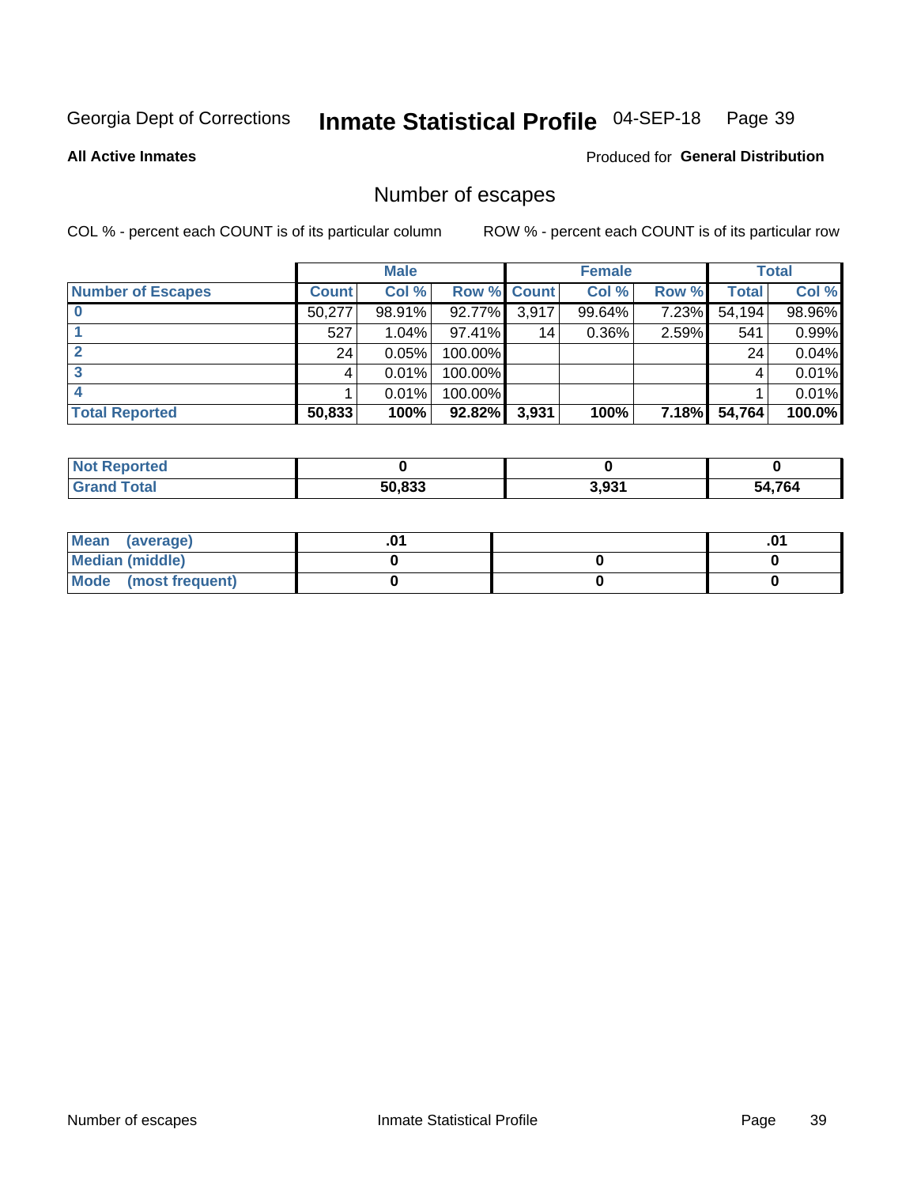Georgia Dept of Corrections **Inmate Statistical Profile** 04-SEP-18

**All Active Inmates**

Produced for **General Distribution**

## Number of escapes

COL % - percent each COUNT is of its particular column

ROW % - percent each COUNT is of its particular row

| | Male | | | Female | | | Total | |
|---|---|---|---|---|---|---|---|---|
| **Number of Escapes** | **Count** | **Col %** | **Row %** | **Count** | **Col %** | **Row %** | **Total** | **Col %** |
| **0** | 50,277 | 98.91% | 92.77% | 3,917 | 99.64% | 7.23% | 54,194 | 98.96% |
| **1** | 527 | 1.04% | 97.41% | 14 | 0.36% | 2.59% | 541 | 0.99% |
| **2** | 24 | 0.05% | 100.00% | | | | 24 | 0.04% |
| **3** | 4 | 0.01% | 100.00% | | | | 4 | 0.01% |
| **4** | 1 | 0.01% | 100.00% | | | | 1 | 0.01% |
| **Total Reported** | **50,833** | **100%** | **92.82%** | **3,931** | **100%** | **7.18%** | **54,764** | **100.0%** |

| | Male | Female | Total |
|---|---|---|---|
| **Not Reported** | **0** | **0** | **0** |
| **Grand Total** | **50,833** | **3,931** | **54,764** |

| | Male | Female | Total |
|---|---|---|---|
| **Mean (average)** | **.01** | | **.01** |
| **Median (middle)** | **0** | **0** | **0** |
| **Mode (most frequent)** | **0** | **0** | **0** |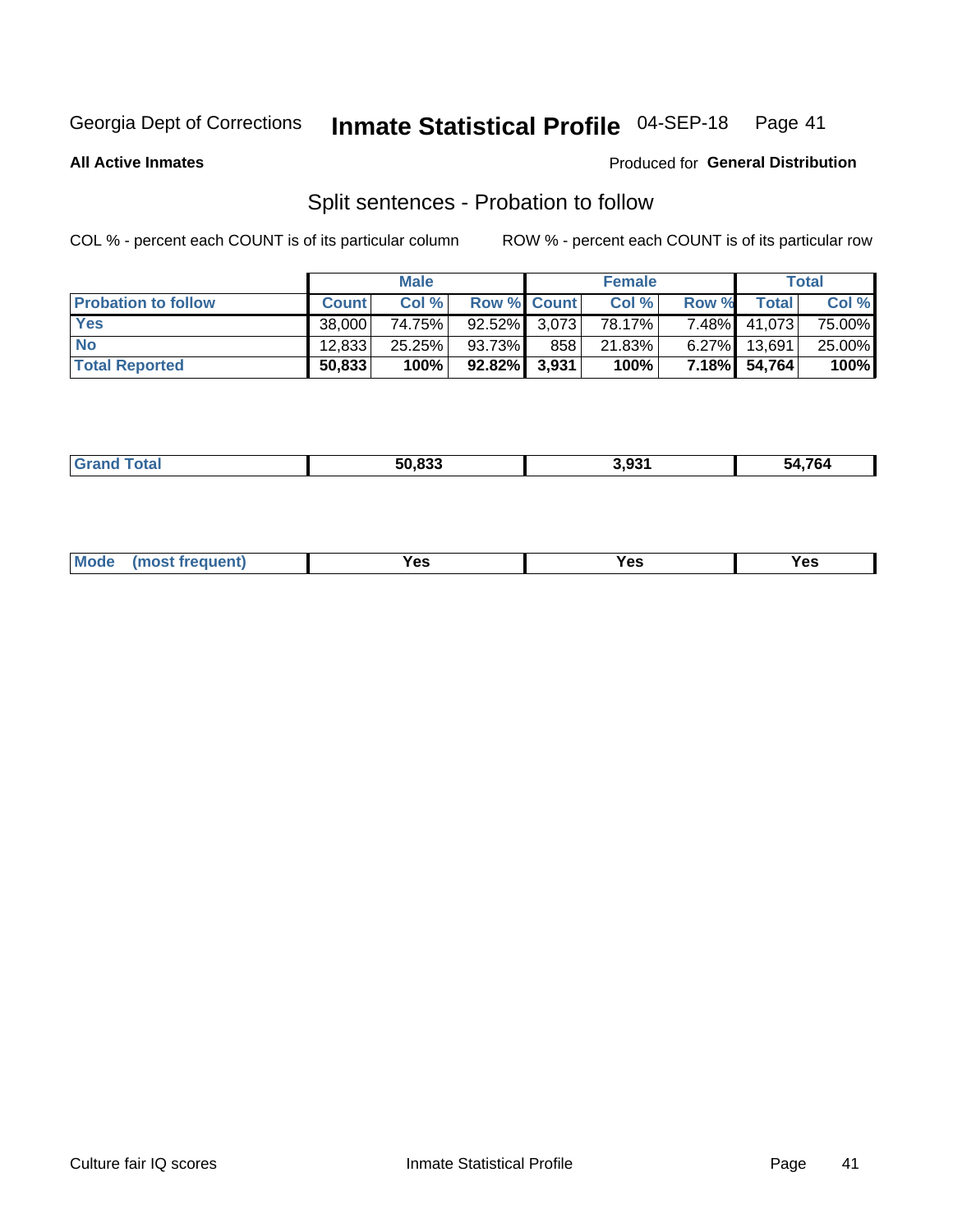Georgia Dept of Corrections **Inmate Statistical Profile** 04-SEP-18

**All Active Inmates**

Produced for **General Distribution**

## Split sentences - Probation to follow

COL % - percent each COUNT is of its particular column

ROW % - percent each COUNT is of its particular row

| | Male | | | Female | | | Total | |
|---|---|---|---|---|---|---|---|---|
| **Probation to follow** | **Count** | **Col %** | **Row %** | **Count** | **Col %** | **Row %** | **Total** | **Col %** |
| **Yes** | 38,000 | 74.75% | 92.52% | 3,073 | 78.17% | 7.48% | 41,073 | 75.00% |
| **No** | 12,833 | 25.25% | 93.73% | 858 | 21.83% | 6.27% | 13,691 | 25.00% |
| **Total Reported** | **50,833** | **100%** | **92.82%** | **3,931** | **100%** | **7.18%** | **54,764** | **100%** |

| | | | |
|---|---|---|---|
| **Grand Total** | **50,833** | **3,931** | **54,764** |

| | | | |
|---|---|---|---|
| **Mode (most frequent)** | **Yes** | **Yes** | **Yes** |

Culture fair IQ scores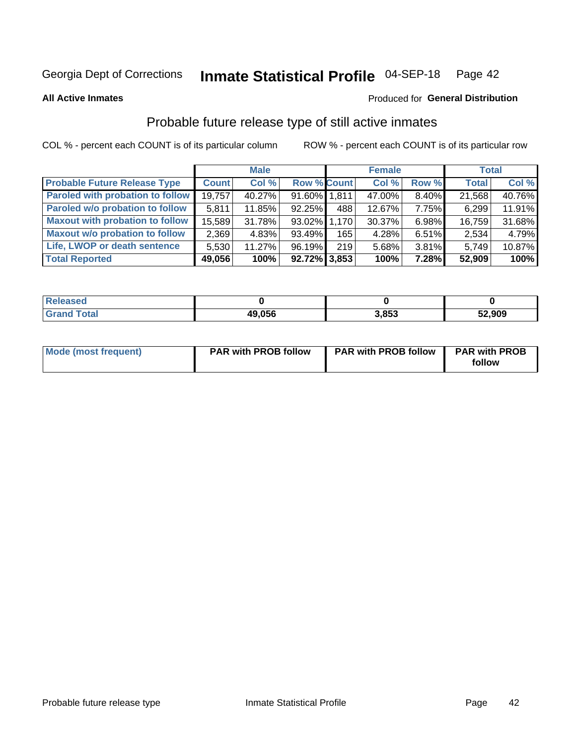Georgia Dept of Corrections **Inmate Statistical Profile** 04-SEP-18

**All Active Inmates**

Produced for **General Distribution**

## Probable future release type of still active inmates

COL % - percent each COUNT is of its particular column ROW % - percent each COUNT is of its particular row

| | Male | | | Female | | | Total | |
|---|---|---|---|---|---|---|---|---|
| **Probable Future Release Type** | **Count** | **Col %** | **Row %** | **Count** | **Col %** | **Row %** | **Total** | **Col %** |
| Paroled with probation to follow | 19,757 | 40.27% | 91.60% | 1,811 | 47.00% | 8.40% | 21,568 | 40.76% |
| Paroled w/o probation to follow | 5,811 | 11.85% | 92.25% | 488 | 12.67% | 7.75% | 6,299 | 11.91% |
| Maxout with probation to follow | 15,589 | 31.78% | 93.02% | 1,170 | 30.37% | 6.98% | 16,759 | 31.68% |
| Maxout w/o probation to follow | 2,369 | 4.83% | 93.49% | 165 | 4.28% | 6.51% | 2,534 | 4.79% |
| Life, LWOP or death sentence | 5,530 | 11.27% | 96.19% | 219 | 5.68% | 3.81% | 5,749 | 10.87% |
| **Total Reported** | **49,056** | **100%** | **92.72%** | **3,853** | **100%** | **7.28%** | **52,909** | **100%** |

| | Male | Female | Total |
|---|---|---|---|
| Released | **0** | **0** | **0** |
| Grand Total | **49,056** | **3,853** | **52,909** |

| | Male | Female | Total |
|---|---|---|---|
| Mode (most frequent) | **PAR with PROB follow** | **PAR with PROB follow** | **PAR with PROB follow** |

Probable future release type Inmate Statistical Profile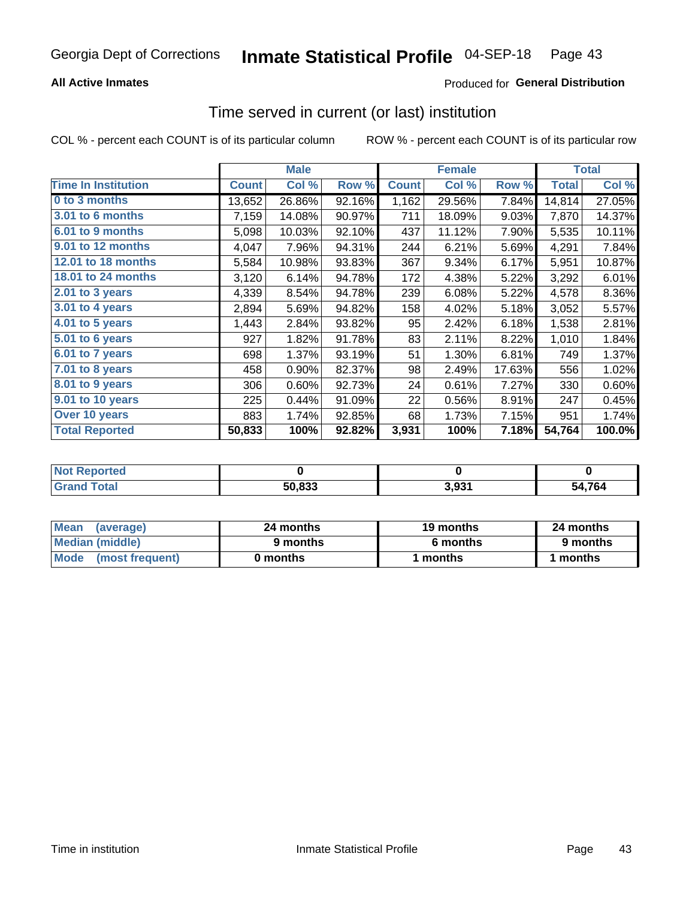# Inmate Statistical Profile

Georgia Dept of Corrections — 04-SEP-18

**All Active Inmates** — Produced for **General Distribution**

## Time served in current (or last) institution

COL % - percent each COUNT is of its particular column    ROW % - percent each COUNT is of its particular row

| | Male | | | Female | | | Total | |
|---|---|---|---|---|---|---|---|---|
| **Time In Institution** | **Count** | **Col %** | **Row %** | **Count** | **Col %** | **Row %** | **Total** | **Col %** |
| **0 to 3 months** | 13,652 | 26.86% | 92.16% | 1,162 | 29.56% | 7.84% | 14,814 | 27.05% |
| **3.01 to 6 months** | 7,159 | 14.08% | 90.97% | 711 | 18.09% | 9.03% | 7,870 | 14.37% |
| **6.01 to 9 months** | 5,098 | 10.03% | 92.10% | 437 | 11.12% | 7.90% | 5,535 | 10.11% |
| **9.01 to 12 months** | 4,047 | 7.96% | 94.31% | 244 | 6.21% | 5.69% | 4,291 | 7.84% |
| **12.01 to 18 months** | 5,584 | 10.98% | 93.83% | 367 | 9.34% | 6.17% | 5,951 | 10.87% |
| **18.01 to 24 months** | 3,120 | 6.14% | 94.78% | 172 | 4.38% | 5.22% | 3,292 | 6.01% |
| **2.01 to 3 years** | 4,339 | 8.54% | 94.78% | 239 | 6.08% | 5.22% | 4,578 | 8.36% |
| **3.01 to 4 years** | 2,894 | 5.69% | 94.82% | 158 | 4.02% | 5.18% | 3,052 | 5.57% |
| **4.01 to 5 years** | 1,443 | 2.84% | 93.82% | 95 | 2.42% | 6.18% | 1,538 | 2.81% |
| **5.01 to 6 years** | 927 | 1.82% | 91.78% | 83 | 2.11% | 8.22% | 1,010 | 1.84% |
| **6.01 to 7 years** | 698 | 1.37% | 93.19% | 51 | 1.30% | 6.81% | 749 | 1.37% |
| **7.01 to 8 years** | 458 | 0.90% | 82.37% | 98 | 2.49% | 17.63% | 556 | 1.02% |
| **8.01 to 9 years** | 306 | 0.60% | 92.73% | 24 | 0.61% | 7.27% | 330 | 0.60% |
| **9.01 to 10 years** | 225 | 0.44% | 91.09% | 22 | 0.56% | 8.91% | 247 | 0.45% |
| **Over 10 years** | 883 | 1.74% | 92.85% | 68 | 1.73% | 7.15% | 951 | 1.74% |
| **Total Reported** | **50,833** | **100%** | **92.82%** | **3,931** | **100%** | **7.18%** | **54,764** | **100.0%** |

| | Male | Female | Total |
|---|---|---|---|
| **Not Reported** | **0** | **0** | **0** |
| **Grand Total** | **50,833** | **3,931** | **54,764** |

| | Male | Female | Total |
|---|---|---|---|
| **Mean (average)** | **24 months** | **19 months** | **24 months** |
| **Median (middle)** | **9 months** | **6 months** | **9 months** |
| **Mode (most frequent)** | **0 months** | **1 months** | **1 months** |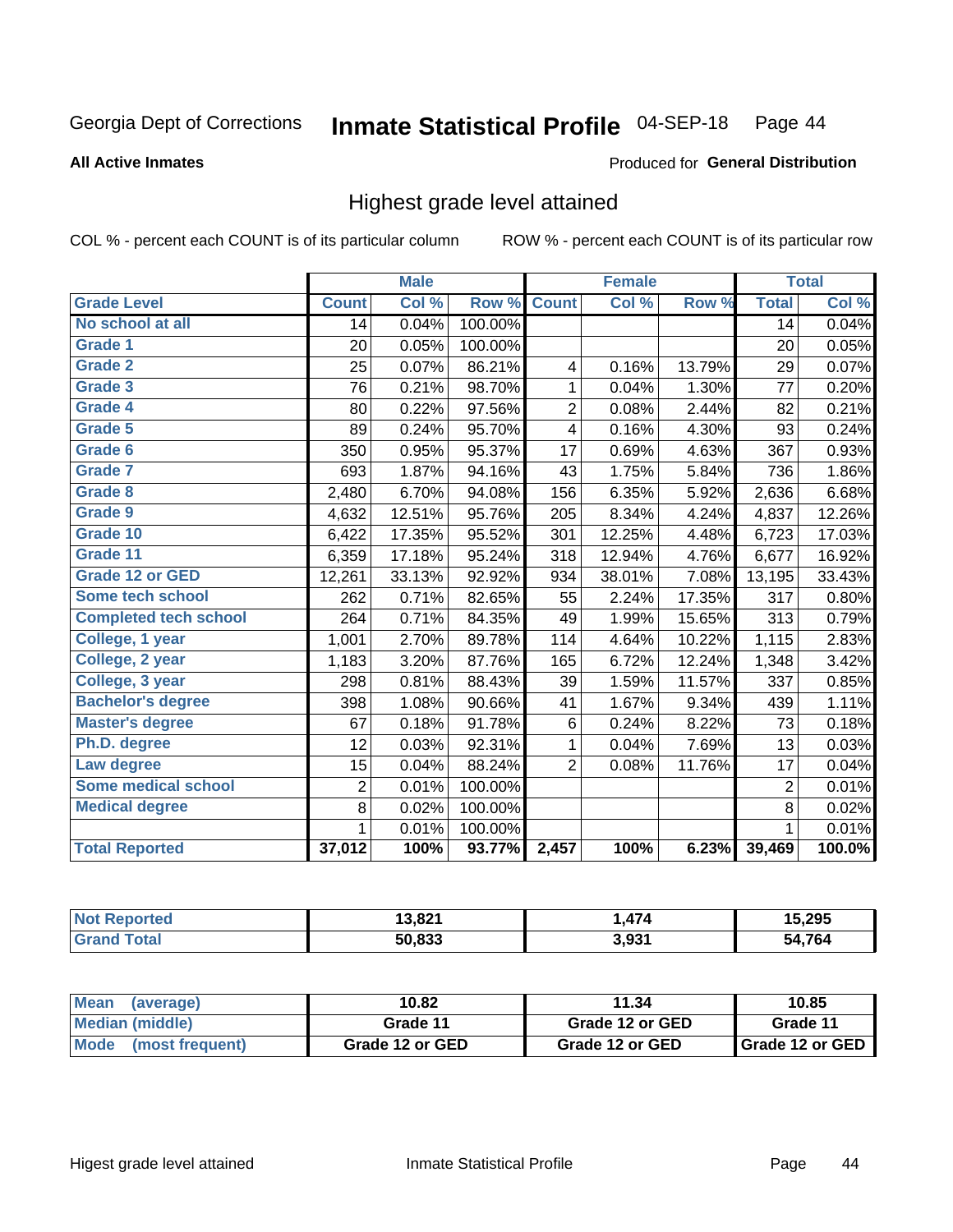Georgia Dept of Corrections **Inmate Statistical Profile** 04-SEP-18

**All Active Inmates**

Produced for **General Distribution**

## Highest grade level attained

COL % - percent each COUNT is of its particular column     ROW % - percent each COUNT is of its particular row

| | Male | | | Female | | | Total | |
|---|---|---|---|---|---|---|---|---|
| **Grade Level** | **Count** | **Col %** | **Row %** | **Count** | **Col %** | **Row %** | **Total** | **Col %** |
| No school at all | 14 | 0.04% | 100.00% | | | | 14 | 0.04% |
| Grade 1 | 20 | 0.05% | 100.00% | | | | 20 | 0.05% |
| Grade 2 | 25 | 0.07% | 86.21% | 4 | 0.16% | 13.79% | 29 | 0.07% |
| Grade 3 | 76 | 0.21% | 98.70% | 1 | 0.04% | 1.30% | 77 | 0.20% |
| Grade 4 | 80 | 0.22% | 97.56% | 2 | 0.08% | 2.44% | 82 | 0.21% |
| Grade 5 | 89 | 0.24% | 95.70% | 4 | 0.16% | 4.30% | 93 | 0.24% |
| Grade 6 | 350 | 0.95% | 95.37% | 17 | 0.69% | 4.63% | 367 | 0.93% |
| Grade 7 | 693 | 1.87% | 94.16% | 43 | 1.75% | 5.84% | 736 | 1.86% |
| Grade 8 | 2,480 | 6.70% | 94.08% | 156 | 6.35% | 5.92% | 2,636 | 6.68% |
| Grade 9 | 4,632 | 12.51% | 95.76% | 205 | 8.34% | 4.24% | 4,837 | 12.26% |
| Grade 10 | 6,422 | 17.35% | 95.52% | 301 | 12.25% | 4.48% | 6,723 | 17.03% |
| Grade 11 | 6,359 | 17.18% | 95.24% | 318 | 12.94% | 4.76% | 6,677 | 16.92% |
| Grade 12 or GED | 12,261 | 33.13% | 92.92% | 934 | 38.01% | 7.08% | 13,195 | 33.43% |
| Some tech school | 262 | 0.71% | 82.65% | 55 | 2.24% | 17.35% | 317 | 0.80% |
| Completed tech school | 264 | 0.71% | 84.35% | 49 | 1.99% | 15.65% | 313 | 0.79% |
| College, 1 year | 1,001 | 2.70% | 89.78% | 114 | 4.64% | 10.22% | 1,115 | 2.83% |
| College, 2 year | 1,183 | 3.20% | 87.76% | 165 | 6.72% | 12.24% | 1,348 | 3.42% |
| College, 3 year | 298 | 0.81% | 88.43% | 39 | 1.59% | 11.57% | 337 | 0.85% |
| Bachelor's degree | 398 | 1.08% | 90.66% | 41 | 1.67% | 9.34% | 439 | 1.11% |
| Master's degree | 67 | 0.18% | 91.78% | 6 | 0.24% | 8.22% | 73 | 0.18% |
| Ph.D. degree | 12 | 0.03% | 92.31% | 1 | 0.04% | 7.69% | 13 | 0.03% |
| Law degree | 15 | 0.04% | 88.24% | 2 | 0.08% | 11.76% | 17 | 0.04% |
| Some medical school | 2 | 0.01% | 100.00% | | | | 2 | 0.01% |
| Medical degree | 8 | 0.02% | 100.00% | | | | 8 | 0.02% |
| | 1 | 0.01% | 100.00% | | | | 1 | 0.01% |
| **Total Reported** | **37,012** | **100%** | **93.77%** | **2,457** | **100%** | **6.23%** | **39,469** | **100.0%** |

| | Male | Female | Total |
|---|---|---|---|
| Not Reported | 13,821 | 1,474 | 15,295 |
| Grand Total | 50,833 | 3,931 | 54,764 |

| | Male | Female | Total |
|---|---|---|---|
| Mean (average) | 10.82 | 11.34 | 10.85 |
| Median (middle) | Grade 11 | Grade 12 or GED | Grade 11 |
| Mode (most frequent) | Grade 12 or GED | Grade 12 or GED | Grade 12 or GED |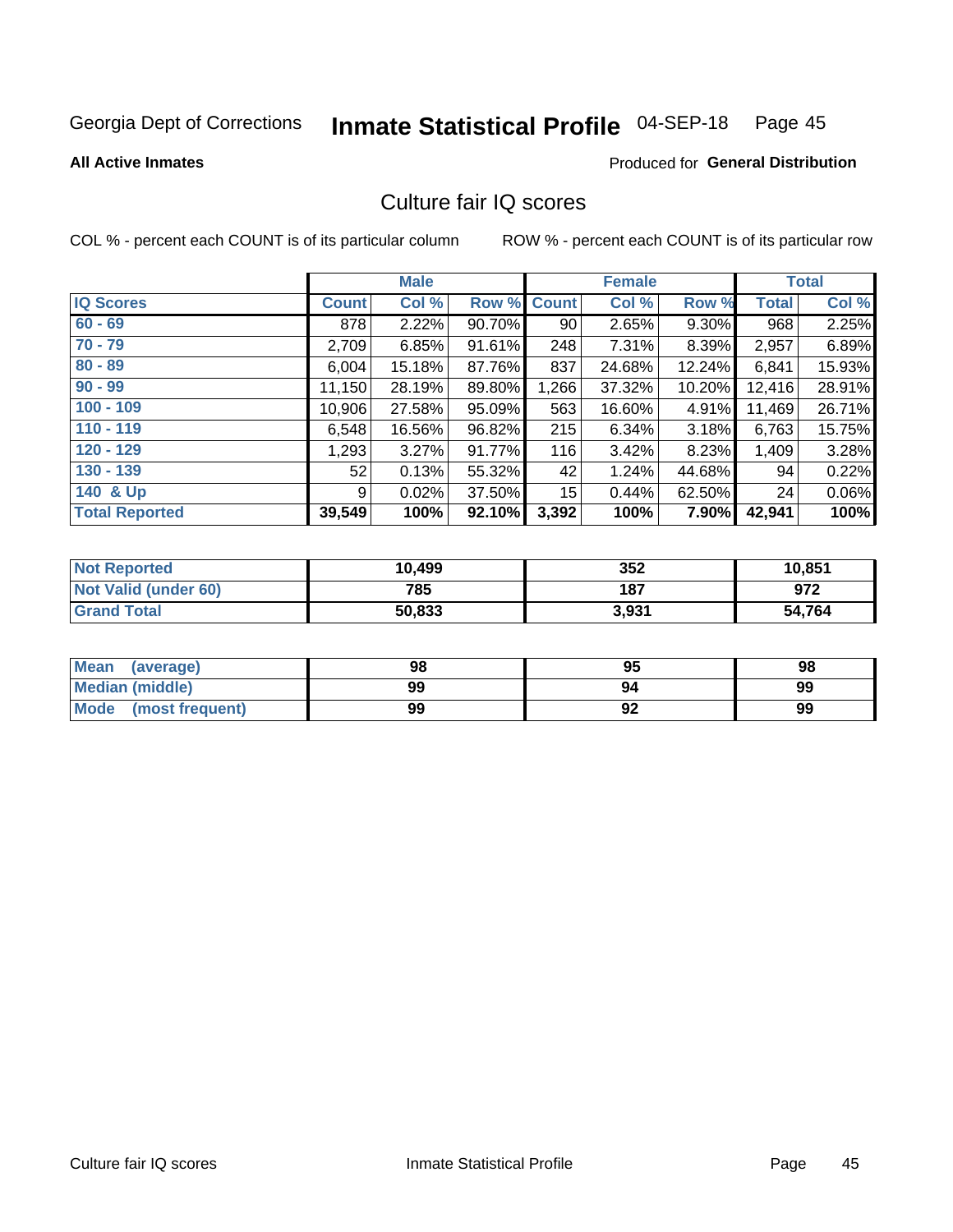Georgia Dept of Corrections **Inmate Statistical Profile** 04-SEP-18 Page 45

**All Active Inmates**

Produced for **General Distribution**

## Culture fair IQ scores

COL % - percent each COUNT is of its particular column

ROW % - percent each COUNT is of its particular row

| | Male | | | Female | | | Total | |
|---|---|---|---|---|---|---|---|---|
| **IQ Scores** | **Count** | **Col %** | **Row %** | **Count** | **Col %** | **Row %** | **Total** | **Col %** |
| 60 - 69 | 878 | 2.22% | 90.70% | 90 | 2.65% | 9.30% | 968 | 2.25% |
| 70 - 79 | 2,709 | 6.85% | 91.61% | 248 | 7.31% | 8.39% | 2,957 | 6.89% |
| 80 - 89 | 6,004 | 15.18% | 87.76% | 837 | 24.68% | 12.24% | 6,841 | 15.93% |
| 90 - 99 | 11,150 | 28.19% | 89.80% | 1,266 | 37.32% | 10.20% | 12,416 | 28.91% |
| 100 - 109 | 10,906 | 27.58% | 95.09% | 563 | 16.60% | 4.91% | 11,469 | 26.71% |
| 110 - 119 | 6,548 | 16.56% | 96.82% | 215 | 6.34% | 3.18% | 6,763 | 15.75% |
| 120 - 129 | 1,293 | 3.27% | 91.77% | 116 | 3.42% | 8.23% | 1,409 | 3.28% |
| 130 - 139 | 52 | 0.13% | 55.32% | 42 | 1.24% | 44.68% | 94 | 0.22% |
| 140 & Up | 9 | 0.02% | 37.50% | 15 | 0.44% | 62.50% | 24 | 0.06% |
| **Total Reported** | **39,549** | **100%** | **92.10%** | **3,392** | **100%** | **7.90%** | **42,941** | **100%** |

| | Male | Female | Total |
|---|---|---|---|
| Not Reported | 10,499 | 352 | 10,851 |
| Not Valid (under 60) | 785 | 187 | 972 |
| Grand Total | 50,833 | 3,931 | 54,764 |

| | Male | Female | Total |
|---|---|---|---|
| Mean (average) | 98 | 95 | 98 |
| Median (middle) | 99 | 94 | 99 |
| Mode (most frequent) | 99 | 92 | 99 |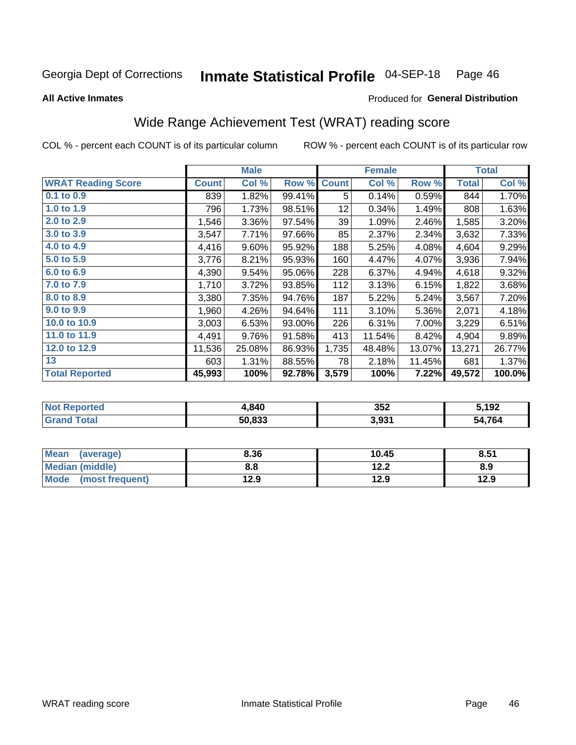Georgia Dept of Corrections **Inmate Statistical Profile** 04-SEP-18 Page 46

**All Active Inmates**

Produced for **General Distribution**

## Wide Range Achievement Test (WRAT) reading score

COL % - percent each COUNT is of its particular column ROW % - percent each COUNT is of its particular row

| | Male | | | Female | | | Total | |
|---|---|---|---|---|---|---|---|---|
| **WRAT Reading Score** | **Count** | **Col %** | **Row %** | **Count** | **Col %** | **Row %** | **Total** | **Col %** |
| 0.1 to 0.9 | 839 | 1.82% | 99.41% | 5 | 0.14% | 0.59% | 844 | 1.70% |
| 1.0 to 1.9 | 796 | 1.73% | 98.51% | 12 | 0.34% | 1.49% | 808 | 1.63% |
| 2.0 to 2.9 | 1,546 | 3.36% | 97.54% | 39 | 1.09% | 2.46% | 1,585 | 3.20% |
| 3.0 to 3.9 | 3,547 | 7.71% | 97.66% | 85 | 2.37% | 2.34% | 3,632 | 7.33% |
| 4.0 to 4.9 | 4,416 | 9.60% | 95.92% | 188 | 5.25% | 4.08% | 4,604 | 9.29% |
| 5.0 to 5.9 | 3,776 | 8.21% | 95.93% | 160 | 4.47% | 4.07% | 3,936 | 7.94% |
| 6.0 to 6.9 | 4,390 | 9.54% | 95.06% | 228 | 6.37% | 4.94% | 4,618 | 9.32% |
| 7.0 to 7.9 | 1,710 | 3.72% | 93.85% | 112 | 3.13% | 6.15% | 1,822 | 3.68% |
| 8.0 to 8.9 | 3,380 | 7.35% | 94.76% | 187 | 5.22% | 5.24% | 3,567 | 7.20% |
| 9.0 to 9.9 | 1,960 | 4.26% | 94.64% | 111 | 3.10% | 5.36% | 2,071 | 4.18% |
| 10.0 to 10.9 | 3,003 | 6.53% | 93.00% | 226 | 6.31% | 7.00% | 3,229 | 6.51% |
| 11.0 to 11.9 | 4,491 | 9.76% | 91.58% | 413 | 11.54% | 8.42% | 4,904 | 9.89% |
| 12.0 to 12.9 | 11,536 | 25.08% | 86.93% | 1,735 | 48.48% | 13.07% | 13,271 | 26.77% |
| 13 | 603 | 1.31% | 88.55% | 78 | 2.18% | 11.45% | 681 | 1.37% |
| **Total Reported** | **45,993** | **100%** | **92.78%** | **3,579** | **100%** | **7.22%** | **49,572** | **100.0%** |

| | Male | Female | Total |
|---|---|---|---|
| Not Reported | **4,840** | **352** | **5,192** |
| Grand Total | **50,833** | **3,931** | **54,764** |

| | Male | Female | Total |
|---|---|---|---|
| Mean (average) | **8.36** | **10.45** | **8.51** |
| Median (middle) | **8.8** | **12.2** | **8.9** |
| Mode (most frequent) | **12.9** | **12.9** | **12.9** |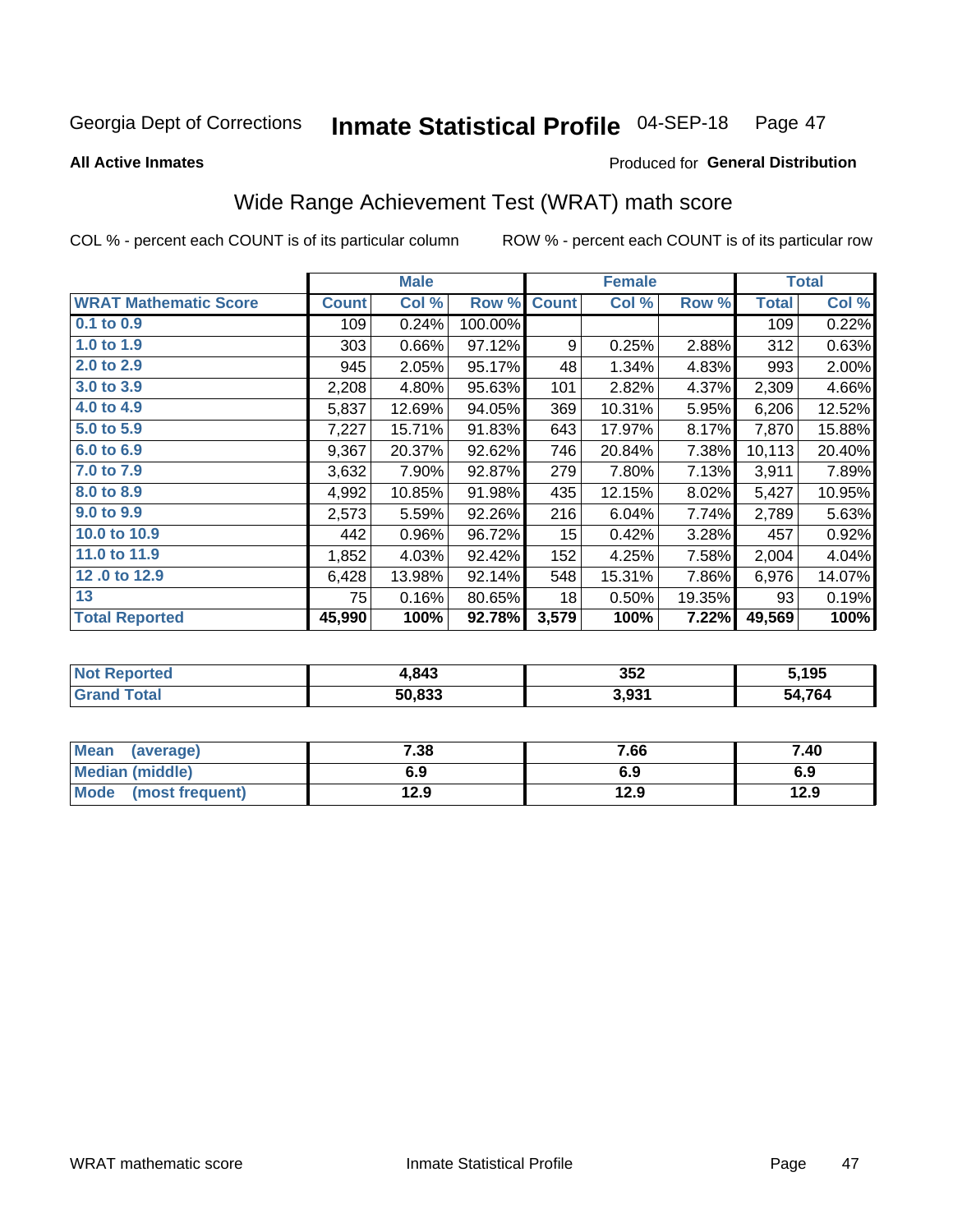Georgia Dept of Corrections **Inmate Statistical Profile** 04-SEP-18

**All Active Inmates**

Produced for **General Distribution**

## Wide Range Achievement Test (WRAT) math score

COL % - percent each COUNT is of its particular column ROW % - percent each COUNT is of its particular row

| | Male | | | Female | | | Total | |
|---|---|---|---|---|---|---|---|---|
| **WRAT Mathematic Score** | **Count** | **Col %** | **Row %** | **Count** | **Col %** | **Row %** | **Total** | **Col %** |
| 0.1 to 0.9 | 109 | 0.24% | 100.00% | | | | 109 | 0.22% |
| 1.0 to 1.9 | 303 | 0.66% | 97.12% | 9 | 0.25% | 2.88% | 312 | 0.63% |
| 2.0 to 2.9 | 945 | 2.05% | 95.17% | 48 | 1.34% | 4.83% | 993 | 2.00% |
| 3.0 to 3.9 | 2,208 | 4.80% | 95.63% | 101 | 2.82% | 4.37% | 2,309 | 4.66% |
| 4.0 to 4.9 | 5,837 | 12.69% | 94.05% | 369 | 10.31% | 5.95% | 6,206 | 12.52% |
| 5.0 to 5.9 | 7,227 | 15.71% | 91.83% | 643 | 17.97% | 8.17% | 7,870 | 15.88% |
| 6.0 to 6.9 | 9,367 | 20.37% | 92.62% | 746 | 20.84% | 7.38% | 10,113 | 20.40% |
| 7.0 to 7.9 | 3,632 | 7.90% | 92.87% | 279 | 7.80% | 7.13% | 3,911 | 7.89% |
| 8.0 to 8.9 | 4,992 | 10.85% | 91.98% | 435 | 12.15% | 8.02% | 5,427 | 10.95% |
| 9.0 to 9.9 | 2,573 | 5.59% | 92.26% | 216 | 6.04% | 7.74% | 2,789 | 5.63% |
| 10.0 to 10.9 | 442 | 0.96% | 96.72% | 15 | 0.42% | 3.28% | 457 | 0.92% |
| 11.0 to 11.9 | 1,852 | 4.03% | 92.42% | 152 | 4.25% | 7.58% | 2,004 | 4.04% |
| 12 .0 to 12.9 | 6,428 | 13.98% | 92.14% | 548 | 15.31% | 7.86% | 6,976 | 14.07% |
| 13 | 75 | 0.16% | 80.65% | 18 | 0.50% | 19.35% | 93 | 0.19% |
| **Total Reported** | **45,990** | **100%** | **92.78%** | **3,579** | **100%** | **7.22%** | **49,569** | **100%** |

| | Male | Female | Total |
|---|---|---|---|
| **Not Reported** | **4,843** | **352** | **5,195** |
| **Grand Total** | **50,833** | **3,931** | **54,764** |

| | Male | Female | Total |
|---|---|---|---|
| **Mean (average)** | **7.38** | **7.66** | **7.40** |
| **Median (middle)** | **6.9** | **6.9** | **6.9** |
| **Mode (most frequent)** | **12.9** | **12.9** | **12.9** |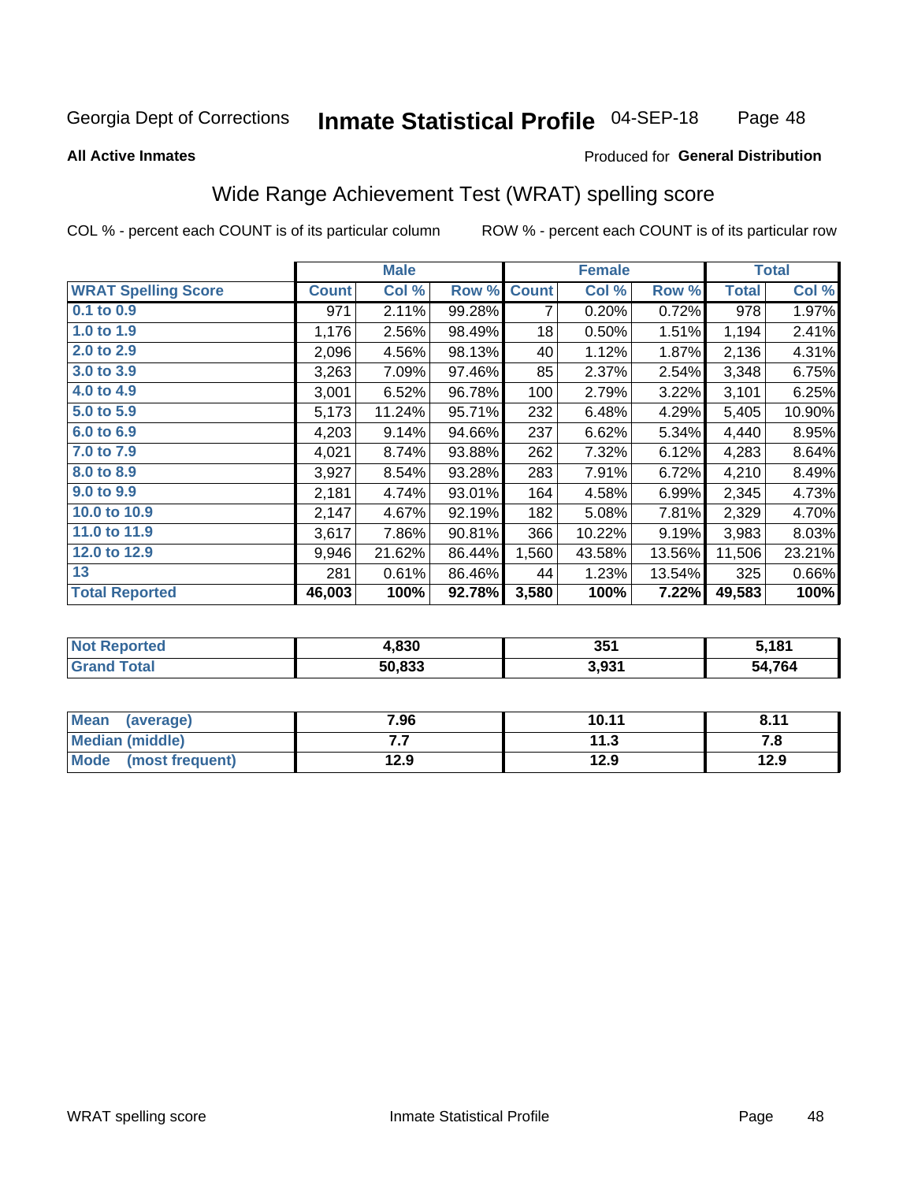Georgia Dept of Corrections **Inmate Statistical Profile** 04-SEP-18

**All Active Inmates**

Produced for **General Distribution**

## Wide Range Achievement Test (WRAT) spelling score

COL % - percent each COUNT is of its particular column

ROW % - percent each COUNT is of its particular row

| | Male | | | Female | | | Total | |
|---|---|---|---|---|---|---|---|---|
| **WRAT Spelling Score** | **Count** | **Col %** | **Row %** | **Count** | **Col %** | **Row %** | **Total** | **Col %** |
| 0.1 to 0.9 | 971 | 2.11% | 99.28% | 7 | 0.20% | 0.72% | 978 | 1.97% |
| 1.0 to 1.9 | 1,176 | 2.56% | 98.49% | 18 | 0.50% | 1.51% | 1,194 | 2.41% |
| 2.0 to 2.9 | 2,096 | 4.56% | 98.13% | 40 | 1.12% | 1.87% | 2,136 | 4.31% |
| 3.0 to 3.9 | 3,263 | 7.09% | 97.46% | 85 | 2.37% | 2.54% | 3,348 | 6.75% |
| 4.0 to 4.9 | 3,001 | 6.52% | 96.78% | 100 | 2.79% | 3.22% | 3,101 | 6.25% |
| 5.0 to 5.9 | 5,173 | 11.24% | 95.71% | 232 | 6.48% | 4.29% | 5,405 | 10.90% |
| 6.0 to 6.9 | 4,203 | 9.14% | 94.66% | 237 | 6.62% | 5.34% | 4,440 | 8.95% |
| 7.0 to 7.9 | 4,021 | 8.74% | 93.88% | 262 | 7.32% | 6.12% | 4,283 | 8.64% |
| 8.0 to 8.9 | 3,927 | 8.54% | 93.28% | 283 | 7.91% | 6.72% | 4,210 | 8.49% |
| 9.0 to 9.9 | 2,181 | 4.74% | 93.01% | 164 | 4.58% | 6.99% | 2,345 | 4.73% |
| 10.0 to 10.9 | 2,147 | 4.67% | 92.19% | 182 | 5.08% | 7.81% | 2,329 | 4.70% |
| 11.0 to 11.9 | 3,617 | 7.86% | 90.81% | 366 | 10.22% | 9.19% | 3,983 | 8.03% |
| 12.0 to 12.9 | 9,946 | 21.62% | 86.44% | 1,560 | 43.58% | 13.56% | 11,506 | 23.21% |
| 13 | 281 | 0.61% | 86.46% | 44 | 1.23% | 13.54% | 325 | 0.66% |
| **Total Reported** | **46,003** | **100%** | **92.78%** | **3,580** | **100%** | **7.22%** | **49,583** | **100%** |

| | Male | Female | Total |
|---|---|---|---|
| Not Reported | 4,830 | 351 | 5,181 |
| Grand Total | 50,833 | 3,931 | 54,764 |

| | Male | Female | Total |
|---|---|---|---|
| Mean (average) | 7.96 | 10.11 | 8.11 |
| Median (middle) | 7.7 | 11.3 | 7.8 |
| Mode (most frequent) | 12.9 | 12.9 | 12.9 |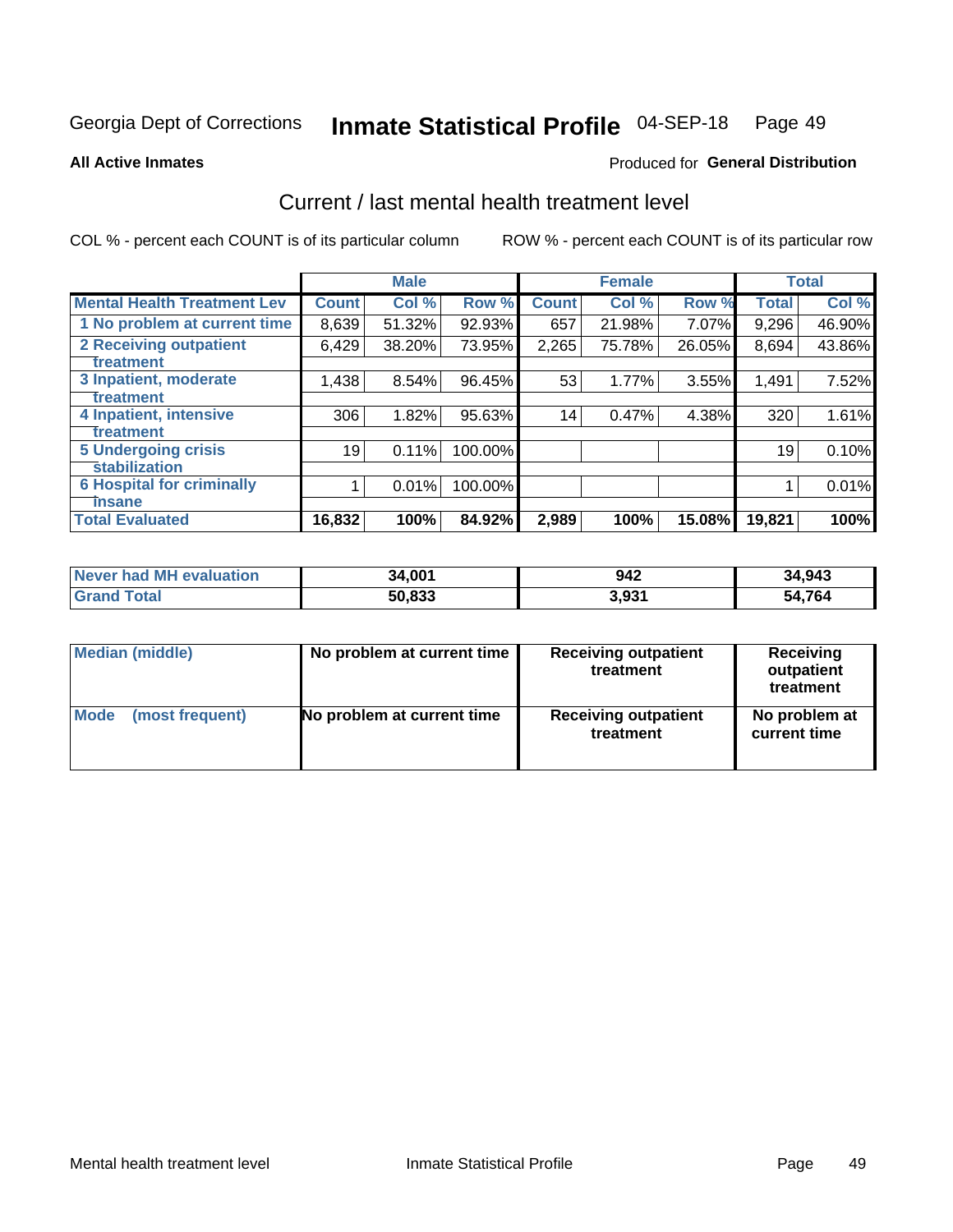Georgia Dept of Corrections **Inmate Statistical Profile** 04-SEP-18 Page 49

**All Active Inmates**

Produced for **General Distribution**

## Current / last mental health treatment level

COL % - percent each COUNT is of its particular column

ROW % - percent each COUNT is of its particular row

| | Male | | | Female | | | Total | |
|---|---|---|---|---|---|---|---|---|
| **Mental Health Treatment Lev** | **Count** | **Col %** | **Row %** | **Count** | **Col %** | **Row %** | **Total** | **Col %** |
| 1 No problem at current time | 8,639 | 51.32% | 92.93% | 657 | 21.98% | 7.07% | 9,296 | 46.90% |
| 2 Receiving outpatient treatment | 6,429 | 38.20% | 73.95% | 2,265 | 75.78% | 26.05% | 8,694 | 43.86% |
| 3 Inpatient, moderate treatment | 1,438 | 8.54% | 96.45% | 53 | 1.77% | 3.55% | 1,491 | 7.52% |
| 4 Inpatient, intensive treatment | 306 | 1.82% | 95.63% | 14 | 0.47% | 4.38% | 320 | 1.61% |
| 5 Undergoing crisis stabilization | 19 | 0.11% | 100.00% | | | | 19 | 0.10% |
| 6 Hospital for criminally insane | 1 | 0.01% | 100.00% | | | | 1 | 0.01% |
| **Total Evaluated** | **16,832** | **100%** | **84.92%** | **2,989** | **100%** | **15.08%** | **19,821** | **100%** |

| | Male | Female | Total |
|---|---|---|---|
| **Never had MH evaluation** | **34,001** | **942** | **34,943** |
| **Grand Total** | **50,833** | **3,931** | **54,764** |

| | Male | Female | Total |
|---|---|---|---|
| **Median (middle)** | **No problem at current time** | **Receiving outpatient treatment** | **Receiving outpatient treatment** |
| **Mode (most frequent)** | **No problem at current time** | **Receiving outpatient treatment** | **No problem at current time** |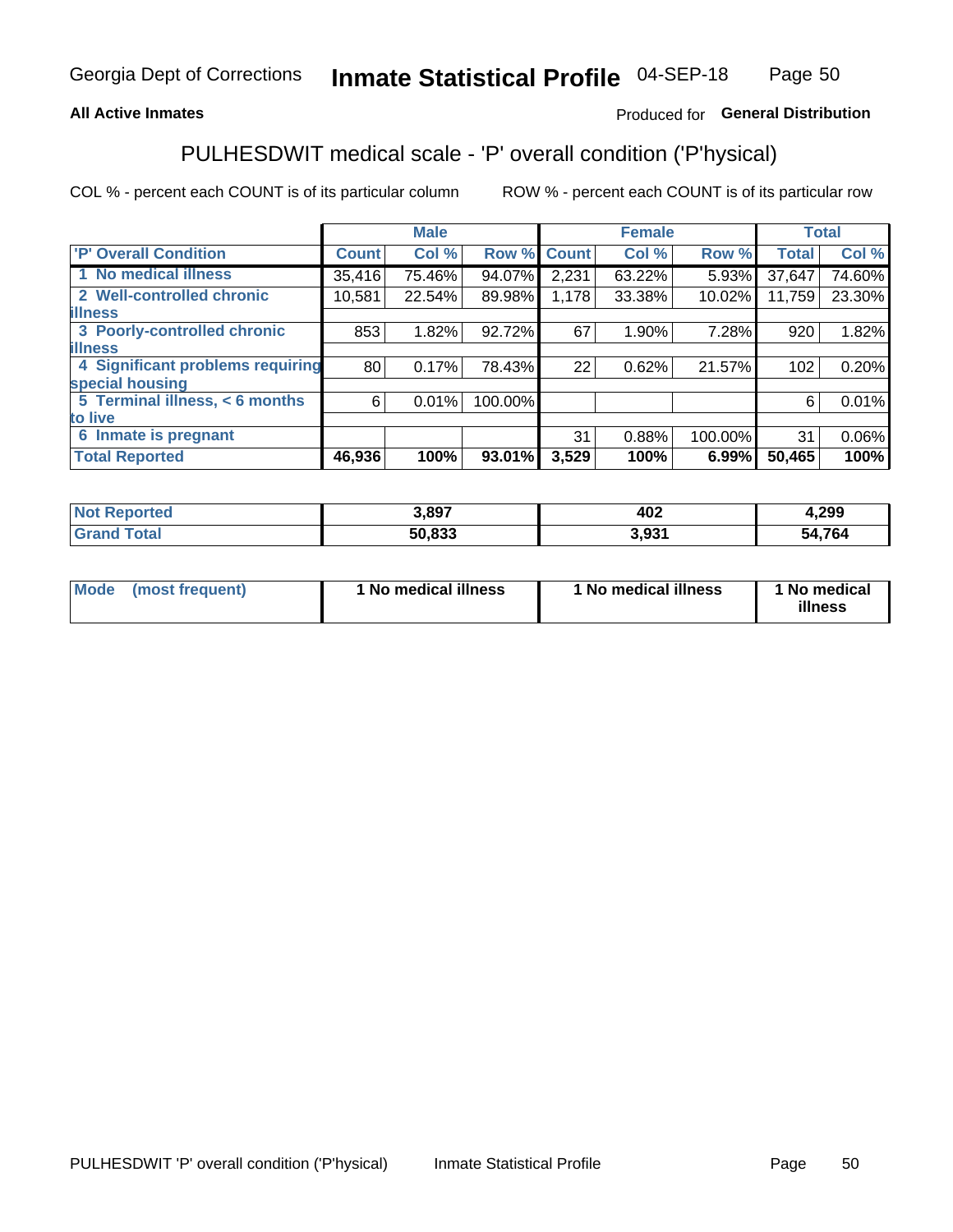Georgia Dept of Corrections **Inmate Statistical Profile** 04-SEP-18

**All Active Inmates** Produced for **General Distribution**

## PULHESDWIT medical scale - 'P' overall condition ('P'hysical)

COL % - percent each COUNT is of its particular column ROW % - percent each COUNT is of its particular row

| | Male | | | Female | | | Total | |
|---|---|---|---|---|---|---|---|---|
| 'P' Overall Condition | Count | Col % | Row % | Count | Col % | Row % | Total | Col % |
| 1 No medical illness | 35,416 | 75.46% | 94.07% | 2,231 | 63.22% | 5.93% | 37,647 | 74.60% |
| 2 Well-controlled chronic illness | 10,581 | 22.54% | 89.98% | 1,178 | 33.38% | 10.02% | 11,759 | 23.30% |
| 3 Poorly-controlled chronic illness | 853 | 1.82% | 92.72% | 67 | 1.90% | 7.28% | 920 | 1.82% |
| 4 Significant problems requiring special housing | 80 | 0.17% | 78.43% | 22 | 0.62% | 21.57% | 102 | 0.20% |
| 5 Terminal illness, < 6 months to live | 6 | 0.01% | 100.00% | | | | 6 | 0.01% |
| 6 Inmate is pregnant | | | | 31 | 0.88% | 100.00% | 31 | 0.06% |
| **Total Reported** | **46,936** | **100%** | **93.01%** | **3,529** | **100%** | **6.99%** | **50,465** | **100%** |

| | Male | Female | Total |
|---|---|---|---|
| Not Reported | 3,897 | 402 | 4,299 |
| Grand Total | 50,833 | 3,931 | 54,764 |

| | Male | Female | Total |
|---|---|---|---|
| Mode (most frequent) | 1 No medical illness | 1 No medical illness | 1 No medical illness |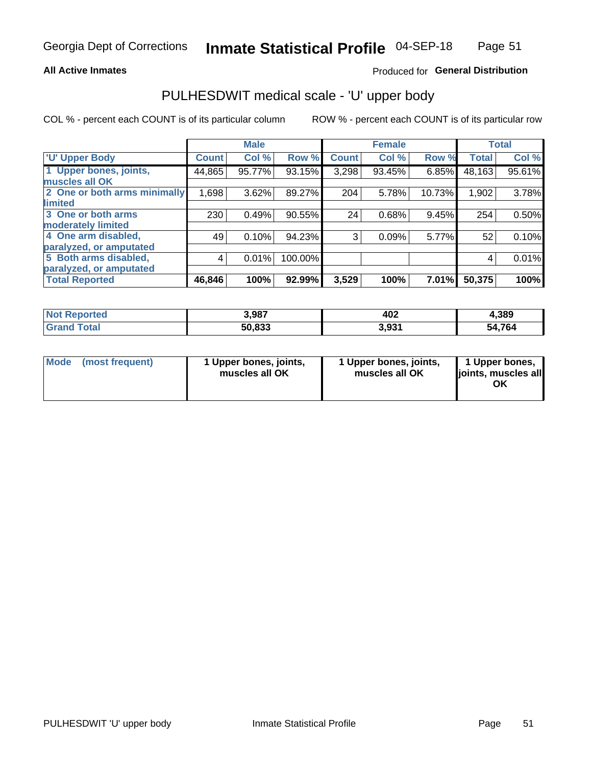**All Active Inmates**

Produced for **General Distribution**

## PULHESDWIT medical scale - 'U' upper body

COL % - percent each COUNT is of its particular column

ROW % - percent each COUNT is of its particular row

| | Male | | | Female | | | Total | |
|---|---|---|---|---|---|---|---|---|
| 'U' Upper Body | Count | Col % | Row % | Count | Col % | Row % | Total | Col % |
| 1 Upper bones, joints, muscles all OK | 44,865 | 95.77% | 93.15% | 3,298 | 93.45% | 6.85% | 48,163 | 95.61% |
| 2 One or both arms minimally limited | 1,698 | 3.62% | 89.27% | 204 | 5.78% | 10.73% | 1,902 | 3.78% |
| 3 One or both arms moderately limited | 230 | 0.49% | 90.55% | 24 | 0.68% | 9.45% | 254 | 0.50% |
| 4 One arm disabled, paralyzed, or amputated | 49 | 0.10% | 94.23% | 3 | 0.09% | 5.77% | 52 | 0.10% |
| 5 Both arms disabled, paralyzed, or amputated | 4 | 0.01% | 100.00% | | | | 4 | 0.01% |
| **Total Reported** | **46,846** | **100%** | **92.99%** | **3,529** | **100%** | **7.01%** | **50,375** | **100%** |

| | Male | Female | Total |
|---|---|---|---|
| Not Reported | 3,987 | 402 | 4,389 |
| Grand Total | 50,833 | 3,931 | 54,764 |

| | Male | Female | Total |
|---|---|---|---|
| Mode (most frequent) | 1 Upper bones, joints, muscles all OK | 1 Upper bones, joints, muscles all OK | 1 Upper bones, joints, muscles all OK |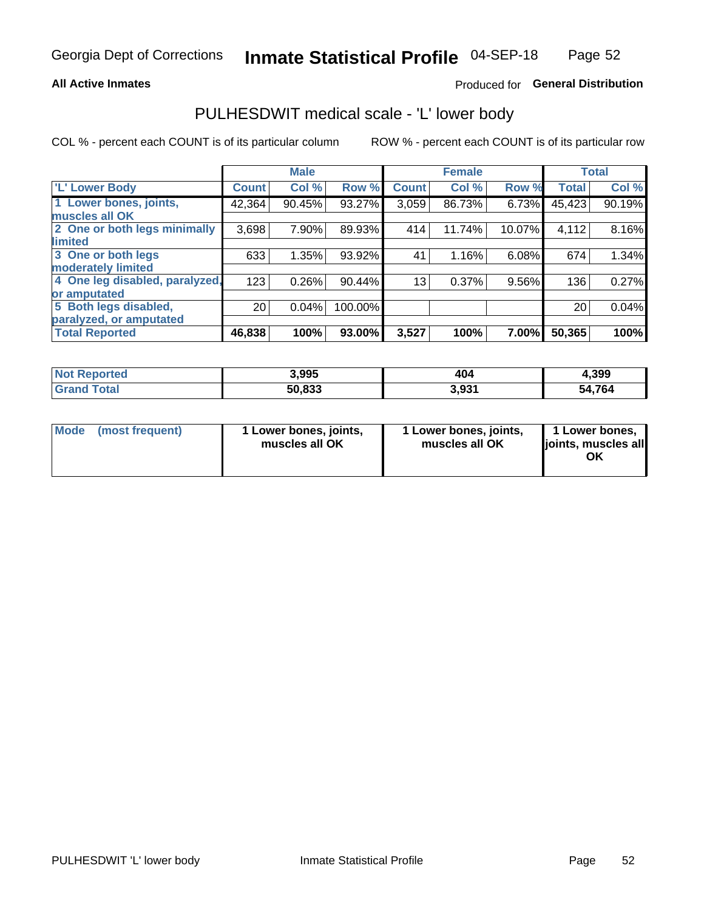Georgia Dept of Corrections **Inmate Statistical Profile** 04-SEP-18

**All Active Inmates**

Produced for **General Distribution**

## PULHESDWIT medical scale - 'L' lower body

COL % - percent each COUNT is of its particular column

ROW % - percent each COUNT is of its particular row

| | Male | | | Female | | | Total | |
|---|---|---|---|---|---|---|---|---|
| 'L' Lower Body | Count | Col % | Row % | Count | Col % | Row % | Total | Col % |
| 1 Lower bones, joints, muscles all OK | 42,364 | 90.45% | 93.27% | 3,059 | 86.73% | 6.73% | 45,423 | 90.19% |
| 2 One or both legs minimally limited | 3,698 | 7.90% | 89.93% | 414 | 11.74% | 10.07% | 4,112 | 8.16% |
| 3 One or both legs moderately limited | 633 | 1.35% | 93.92% | 41 | 1.16% | 6.08% | 674 | 1.34% |
| 4 One leg disabled, paralyzed, or amputated | 123 | 0.26% | 90.44% | 13 | 0.37% | 9.56% | 136 | 0.27% |
| 5 Both legs disabled, paralyzed, or amputated | 20 | 0.04% | 100.00% | | | | 20 | 0.04% |
| **Total Reported** | **46,838** | **100%** | **93.00%** | **3,527** | **100%** | **7.00%** | **50,365** | **100%** |

| | Male | Female | Total |
|---|---|---|---|
| **Not Reported** | **3,995** | **404** | **4,399** |
| **Grand Total** | **50,833** | **3,931** | **54,764** |

| | Male | Female | Total |
|---|---|---|---|
| **Mode (most frequent)** | **1 Lower bones, joints, muscles all OK** | **1 Lower bones, joints, muscles all OK** | **1 Lower bones, joints, muscles all OK** |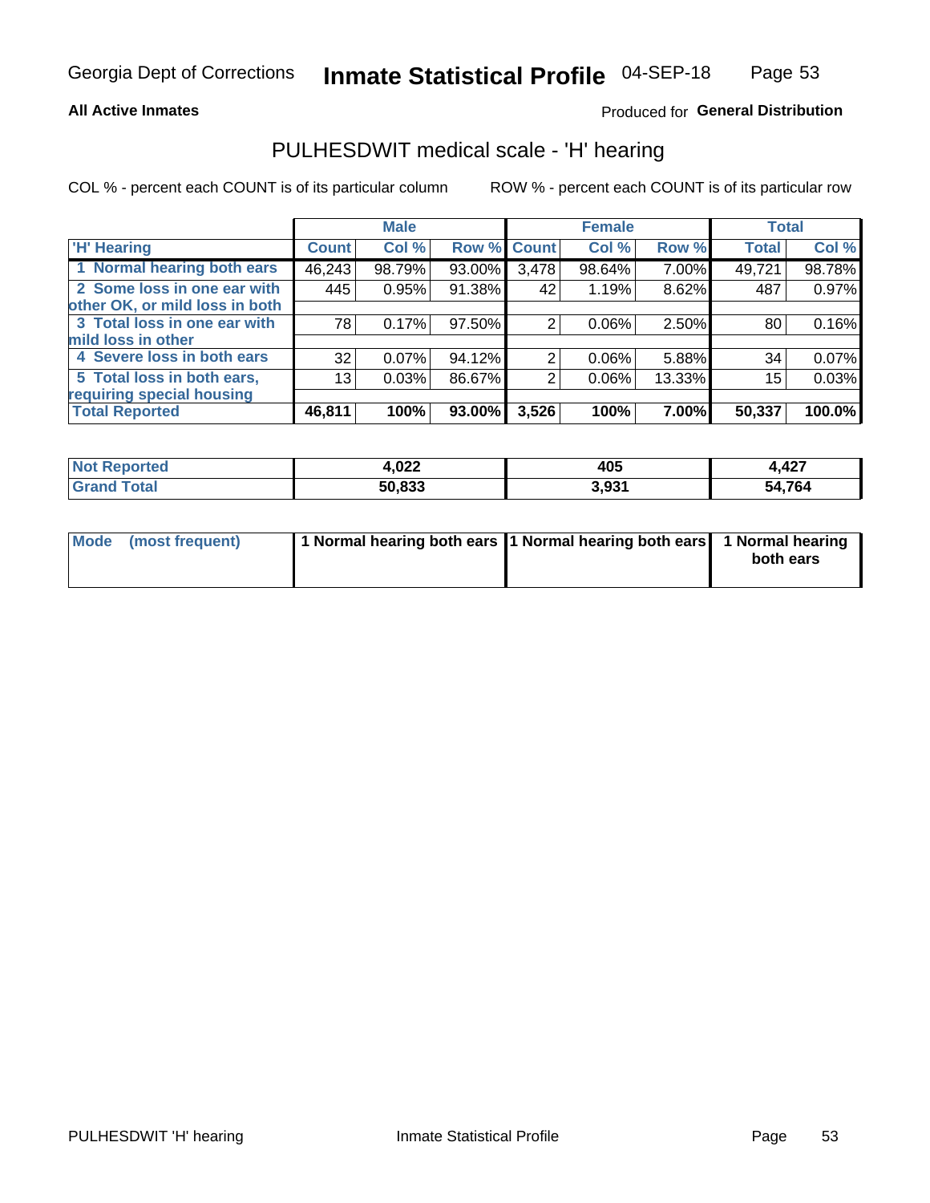**All Active Inmates**

Produced for **General Distribution**

## PULHESDWIT medical scale - 'H' hearing

COL % - percent each COUNT is of its particular column

ROW % - percent each COUNT is of its particular row

| | Male | | | Female | | | Total | |
|---|---|---|---|---|---|---|---|---|
| 'H' Hearing | Count | Col % | Row % | Count | Col % | Row % | Total | Col % |
| 1 Normal hearing both ears | 46,243 | 98.79% | 93.00% | 3,478 | 98.64% | 7.00% | 49,721 | 98.78% |
| 2 Some loss in one ear with other OK, or mild loss in both | 445 | 0.95% | 91.38% | 42 | 1.19% | 8.62% | 487 | 0.97% |
| 3 Total loss in one ear with mild loss in other | 78 | 0.17% | 97.50% | 2 | 0.06% | 2.50% | 80 | 0.16% |
| 4 Severe loss in both ears | 32 | 0.07% | 94.12% | 2 | 0.06% | 5.88% | 34 | 0.07% |
| 5 Total loss in both ears, requiring special housing | 13 | 0.03% | 86.67% | 2 | 0.06% | 13.33% | 15 | 0.03% |
| **Total Reported** | **46,811** | **100%** | **93.00%** | **3,526** | **100%** | **7.00%** | **50,337** | **100.0%** |

| | Male | Female | Total |
|---|---|---|---|
| Not Reported | 4,022 | 405 | 4,427 |
| Grand Total | 50,833 | 3,931 | 54,764 |

| | Male | Female | Total |
|---|---|---|---|
| Mode (most frequent) | 1 Normal hearing both ears | 1 Normal hearing both ears | 1 Normal hearing both ears |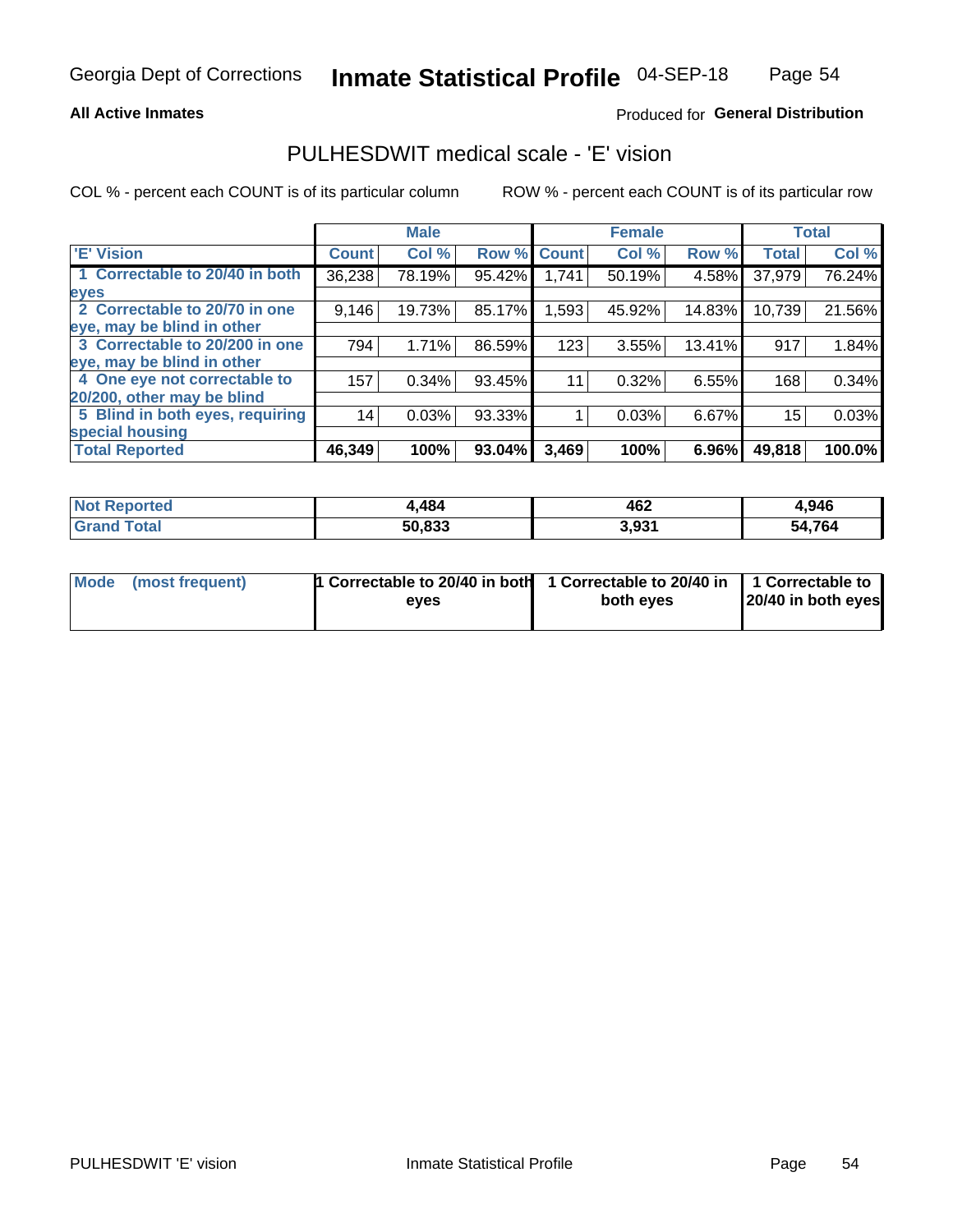Georgia Dept of Corrections **Inmate Statistical Profile** 04-SEP-18

**All Active Inmates**

Produced for **General Distribution**

## PULHESDWIT medical scale - 'E' vision

COL % - percent each COUNT is of its particular column

ROW % - percent each COUNT is of its particular row

| | Male | | | Female | | | Total | |
|---|---|---|---|---|---|---|---|---|
| **'E' Vision** | **Count** | **Col %** | **Row %** | **Count** | **Col %** | **Row %** | **Total** | **Col %** |
| **1 Correctable to 20/40 in both eyes** | 36,238 | 78.19% | 95.42% | 1,741 | 50.19% | 4.58% | 37,979 | 76.24% |
| **2 Correctable to 20/70 in one eye, may be blind in other** | 9,146 | 19.73% | 85.17% | 1,593 | 45.92% | 14.83% | 10,739 | 21.56% |
| **3 Correctable to 20/200 in one eye, may be blind in other** | 794 | 1.71% | 86.59% | 123 | 3.55% | 13.41% | 917 | 1.84% |
| **4 One eye not correctable to 20/200, other may be blind** | 157 | 0.34% | 93.45% | 11 | 0.32% | 6.55% | 168 | 0.34% |
| **5 Blind in both eyes, requiring special housing** | 14 | 0.03% | 93.33% | 1 | 0.03% | 6.67% | 15 | 0.03% |
| **Total Reported** | **46,349** | **100%** | **93.04%** | **3,469** | **100%** | **6.96%** | **49,818** | **100.0%** |

| | Male | Female | Total |
|---|---|---|---|
| **Not Reported** | **4,484** | **462** | **4,946** |
| **Grand Total** | **50,833** | **3,931** | **54,764** |

| | Male | Female | Total |
|---|---|---|---|
| **Mode (most frequent)** | **1 Correctable to 20/40 in both eyes** | **1 Correctable to 20/40 in both eyes** | **1 Correctable to 20/40 in both eyes** |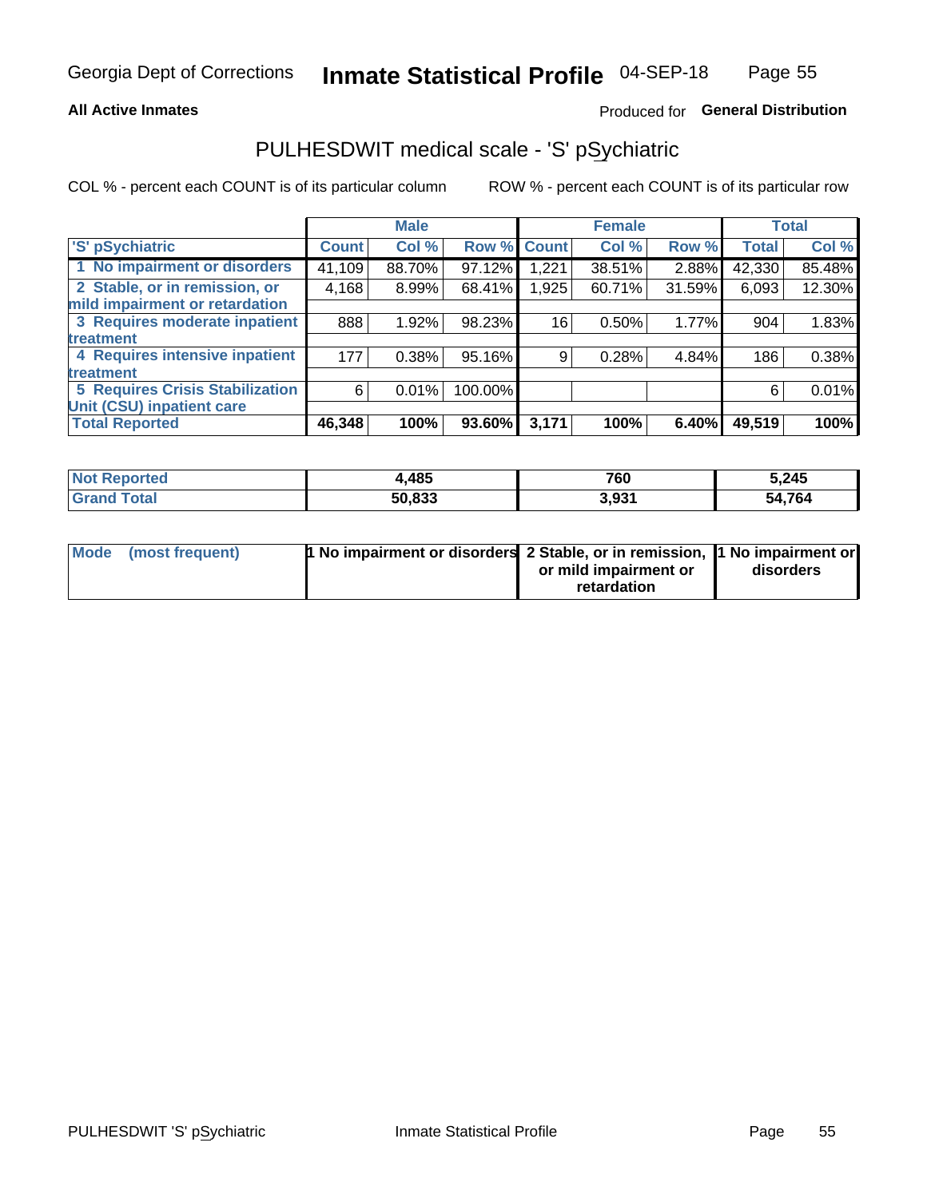Georgia Dept of Corrections **Inmate Statistical Profile** 04-SEP-18

**All Active Inmates**

Produced for **General Distribution**

## PULHESDWIT medical scale - 'S' pSychiatric

COL % - percent each COUNT is of its particular column

ROW % - percent each COUNT is of its particular row

| | Male | | | Female | | | Total | |
|---|---|---|---|---|---|---|---|---|
| 'S' pSychiatric | Count | Col % | Row % | Count | Col % | Row % | Total | Col % |
| 1 No impairment or disorders | 41,109 | 88.70% | 97.12% | 1,221 | 38.51% | 2.88% | 42,330 | 85.48% |
| 2 Stable, or in remission, or mild impairment or retardation | 4,168 | 8.99% | 68.41% | 1,925 | 60.71% | 31.59% | 6,093 | 12.30% |
| 3 Requires moderate inpatient treatment | 888 | 1.92% | 98.23% | 16 | 0.50% | 1.77% | 904 | 1.83% |
| 4 Requires intensive inpatient treatment | 177 | 0.38% | 95.16% | 9 | 0.28% | 4.84% | 186 | 0.38% |
| 5 Requires Crisis Stabilization Unit (CSU) inpatient care | 6 | 0.01% | 100.00% | | | | 6 | 0.01% |
| **Total Reported** | **46,348** | **100%** | **93.60%** | **3,171** | **100%** | **6.40%** | **49,519** | **100%** |

| | Male | Female | Total |
|---|---|---|---|
| Not Reported | 4,485 | 760 | 5,245 |
| Grand Total | 50,833 | 3,931 | 54,764 |

| | Male | Female | Total |
|---|---|---|---|
| Mode (most frequent) | 1 No impairment or disorders | 2 Stable, or in remission, or mild impairment or retardation | 1 No impairment or disorders |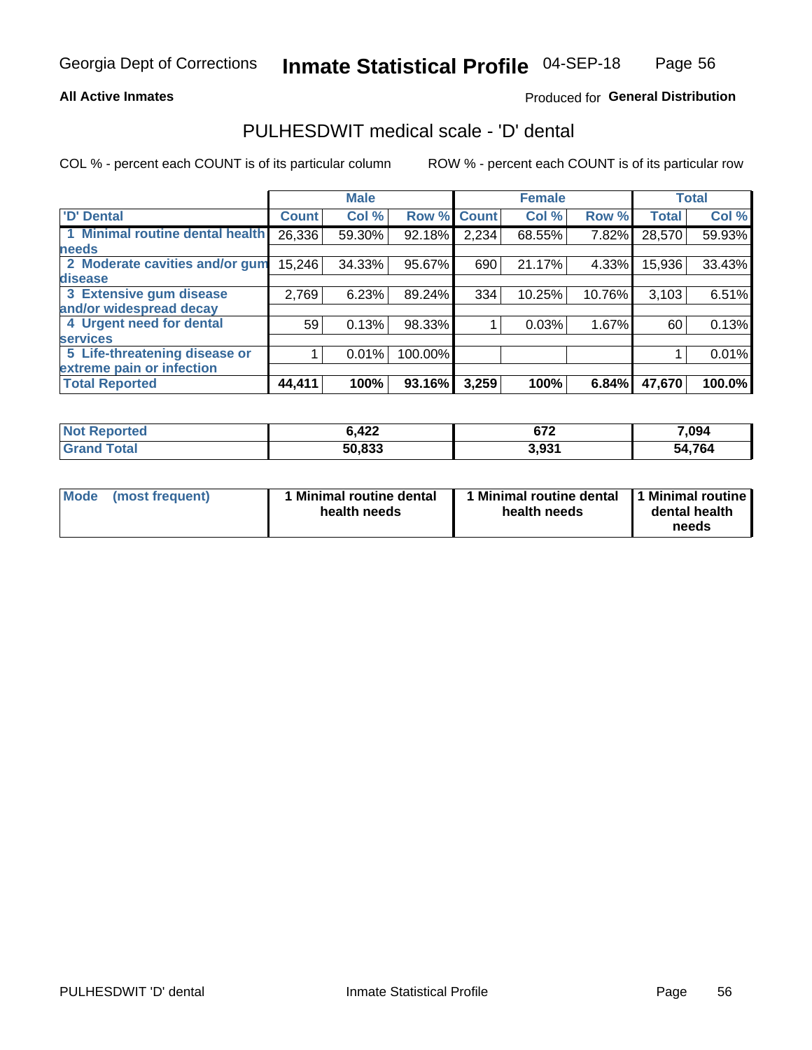Georgia Dept of Corrections **Inmate Statistical Profile** 04-SEP-18

**All Active Inmates**

Produced for **General Distribution**

## PULHESDWIT medical scale - 'D' dental

COL % - percent each COUNT is of its particular column ROW % - percent each COUNT is of its particular row

| | Male | | | Female | | | Total | |
|---|---|---|---|---|---|---|---|---|
| 'D' Dental | Count | Col % | Row % | Count | Col % | Row % | Total | Col % |
| 1 Minimal routine dental health needs | 26,336 | 59.30% | 92.18% | 2,234 | 68.55% | 7.82% | 28,570 | 59.93% |
| 2 Moderate cavities and/or gum disease | 15,246 | 34.33% | 95.67% | 690 | 21.17% | 4.33% | 15,936 | 33.43% |
| 3 Extensive gum disease and/or widespread decay | 2,769 | 6.23% | 89.24% | 334 | 10.25% | 10.76% | 3,103 | 6.51% |
| 4 Urgent need for dental services | 59 | 0.13% | 98.33% | 1 | 0.03% | 1.67% | 60 | 0.13% |
| 5 Life-threatening disease or extreme pain or infection | 1 | 0.01% | 100.00% | | | | 1 | 0.01% |
| **Total Reported** | **44,411** | **100%** | **93.16%** | **3,259** | **100%** | **6.84%** | **47,670** | **100.0%** |

| | Male | Female | Total |
|---|---|---|---|
| Not Reported | 6,422 | 672 | 7,094 |
| Grand Total | 50,833 | 3,931 | 54,764 |

| | Male | Female | Total |
|---|---|---|---|
| Mode (most frequent) | 1 Minimal routine dental health needs | 1 Minimal routine dental health needs | 1 Minimal routine dental health needs |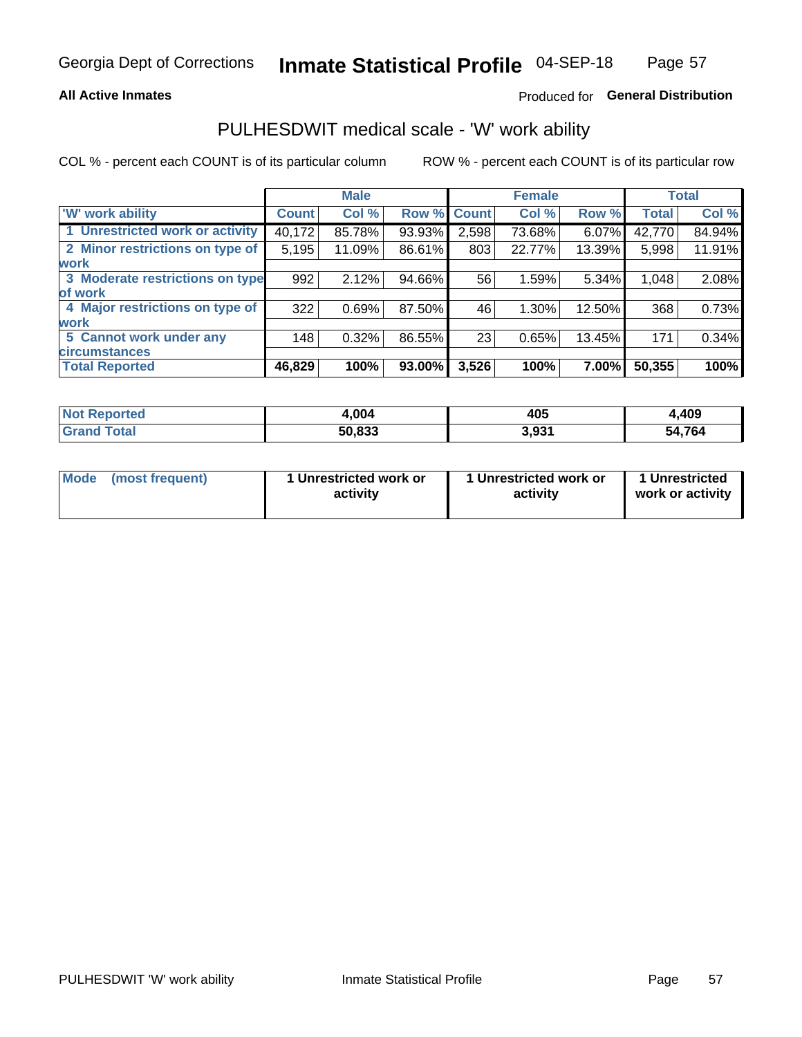**All Active Inmates**

Produced for **General Distribution**

## PULHESDWIT medical scale - 'W' work ability

COL % - percent each COUNT is of its particular column

ROW % - percent each COUNT is of its particular row

| | Male | | | Female | | | Total | |
|---|---|---|---|---|---|---|---|---|
| 'W' work ability | Count | Col % | Row % | Count | Col % | Row % | Total | Col % |
| 1 Unrestricted work or activity | 40,172 | 85.78% | 93.93% | 2,598 | 73.68% | 6.07% | 42,770 | 84.94% |
| 2 Minor restrictions on type of work | 5,195 | 11.09% | 86.61% | 803 | 22.77% | 13.39% | 5,998 | 11.91% |
| 3 Moderate restrictions on type of work | 992 | 2.12% | 94.66% | 56 | 1.59% | 5.34% | 1,048 | 2.08% |
| 4 Major restrictions on type of work | 322 | 0.69% | 87.50% | 46 | 1.30% | 12.50% | 368 | 0.73% |
| 5 Cannot work under any circumstances | 148 | 0.32% | 86.55% | 23 | 0.65% | 13.45% | 171 | 0.34% |
| **Total Reported** | **46,829** | **100%** | **93.00%** | **3,526** | **100%** | **7.00%** | **50,355** | **100%** |

| | Male | Female | Total |
|---|---|---|---|
| Not Reported | 4,004 | 405 | 4,409 |
| Grand Total | 50,833 | 3,931 | 54,764 |

| | Male | Female | Total |
|---|---|---|---|
| Mode (most frequent) | 1 Unrestricted work or activity | 1 Unrestricted work or activity | 1 Unrestricted work or activity |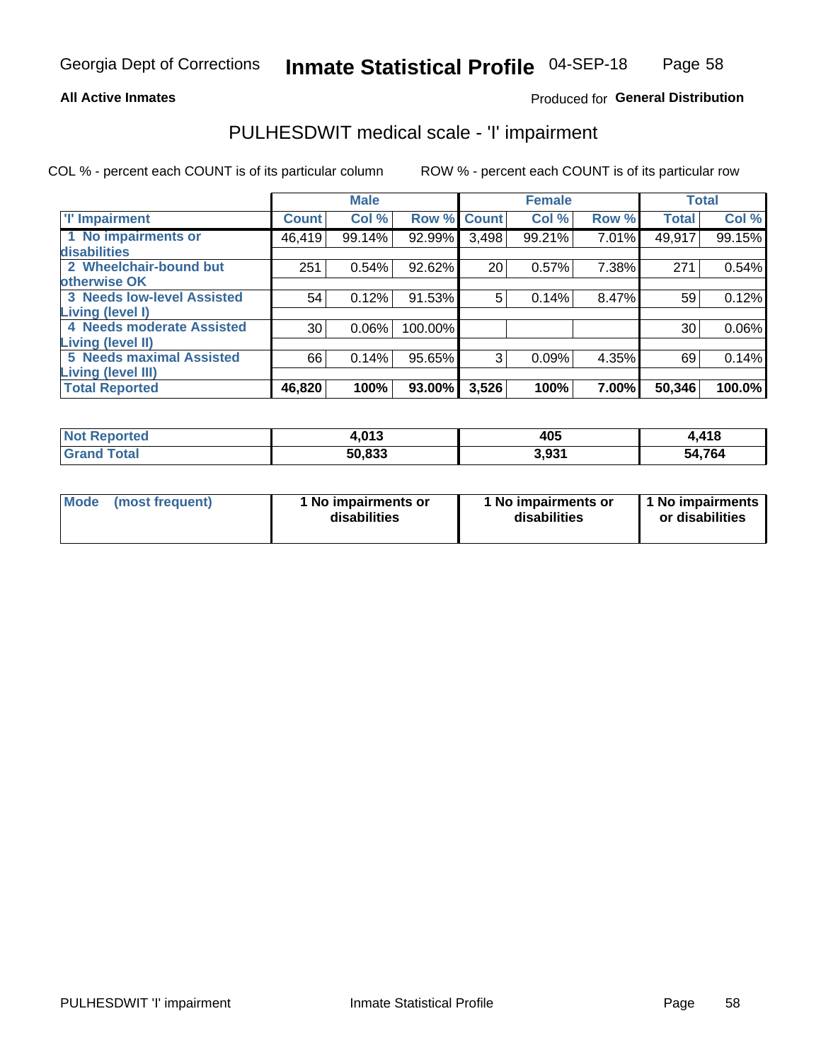# Inmate Statistical Profile

Georgia Dept of Corrections — 04-SEP-18

**All Active Inmates**

Produced for **General Distribution**

## PULHESDWIT medical scale - 'I' impairment

COL % - percent each COUNT is of its particular column        ROW % - percent each COUNT is of its particular row

| | Male | | | Female | | | Total | |
|---|---|---|---|---|---|---|---|---|
| **'I' Impairment** | **Count** | **Col %** | **Row %** | **Count** | **Col %** | **Row %** | **Total** | **Col %** |
| **1 No impairments or disabilities** | 46,419 | 99.14% | 92.99% | 3,498 | 99.21% | 7.01% | 49,917 | 99.15% |
| **2 Wheelchair-bound but otherwise OK** | 251 | 0.54% | 92.62% | 20 | 0.57% | 7.38% | 271 | 0.54% |
| **3 Needs low-level Assisted Living (level I)** | 54 | 0.12% | 91.53% | 5 | 0.14% | 8.47% | 59 | 0.12% |
| **4 Needs moderate Assisted Living (level II)** | 30 | 0.06% | 100.00% | | | | 30 | 0.06% |
| **5 Needs maximal Assisted Living (level III)** | 66 | 0.14% | 95.65% | 3 | 0.09% | 4.35% | 69 | 0.14% |
| **Total Reported** | **46,820** | **100%** | **93.00%** | **3,526** | **100%** | **7.00%** | **50,346** | **100.0%** |

| | Male | Female | Total |
|---|---|---|---|
| **Not Reported** | **4,013** | **405** | **4,418** |
| **Grand Total** | **50,833** | **3,931** | **54,764** |

| | Male | Female | Total |
|---|---|---|---|
| **Mode (most frequent)** | **1 No impairments or disabilities** | **1 No impairments or disabilities** | **1 No impairments or disabilities** |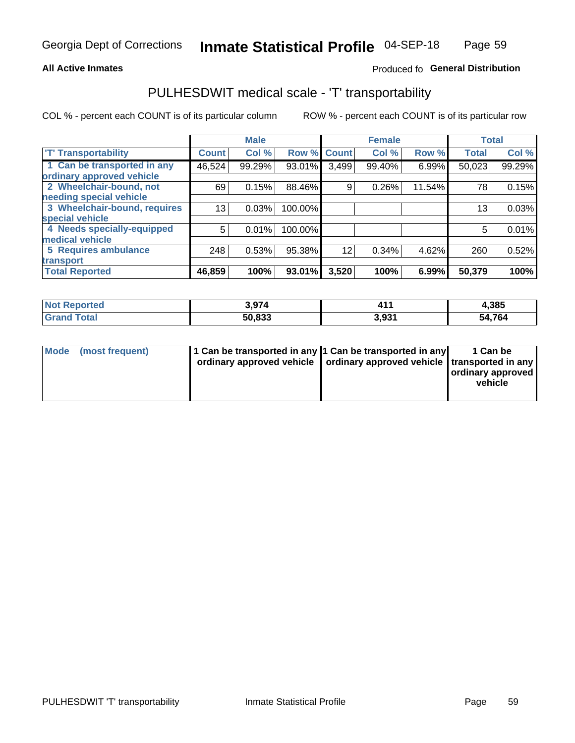Georgia Dept of Corrections **Inmate Statistical Profile** 04-SEP-18

**All Active Inmates**

Produced fo **General Distribution**

## PULHESDWIT medical scale - 'T' transportability

COL % - percent each COUNT is of its particular column

ROW % - percent each COUNT is of its particular row

| 'T' Transportability | Male | | | Female | | | Total | |
|---|---|---|---|---|---|---|---|---|
| | Count | Col % | Row % | Count | Col % | Row % | Total | Col % |
| 1 Can be transported in any ordinary approved vehicle | 46,524 | 99.29% | 93.01% | 3,499 | 99.40% | 6.99% | 50,023 | 99.29% |
| 2 Wheelchair-bound, not needing special vehicle | 69 | 0.15% | 88.46% | 9 | 0.26% | 11.54% | 78 | 0.15% |
| 3 Wheelchair-bound, requires special vehicle | 13 | 0.03% | 100.00% | | | | 13 | 0.03% |
| 4 Needs specially-equipped medical vehicle | 5 | 0.01% | 100.00% | | | | 5 | 0.01% |
| 5 Requires ambulance transport | 248 | 0.53% | 95.38% | 12 | 0.34% | 4.62% | 260 | 0.52% |
| **Total Reported** | **46,859** | **100%** | **93.01%** | **3,520** | **100%** | **6.99%** | **50,379** | **100%** |

| | Male | Female | Total |
|---|---|---|---|
| **Not Reported** | **3,974** | **411** | **4,385** |
| **Grand Total** | **50,833** | **3,931** | **54,764** |

| Mode (most frequent) | Male | Female | Total |
|---|---|---|---|
| | 1 Can be transported in any ordinary approved vehicle | 1 Can be transported in any ordinary approved vehicle | 1 Can be transported in any ordinary approved vehicle |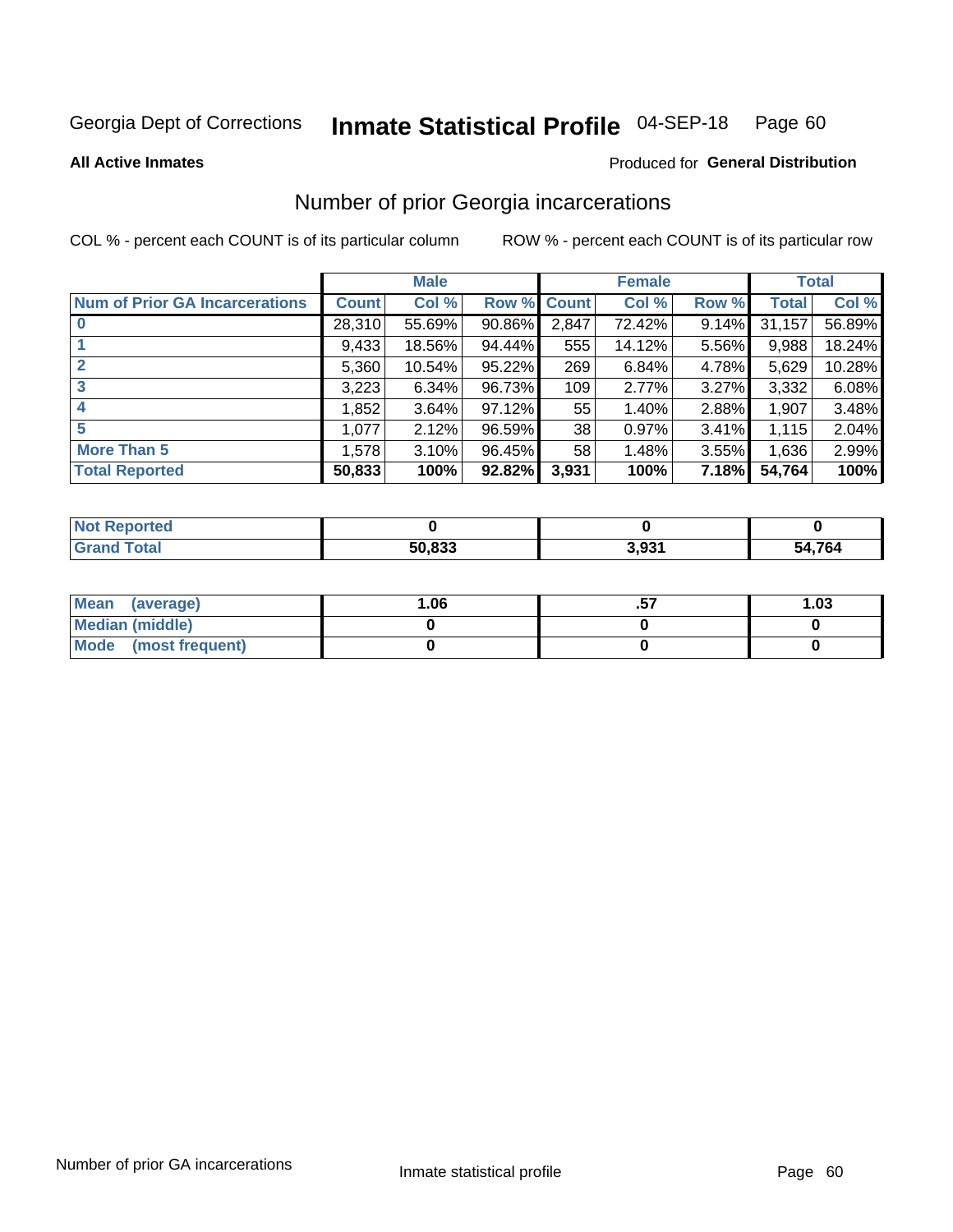Georgia Dept of Corrections **Inmate Statistical Profile** 04-SEP-18 Page 60

**All Active Inmates**

Produced for **General Distribution**

## Number of prior Georgia incarcerations

COL % - percent each COUNT is of its particular column

ROW % - percent each COUNT is of its particular row

| | Male | | | Female | | | Total | |
|---|---|---|---|---|---|---|---|---|
| **Num of Prior GA Incarcerations** | **Count** | **Col %** | **Row %** | **Count** | **Col %** | **Row %** | **Total** | **Col %** |
| **0** | 28,310 | 55.69% | 90.86% | 2,847 | 72.42% | 9.14% | 31,157 | 56.89% |
| **1** | 9,433 | 18.56% | 94.44% | 555 | 14.12% | 5.56% | 9,988 | 18.24% |
| **2** | 5,360 | 10.54% | 95.22% | 269 | 6.84% | 4.78% | 5,629 | 10.28% |
| **3** | 3,223 | 6.34% | 96.73% | 109 | 2.77% | 3.27% | 3,332 | 6.08% |
| **4** | 1,852 | 3.64% | 97.12% | 55 | 1.40% | 2.88% | 1,907 | 3.48% |
| **5** | 1,077 | 2.12% | 96.59% | 38 | 0.97% | 3.41% | 1,115 | 2.04% |
| **More Than 5** | 1,578 | 3.10% | 96.45% | 58 | 1.48% | 3.55% | 1,636 | 2.99% |
| **Total Reported** | **50,833** | **100%** | **92.82%** | **3,931** | **100%** | **7.18%** | **54,764** | **100%** |

| | Male | Female | Total |
|---|---|---|---|
| **Not Reported** | **0** | **0** | **0** |
| **Grand Total** | **50,833** | **3,931** | **54,764** |

| | Male | Female | Total |
|---|---|---|---|
| **Mean (average)** | **1.06** | **.57** | **1.03** |
| **Median (middle)** | **0** | **0** | **0** |
| **Mode (most frequent)** | **0** | **0** | **0** |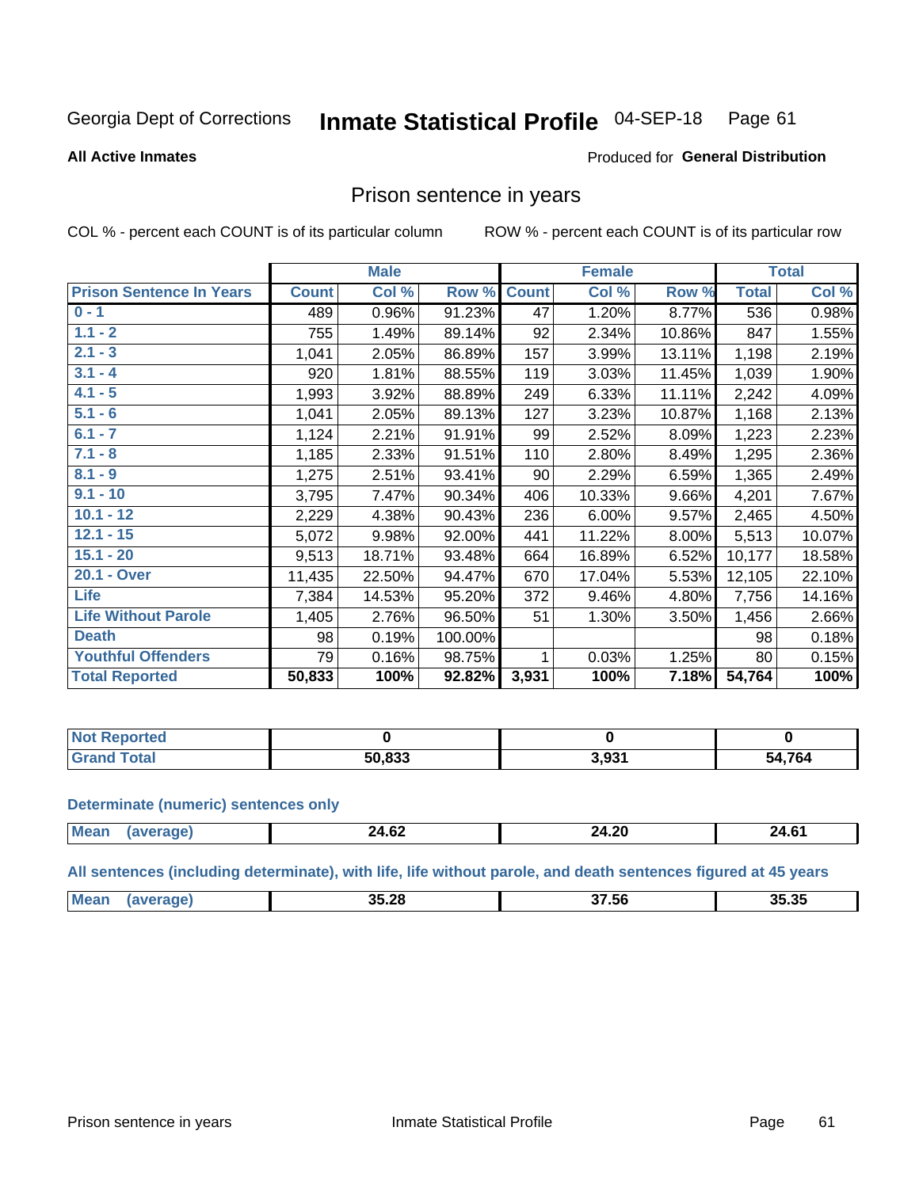Georgia Dept of Corrections **Inmate Statistical Profile** 04-SEP-18

**All Active Inmates**

Produced for **General Distribution**

## Prison sentence in years

COL % - percent each COUNT is of its particular column

ROW % - percent each COUNT is of its particular row

| | Male | | | Female | | | Total | |
|---|---|---|---|---|---|---|---|---|
| **Prison Sentence In Years** | **Count** | **Col %** | **Row %** | **Count** | **Col %** | **Row %** | **Total** | **Col %** |
| 0 - 1 | 489 | 0.96% | 91.23% | 47 | 1.20% | 8.77% | 536 | 0.98% |
| 1.1 - 2 | 755 | 1.49% | 89.14% | 92 | 2.34% | 10.86% | 847 | 1.55% |
| 2.1 - 3 | 1,041 | 2.05% | 86.89% | 157 | 3.99% | 13.11% | 1,198 | 2.19% |
| 3.1 - 4 | 920 | 1.81% | 88.55% | 119 | 3.03% | 11.45% | 1,039 | 1.90% |
| 4.1 - 5 | 1,993 | 3.92% | 88.89% | 249 | 6.33% | 11.11% | 2,242 | 4.09% |
| 5.1 - 6 | 1,041 | 2.05% | 89.13% | 127 | 3.23% | 10.87% | 1,168 | 2.13% |
| 6.1 - 7 | 1,124 | 2.21% | 91.91% | 99 | 2.52% | 8.09% | 1,223 | 2.23% |
| 7.1 - 8 | 1,185 | 2.33% | 91.51% | 110 | 2.80% | 8.49% | 1,295 | 2.36% |
| 8.1 - 9 | 1,275 | 2.51% | 93.41% | 90 | 2.29% | 6.59% | 1,365 | 2.49% |
| 9.1 - 10 | 3,795 | 7.47% | 90.34% | 406 | 10.33% | 9.66% | 4,201 | 7.67% |
| 10.1 - 12 | 2,229 | 4.38% | 90.43% | 236 | 6.00% | 9.57% | 2,465 | 4.50% |
| 12.1 - 15 | 5,072 | 9.98% | 92.00% | 441 | 11.22% | 8.00% | 5,513 | 10.07% |
| 15.1 - 20 | 9,513 | 18.71% | 93.48% | 664 | 16.89% | 6.52% | 10,177 | 18.58% |
| 20.1 - Over | 11,435 | 22.50% | 94.47% | 670 | 17.04% | 5.53% | 12,105 | 22.10% |
| Life | 7,384 | 14.53% | 95.20% | 372 | 9.46% | 4.80% | 7,756 | 14.16% |
| Life Without Parole | 1,405 | 2.76% | 96.50% | 51 | 1.30% | 3.50% | 1,456 | 2.66% |
| Death | 98 | 0.19% | 100.00% | | | | 98 | 0.18% |
| Youthful Offenders | 79 | 0.16% | 98.75% | 1 | 0.03% | 1.25% | 80 | 0.15% |
| **Total Reported** | **50,833** | **100%** | **92.82%** | **3,931** | **100%** | **7.18%** | **54,764** | **100%** |

| | Male | Female | Total |
|---|---|---|---|
| Not Reported | **0** | **0** | **0** |
| Grand Total | **50,833** | **3,931** | **54,764** |

**Determinate (numeric) sentences only**

| | Male | Female | Total |
|---|---|---|---|
| Mean (average) | **24.62** | **24.20** | **24.61** |

**All sentences (including determinate), with life, life without parole, and death sentences figured at 45 years**

| | Male | Female | Total |
|---|---|---|---|
| Mean (average) | **35.28** | **37.56** | **35.35** |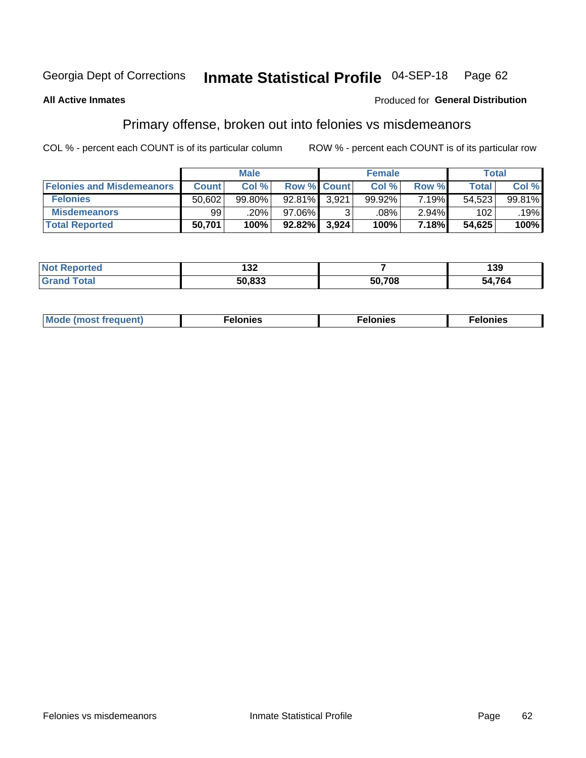Georgia Dept of Corrections **Inmate Statistical Profile** 04-SEP-18

**All Active Inmates**

Produced for **General Distribution**

## Primary offense, broken out into felonies vs misdemeanors

COL % - percent each COUNT is of its particular column

ROW % - percent each COUNT is of its particular row

| | Male | | | Female | | | Total | |
|---|---|---|---|---|---|---|---|---|
| **Felonies and Misdemeanors** | **Count** | **Col %** | **Row %** | **Count** | **Col %** | **Row %** | **Total** | **Col %** |
| **Felonies** | 50,602 | 99.80% | 92.81% | 3,921 | 99.92% | 7.19% | 54,523 | 99.81% |
| **Misdemeanors** | 99 | .20% | 97.06% | 3 | .08% | 2.94% | 102 | .19% |
| **Total Reported** | **50,701** | **100%** | **92.82%** | **3,924** | **100%** | **7.18%** | **54,625** | **100%** |

| | Male | Female | Total |
|---|---|---|---|
| **Not Reported** | **132** | **7** | **139** |
| **Grand Total** | **50,833** | **50,708** | **54,764** |

| | Male | Female | Total |
|---|---|---|---|
| **Mode (most frequent)** | **Felonies** | **Felonies** | **Felonies** |

Felonies vs misdemeanors Inmate Statistical Profile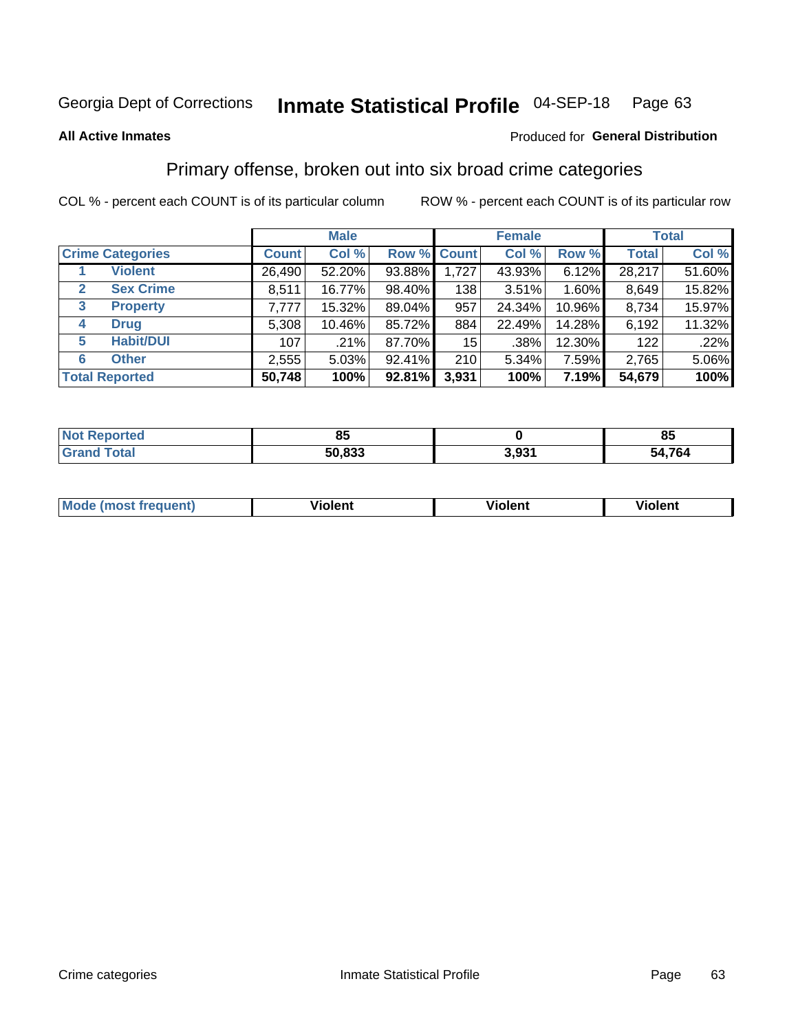Georgia Dept of Corrections **Inmate Statistical Profile** 04-SEP-18

**All Active Inmates**

Produced for **General Distribution**

## Primary offense, broken out into six broad crime categories

COL % - percent each COUNT is of its particular column    ROW % - percent each COUNT is of its particular row

| | | Male | | | Female | | | Total | |
|---|---|---|---|---|---|---|---|---|---|
| **Crime Categories** | | **Count** | **Col %** | **Row %** | **Count** | **Col %** | **Row %** | **Total** | **Col %** |
| 1 | Violent | 26,490 | 52.20% | 93.88% | 1,727 | 43.93% | 6.12% | 28,217 | 51.60% |
| 2 | Sex Crime | 8,511 | 16.77% | 98.40% | 138 | 3.51% | 1.60% | 8,649 | 15.82% |
| 3 | Property | 7,777 | 15.32% | 89.04% | 957 | 24.34% | 10.96% | 8,734 | 15.97% |
| 4 | Drug | 5,308 | 10.46% | 85.72% | 884 | 22.49% | 14.28% | 6,192 | 11.32% |
| 5 | Habit/DUI | 107 | .21% | 87.70% | 15 | .38% | 12.30% | 122 | .22% |
| 6 | Other | 2,555 | 5.03% | 92.41% | 210 | 5.34% | 7.59% | 2,765 | 5.06% |
| **Total Reported** | | **50,748** | **100%** | **92.81%** | **3,931** | **100%** | **7.19%** | **54,679** | **100%** |

| | Male | Female | Total |
|---|---|---|---|
| **Not Reported** | **85** | **0** | **85** |
| **Grand Total** | **50,833** | **3,931** | **54,764** |

| | Male | Female | Total |
|---|---|---|---|
| **Mode (most frequent)** | **Violent** | **Violent** | **Violent** |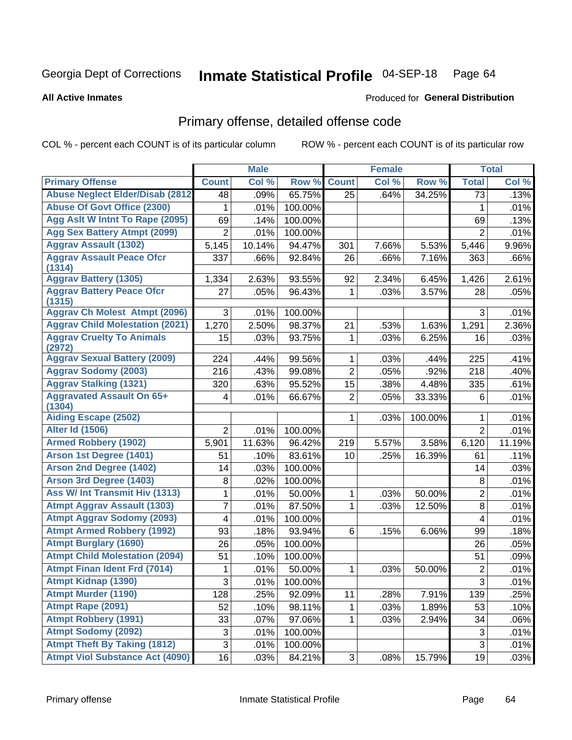Georgia Dept of Corrections **Inmate Statistical Profile** 04-SEP-18

**All Active Inmates**

Produced for **General Distribution**

## Primary offense, detailed offense code

COL % - percent each COUNT is of its particular column     ROW % - percent each COUNT is of its particular row

| | Male | | | Female | | | Total | |
|---|---|---|---|---|---|---|---|---|
| **Primary Offense** | **Count** | **Col %** | **Row %** | **Count** | **Col %** | **Row %** | **Total** | **Col %** |
| Abuse Neglect Elder/Disab (2812 | 48 | .09% | 65.75% | 25 | .64% | 34.25% | 73 | .13% |
| Abuse Of Govt Office (2300) | 1 | .01% | 100.00% | | | | 1 | .01% |
| Agg Aslt W Intnt To Rape (2095) | 69 | .14% | 100.00% | | | | 69 | .13% |
| Agg Sex Battery Atmpt (2099) | 2 | .01% | 100.00% | | | | 2 | .01% |
| Aggrav Assault (1302) | 5,145 | 10.14% | 94.47% | 301 | 7.66% | 5.53% | 5,446 | 9.96% |
| Aggrav Assault Peace Ofcr (1314) | 337 | .66% | 92.84% | 26 | .66% | 7.16% | 363 | .66% |
| Aggrav Battery (1305) | 1,334 | 2.63% | 93.55% | 92 | 2.34% | 6.45% | 1,426 | 2.61% |
| Aggrav Battery Peace Ofcr (1315) | 27 | .05% | 96.43% | 1 | .03% | 3.57% | 28 | .05% |
| Aggrav Ch Molest Atmpt (2096) | 3 | .01% | 100.00% | | | | 3 | .01% |
| Aggrav Child Molestation (2021) | 1,270 | 2.50% | 98.37% | 21 | .53% | 1.63% | 1,291 | 2.36% |
| Aggrav Cruelty To Animals (2972) | 15 | .03% | 93.75% | 1 | .03% | 6.25% | 16 | .03% |
| Aggrav Sexual Battery (2009) | 224 | .44% | 99.56% | 1 | .03% | .44% | 225 | .41% |
| Aggrav Sodomy (2003) | 216 | .43% | 99.08% | 2 | .05% | .92% | 218 | .40% |
| Aggrav Stalking (1321) | 320 | .63% | 95.52% | 15 | .38% | 4.48% | 335 | .61% |
| Aggravated Assault On 65+ (1304) | 4 | .01% | 66.67% | 2 | .05% | 33.33% | 6 | .01% |
| Aiding Escape (2502) | | | | 1 | .03% | 100.00% | 1 | .01% |
| Alter Id (1506) | 2 | .01% | 100.00% | | | | 2 | .01% |
| Armed Robbery (1902) | 5,901 | 11.63% | 96.42% | 219 | 5.57% | 3.58% | 6,120 | 11.19% |
| Arson 1st Degree (1401) | 51 | .10% | 83.61% | 10 | .25% | 16.39% | 61 | .11% |
| Arson 2nd Degree (1402) | 14 | .03% | 100.00% | | | | 14 | .03% |
| Arson 3rd Degree (1403) | 8 | .02% | 100.00% | | | | 8 | .01% |
| Ass W/ Int Transmit Hiv (1313) | 1 | .01% | 50.00% | 1 | .03% | 50.00% | 2 | .01% |
| Atmpt Aggrav Assault (1303) | 7 | .01% | 87.50% | 1 | .03% | 12.50% | 8 | .01% |
| Atmpt Aggrav Sodomy (2093) | 4 | .01% | 100.00% | | | | 4 | .01% |
| Atmpt Armed Robbery (1992) | 93 | .18% | 93.94% | 6 | .15% | 6.06% | 99 | .18% |
| Atmpt Burglary (1690) | 26 | .05% | 100.00% | | | | 26 | .05% |
| Atmpt Child Molestation (2094) | 51 | .10% | 100.00% | | | | 51 | .09% |
| Atmpt Finan Ident Frd (7014) | 1 | .01% | 50.00% | 1 | .03% | 50.00% | 2 | .01% |
| Atmpt Kidnap (1390) | 3 | .01% | 100.00% | | | | 3 | .01% |
| Atmpt Murder (1190) | 128 | .25% | 92.09% | 11 | .28% | 7.91% | 139 | .25% |
| Atmpt Rape (2091) | 52 | .10% | 98.11% | 1 | .03% | 1.89% | 53 | .10% |
| Atmpt Robbery (1991) | 33 | .07% | 97.06% | 1 | .03% | 2.94% | 34 | .06% |
| Atmpt Sodomy (2092) | 3 | .01% | 100.00% | | | | 3 | .01% |
| Atmpt Theft By Taking (1812) | 3 | .01% | 100.00% | | | | 3 | .01% |
| Atmpt Viol Substance Act (4090) | 16 | .03% | 84.21% | 3 | .08% | 15.79% | 19 | .03% |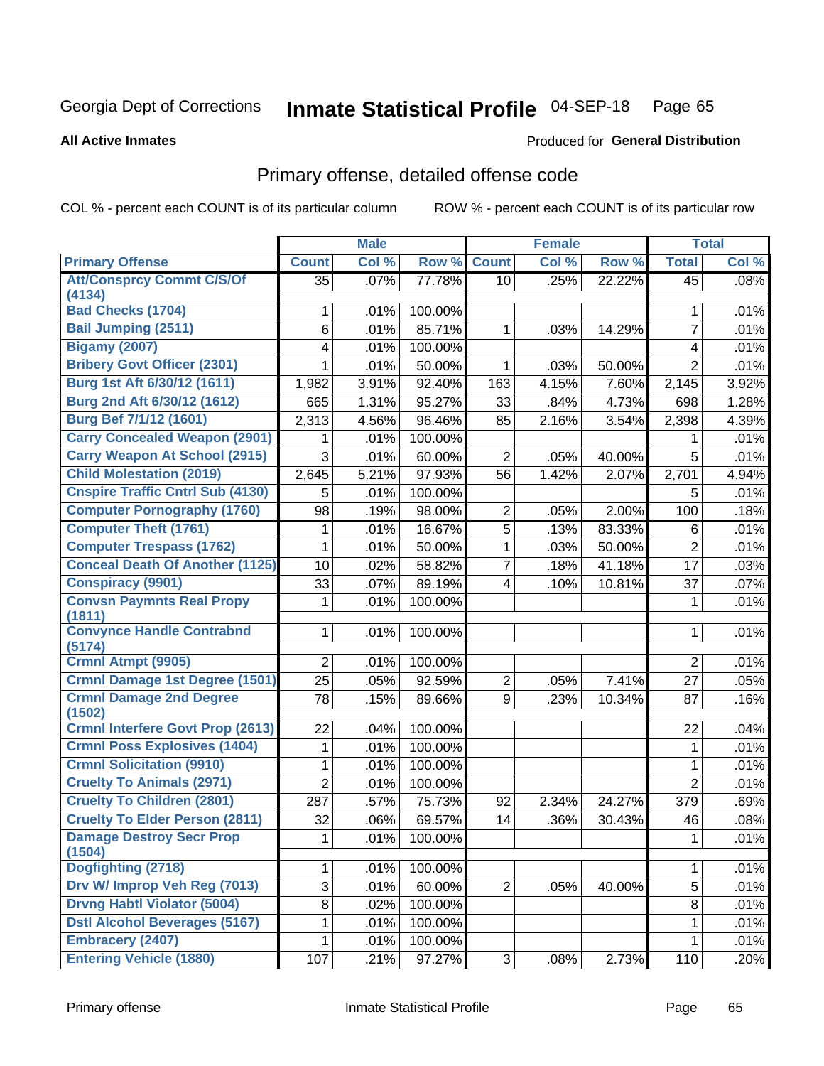Georgia Dept of Corrections **Inmate Statistical Profile** 04-SEP-18

**All Active Inmates**

Produced for **General Distribution**

## Primary offense, detailed offense code

COL % - percent each COUNT is of its particular column

ROW % - percent each COUNT is of its particular row

| | Male | | | Female | | | Total | |
|---|---|---|---|---|---|---|---|---|
| **Primary Offense** | **Count** | **Col %** | **Row %** | **Count** | **Col %** | **Row %** | **Total** | **Col %** |
| Att/Consprcy Commt C/S/Of (4134) | 35 | .07% | 77.78% | 10 | .25% | 22.22% | 45 | .08% |
| Bad Checks (1704) | 1 | .01% | 100.00% | | | | 1 | .01% |
| Bail Jumping (2511) | 6 | .01% | 85.71% | 1 | .03% | 14.29% | 7 | .01% |
| Bigamy (2007) | 4 | .01% | 100.00% | | | | 4 | .01% |
| Bribery Govt Officer (2301) | 1 | .01% | 50.00% | 1 | .03% | 50.00% | 2 | .01% |
| Burg 1st Aft 6/30/12 (1611) | 1,982 | 3.91% | 92.40% | 163 | 4.15% | 7.60% | 2,145 | 3.92% |
| Burg 2nd Aft 6/30/12 (1612) | 665 | 1.31% | 95.27% | 33 | .84% | 4.73% | 698 | 1.28% |
| Burg Bef 7/1/12 (1601) | 2,313 | 4.56% | 96.46% | 85 | 2.16% | 3.54% | 2,398 | 4.39% |
| Carry Concealed Weapon (2901) | 1 | .01% | 100.00% | | | | 1 | .01% |
| Carry Weapon At School (2915) | 3 | .01% | 60.00% | 2 | .05% | 40.00% | 5 | .01% |
| Child Molestation (2019) | 2,645 | 5.21% | 97.93% | 56 | 1.42% | 2.07% | 2,701 | 4.94% |
| Cnspire Traffic Cntrl Sub (4130) | 5 | .01% | 100.00% | | | | 5 | .01% |
| Computer Pornography (1760) | 98 | .19% | 98.00% | 2 | .05% | 2.00% | 100 | .18% |
| Computer Theft (1761) | 1 | .01% | 16.67% | 5 | .13% | 83.33% | 6 | .01% |
| Computer Trespass (1762) | 1 | .01% | 50.00% | 1 | .03% | 50.00% | 2 | .01% |
| Conceal Death Of Another (1125) | 10 | .02% | 58.82% | 7 | .18% | 41.18% | 17 | .03% |
| Conspiracy (9901) | 33 | .07% | 89.19% | 4 | .10% | 10.81% | 37 | .07% |
| Convsn Paymnts Real Propy (1811) | 1 | .01% | 100.00% | | | | 1 | .01% |
| Convynce Handle Contrabnd (5174) | 1 | .01% | 100.00% | | | | 1 | .01% |
| Crmnl Atmpt (9905) | 2 | .01% | 100.00% | | | | 2 | .01% |
| Crmnl Damage 1st Degree (1501) | 25 | .05% | 92.59% | 2 | .05% | 7.41% | 27 | .05% |
| Crmnl Damage 2nd Degree (1502) | 78 | .15% | 89.66% | 9 | .23% | 10.34% | 87 | .16% |
| Crmnl Interfere Govt Prop (2613) | 22 | .04% | 100.00% | | | | 22 | .04% |
| Crmnl Poss Explosives (1404) | 1 | .01% | 100.00% | | | | 1 | .01% |
| Crmnl Solicitation (9910) | 1 | .01% | 100.00% | | | | 1 | .01% |
| Cruelty To Animals (2971) | 2 | .01% | 100.00% | | | | 2 | .01% |
| Cruelty To Children (2801) | 287 | .57% | 75.73% | 92 | 2.34% | 24.27% | 379 | .69% |
| Cruelty To Elder Person (2811) | 32 | .06% | 69.57% | 14 | .36% | 30.43% | 46 | .08% |
| Damage Destroy Secr Prop (1504) | 1 | .01% | 100.00% | | | | 1 | .01% |
| Dogfighting (2718) | 1 | .01% | 100.00% | | | | 1 | .01% |
| Drv W/ Improp Veh Reg (7013) | 3 | .01% | 60.00% | 2 | .05% | 40.00% | 5 | .01% |
| Drvng Habtl Violator (5004) | 8 | .02% | 100.00% | | | | 8 | .01% |
| Dstl Alcohol Beverages (5167) | 1 | .01% | 100.00% | | | | 1 | .01% |
| Embracery (2407) | 1 | .01% | 100.00% | | | | 1 | .01% |
| Entering Vehicle (1880) | 107 | .21% | 97.27% | 3 | .08% | 2.73% | 110 | .20% |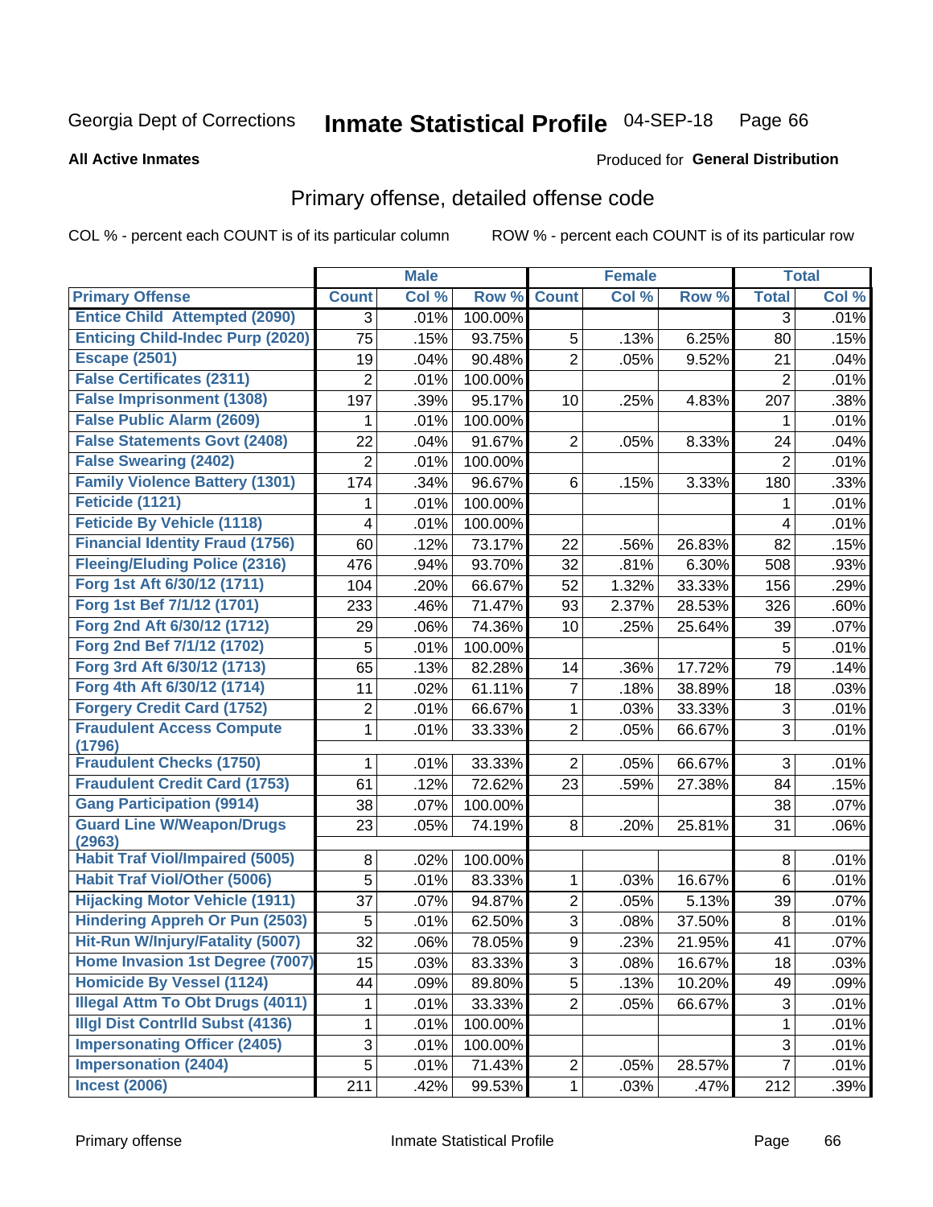Georgia Dept of Corrections **Inmate Statistical Profile** 04-SEP-18 Page 66

**All Active Inmates**

Produced for **General Distribution**

## Primary offense, detailed offense code

COL % - percent each COUNT is of its particular column ROW % - percent each COUNT is of its particular row

| | Male | | | Female | | | Total | |
|---|---|---|---|---|---|---|---|---|
| **Primary Offense** | **Count** | **Col %** | **Row %** | **Count** | **Col %** | **Row %** | **Total** | **Col %** |
| **Entice Child Attempted (2090)** | 3 | .01% | 100.00% | | | | 3 | .01% |
| **Enticing Child-Indec Purp (2020)** | 75 | .15% | 93.75% | 5 | .13% | 6.25% | 80 | .15% |
| **Escape (2501)** | 19 | .04% | 90.48% | 2 | .05% | 9.52% | 21 | .04% |
| **False Certificates (2311)** | 2 | .01% | 100.00% | | | | 2 | .01% |
| **False Imprisonment (1308)** | 197 | .39% | 95.17% | 10 | .25% | 4.83% | 207 | .38% |
| **False Public Alarm (2609)** | 1 | .01% | 100.00% | | | | 1 | .01% |
| **False Statements Govt (2408)** | 22 | .04% | 91.67% | 2 | .05% | 8.33% | 24 | .04% |
| **False Swearing (2402)** | 2 | .01% | 100.00% | | | | 2 | .01% |
| **Family Violence Battery (1301)** | 174 | .34% | 96.67% | 6 | .15% | 3.33% | 180 | .33% |
| **Feticide (1121)** | 1 | .01% | 100.00% | | | | 1 | .01% |
| **Feticide By Vehicle (1118)** | 4 | .01% | 100.00% | | | | 4 | .01% |
| **Financial Identity Fraud (1756)** | 60 | .12% | 73.17% | 22 | .56% | 26.83% | 82 | .15% |
| **Fleeing/Eluding Police (2316)** | 476 | .94% | 93.70% | 32 | .81% | 6.30% | 508 | .93% |
| **Forg 1st Aft 6/30/12 (1711)** | 104 | .20% | 66.67% | 52 | 1.32% | 33.33% | 156 | .29% |
| **Forg 1st Bef 7/1/12 (1701)** | 233 | .46% | 71.47% | 93 | 2.37% | 28.53% | 326 | .60% |
| **Forg 2nd Aft 6/30/12 (1712)** | 29 | .06% | 74.36% | 10 | .25% | 25.64% | 39 | .07% |
| **Forg 2nd Bef 7/1/12 (1702)** | 5 | .01% | 100.00% | | | | 5 | .01% |
| **Forg 3rd Aft 6/30/12 (1713)** | 65 | .13% | 82.28% | 14 | .36% | 17.72% | 79 | .14% |
| **Forg 4th Aft 6/30/12 (1714)** | 11 | .02% | 61.11% | 7 | .18% | 38.89% | 18 | .03% |
| **Forgery Credit Card (1752)** | 2 | .01% | 66.67% | 1 | .03% | 33.33% | 3 | .01% |
| **Fraudulent Access Compute (1796)** | 1 | .01% | 33.33% | 2 | .05% | 66.67% | 3 | .01% |
| **Fraudulent Checks (1750)** | 1 | .01% | 33.33% | 2 | .05% | 66.67% | 3 | .01% |
| **Fraudulent Credit Card (1753)** | 61 | .12% | 72.62% | 23 | .59% | 27.38% | 84 | .15% |
| **Gang Participation (9914)** | 38 | .07% | 100.00% | | | | 38 | .07% |
| **Guard Line W/Weapon/Drugs (2963)** | 23 | .05% | 74.19% | 8 | .20% | 25.81% | 31 | .06% |
| **Habit Traf Viol/Impaired (5005)** | 8 | .02% | 100.00% | | | | 8 | .01% |
| **Habit Traf Viol/Other (5006)** | 5 | .01% | 83.33% | 1 | .03% | 16.67% | 6 | .01% |
| **Hijacking Motor Vehicle (1911)** | 37 | .07% | 94.87% | 2 | .05% | 5.13% | 39 | .07% |
| **Hindering Appreh Or Pun (2503)** | 5 | .01% | 62.50% | 3 | .08% | 37.50% | 8 | .01% |
| **Hit-Run W/Injury/Fatality (5007)** | 32 | .06% | 78.05% | 9 | .23% | 21.95% | 41 | .07% |
| **Home Invasion 1st Degree (7007)** | 15 | .03% | 83.33% | 3 | .08% | 16.67% | 18 | .03% |
| **Homicide By Vessel (1124)** | 44 | .09% | 89.80% | 5 | .13% | 10.20% | 49 | .09% |
| **Illegal Attm To Obt Drugs (4011)** | 1 | .01% | 33.33% | 2 | .05% | 66.67% | 3 | .01% |
| **Illgl Dist Contrlld Subst (4136)** | 1 | .01% | 100.00% | | | | 1 | .01% |
| **Impersonating Officer (2405)** | 3 | .01% | 100.00% | | | | 3 | .01% |
| **Impersonation (2404)** | 5 | .01% | 71.43% | 2 | .05% | 28.57% | 7 | .01% |
| **Incest (2006)** | 211 | .42% | 99.53% | 1 | .03% | .47% | 212 | .39% |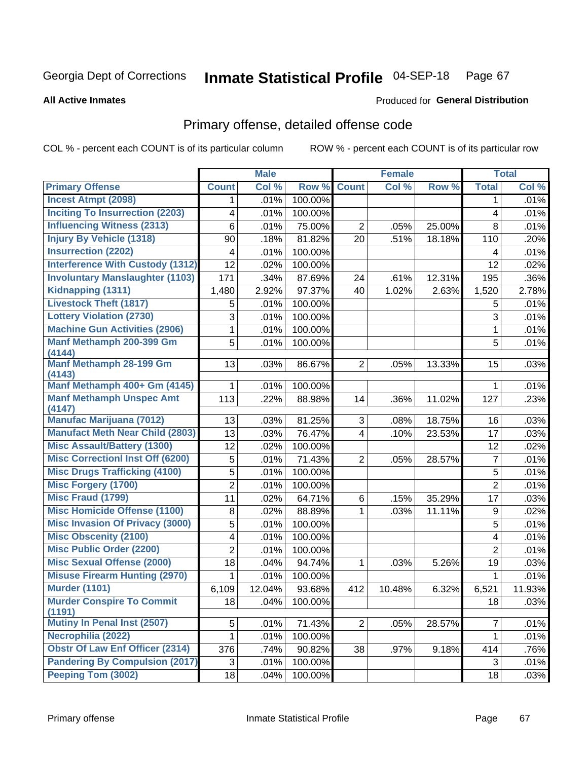Georgia Dept of Corrections **Inmate Statistical Profile** 04-SEP-18

**All Active Inmates**

Produced for **General Distribution**

## Primary offense, detailed offense code

COL % - percent each COUNT is of its particular column

ROW % - percent each COUNT is of its particular row

| | Male | | | Female | | | Total | |
|---|---|---|---|---|---|---|---|---|
| **Primary Offense** | **Count** | **Col %** | **Row %** | **Count** | **Col %** | **Row %** | **Total** | **Col %** |
| Incest Atmpt (2098) | 1 | .01% | 100.00% | | | | 1 | .01% |
| Inciting To Insurrection (2203) | 4 | .01% | 100.00% | | | | 4 | .01% |
| Influencing Witness (2313) | 6 | .01% | 75.00% | 2 | .05% | 25.00% | 8 | .01% |
| Injury By Vehicle (1318) | 90 | .18% | 81.82% | 20 | .51% | 18.18% | 110 | .20% |
| Insurrection (2202) | 4 | .01% | 100.00% | | | | 4 | .01% |
| Interference With Custody (1312) | 12 | .02% | 100.00% | | | | 12 | .02% |
| Involuntary Manslaughter (1103) | 171 | .34% | 87.69% | 24 | .61% | 12.31% | 195 | .36% |
| Kidnapping (1311) | 1,480 | 2.92% | 97.37% | 40 | 1.02% | 2.63% | 1,520 | 2.78% |
| Livestock Theft (1817) | 5 | .01% | 100.00% | | | | 5 | .01% |
| Lottery Violation (2730) | 3 | .01% | 100.00% | | | | 3 | .01% |
| Machine Gun Activities (2906) | 1 | .01% | 100.00% | | | | 1 | .01% |
| Manf Methamph 200-399 Gm (4144) | 5 | .01% | 100.00% | | | | 5 | .01% |
| Manf Methamph 28-199 Gm (4143) | 13 | .03% | 86.67% | 2 | .05% | 13.33% | 15 | .03% |
| Manf Methamph 400+ Gm (4145) | 1 | .01% | 100.00% | | | | 1 | .01% |
| Manf Methamph Unspec Amt (4147) | 113 | .22% | 88.98% | 14 | .36% | 11.02% | 127 | .23% |
| Manufac Marijuana (7012) | 13 | .03% | 81.25% | 3 | .08% | 18.75% | 16 | .03% |
| Manufact Meth Near Child (2803) | 13 | .03% | 76.47% | 4 | .10% | 23.53% | 17 | .03% |
| Misc Assault/Battery (1300) | 12 | .02% | 100.00% | | | | 12 | .02% |
| Misc Correctionl Inst Off (6200) | 5 | .01% | 71.43% | 2 | .05% | 28.57% | 7 | .01% |
| Misc Drugs Trafficking (4100) | 5 | .01% | 100.00% | | | | 5 | .01% |
| Misc Forgery (1700) | 2 | .01% | 100.00% | | | | 2 | .01% |
| Misc Fraud (1799) | 11 | .02% | 64.71% | 6 | .15% | 35.29% | 17 | .03% |
| Misc Homicide Offense (1100) | 8 | .02% | 88.89% | 1 | .03% | 11.11% | 9 | .02% |
| Misc Invasion Of Privacy (3000) | 5 | .01% | 100.00% | | | | 5 | .01% |
| Misc Obscenity (2100) | 4 | .01% | 100.00% | | | | 4 | .01% |
| Misc Public Order (2200) | 2 | .01% | 100.00% | | | | 2 | .01% |
| Misc Sexual Offense (2000) | 18 | .04% | 94.74% | 1 | .03% | 5.26% | 19 | .03% |
| Misuse Firearm Hunting (2970) | 1 | .01% | 100.00% | | | | 1 | .01% |
| Murder (1101) | 6,109 | 12.04% | 93.68% | 412 | 10.48% | 6.32% | 6,521 | 11.93% |
| Murder Conspire To Commit (1191) | 18 | .04% | 100.00% | | | | 18 | .03% |
| Mutiny In Penal Inst (2507) | 5 | .01% | 71.43% | 2 | .05% | 28.57% | 7 | .01% |
| Necrophilia (2022) | 1 | .01% | 100.00% | | | | 1 | .01% |
| Obstr Of Law Enf Officer (2314) | 376 | .74% | 90.82% | 38 | .97% | 9.18% | 414 | .76% |
| Pandering By Compulsion (2017) | 3 | .01% | 100.00% | | | | 3 | .01% |
| Peeping Tom (3002) | 18 | .04% | 100.00% | | | | 18 | .03% |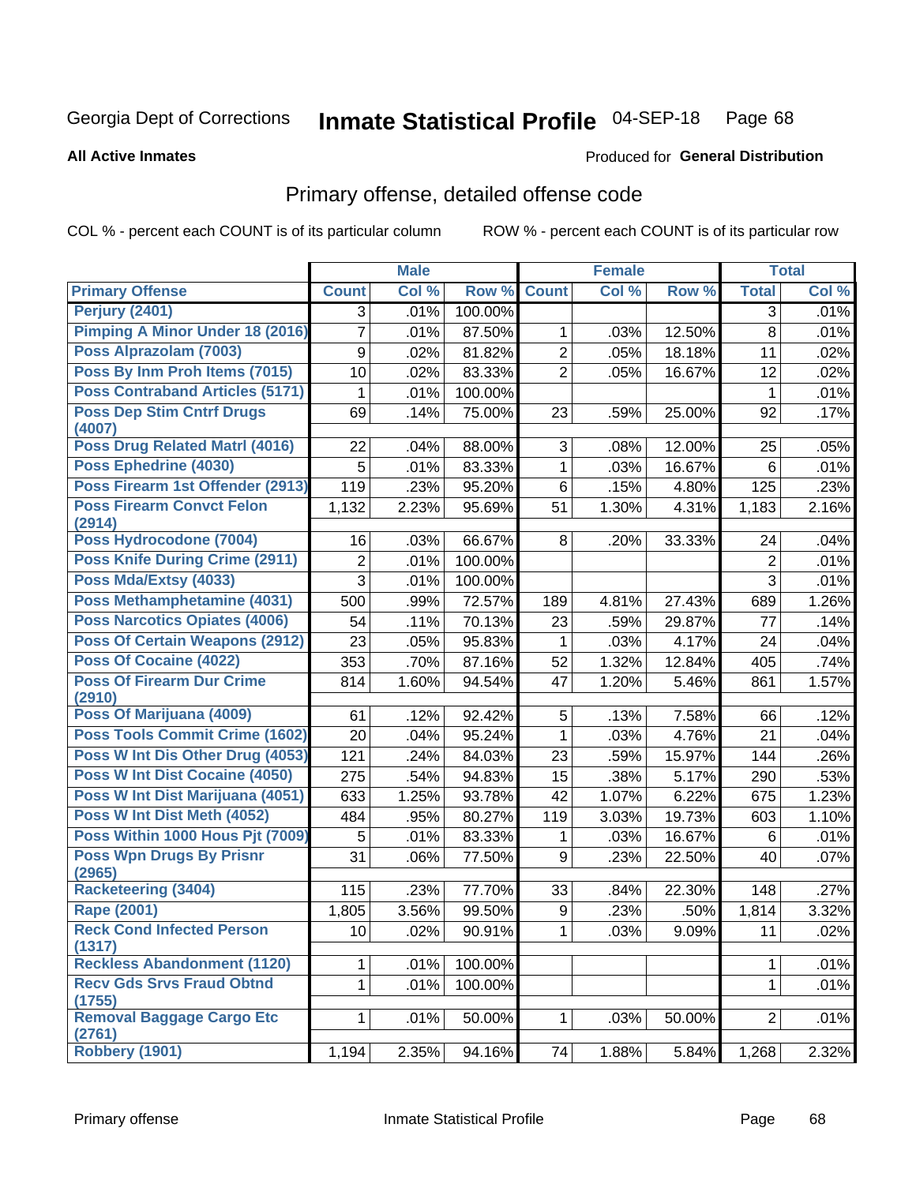Georgia Dept of Corrections **Inmate Statistical Profile** 04-SEP-18

**All Active Inmates**

Produced for **General Distribution**

## Primary offense, detailed offense code

COL % - percent each COUNT is of its particular column ROW % - percent each COUNT is of its particular row

| | Male | | | Female | | | Total | |
|---|---|---|---|---|---|---|---|---|
| **Primary Offense** | **Count** | **Col %** | **Row %** | **Count** | **Col %** | **Row %** | **Total** | **Col %** |
| Perjury (2401) | 3 | .01% | 100.00% | | | | 3 | .01% |
| Pimping A Minor Under 18 (2016) | 7 | .01% | 87.50% | 1 | .03% | 12.50% | 8 | .01% |
| Poss Alprazolam (7003) | 9 | .02% | 81.82% | 2 | .05% | 18.18% | 11 | .02% |
| Poss By Inm Proh Items (7015) | 10 | .02% | 83.33% | 2 | .05% | 16.67% | 12 | .02% |
| Poss Contraband Articles (5171) | 1 | .01% | 100.00% | | | | 1 | .01% |
| Poss Dep Stim Cntrf Drugs (4007) | 69 | .14% | 75.00% | 23 | .59% | 25.00% | 92 | .17% |
| Poss Drug Related Matrl (4016) | 22 | .04% | 88.00% | 3 | .08% | 12.00% | 25 | .05% |
| Poss Ephedrine (4030) | 5 | .01% | 83.33% | 1 | .03% | 16.67% | 6 | .01% |
| Poss Firearm 1st Offender (2913) | 119 | .23% | 95.20% | 6 | .15% | 4.80% | 125 | .23% |
| Poss Firearm Convct Felon (2914) | 1,132 | 2.23% | 95.69% | 51 | 1.30% | 4.31% | 1,183 | 2.16% |
| Poss Hydrocodone (7004) | 16 | .03% | 66.67% | 8 | .20% | 33.33% | 24 | .04% |
| Poss Knife During Crime (2911) | 2 | .01% | 100.00% | | | | 2 | .01% |
| Poss Mda/Extsy (4033) | 3 | .01% | 100.00% | | | | 3 | .01% |
| Poss Methamphetamine (4031) | 500 | .99% | 72.57% | 189 | 4.81% | 27.43% | 689 | 1.26% |
| Poss Narcotics Opiates (4006) | 54 | .11% | 70.13% | 23 | .59% | 29.87% | 77 | .14% |
| Poss Of Certain Weapons (2912) | 23 | .05% | 95.83% | 1 | .03% | 4.17% | 24 | .04% |
| Poss Of Cocaine (4022) | 353 | .70% | 87.16% | 52 | 1.32% | 12.84% | 405 | .74% |
| Poss Of Firearm Dur Crime (2910) | 814 | 1.60% | 94.54% | 47 | 1.20% | 5.46% | 861 | 1.57% |
| Poss Of Marijuana (4009) | 61 | .12% | 92.42% | 5 | .13% | 7.58% | 66 | .12% |
| Poss Tools Commit Crime (1602) | 20 | .04% | 95.24% | 1 | .03% | 4.76% | 21 | .04% |
| Poss W Int Dis Other Drug (4053) | 121 | .24% | 84.03% | 23 | .59% | 15.97% | 144 | .26% |
| Poss W Int Dist Cocaine (4050) | 275 | .54% | 94.83% | 15 | .38% | 5.17% | 290 | .53% |
| Poss W Int Dist Marijuana (4051) | 633 | 1.25% | 93.78% | 42 | 1.07% | 6.22% | 675 | 1.23% |
| Poss W Int Dist Meth (4052) | 484 | .95% | 80.27% | 119 | 3.03% | 19.73% | 603 | 1.10% |
| Poss Within 1000 Hous Pjt (7009) | 5 | .01% | 83.33% | 1 | .03% | 16.67% | 6 | .01% |
| Poss Wpn Drugs By Prisnr (2965) | 31 | .06% | 77.50% | 9 | .23% | 22.50% | 40 | .07% |
| Racketeering (3404) | 115 | .23% | 77.70% | 33 | .84% | 22.30% | 148 | .27% |
| Rape (2001) | 1,805 | 3.56% | 99.50% | 9 | .23% | .50% | 1,814 | 3.32% |
| Reck Cond Infected Person (1317) | 10 | .02% | 90.91% | 1 | .03% | 9.09% | 11 | .02% |
| Reckless Abandonment (1120) | 1 | .01% | 100.00% | | | | 1 | .01% |
| Recv Gds Srvs Fraud Obtnd (1755) | 1 | .01% | 100.00% | | | | 1 | .01% |
| Removal Baggage Cargo Etc (2761) | 1 | .01% | 50.00% | 1 | .03% | 50.00% | 2 | .01% |
| Robbery (1901) | 1,194 | 2.35% | 94.16% | 74 | 1.88% | 5.84% | 1,268 | 2.32% |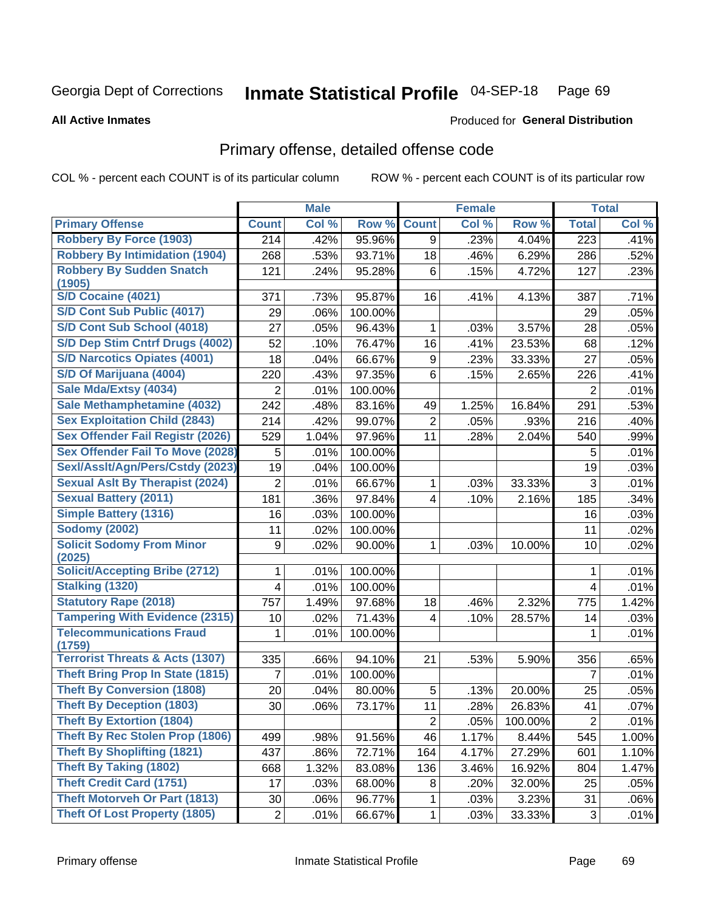Georgia Dept of Corrections **Inmate Statistical Profile** 04-SEP-18

**All Active Inmates** Produced for **General Distribution**

## Primary offense, detailed offense code

COL % - percent each COUNT is of its particular column ROW % - percent each COUNT is of its particular row

| | Male | | | Female | | | Total | |
|---|---|---|---|---|---|---|---|---|
| Primary Offense | Count | Col % | Row % | Count | Col % | Row % | Total | Col % |
| Robbery By Force (1903) | 214 | .42% | 95.96% | 9 | .23% | 4.04% | 223 | .41% |
| Robbery By Intimidation (1904) | 268 | .53% | 93.71% | 18 | .46% | 6.29% | 286 | .52% |
| Robbery By Sudden Snatch (1905) | 121 | .24% | 95.28% | 6 | .15% | 4.72% | 127 | .23% |
| S/D Cocaine (4021) | 371 | .73% | 95.87% | 16 | .41% | 4.13% | 387 | .71% |
| S/D Cont Sub Public (4017) | 29 | .06% | 100.00% | | | | 29 | .05% |
| S/D Cont Sub School (4018) | 27 | .05% | 96.43% | 1 | .03% | 3.57% | 28 | .05% |
| S/D Dep Stim Cntrf Drugs (4002) | 52 | .10% | 76.47% | 16 | .41% | 23.53% | 68 | .12% |
| S/D Narcotics Opiates (4001) | 18 | .04% | 66.67% | 9 | .23% | 33.33% | 27 | .05% |
| S/D Of Marijuana (4004) | 220 | .43% | 97.35% | 6 | .15% | 2.65% | 226 | .41% |
| Sale Mda/Extsy (4034) | 2 | .01% | 100.00% | | | | 2 | .01% |
| Sale Methamphetamine (4032) | 242 | .48% | 83.16% | 49 | 1.25% | 16.84% | 291 | .53% |
| Sex Exploitation Child (2843) | 214 | .42% | 99.07% | 2 | .05% | .93% | 216 | .40% |
| Sex Offender Fail Registr (2026) | 529 | 1.04% | 97.96% | 11 | .28% | 2.04% | 540 | .99% |
| Sex Offender Fail To Move (2028) | 5 | .01% | 100.00% | | | | 5 | .01% |
| Sexl/Asslt/Agn/Pers/Cstdy (2023) | 19 | .04% | 100.00% | | | | 19 | .03% |
| Sexual Aslt By Therapist (2024) | 2 | .01% | 66.67% | 1 | .03% | 33.33% | 3 | .01% |
| Sexual Battery (2011) | 181 | .36% | 97.84% | 4 | .10% | 2.16% | 185 | .34% |
| Simple Battery (1316) | 16 | .03% | 100.00% | | | | 16 | .03% |
| Sodomy (2002) | 11 | .02% | 100.00% | | | | 11 | .02% |
| Solicit Sodomy From Minor (2025) | 9 | .02% | 90.00% | 1 | .03% | 10.00% | 10 | .02% |
| Solicit/Accepting Bribe (2712) | 1 | .01% | 100.00% | | | | 1 | .01% |
| Stalking (1320) | 4 | .01% | 100.00% | | | | 4 | .01% |
| Statutory Rape (2018) | 757 | 1.49% | 97.68% | 18 | .46% | 2.32% | 775 | 1.42% |
| Tampering With Evidence (2315) | 10 | .02% | 71.43% | 4 | .10% | 28.57% | 14 | .03% |
| Telecommunications Fraud (1759) | 1 | .01% | 100.00% | | | | 1 | .01% |
| Terrorist Threats & Acts (1307) | 335 | .66% | 94.10% | 21 | .53% | 5.90% | 356 | .65% |
| Theft Bring Prop In State (1815) | 7 | .01% | 100.00% | | | | 7 | .01% |
| Theft By Conversion (1808) | 20 | .04% | 80.00% | 5 | .13% | 20.00% | 25 | .05% |
| Theft By Deception (1803) | 30 | .06% | 73.17% | 11 | .28% | 26.83% | 41 | .07% |
| Theft By Extortion (1804) | | | | 2 | .05% | 100.00% | 2 | .01% |
| Theft By Rec Stolen Prop (1806) | 499 | .98% | 91.56% | 46 | 1.17% | 8.44% | 545 | 1.00% |
| Theft By Shoplifting (1821) | 437 | .86% | 72.71% | 164 | 4.17% | 27.29% | 601 | 1.10% |
| Theft By Taking (1802) | 668 | 1.32% | 83.08% | 136 | 3.46% | 16.92% | 804 | 1.47% |
| Theft Credit Card (1751) | 17 | .03% | 68.00% | 8 | .20% | 32.00% | 25 | .05% |
| Theft Motorveh Or Part (1813) | 30 | .06% | 96.77% | 1 | .03% | 3.23% | 31 | .06% |
| Theft Of Lost Property (1805) | 2 | .01% | 66.67% | 1 | .03% | 33.33% | 3 | .01% |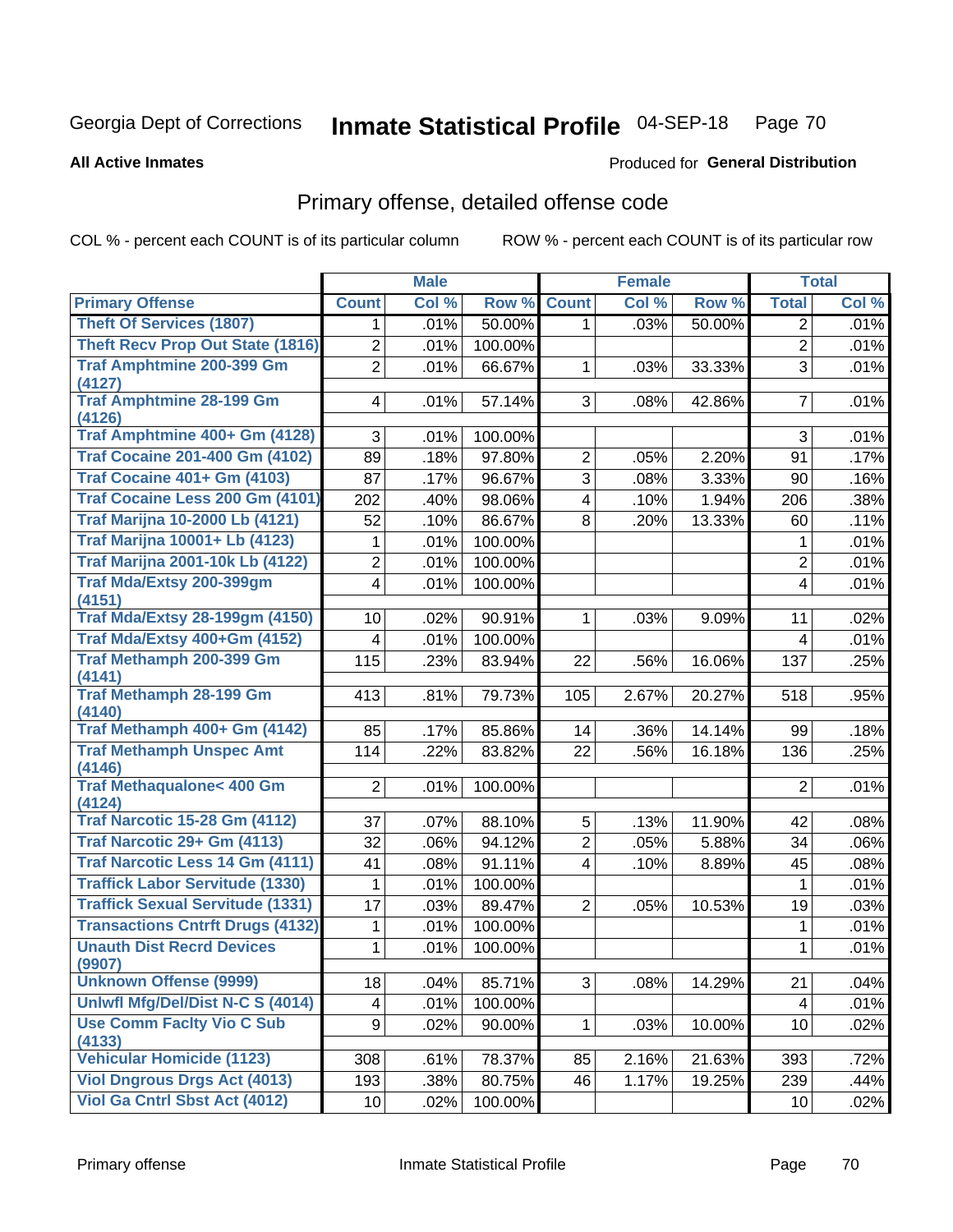Georgia Dept of Corrections **Inmate Statistical Profile** 04-SEP-18 Page 70

**All Active Inmates**

Produced for **General Distribution**

## Primary offense, detailed offense code

COL % - percent each COUNT is of its particular column

ROW % - percent each COUNT is of its particular row

| | Male | | | Female | | | Total | |
|---|---|---|---|---|---|---|---|---|
| **Primary Offense** | **Count** | **Col %** | **Row %** | **Count** | **Col %** | **Row %** | **Total** | **Col %** |
| Theft Of Services (1807) | 1 | .01% | 50.00% | 1 | .03% | 50.00% | 2 | .01% |
| Theft Recv Prop Out State (1816) | 2 | .01% | 100.00% | | | | 2 | .01% |
| Traf Amphtmine 200-399 Gm (4127) | 2 | .01% | 66.67% | 1 | .03% | 33.33% | 3 | .01% |
| Traf Amphtmine 28-199 Gm (4126) | 4 | .01% | 57.14% | 3 | .08% | 42.86% | 7 | .01% |
| Traf Amphtmine 400+ Gm (4128) | 3 | .01% | 100.00% | | | | 3 | .01% |
| Traf Cocaine 201-400 Gm (4102) | 89 | .18% | 97.80% | 2 | .05% | 2.20% | 91 | .17% |
| Traf Cocaine 401+ Gm (4103) | 87 | .17% | 96.67% | 3 | .08% | 3.33% | 90 | .16% |
| Traf Cocaine Less 200 Gm (4101) | 202 | .40% | 98.06% | 4 | .10% | 1.94% | 206 | .38% |
| Traf Marijna 10-2000 Lb (4121) | 52 | .10% | 86.67% | 8 | .20% | 13.33% | 60 | .11% |
| Traf Marijna 10001+ Lb (4123) | 1 | .01% | 100.00% | | | | 1 | .01% |
| Traf Marijna 2001-10k Lb (4122) | 2 | .01% | 100.00% | | | | 2 | .01% |
| Traf Mda/Extsy 200-399gm (4151) | 4 | .01% | 100.00% | | | | 4 | .01% |
| Traf Mda/Extsy 28-199gm (4150) | 10 | .02% | 90.91% | 1 | .03% | 9.09% | 11 | .02% |
| Traf Mda/Extsy 400+Gm (4152) | 4 | .01% | 100.00% | | | | 4 | .01% |
| Traf Methamph 200-399 Gm (4141) | 115 | .23% | 83.94% | 22 | .56% | 16.06% | 137 | .25% |
| Traf Methamph 28-199 Gm (4140) | 413 | .81% | 79.73% | 105 | 2.67% | 20.27% | 518 | .95% |
| Traf Methamph 400+ Gm (4142) | 85 | .17% | 85.86% | 14 | .36% | 14.14% | 99 | .18% |
| Traf Methamph Unspec Amt (4146) | 114 | .22% | 83.82% | 22 | .56% | 16.18% | 136 | .25% |
| Traf Methaqualone< 400 Gm (4124) | 2 | .01% | 100.00% | | | | 2 | .01% |
| Traf Narcotic 15-28 Gm (4112) | 37 | .07% | 88.10% | 5 | .13% | 11.90% | 42 | .08% |
| Traf Narcotic 29+ Gm (4113) | 32 | .06% | 94.12% | 2 | .05% | 5.88% | 34 | .06% |
| Traf Narcotic Less 14 Gm (4111) | 41 | .08% | 91.11% | 4 | .10% | 8.89% | 45 | .08% |
| Traffick Labor Servitude (1330) | 1 | .01% | 100.00% | | | | 1 | .01% |
| Traffick Sexual Servitude (1331) | 17 | .03% | 89.47% | 2 | .05% | 10.53% | 19 | .03% |
| Transactions Cntrft Drugs (4132) | 1 | .01% | 100.00% | | | | 1 | .01% |
| Unauth Dist Recrd Devices (9907) | 1 | .01% | 100.00% | | | | 1 | .01% |
| Unknown Offense (9999) | 18 | .04% | 85.71% | 3 | .08% | 14.29% | 21 | .04% |
| Unlwfl Mfg/Del/Dist N-C S (4014) | 4 | .01% | 100.00% | | | | 4 | .01% |
| Use Comm Faclty Vio C Sub (4133) | 9 | .02% | 90.00% | 1 | .03% | 10.00% | 10 | .02% |
| Vehicular Homicide (1123) | 308 | .61% | 78.37% | 85 | 2.16% | 21.63% | 393 | .72% |
| Viol Dngrous Drgs Act (4013) | 193 | .38% | 80.75% | 46 | 1.17% | 19.25% | 239 | .44% |
| Viol Ga Cntrl Sbst Act (4012) | 10 | .02% | 100.00% | | | | 10 | .02% |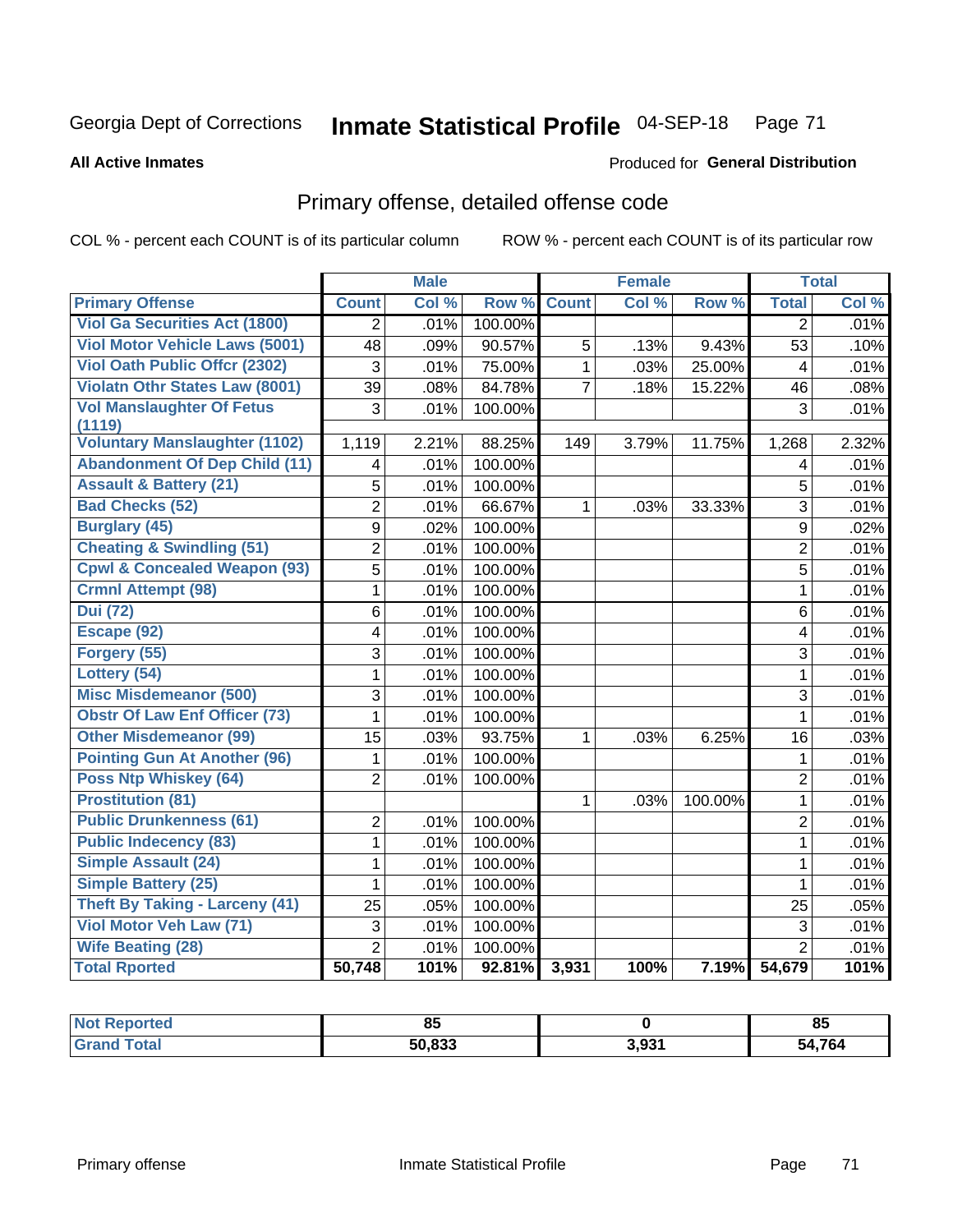Georgia Dept of Corrections **Inmate Statistical Profile** 04-SEP-18

**All Active Inmates**

Produced for **General Distribution**

## Primary offense, detailed offense code

COL % - percent each COUNT is of its particular column

ROW % - percent each COUNT is of its particular row

| | Male | | | Female | | | Total | |
|---|---|---|---|---|---|---|---|---|
| **Primary Offense** | **Count** | **Col %** | **Row %** | **Count** | **Col %** | **Row %** | **Total** | **Col %** |
| **Viol Ga Securities Act (1800)** | 2 | .01% | 100.00% | | | | 2 | .01% |
| **Viol Motor Vehicle Laws (5001)** | 48 | .09% | 90.57% | 5 | .13% | 9.43% | 53 | .10% |
| **Viol Oath Public Offcr (2302)** | 3 | .01% | 75.00% | 1 | .03% | 25.00% | 4 | .01% |
| **Violatn Othr States Law (8001)** | 39 | .08% | 84.78% | 7 | .18% | 15.22% | 46 | .08% |
| **Vol Manslaughter Of Fetus (1119)** | 3 | .01% | 100.00% | | | | 3 | .01% |
| **Voluntary Manslaughter (1102)** | 1,119 | 2.21% | 88.25% | 149 | 3.79% | 11.75% | 1,268 | 2.32% |
| **Abandonment Of Dep Child (11)** | 4 | .01% | 100.00% | | | | 4 | .01% |
| **Assault & Battery (21)** | 5 | .01% | 100.00% | | | | 5 | .01% |
| **Bad Checks (52)** | 2 | .01% | 66.67% | 1 | .03% | 33.33% | 3 | .01% |
| **Burglary (45)** | 9 | .02% | 100.00% | | | | 9 | .02% |
| **Cheating & Swindling (51)** | 2 | .01% | 100.00% | | | | 2 | .01% |
| **Cpwl & Concealed Weapon (93)** | 5 | .01% | 100.00% | | | | 5 | .01% |
| **Crmnl Attempt (98)** | 1 | .01% | 100.00% | | | | 1 | .01% |
| **Dui (72)** | 6 | .01% | 100.00% | | | | 6 | .01% |
| **Escape (92)** | 4 | .01% | 100.00% | | | | 4 | .01% |
| **Forgery (55)** | 3 | .01% | 100.00% | | | | 3 | .01% |
| **Lottery (54)** | 1 | .01% | 100.00% | | | | 1 | .01% |
| **Misc Misdemeanor (500)** | 3 | .01% | 100.00% | | | | 3 | .01% |
| **Obstr Of Law Enf Officer (73)** | 1 | .01% | 100.00% | | | | 1 | .01% |
| **Other Misdemeanor (99)** | 15 | .03% | 93.75% | 1 | .03% | 6.25% | 16 | .03% |
| **Pointing Gun At Another (96)** | 1 | .01% | 100.00% | | | | 1 | .01% |
| **Poss Ntp Whiskey (64)** | 2 | .01% | 100.00% | | | | 2 | .01% |
| **Prostitution (81)** | | | | 1 | .03% | 100.00% | 1 | .01% |
| **Public Drunkenness (61)** | 2 | .01% | 100.00% | | | | 2 | .01% |
| **Public Indecency (83)** | 1 | .01% | 100.00% | | | | 1 | .01% |
| **Simple Assault (24)** | 1 | .01% | 100.00% | | | | 1 | .01% |
| **Simple Battery (25)** | 1 | .01% | 100.00% | | | | 1 | .01% |
| **Theft By Taking - Larceny (41)** | 25 | .05% | 100.00% | | | | 25 | .05% |
| **Viol Motor Veh Law (71)** | 3 | .01% | 100.00% | | | | 3 | .01% |
| **Wife Beating (28)** | 2 | .01% | 100.00% | | | | 2 | .01% |
| **Total Rported** | **50,748** | **101%** | **92.81%** | **3,931** | **100%** | **7.19%** | **54,679** | **101%** |

| | Male | Female | Total |
|---|---|---|---|
| **Not Reported** | **85** | **0** | **85** |
| **Grand Total** | **50,833** | **3,931** | **54,764** |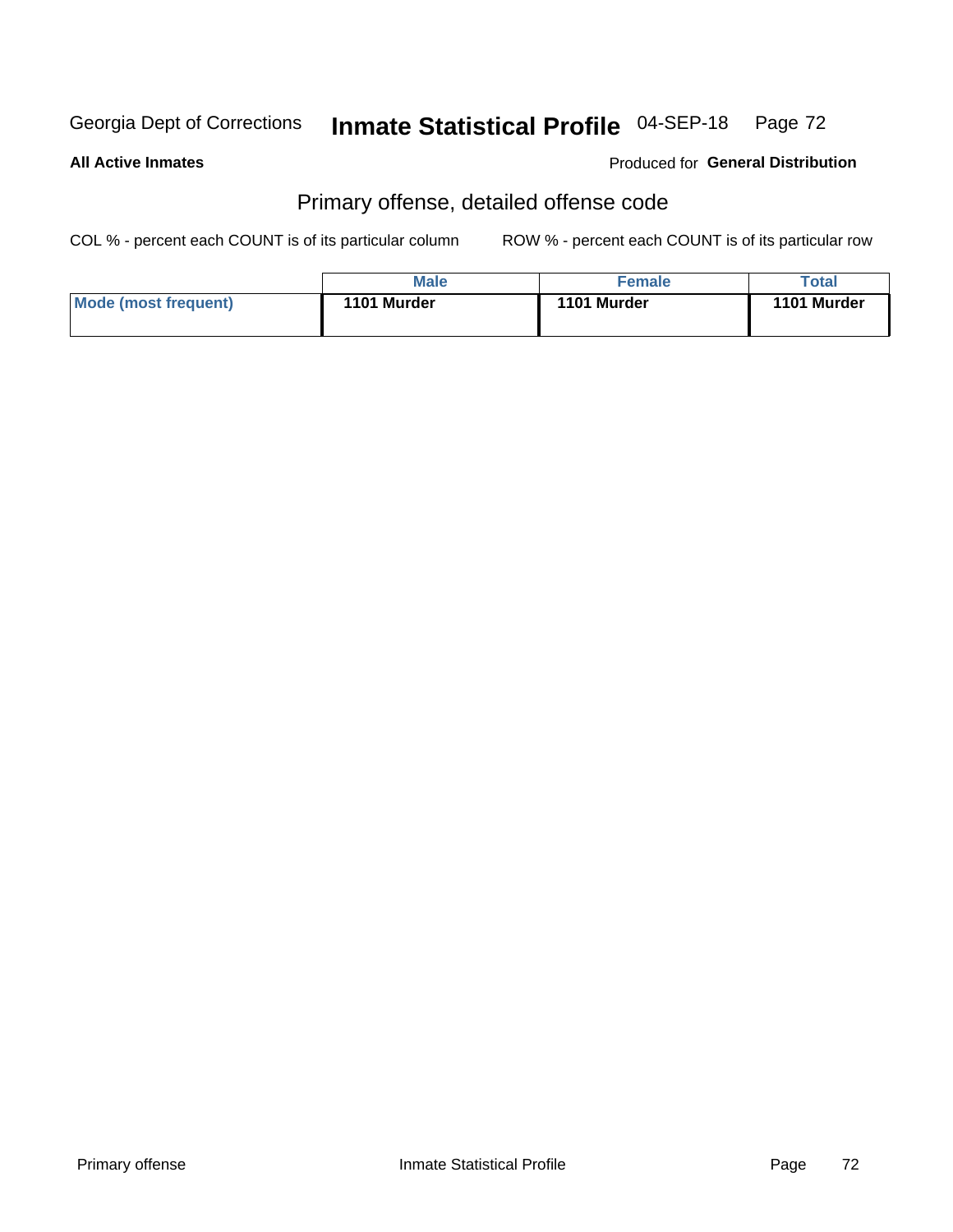## Primary offense, detailed offense code

**All Active Inmates**

Produced for **General Distribution**

COL % - percent each COUNT is of its particular column

ROW % - percent each COUNT is of its particular row

| | Male | Female | Total |
|---|---|---|---|
| **Mode (most frequent)** | **1101 Murder** | **1101 Murder** | **1101 Murder** |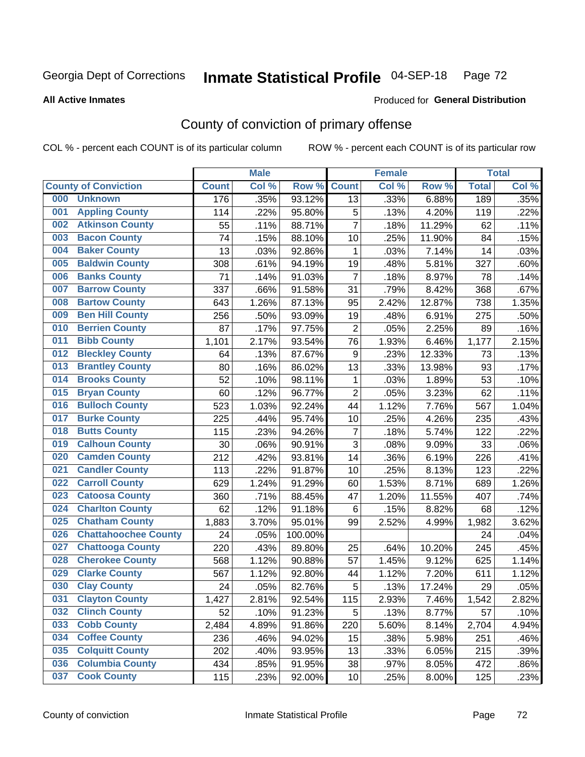Georgia Dept of Corrections **Inmate Statistical Profile** 04-SEP-18 Page 72

**All Active Inmates**

Produced for **General Distribution**

# County of conviction of primary offense

COL % - percent each COUNT is of its particular column ROW % - percent each COUNT is of its particular row

| County of Conviction | Male | | | Female | | | Total | |
|---|---|---|---|---|---|---|---|---|
| | Count | Col % | Row % | Count | Col % | Row % | Total | Col % |
| 000 Unknown | 176 | .35% | 93.12% | 13 | .33% | 6.88% | 189 | .35% |
| 001 Appling County | 114 | .22% | 95.80% | 5 | .13% | 4.20% | 119 | .22% |
| 002 Atkinson County | 55 | .11% | 88.71% | 7 | .18% | 11.29% | 62 | .11% |
| 003 Bacon County | 74 | .15% | 88.10% | 10 | .25% | 11.90% | 84 | .15% |
| 004 Baker County | 13 | .03% | 92.86% | 1 | .03% | 7.14% | 14 | .03% |
| 005 Baldwin County | 308 | .61% | 94.19% | 19 | .48% | 5.81% | 327 | .60% |
| 006 Banks County | 71 | .14% | 91.03% | 7 | .18% | 8.97% | 78 | .14% |
| 007 Barrow County | 337 | .66% | 91.58% | 31 | .79% | 8.42% | 368 | .67% |
| 008 Bartow County | 643 | 1.26% | 87.13% | 95 | 2.42% | 12.87% | 738 | 1.35% |
| 009 Ben Hill County | 256 | .50% | 93.09% | 19 | .48% | 6.91% | 275 | .50% |
| 010 Berrien County | 87 | .17% | 97.75% | 2 | .05% | 2.25% | 89 | .16% |
| 011 Bibb County | 1,101 | 2.17% | 93.54% | 76 | 1.93% | 6.46% | 1,177 | 2.15% |
| 012 Bleckley County | 64 | .13% | 87.67% | 9 | .23% | 12.33% | 73 | .13% |
| 013 Brantley County | 80 | .16% | 86.02% | 13 | .33% | 13.98% | 93 | .17% |
| 014 Brooks County | 52 | .10% | 98.11% | 1 | .03% | 1.89% | 53 | .10% |
| 015 Bryan County | 60 | .12% | 96.77% | 2 | .05% | 3.23% | 62 | .11% |
| 016 Bulloch County | 523 | 1.03% | 92.24% | 44 | 1.12% | 7.76% | 567 | 1.04% |
| 017 Burke County | 225 | .44% | 95.74% | 10 | .25% | 4.26% | 235 | .43% |
| 018 Butts County | 115 | .23% | 94.26% | 7 | .18% | 5.74% | 122 | .22% |
| 019 Calhoun County | 30 | .06% | 90.91% | 3 | .08% | 9.09% | 33 | .06% |
| 020 Camden County | 212 | .42% | 93.81% | 14 | .36% | 6.19% | 226 | .41% |
| 021 Candler County | 113 | .22% | 91.87% | 10 | .25% | 8.13% | 123 | .22% |
| 022 Carroll County | 629 | 1.24% | 91.29% | 60 | 1.53% | 8.71% | 689 | 1.26% |
| 023 Catoosa County | 360 | .71% | 88.45% | 47 | 1.20% | 11.55% | 407 | .74% |
| 024 Charlton County | 62 | .12% | 91.18% | 6 | .15% | 8.82% | 68 | .12% |
| 025 Chatham County | 1,883 | 3.70% | 95.01% | 99 | 2.52% | 4.99% | 1,982 | 3.62% |
| 026 Chattahoochee County | 24 | .05% | 100.00% | | | | 24 | .04% |
| 027 Chattooga County | 220 | .43% | 89.80% | 25 | .64% | 10.20% | 245 | .45% |
| 028 Cherokee County | 568 | 1.12% | 90.88% | 57 | 1.45% | 9.12% | 625 | 1.14% |
| 029 Clarke County | 567 | 1.12% | 92.80% | 44 | 1.12% | 7.20% | 611 | 1.12% |
| 030 Clay County | 24 | .05% | 82.76% | 5 | .13% | 17.24% | 29 | .05% |
| 031 Clayton County | 1,427 | 2.81% | 92.54% | 115 | 2.93% | 7.46% | 1,542 | 2.82% |
| 032 Clinch County | 52 | .10% | 91.23% | 5 | .13% | 8.77% | 57 | .10% |
| 033 Cobb County | 2,484 | 4.89% | 91.86% | 220 | 5.60% | 8.14% | 2,704 | 4.94% |
| 034 Coffee County | 236 | .46% | 94.02% | 15 | .38% | 5.98% | 251 | .46% |
| 035 Colquitt County | 202 | .40% | 93.95% | 13 | .33% | 6.05% | 215 | .39% |
| 036 Columbia County | 434 | .85% | 91.95% | 38 | .97% | 8.05% | 472 | .86% |
| 037 Cook County | 115 | .23% | 92.00% | 10 | .25% | 8.00% | 125 | .23% |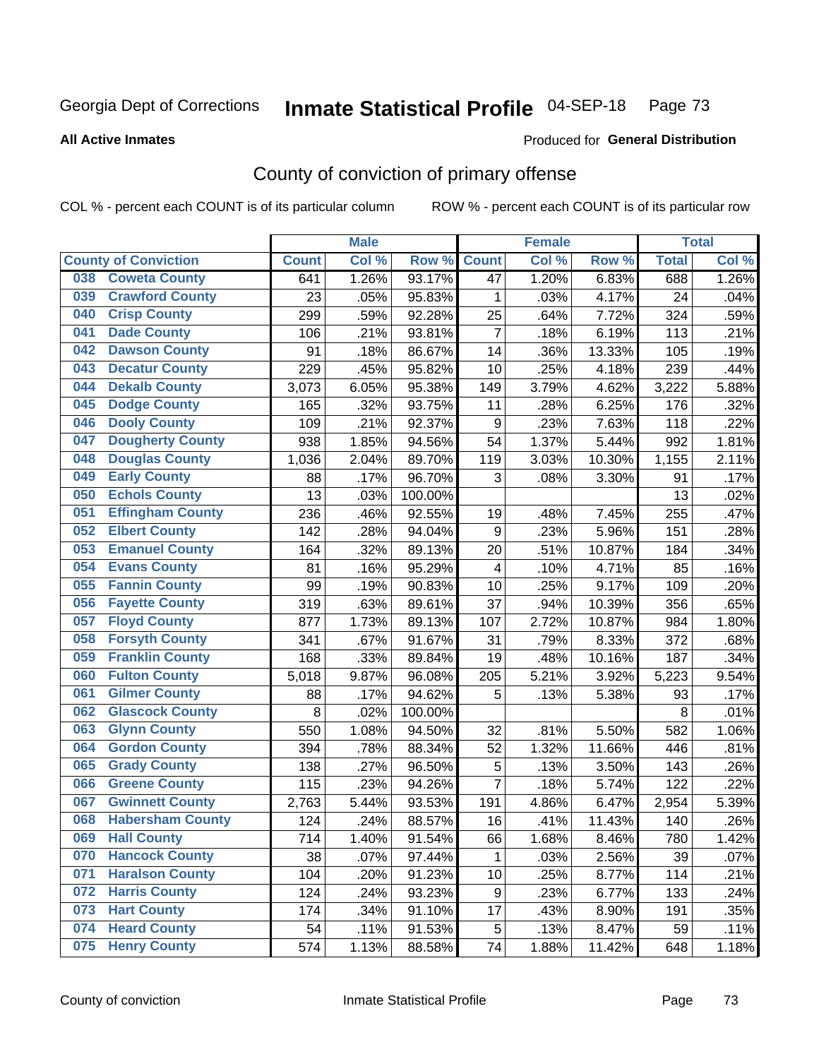Georgia Dept of Corrections **Inmate Statistical Profile** 04-SEP-18

**All Active Inmates**

Produced for **General Distribution**

## County of conviction of primary offense

COL % - percent each COUNT is of its particular column

ROW % - percent each COUNT is of its particular row

| | | Male | | | Female | | | Total | |
|---|---|---|---|---|---|---|---|---|---|
| **County of Conviction** | | **Count** | **Col %** | **Row %** | **Count** | **Col %** | **Row %** | **Total** | **Col %** |
| 038 | Coweta County | 641 | 1.26% | 93.17% | 47 | 1.20% | 6.83% | 688 | 1.26% |
| 039 | Crawford County | 23 | .05% | 95.83% | 1 | .03% | 4.17% | 24 | .04% |
| 040 | Crisp County | 299 | .59% | 92.28% | 25 | .64% | 7.72% | 324 | .59% |
| 041 | Dade County | 106 | .21% | 93.81% | 7 | .18% | 6.19% | 113 | .21% |
| 042 | Dawson County | 91 | .18% | 86.67% | 14 | .36% | 13.33% | 105 | .19% |
| 043 | Decatur County | 229 | .45% | 95.82% | 10 | .25% | 4.18% | 239 | .44% |
| 044 | Dekalb County | 3,073 | 6.05% | 95.38% | 149 | 3.79% | 4.62% | 3,222 | 5.88% |
| 045 | Dodge County | 165 | .32% | 93.75% | 11 | .28% | 6.25% | 176 | .32% |
| 046 | Dooly County | 109 | .21% | 92.37% | 9 | .23% | 7.63% | 118 | .22% |
| 047 | Dougherty County | 938 | 1.85% | 94.56% | 54 | 1.37% | 5.44% | 992 | 1.81% |
| 048 | Douglas County | 1,036 | 2.04% | 89.70% | 119 | 3.03% | 10.30% | 1,155 | 2.11% |
| 049 | Early County | 88 | .17% | 96.70% | 3 | .08% | 3.30% | 91 | .17% |
| 050 | Echols County | 13 | .03% | 100.00% | | | | 13 | .02% |
| 051 | Effingham County | 236 | .46% | 92.55% | 19 | .48% | 7.45% | 255 | .47% |
| 052 | Elbert County | 142 | .28% | 94.04% | 9 | .23% | 5.96% | 151 | .28% |
| 053 | Emanuel County | 164 | .32% | 89.13% | 20 | .51% | 10.87% | 184 | .34% |
| 054 | Evans County | 81 | .16% | 95.29% | 4 | .10% | 4.71% | 85 | .16% |
| 055 | Fannin County | 99 | .19% | 90.83% | 10 | .25% | 9.17% | 109 | .20% |
| 056 | Fayette County | 319 | .63% | 89.61% | 37 | .94% | 10.39% | 356 | .65% |
| 057 | Floyd County | 877 | 1.73% | 89.13% | 107 | 2.72% | 10.87% | 984 | 1.80% |
| 058 | Forsyth County | 341 | .67% | 91.67% | 31 | .79% | 8.33% | 372 | .68% |
| 059 | Franklin County | 168 | .33% | 89.84% | 19 | .48% | 10.16% | 187 | .34% |
| 060 | Fulton County | 5,018 | 9.87% | 96.08% | 205 | 5.21% | 3.92% | 5,223 | 9.54% |
| 061 | Gilmer County | 88 | .17% | 94.62% | 5 | .13% | 5.38% | 93 | .17% |
| 062 | Glascock County | 8 | .02% | 100.00% | | | | 8 | .01% |
| 063 | Glynn County | 550 | 1.08% | 94.50% | 32 | .81% | 5.50% | 582 | 1.06% |
| 064 | Gordon County | 394 | .78% | 88.34% | 52 | 1.32% | 11.66% | 446 | .81% |
| 065 | Grady County | 138 | .27% | 96.50% | 5 | .13% | 3.50% | 143 | .26% |
| 066 | Greene County | 115 | .23% | 94.26% | 7 | .18% | 5.74% | 122 | .22% |
| 067 | Gwinnett County | 2,763 | 5.44% | 93.53% | 191 | 4.86% | 6.47% | 2,954 | 5.39% |
| 068 | Habersham County | 124 | .24% | 88.57% | 16 | .41% | 11.43% | 140 | .26% |
| 069 | Hall County | 714 | 1.40% | 91.54% | 66 | 1.68% | 8.46% | 780 | 1.42% |
| 070 | Hancock County | 38 | .07% | 97.44% | 1 | .03% | 2.56% | 39 | .07% |
| 071 | Haralson County | 104 | .20% | 91.23% | 10 | .25% | 8.77% | 114 | .21% |
| 072 | Harris County | 124 | .24% | 93.23% | 9 | .23% | 6.77% | 133 | .24% |
| 073 | Hart County | 174 | .34% | 91.10% | 17 | .43% | 8.90% | 191 | .35% |
| 074 | Heard County | 54 | .11% | 91.53% | 5 | .13% | 8.47% | 59 | .11% |
| 075 | Henry County | 574 | 1.13% | 88.58% | 74 | 1.88% | 11.42% | 648 | 1.18% |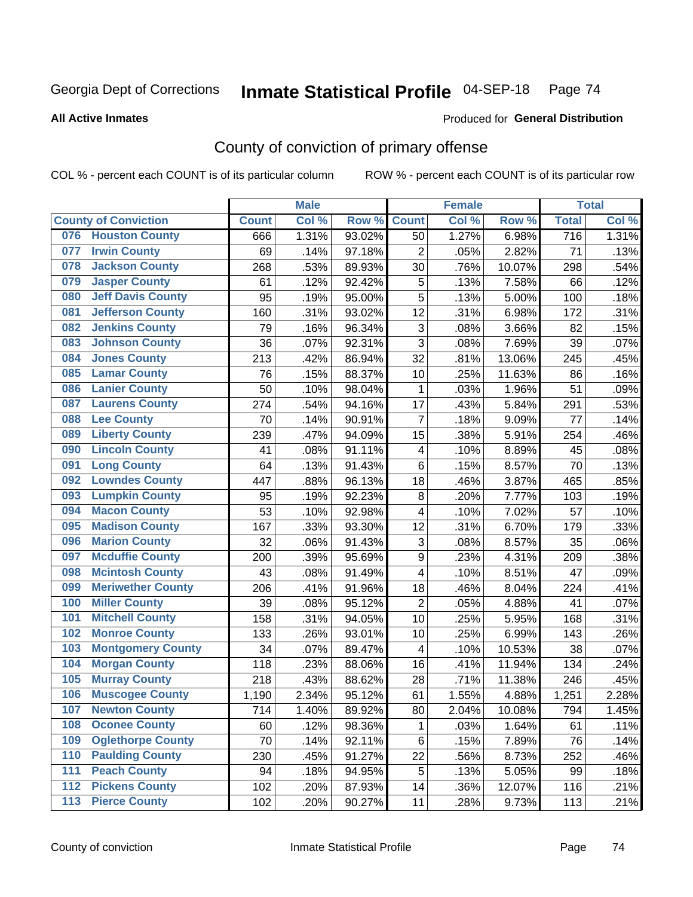Georgia Dept of Corrections **Inmate Statistical Profile** 04-SEP-18 Page 74

**All Active Inmates**

Produced for **General Distribution**

## County of conviction of primary offense

COL % - percent each COUNT is of its particular column ROW % - percent each COUNT is of its particular row

| County of Conviction | Male | | | Female | | | Total | |
|---|---|---|---|---|---|---|---|---|
| | Count | Col % | Row % | Count | Col % | Row % | Total | Col % |
| 076 Houston County | 666 | 1.31% | 93.02% | 50 | 1.27% | 6.98% | 716 | 1.31% |
| 077 Irwin County | 69 | .14% | 97.18% | 2 | .05% | 2.82% | 71 | .13% |
| 078 Jackson County | 268 | .53% | 89.93% | 30 | .76% | 10.07% | 298 | .54% |
| 079 Jasper County | 61 | .12% | 92.42% | 5 | .13% | 7.58% | 66 | .12% |
| 080 Jeff Davis County | 95 | .19% | 95.00% | 5 | .13% | 5.00% | 100 | .18% |
| 081 Jefferson County | 160 | .31% | 93.02% | 12 | .31% | 6.98% | 172 | .31% |
| 082 Jenkins County | 79 | .16% | 96.34% | 3 | .08% | 3.66% | 82 | .15% |
| 083 Johnson County | 36 | .07% | 92.31% | 3 | .08% | 7.69% | 39 | .07% |
| 084 Jones County | 213 | .42% | 86.94% | 32 | .81% | 13.06% | 245 | .45% |
| 085 Lamar County | 76 | .15% | 88.37% | 10 | .25% | 11.63% | 86 | .16% |
| 086 Lanier County | 50 | .10% | 98.04% | 1 | .03% | 1.96% | 51 | .09% |
| 087 Laurens County | 274 | .54% | 94.16% | 17 | .43% | 5.84% | 291 | .53% |
| 088 Lee County | 70 | .14% | 90.91% | 7 | .18% | 9.09% | 77 | .14% |
| 089 Liberty County | 239 | .47% | 94.09% | 15 | .38% | 5.91% | 254 | .46% |
| 090 Lincoln County | 41 | .08% | 91.11% | 4 | .10% | 8.89% | 45 | .08% |
| 091 Long County | 64 | .13% | 91.43% | 6 | .15% | 8.57% | 70 | .13% |
| 092 Lowndes County | 447 | .88% | 96.13% | 18 | .46% | 3.87% | 465 | .85% |
| 093 Lumpkin County | 95 | .19% | 92.23% | 8 | .20% | 7.77% | 103 | .19% |
| 094 Macon County | 53 | .10% | 92.98% | 4 | .10% | 7.02% | 57 | .10% |
| 095 Madison County | 167 | .33% | 93.30% | 12 | .31% | 6.70% | 179 | .33% |
| 096 Marion County | 32 | .06% | 91.43% | 3 | .08% | 8.57% | 35 | .06% |
| 097 Mcduffie County | 200 | .39% | 95.69% | 9 | .23% | 4.31% | 209 | .38% |
| 098 Mcintosh County | 43 | .08% | 91.49% | 4 | .10% | 8.51% | 47 | .09% |
| 099 Meriwether County | 206 | .41% | 91.96% | 18 | .46% | 8.04% | 224 | .41% |
| 100 Miller County | 39 | .08% | 95.12% | 2 | .05% | 4.88% | 41 | .07% |
| 101 Mitchell County | 158 | .31% | 94.05% | 10 | .25% | 5.95% | 168 | .31% |
| 102 Monroe County | 133 | .26% | 93.01% | 10 | .25% | 6.99% | 143 | .26% |
| 103 Montgomery County | 34 | .07% | 89.47% | 4 | .10% | 10.53% | 38 | .07% |
| 104 Morgan County | 118 | .23% | 88.06% | 16 | .41% | 11.94% | 134 | .24% |
| 105 Murray County | 218 | .43% | 88.62% | 28 | .71% | 11.38% | 246 | .45% |
| 106 Muscogee County | 1,190 | 2.34% | 95.12% | 61 | 1.55% | 4.88% | 1,251 | 2.28% |
| 107 Newton County | 714 | 1.40% | 89.92% | 80 | 2.04% | 10.08% | 794 | 1.45% |
| 108 Oconee County | 60 | .12% | 98.36% | 1 | .03% | 1.64% | 61 | .11% |
| 109 Oglethorpe County | 70 | .14% | 92.11% | 6 | .15% | 7.89% | 76 | .14% |
| 110 Paulding County | 230 | .45% | 91.27% | 22 | .56% | 8.73% | 252 | .46% |
| 111 Peach County | 94 | .18% | 94.95% | 5 | .13% | 5.05% | 99 | .18% |
| 112 Pickens County | 102 | .20% | 87.93% | 14 | .36% | 12.07% | 116 | .21% |
| 113 Pierce County | 102 | .20% | 90.27% | 11 | .28% | 9.73% | 113 | .21% |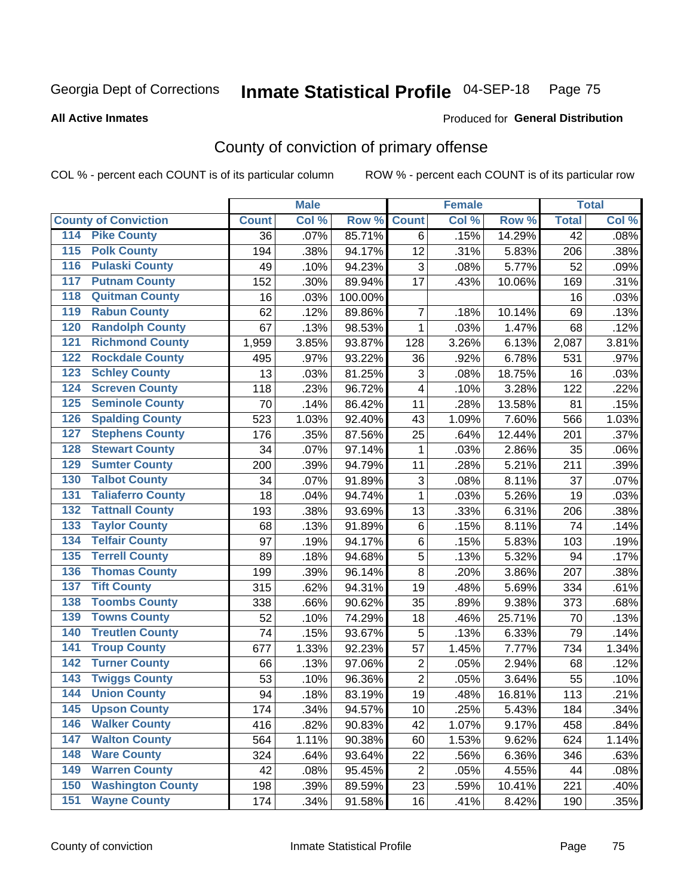Georgia Dept of Corrections **Inmate Statistical Profile** 04-SEP-18

**All Active Inmates**

Produced for **General Distribution**

## County of conviction of primary offense

COL % - percent each COUNT is of its particular column ROW % - percent each COUNT is of its particular row

| County of Conviction | Male | | | Female | | | Total | |
|---|---|---|---|---|---|---|---|---|
| | Count | Col % | Row % | Count | Col % | Row % | Total | Col % |
| 114 Pike County | 36 | .07% | 85.71% | 6 | .15% | 14.29% | 42 | .08% |
| 115 Polk County | 194 | .38% | 94.17% | 12 | .31% | 5.83% | 206 | .38% |
| 116 Pulaski County | 49 | .10% | 94.23% | 3 | .08% | 5.77% | 52 | .09% |
| 117 Putnam County | 152 | .30% | 89.94% | 17 | .43% | 10.06% | 169 | .31% |
| 118 Quitman County | 16 | .03% | 100.00% | | | | 16 | .03% |
| 119 Rabun County | 62 | .12% | 89.86% | 7 | .18% | 10.14% | 69 | .13% |
| 120 Randolph County | 67 | .13% | 98.53% | 1 | .03% | 1.47% | 68 | .12% |
| 121 Richmond County | 1,959 | 3.85% | 93.87% | 128 | 3.26% | 6.13% | 2,087 | 3.81% |
| 122 Rockdale County | 495 | .97% | 93.22% | 36 | .92% | 6.78% | 531 | .97% |
| 123 Schley County | 13 | .03% | 81.25% | 3 | .08% | 18.75% | 16 | .03% |
| 124 Screven County | 118 | .23% | 96.72% | 4 | .10% | 3.28% | 122 | .22% |
| 125 Seminole County | 70 | .14% | 86.42% | 11 | .28% | 13.58% | 81 | .15% |
| 126 Spalding County | 523 | 1.03% | 92.40% | 43 | 1.09% | 7.60% | 566 | 1.03% |
| 127 Stephens County | 176 | .35% | 87.56% | 25 | .64% | 12.44% | 201 | .37% |
| 128 Stewart County | 34 | .07% | 97.14% | 1 | .03% | 2.86% | 35 | .06% |
| 129 Sumter County | 200 | .39% | 94.79% | 11 | .28% | 5.21% | 211 | .39% |
| 130 Talbot County | 34 | .07% | 91.89% | 3 | .08% | 8.11% | 37 | .07% |
| 131 Taliaferro County | 18 | .04% | 94.74% | 1 | .03% | 5.26% | 19 | .03% |
| 132 Tattnall County | 193 | .38% | 93.69% | 13 | .33% | 6.31% | 206 | .38% |
| 133 Taylor County | 68 | .13% | 91.89% | 6 | .15% | 8.11% | 74 | .14% |
| 134 Telfair County | 97 | .19% | 94.17% | 6 | .15% | 5.83% | 103 | .19% |
| 135 Terrell County | 89 | .18% | 94.68% | 5 | .13% | 5.32% | 94 | .17% |
| 136 Thomas County | 199 | .39% | 96.14% | 8 | .20% | 3.86% | 207 | .38% |
| 137 Tift County | 315 | .62% | 94.31% | 19 | .48% | 5.69% | 334 | .61% |
| 138 Toombs County | 338 | .66% | 90.62% | 35 | .89% | 9.38% | 373 | .68% |
| 139 Towns County | 52 | .10% | 74.29% | 18 | .46% | 25.71% | 70 | .13% |
| 140 Treutlen County | 74 | .15% | 93.67% | 5 | .13% | 6.33% | 79 | .14% |
| 141 Troup County | 677 | 1.33% | 92.23% | 57 | 1.45% | 7.77% | 734 | 1.34% |
| 142 Turner County | 66 | .13% | 97.06% | 2 | .05% | 2.94% | 68 | .12% |
| 143 Twiggs County | 53 | .10% | 96.36% | 2 | .05% | 3.64% | 55 | .10% |
| 144 Union County | 94 | .18% | 83.19% | 19 | .48% | 16.81% | 113 | .21% |
| 145 Upson County | 174 | .34% | 94.57% | 10 | .25% | 5.43% | 184 | .34% |
| 146 Walker County | 416 | .82% | 90.83% | 42 | 1.07% | 9.17% | 458 | .84% |
| 147 Walton County | 564 | 1.11% | 90.38% | 60 | 1.53% | 9.62% | 624 | 1.14% |
| 148 Ware County | 324 | .64% | 93.64% | 22 | .56% | 6.36% | 346 | .63% |
| 149 Warren County | 42 | .08% | 95.45% | 2 | .05% | 4.55% | 44 | .08% |
| 150 Washington County | 198 | .39% | 89.59% | 23 | .59% | 10.41% | 221 | .40% |
| 151 Wayne County | 174 | .34% | 91.58% | 16 | .41% | 8.42% | 190 | .35% |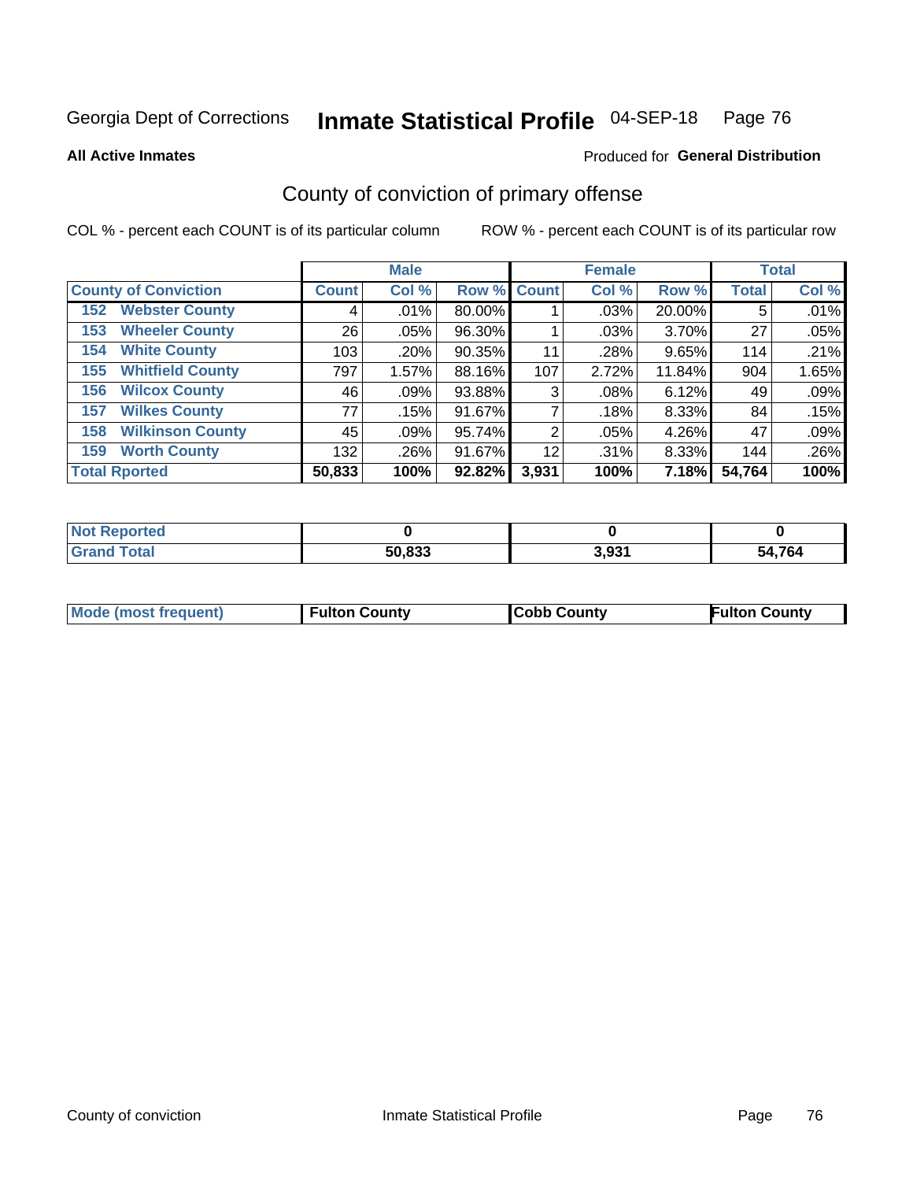Georgia Dept of Corrections **Inmate Statistical Profile** 04-SEP-18 Page 76

**All Active Inmates**

Produced for **General Distribution**

## County of conviction of primary offense

COL % - percent each COUNT is of its particular column ROW % - percent each COUNT is of its particular row

| | Male | | | Female | | | Total | |
|---|---|---|---|---|---|---|---|---|
| **County of Conviction** | **Count** | **Col %** | **Row %** | **Count** | **Col %** | **Row %** | **Total** | **Col %** |
| 152 Webster County | 4 | .01% | 80.00% | 1 | .03% | 20.00% | 5 | .01% |
| 153 Wheeler County | 26 | .05% | 96.30% | 1 | .03% | 3.70% | 27 | .05% |
| 154 White County | 103 | .20% | 90.35% | 11 | .28% | 9.65% | 114 | .21% |
| 155 Whitfield County | 797 | 1.57% | 88.16% | 107 | 2.72% | 11.84% | 904 | 1.65% |
| 156 Wilcox County | 46 | .09% | 93.88% | 3 | .08% | 6.12% | 49 | .09% |
| 157 Wilkes County | 77 | .15% | 91.67% | 7 | .18% | 8.33% | 84 | .15% |
| 158 Wilkinson County | 45 | .09% | 95.74% | 2 | .05% | 4.26% | 47 | .09% |
| 159 Worth County | 132 | .26% | 91.67% | 12 | .31% | 8.33% | 144 | .26% |
| **Total Rported** | **50,833** | **100%** | **92.82%** | **3,931** | **100%** | **7.18%** | **54,764** | **100%** |

| | Male | Female | Total |
|---|---|---|---|
| Not Reported | **0** | **0** | **0** |
| Grand Total | **50,833** | **3,931** | **54,764** |

| | Male | Female | Total |
|---|---|---|---|
| Mode (most frequent) | **Fulton County** | **Cobb County** | **Fulton County** |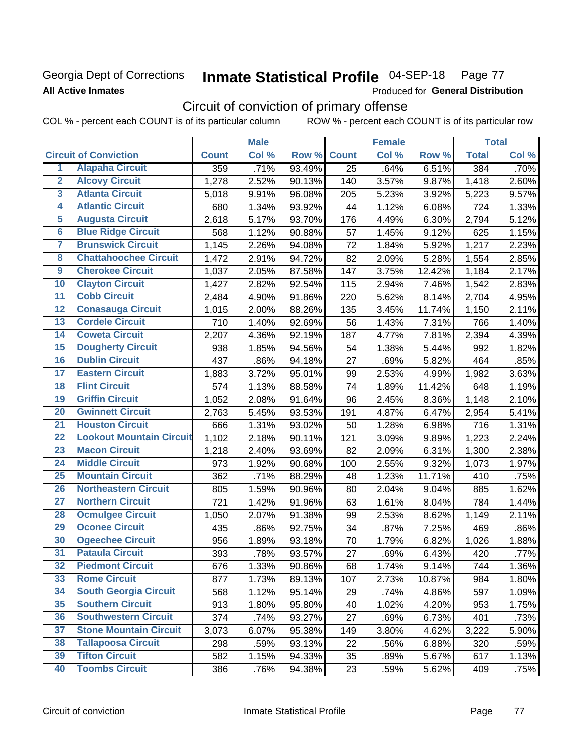# Georgia Dept of Corrections

**All Active Inmates**

# Inmate Statistical Profile 04-SEP-18

Produced for **General Distribution**

## Circuit of conviction of primary offense

COL % - percent each COUNT is of its particular column    ROW % - percent each COUNT is of its particular row

| | Circuit of Conviction | Male | | | Female | | | Total | |
|---|---|---|---|---|---|---|---|---|---|
| | | Count | Col % | Row % | Count | Col % | Row % | Total | Col % |
| 1 | Alapaha Circuit | 359 | .71% | 93.49% | 25 | .64% | 6.51% | 384 | .70% |
| 2 | Alcovy Circuit | 1,278 | 2.52% | 90.13% | 140 | 3.57% | 9.87% | 1,418 | 2.60% |
| 3 | Atlanta Circuit | 5,018 | 9.91% | 96.08% | 205 | 5.23% | 3.92% | 5,223 | 9.57% |
| 4 | Atlantic Circuit | 680 | 1.34% | 93.92% | 44 | 1.12% | 6.08% | 724 | 1.33% |
| 5 | Augusta Circuit | 2,618 | 5.17% | 93.70% | 176 | 4.49% | 6.30% | 2,794 | 5.12% |
| 6 | Blue Ridge Circuit | 568 | 1.12% | 90.88% | 57 | 1.45% | 9.12% | 625 | 1.15% |
| 7 | Brunswick Circuit | 1,145 | 2.26% | 94.08% | 72 | 1.84% | 5.92% | 1,217 | 2.23% |
| 8 | Chattahoochee Circuit | 1,472 | 2.91% | 94.72% | 82 | 2.09% | 5.28% | 1,554 | 2.85% |
| 9 | Cherokee Circuit | 1,037 | 2.05% | 87.58% | 147 | 3.75% | 12.42% | 1,184 | 2.17% |
| 10 | Clayton Circuit | 1,427 | 2.82% | 92.54% | 115 | 2.94% | 7.46% | 1,542 | 2.83% |
| 11 | Cobb Circuit | 2,484 | 4.90% | 91.86% | 220 | 5.62% | 8.14% | 2,704 | 4.95% |
| 12 | Conasauga Circuit | 1,015 | 2.00% | 88.26% | 135 | 3.45% | 11.74% | 1,150 | 2.11% |
| 13 | Cordele Circuit | 710 | 1.40% | 92.69% | 56 | 1.43% | 7.31% | 766 | 1.40% |
| 14 | Coweta Circuit | 2,207 | 4.36% | 92.19% | 187 | 4.77% | 7.81% | 2,394 | 4.39% |
| 15 | Dougherty Circuit | 938 | 1.85% | 94.56% | 54 | 1.38% | 5.44% | 992 | 1.82% |
| 16 | Dublin Circuit | 437 | .86% | 94.18% | 27 | .69% | 5.82% | 464 | .85% |
| 17 | Eastern Circuit | 1,883 | 3.72% | 95.01% | 99 | 2.53% | 4.99% | 1,982 | 3.63% |
| 18 | Flint Circuit | 574 | 1.13% | 88.58% | 74 | 1.89% | 11.42% | 648 | 1.19% |
| 19 | Griffin Circuit | 1,052 | 2.08% | 91.64% | 96 | 2.45% | 8.36% | 1,148 | 2.10% |
| 20 | Gwinnett Circuit | 2,763 | 5.45% | 93.53% | 191 | 4.87% | 6.47% | 2,954 | 5.41% |
| 21 | Houston Circuit | 666 | 1.31% | 93.02% | 50 | 1.28% | 6.98% | 716 | 1.31% |
| 22 | Lookout Mountain Circuit | 1,102 | 2.18% | 90.11% | 121 | 3.09% | 9.89% | 1,223 | 2.24% |
| 23 | Macon Circuit | 1,218 | 2.40% | 93.69% | 82 | 2.09% | 6.31% | 1,300 | 2.38% |
| 24 | Middle Circuit | 973 | 1.92% | 90.68% | 100 | 2.55% | 9.32% | 1,073 | 1.97% |
| 25 | Mountain Circuit | 362 | .71% | 88.29% | 48 | 1.23% | 11.71% | 410 | .75% |
| 26 | Northeastern Circuit | 805 | 1.59% | 90.96% | 80 | 2.04% | 9.04% | 885 | 1.62% |
| 27 | Northern Circuit | 721 | 1.42% | 91.96% | 63 | 1.61% | 8.04% | 784 | 1.44% |
| 28 | Ocmulgee Circuit | 1,050 | 2.07% | 91.38% | 99 | 2.53% | 8.62% | 1,149 | 2.11% |
| 29 | Oconee Circuit | 435 | .86% | 92.75% | 34 | .87% | 7.25% | 469 | .86% |
| 30 | Ogeechee Circuit | 956 | 1.89% | 93.18% | 70 | 1.79% | 6.82% | 1,026 | 1.88% |
| 31 | Pataula Circuit | 393 | .78% | 93.57% | 27 | .69% | 6.43% | 420 | .77% |
| 32 | Piedmont Circuit | 676 | 1.33% | 90.86% | 68 | 1.74% | 9.14% | 744 | 1.36% |
| 33 | Rome Circuit | 877 | 1.73% | 89.13% | 107 | 2.73% | 10.87% | 984 | 1.80% |
| 34 | South Georgia Circuit | 568 | 1.12% | 95.14% | 29 | .74% | 4.86% | 597 | 1.09% |
| 35 | Southern Circuit | 913 | 1.80% | 95.80% | 40 | 1.02% | 4.20% | 953 | 1.75% |
| 36 | Southwestern Circuit | 374 | .74% | 93.27% | 27 | .69% | 6.73% | 401 | .73% |
| 37 | Stone Mountain Circuit | 3,073 | 6.07% | 95.38% | 149 | 3.80% | 4.62% | 3,222 | 5.90% |
| 38 | Tallapoosa Circuit | 298 | .59% | 93.13% | 22 | .56% | 6.88% | 320 | .59% |
| 39 | Tifton Circuit | 582 | 1.15% | 94.33% | 35 | .89% | 5.67% | 617 | 1.13% |
| 40 | Toombs Circuit | 386 | .76% | 94.38% | 23 | .59% | 5.62% | 409 | .75% |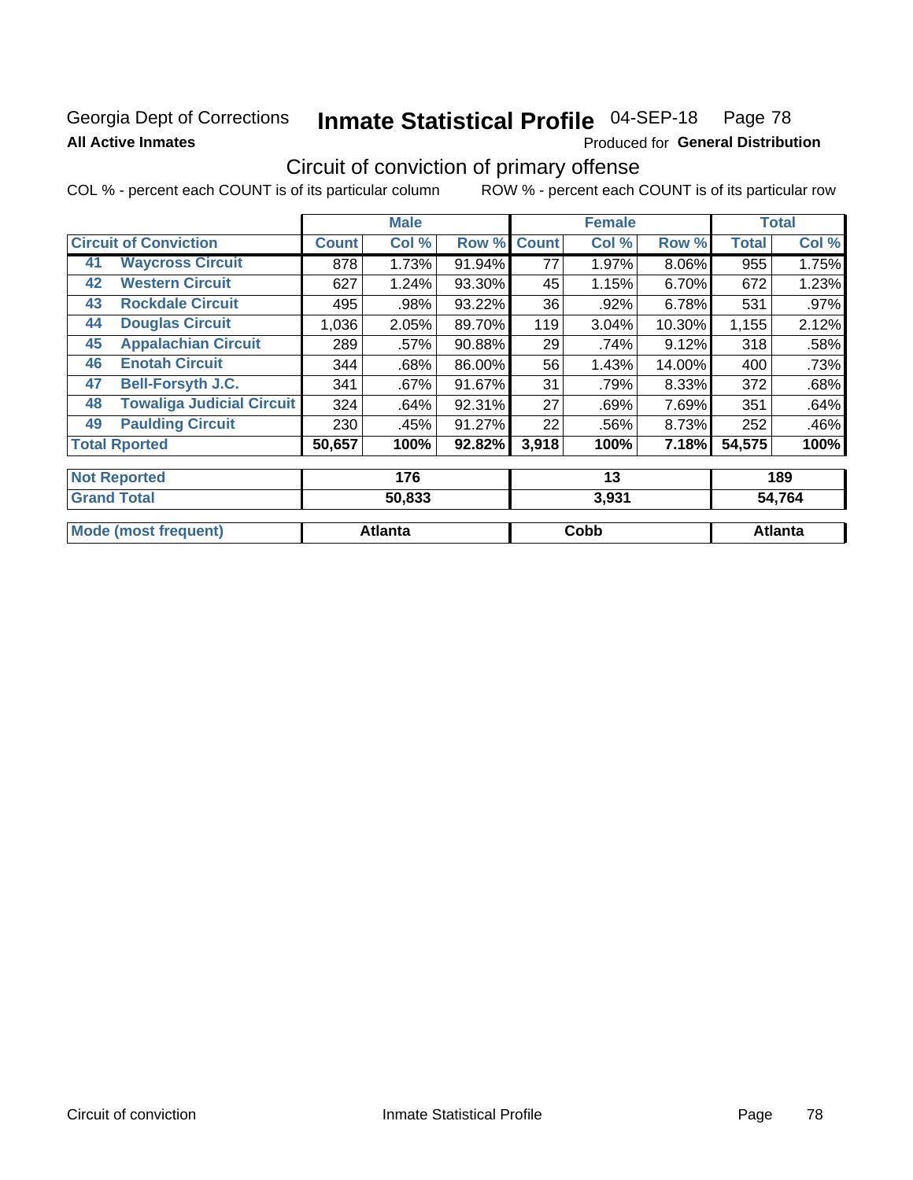Georgia Dept of Corrections **Inmate Statistical Profile** 04-SEP-18 Page 78

**All Active Inmates**

Produced for **General Distribution**

## Circuit of conviction of primary offense

COL % - percent each COUNT is of its particular column ROW % - percent each COUNT is of its particular row

| | | Male | | | Female | | | Total | |
|---|---|---|---|---|---|---|---|---|---|
| **Circuit of Conviction** | | **Count** | **Col %** | **Row %** | **Count** | **Col %** | **Row %** | **Total** | **Col %** |
| 41 | **Waycross Circuit** | 878 | 1.73% | 91.94% | 77 | 1.97% | 8.06% | 955 | 1.75% |
| 42 | **Western Circuit** | 627 | 1.24% | 93.30% | 45 | 1.15% | 6.70% | 672 | 1.23% |
| 43 | **Rockdale Circuit** | 495 | .98% | 93.22% | 36 | .92% | 6.78% | 531 | .97% |
| 44 | **Douglas Circuit** | 1,036 | 2.05% | 89.70% | 119 | 3.04% | 10.30% | 1,155 | 2.12% |
| 45 | **Appalachian Circuit** | 289 | .57% | 90.88% | 29 | .74% | 9.12% | 318 | .58% |
| 46 | **Enotah Circuit** | 344 | .68% | 86.00% | 56 | 1.43% | 14.00% | 400 | .73% |
| 47 | **Bell-Forsyth J.C.** | 341 | .67% | 91.67% | 31 | .79% | 8.33% | 372 | .68% |
| 48 | **Towaliga Judicial Circuit** | 324 | .64% | 92.31% | 27 | .69% | 7.69% | 351 | .64% |
| 49 | **Paulding Circuit** | 230 | .45% | 91.27% | 22 | .56% | 8.73% | 252 | .46% |
| **Total Rported** | | **50,657** | **100%** | **92.82%** | **3,918** | **100%** | **7.18%** | **54,575** | **100%** |

| | Male | Female | Total |
|---|---|---|---|
| **Not Reported** | **176** | **13** | **189** |
| **Grand Total** | **50,833** | **3,931** | **54,764** |
| **Mode (most frequent)** | **Atlanta** | **Cobb** | **Atlanta** |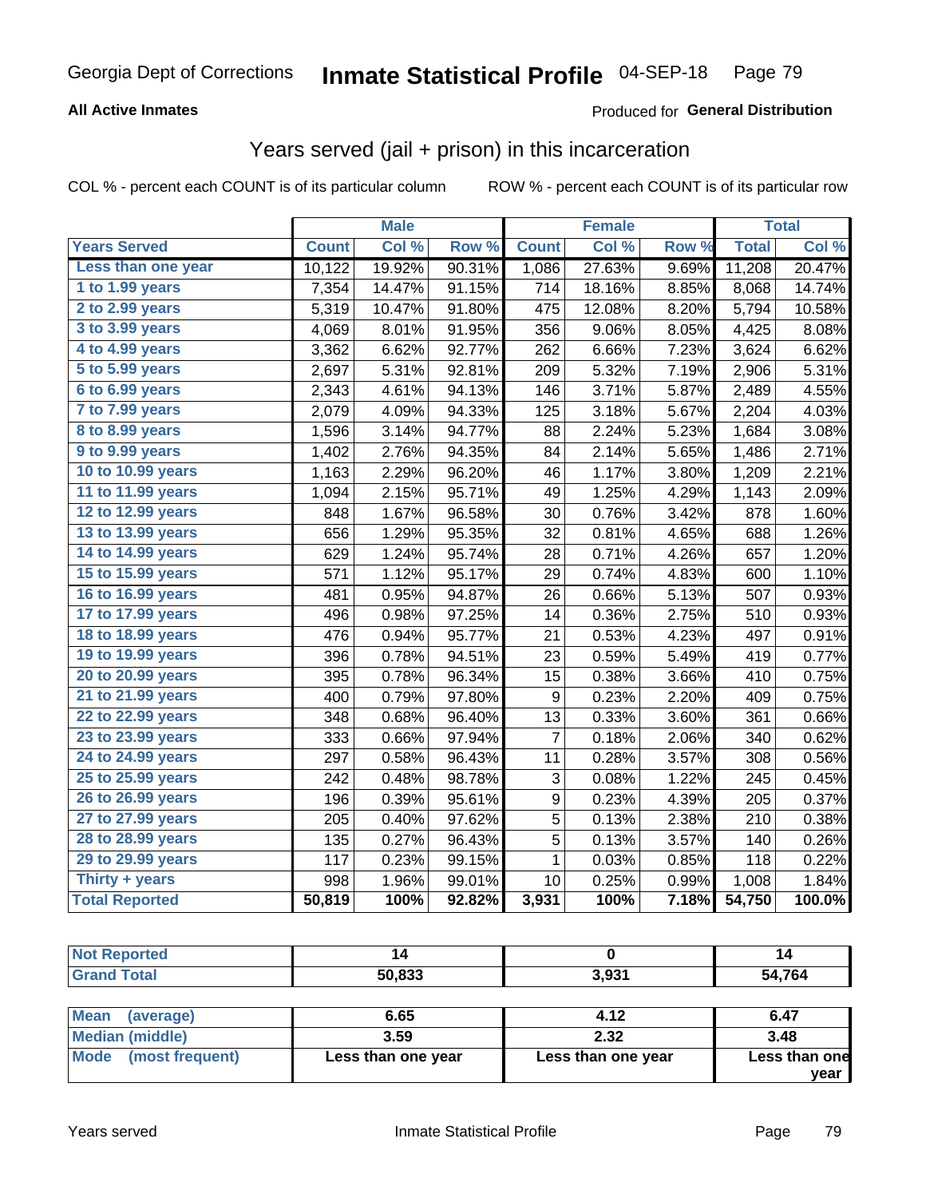# Georgia Dept of Corrections — Inmate Statistical Profile — 04-SEP-18

**All Active Inmates**

Produced for **General Distribution**

## Years served (jail + prison) in this incarceration

COL % - percent each COUNT is of its particular column

ROW % - percent each COUNT is of its particular row

| | Male | | | Female | | | Total | |
|---|---|---|---|---|---|---|---|---|
| **Years Served** | **Count** | **Col %** | **Row %** | **Count** | **Col %** | **Row %** | **Total** | **Col %** |
| Less than one year | 10,122 | 19.92% | 90.31% | 1,086 | 27.63% | 9.69% | 11,208 | 20.47% |
| 1 to 1.99 years | 7,354 | 14.47% | 91.15% | 714 | 18.16% | 8.85% | 8,068 | 14.74% |
| 2 to 2.99 years | 5,319 | 10.47% | 91.80% | 475 | 12.08% | 8.20% | 5,794 | 10.58% |
| 3 to 3.99 years | 4,069 | 8.01% | 91.95% | 356 | 9.06% | 8.05% | 4,425 | 8.08% |
| 4 to 4.99 years | 3,362 | 6.62% | 92.77% | 262 | 6.66% | 7.23% | 3,624 | 6.62% |
| 5 to 5.99 years | 2,697 | 5.31% | 92.81% | 209 | 5.32% | 7.19% | 2,906 | 5.31% |
| 6 to 6.99 years | 2,343 | 4.61% | 94.13% | 146 | 3.71% | 5.87% | 2,489 | 4.55% |
| 7 to 7.99 years | 2,079 | 4.09% | 94.33% | 125 | 3.18% | 5.67% | 2,204 | 4.03% |
| 8 to 8.99 years | 1,596 | 3.14% | 94.77% | 88 | 2.24% | 5.23% | 1,684 | 3.08% |
| 9 to 9.99 years | 1,402 | 2.76% | 94.35% | 84 | 2.14% | 5.65% | 1,486 | 2.71% |
| 10 to 10.99 years | 1,163 | 2.29% | 96.20% | 46 | 1.17% | 3.80% | 1,209 | 2.21% |
| 11 to 11.99 years | 1,094 | 2.15% | 95.71% | 49 | 1.25% | 4.29% | 1,143 | 2.09% |
| 12 to 12.99 years | 848 | 1.67% | 96.58% | 30 | 0.76% | 3.42% | 878 | 1.60% |
| 13 to 13.99 years | 656 | 1.29% | 95.35% | 32 | 0.81% | 4.65% | 688 | 1.26% |
| 14 to 14.99 years | 629 | 1.24% | 95.74% | 28 | 0.71% | 4.26% | 657 | 1.20% |
| 15 to 15.99 years | 571 | 1.12% | 95.17% | 29 | 0.74% | 4.83% | 600 | 1.10% |
| 16 to 16.99 years | 481 | 0.95% | 94.87% | 26 | 0.66% | 5.13% | 507 | 0.93% |
| 17 to 17.99 years | 496 | 0.98% | 97.25% | 14 | 0.36% | 2.75% | 510 | 0.93% |
| 18 to 18.99 years | 476 | 0.94% | 95.77% | 21 | 0.53% | 4.23% | 497 | 0.91% |
| 19 to 19.99 years | 396 | 0.78% | 94.51% | 23 | 0.59% | 5.49% | 419 | 0.77% |
| 20 to 20.99 years | 395 | 0.78% | 96.34% | 15 | 0.38% | 3.66% | 410 | 0.75% |
| 21 to 21.99 years | 400 | 0.79% | 97.80% | 9 | 0.23% | 2.20% | 409 | 0.75% |
| 22 to 22.99 years | 348 | 0.68% | 96.40% | 13 | 0.33% | 3.60% | 361 | 0.66% |
| 23 to 23.99 years | 333 | 0.66% | 97.94% | 7 | 0.18% | 2.06% | 340 | 0.62% |
| 24 to 24.99 years | 297 | 0.58% | 96.43% | 11 | 0.28% | 3.57% | 308 | 0.56% |
| 25 to 25.99 years | 242 | 0.48% | 98.78% | 3 | 0.08% | 1.22% | 245 | 0.45% |
| 26 to 26.99 years | 196 | 0.39% | 95.61% | 9 | 0.23% | 4.39% | 205 | 0.37% |
| 27 to 27.99 years | 205 | 0.40% | 97.62% | 5 | 0.13% | 2.38% | 210 | 0.38% |
| 28 to 28.99 years | 135 | 0.27% | 96.43% | 5 | 0.13% | 3.57% | 140 | 0.26% |
| 29 to 29.99 years | 117 | 0.23% | 99.15% | 1 | 0.03% | 0.85% | 118 | 0.22% |
| Thirty + years | 998 | 1.96% | 99.01% | 10 | 0.25% | 0.99% | 1,008 | 1.84% |
| **Total Reported** | **50,819** | **100%** | **92.82%** | **3,931** | **100%** | **7.18%** | **54,750** | **100.0%** |

| | Male | Female | Total |
|---|---|---|---|
| Not Reported | 14 | 0 | 14 |
| Grand Total | 50,833 | 3,931 | 54,764 |

| | Male | Female | Total |
|---|---|---|---|
| Mean (average) | 6.65 | 4.12 | 6.47 |
| Median (middle) | 3.59 | 2.32 | 3.48 |
| Mode (most frequent) | Less than one year | Less than one year | Less than one year |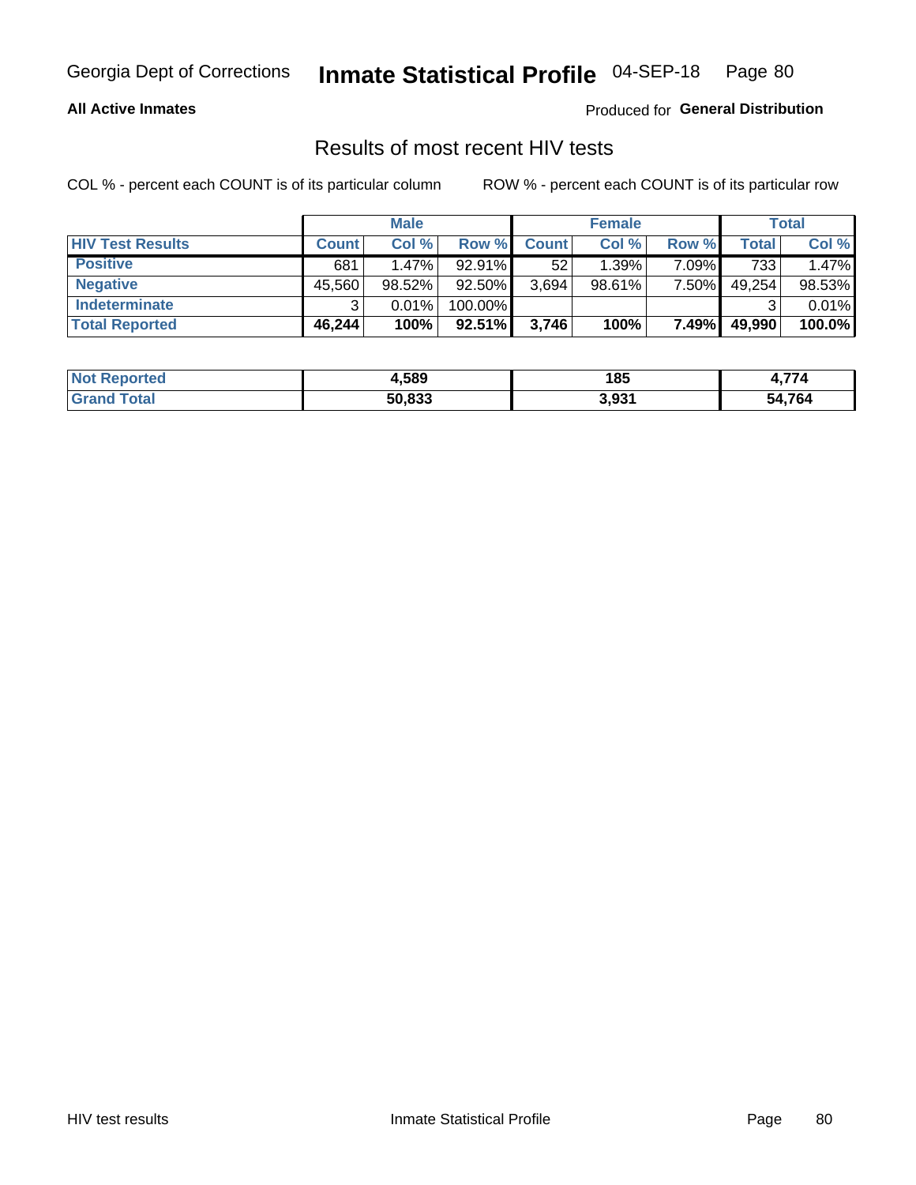**All Active Inmates**

Produced for **General Distribution**

## Results of most recent HIV tests

COL % - percent each COUNT is of its particular column

ROW % - percent each COUNT is of its particular row

| | Male | | | Female | | | Total | |
|---|---|---|---|---|---|---|---|---|
| **HIV Test Results** | **Count** | **Col %** | **Row %** | **Count** | **Col %** | **Row %** | **Total** | **Col %** |
| **Positive** | 681 | 1.47% | 92.91% | 52 | 1.39% | 7.09% | 733 | 1.47% |
| **Negative** | 45,560 | 98.52% | 92.50% | 3,694 | 98.61% | 7.50% | 49,254 | 98.53% |
| **Indeterminate** | 3 | 0.01% | 100.00% | | | | 3 | 0.01% |
| **Total Reported** | **46,244** | **100%** | **92.51%** | **3,746** | **100%** | **7.49%** | **49,990** | **100.0%** |

| | Male | Female | Total |
|---|---|---|---|
| **Not Reported** | **4,589** | **185** | **4,774** |
| **Grand Total** | **50,833** | **3,931** | **54,764** |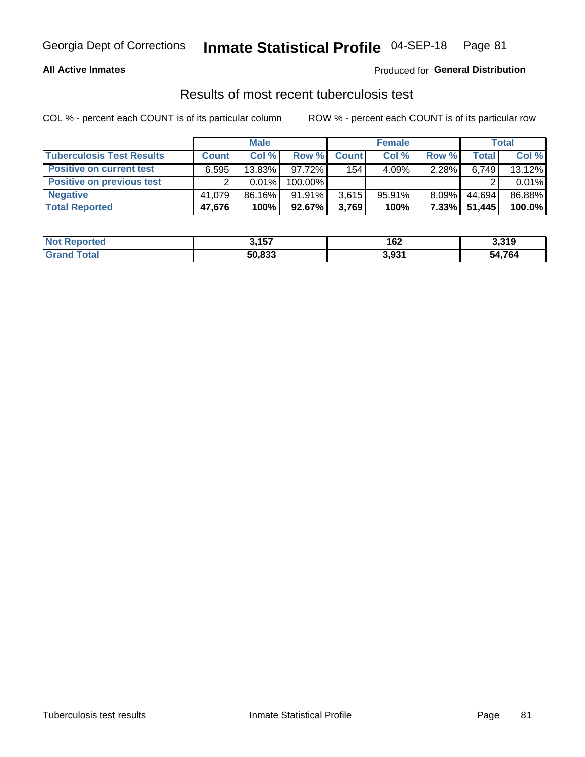## Results of most recent tuberculosis test

COL % - percent each COUNT is of its particular column

ROW % - percent each COUNT is of its particular row

| | Male | | | Female | | | Total | |
|---|---|---|---|---|---|---|---|---|
| **Tuberculosis Test Results** | **Count** | **Col %** | **Row %** | **Count** | **Col %** | **Row %** | **Total** | **Col %** |
| **Positive on current test** | 6,595 | 13.83% | 97.72% | 154 | 4.09% | 2.28% | 6,749 | 13.12% |
| **Positive on previous test** | 2 | 0.01% | 100.00% | | | | 2 | 0.01% |
| **Negative** | 41,079 | 86.16% | 91.91% | 3,615 | 95.91% | 8.09% | 44,694 | 86.88% |
| **Total Reported** | **47,676** | **100%** | **92.67%** | **3,769** | **100%** | **7.33%** | **51,445** | **100.0%** |

| | Male | Female | Total |
|---|---|---|---|
| **Not Reported** | **3,157** | **162** | **3,319** |
| **Grand Total** | **50,833** | **3,931** | **54,764** |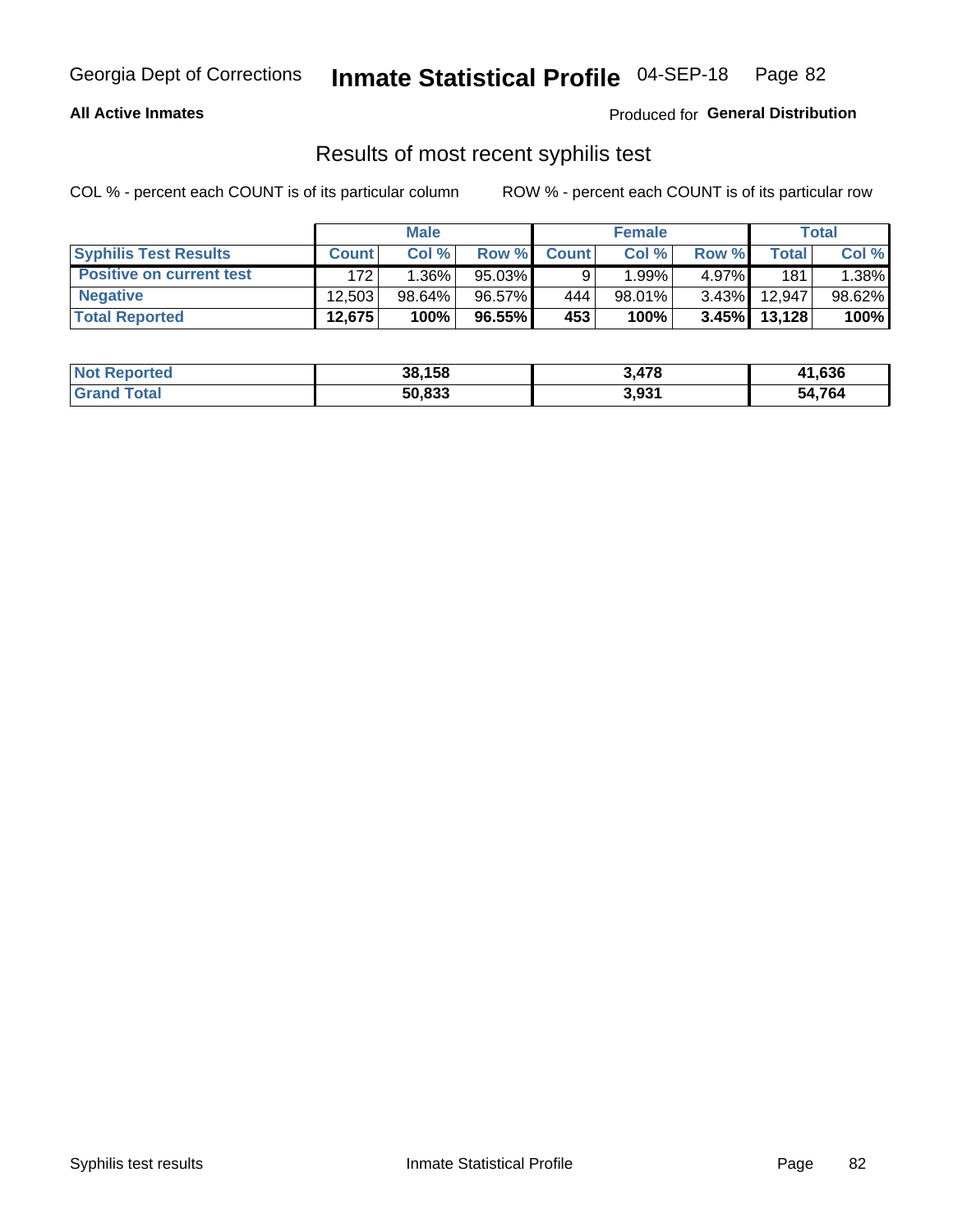Georgia Dept of Corrections **Inmate Statistical Profile** 04-SEP-18

**All Active Inmates** Produced for **General Distribution**

## Results of most recent syphilis test

COL % - percent each COUNT is of its particular column ROW % - percent each COUNT is of its particular row

| | Male | | | Female | | | Total | |
|---|---|---|---|---|---|---|---|---|
| **Syphilis Test Results** | **Count** | **Col %** | **Row %** | **Count** | **Col %** | **Row %** | **Total** | **Col %** |
| **Positive on current test** | 172 | 1.36% | 95.03% | 9 | 1.99% | 4.97% | 181 | 1.38% |
| **Negative** | 12,503 | 98.64% | 96.57% | 444 | 98.01% | 3.43% | 12,947 | 98.62% |
| **Total Reported** | **12,675** | **100%** | **96.55%** | **453** | **100%** | **3.45%** | **13,128** | **100%** |

| | Male | Female | Total |
|---|---|---|---|
| **Not Reported** | **38,158** | **3,478** | **41,636** |
| **Grand Total** | **50,833** | **3,931** | **54,764** |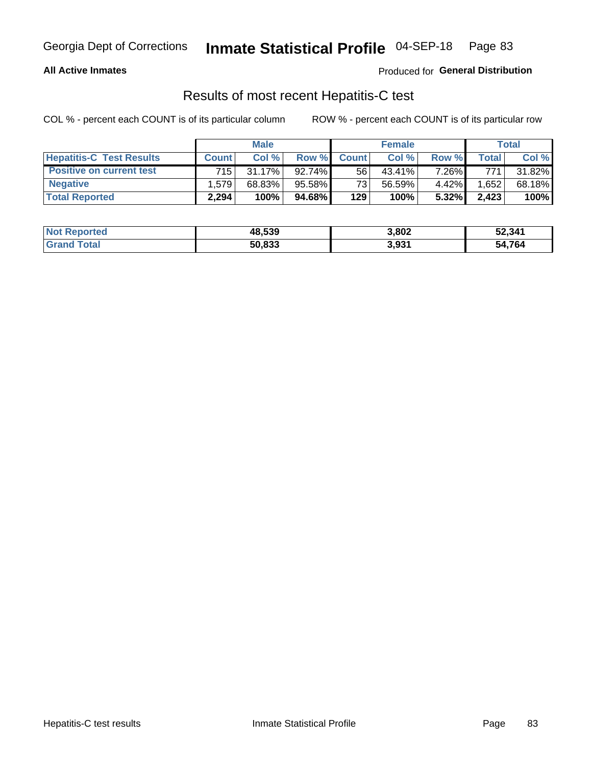Georgia Dept of Corrections **Inmate Statistical Profile** 04-SEP-18

**All Active Inmates**

Produced for **General Distribution**

## Results of most recent Hepatitis-C test

COL % - percent each COUNT is of its particular column

ROW % - percent each COUNT is of its particular row

| | Male | | | Female | | | Total | |
|---|---|---|---|---|---|---|---|---|
| **Hepatitis-C Test Results** | **Count** | **Col %** | **Row %** | **Count** | **Col %** | **Row %** | **Total** | **Col %** |
| **Positive on current test** | 715 | 31.17% | 92.74% | 56 | 43.41% | 7.26% | 771 | 31.82% |
| **Negative** | 1,579 | 68.83% | 95.58% | 73 | 56.59% | 4.42% | 1,652 | 68.18% |
| **Total Reported** | **2,294** | **100%** | **94.68%** | **129** | **100%** | **5.32%** | **2,423** | **100%** |

| | Male | Female | Total |
|---|---|---|---|
| **Not Reported** | **48,539** | **3,802** | **52,341** |
| **Grand Total** | **50,833** | **3,931** | **54,764** |

Hepatitis-C test results